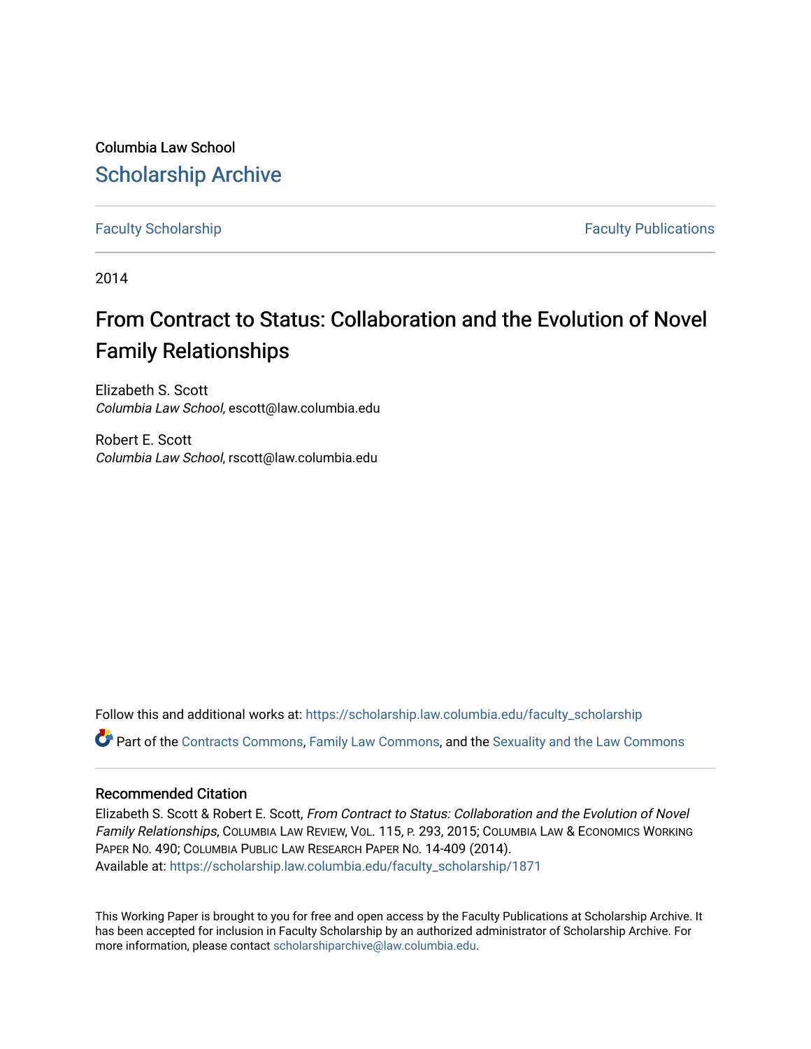Columbia Law School

# Scholarship Archive

Faculty Scholarship | Faculty Publications

2014

# From Contract to Status: Collaboration and the Evolution of Novel Family Relationships

Elizabeth S. Scott
*Columbia Law School*, escott@law.columbia.edu

Robert E. Scott
*Columbia Law School*, rscott@law.columbia.edu

Follow this and additional works at: https://scholarship.law.columbia.edu/faculty_scholarship

Part of the Contracts Commons, Family Law Commons, and the Sexuality and the Law Commons

## Recommended Citation

Elizabeth S. Scott & Robert E. Scott, *From Contract to Status: Collaboration and the Evolution of Novel Family Relationships*, Columbia Law Review, Vol. 115, p. 293, 2015; Columbia Law & Economics Working Paper No. 490; Columbia Public Law Research Paper No. 14-409 (2014).
Available at: https://scholarship.law.columbia.edu/faculty_scholarship/1871

This Working Paper is brought to you for free and open access by the Faculty Publications at Scholarship Archive. It has been accepted for inclusion in Faculty Scholarship by an authorized administrator of Scholarship Archive. For more information, please contact scholarshiparchive@law.columbia.edu.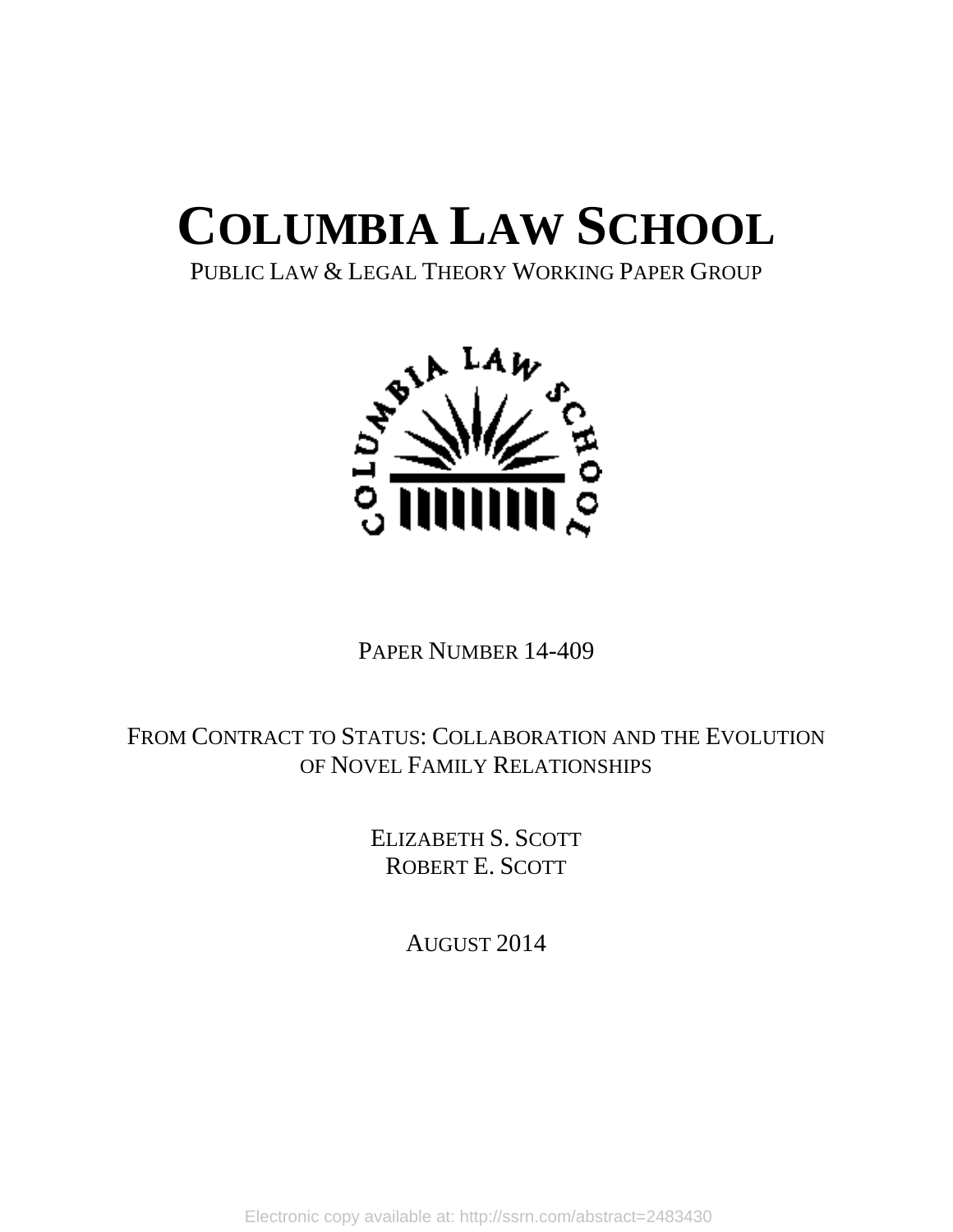# COLUMBIA LAW SCHOOL

PUBLIC LAW & LEGAL THEORY WORKING PAPER GROUP

PAPER NUMBER 14-409

FROM CONTRACT TO STATUS: COLLABORATION AND THE EVOLUTION OF NOVEL FAMILY RELATIONSHIPS

ELIZABETH S. SCOTT
ROBERT E. SCOTT

AUGUST 2014

Electronic copy available at: http://ssrn.com/abstract=2483430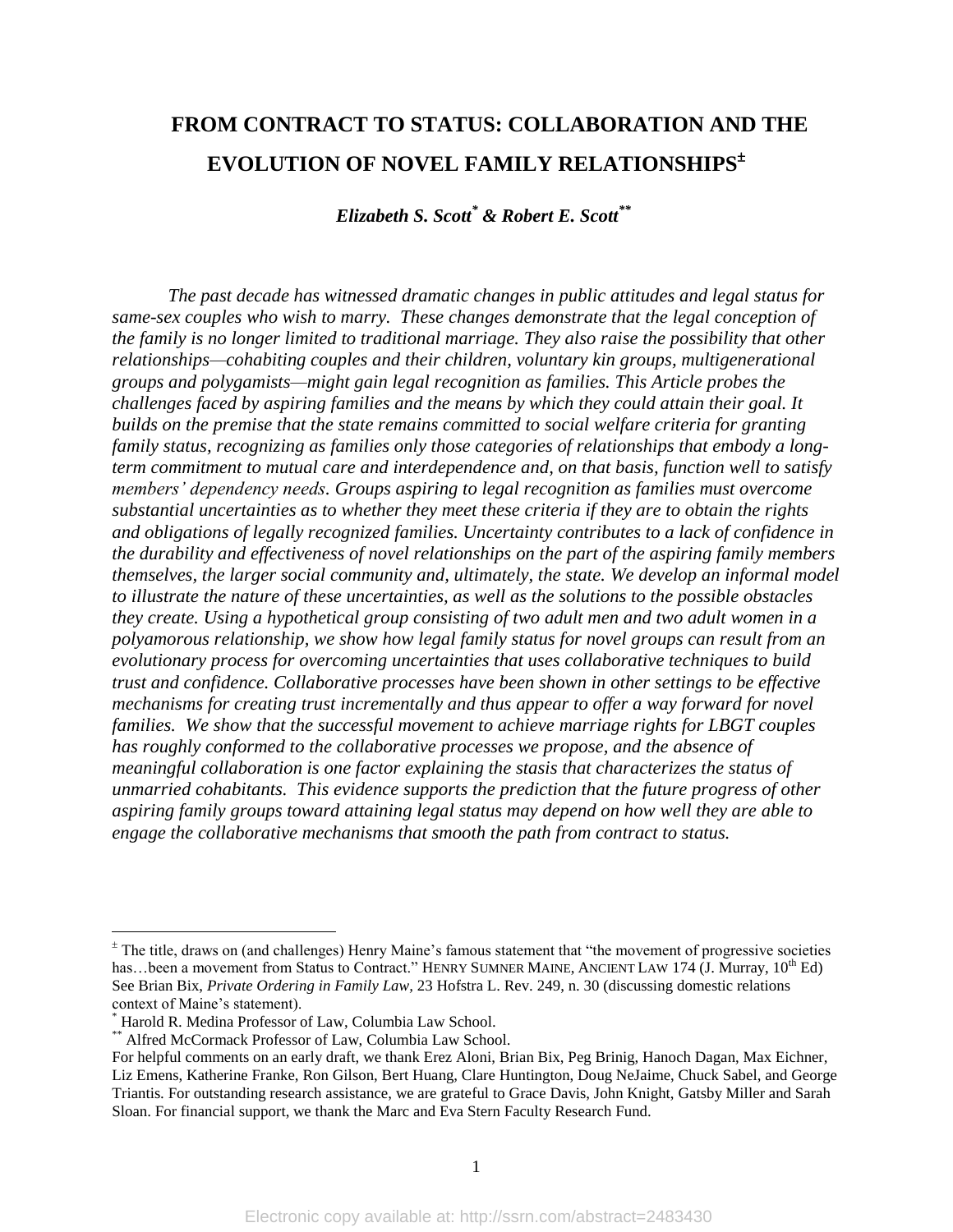# FROM CONTRACT TO STATUS: COLLABORATION AND THE EVOLUTION OF NOVEL FAMILY RELATIONSHIPS[±]

***Elizabeth S. Scott[*] & Robert E. Scott[**]***

*The past decade has witnessed dramatic changes in public attitudes and legal status for same-sex couples who wish to marry. These changes demonstrate that the legal conception of the family is no longer limited to traditional marriage. They also raise the possibility that other relationships—cohabiting couples and their children, voluntary kin groups, multigenerational groups and polygamists—might gain legal recognition as families. This Article probes the challenges faced by aspiring families and the means by which they could attain their goal. It builds on the premise that the state remains committed to social welfare criteria for granting family status, recognizing as families only those categories of relationships that embody a long-term commitment to mutual care and interdependence and, on that basis, function well to satisfy members' dependency needs. Groups aspiring to legal recognition as families must overcome substantial uncertainties as to whether they meet these criteria if they are to obtain the rights and obligations of legally recognized families. Uncertainty contributes to a lack of confidence in the durability and effectiveness of novel relationships on the part of the aspiring family members themselves, the larger social community and, ultimately, the state. We develop an informal model to illustrate the nature of these uncertainties, as well as the solutions to the possible obstacles they create. Using a hypothetical group consisting of two adult men and two adult women in a polyamorous relationship, we show how legal family status for novel groups can result from an evolutionary process for overcoming uncertainties that uses collaborative techniques to build trust and confidence. Collaborative processes have been shown in other settings to be effective mechanisms for creating trust incrementally and thus appear to offer a way forward for novel families. We show that the successful movement to achieve marriage rights for LBGT couples has roughly conformed to the collaborative processes we propose, and the absence of meaningful collaboration is one factor explaining the stasis that characterizes the status of unmarried cohabitants. This evidence supports the prediction that the future progress of other aspiring family groups toward attaining legal status may depend on how well they are able to engage the collaborative mechanisms that smooth the path from contract to status.*

---

[±] The title, draws on (and challenges) Henry Maine's famous statement that "the movement of progressive societies has…been a movement from Status to Contract." HENRY SUMNER MAINE, ANCIENT LAW 174 (J. Murray, 10th Ed) See Brian Bix, *Private Ordering in Family Law*, 23 Hofstra L. Rev. 249, n. 30 (discussing domestic relations context of Maine's statement).

[*] Harold R. Medina Professor of Law, Columbia Law School.

[**] Alfred McCormack Professor of Law, Columbia Law School.

For helpful comments on an early draft, we thank Erez Aloni, Brian Bix, Peg Brinig, Hanoch Dagan, Max Eichner, Liz Emens, Katherine Franke, Ron Gilson, Bert Huang, Clare Huntington, Doug NeJaime, Chuck Sabel, and George Triantis. For outstanding research assistance, we are grateful to Grace Davis, John Knight, Gatsby Miller and Sarah Sloan. For financial support, we thank the Marc and Eva Stern Faculty Research Fund.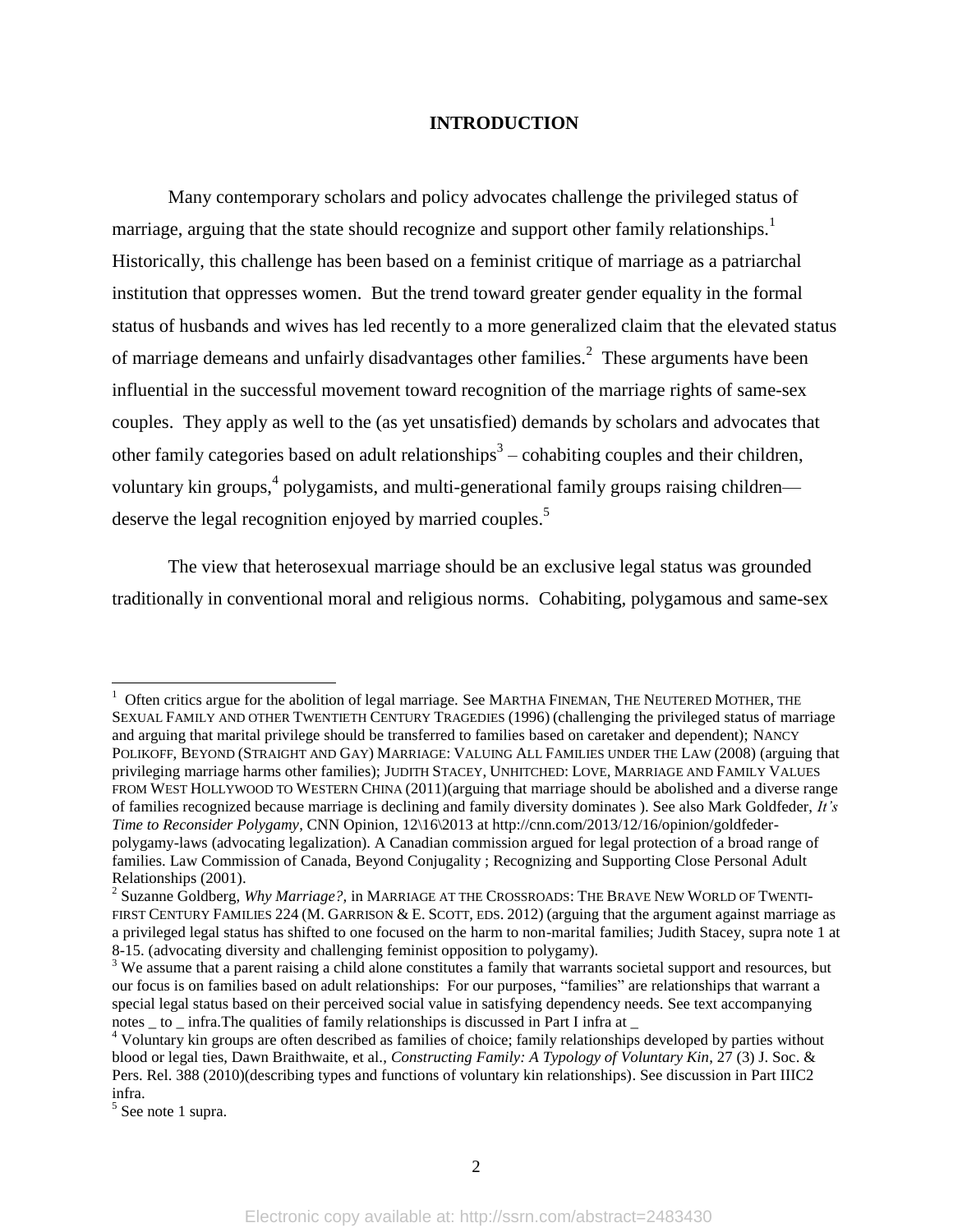# INTRODUCTION

Many contemporary scholars and policy advocates challenge the privileged status of marriage, arguing that the state should recognize and support other family relationships.[1] Historically, this challenge has been based on a feminist critique of marriage as a patriarchal institution that oppresses women. But the trend toward greater gender equality in the formal status of husbands and wives has led recently to a more generalized claim that the elevated status of marriage demeans and unfairly disadvantages other families.[2] These arguments have been influential in the successful movement toward recognition of the marriage rights of same-sex couples. They apply as well to the (as yet unsatisfied) demands by scholars and advocates that other family categories based on adult relationships[3] – cohabiting couples and their children, voluntary kin groups,[4] polygamists, and multi-generational family groups raising children—deserve the legal recognition enjoyed by married couples.[5]

The view that heterosexual marriage should be an exclusive legal status was grounded traditionally in conventional moral and religious norms. Cohabiting, polygamous and same-sex

---

[1] Often critics argue for the abolition of legal marriage. See MARTHA FINEMAN, THE NEUTERED MOTHER, THE SEXUAL FAMILY AND OTHER TWENTIETH CENTURY TRAGEDIES (1996) (challenging the privileged status of marriage and arguing that marital privilege should be transferred to families based on caretaker and dependent); NANCY POLIKOFF, BEYOND (STRAIGHT AND GAY) MARRIAGE: VALUING ALL FAMILIES UNDER THE LAW (2008) (arguing that privileging marriage harms other families); JUDITH STACEY, UNHITCHED: LOVE, MARRIAGE AND FAMILY VALUES FROM WEST HOLLYWOOD TO WESTERN CHINA (2011)(arguing that marriage should be abolished and a diverse range of families recognized because marriage is declining and family diversity dominates ). See also Mark Goldfeder, *It's Time to Reconsider Polygamy*, CNN Opinion, 12\16\2013 at http://cnn.com/2013/12/16/opinion/goldfeder-polygamy-laws (advocating legalization). A Canadian commission argued for legal protection of a broad range of families. Law Commission of Canada, Beyond Conjugality ; Recognizing and Supporting Close Personal Adult Relationships (2001).

[2] Suzanne Goldberg, *Why Marriage?,* in MARRIAGE AT THE CROSSROADS: THE BRAVE NEW WORLD OF TWENTI-FIRST CENTURY FAMILIES 224 (M. GARRISON & E. SCOTT, EDS. 2012) (arguing that the argument against marriage as a privileged legal status has shifted to one focused on the harm to non-marital families; Judith Stacey, supra note 1 at 8-15. (advocating diversity and challenging feminist opposition to polygamy).

[3] We assume that a parent raising a child alone constitutes a family that warrants societal support and resources, but our focus is on families based on adult relationships: For our purposes, "families" are relationships that warrant a special legal status based on their perceived social value in satisfying dependency needs. See text accompanying notes _ to _ infra.The qualities of family relationships is discussed in Part I infra at _

[4] Voluntary kin groups are often described as families of choice; family relationships developed by parties without blood or legal ties, Dawn Braithwaite, et al., *Constructing Family: A Typology of Voluntary Kin*, 27 (3) J. Soc. & Pers. Rel. 388 (2010)(describing types and functions of voluntary kin relationships). See discussion in Part IIIC2 infra.

[5] See note 1 supra.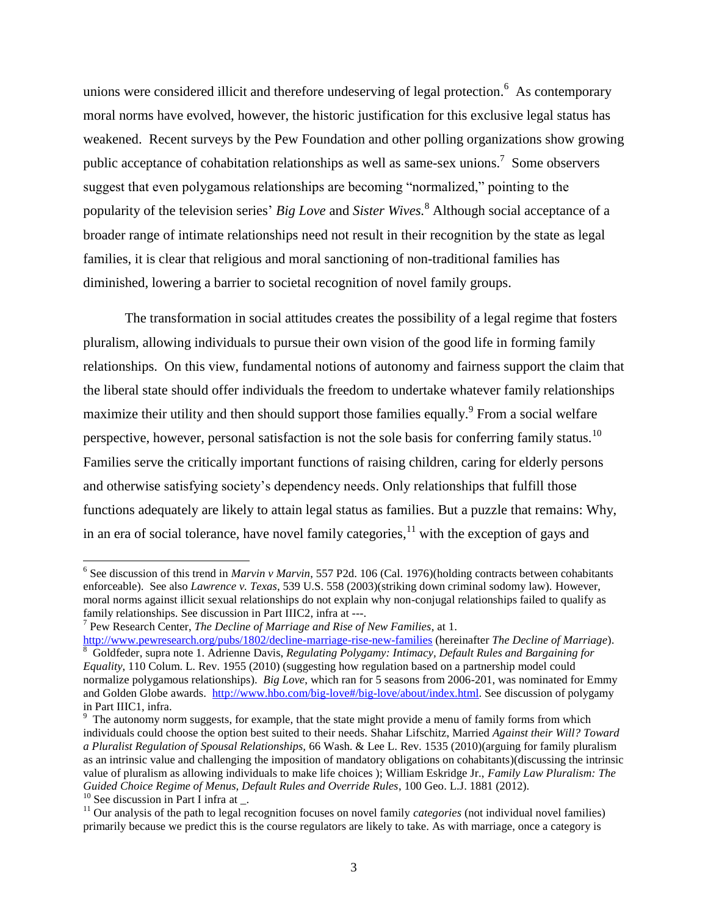unions were considered illicit and therefore undeserving of legal protection.[6] As contemporary moral norms have evolved, however, the historic justification for this exclusive legal status has weakened. Recent surveys by the Pew Foundation and other polling organizations show growing public acceptance of cohabitation relationships as well as same-sex unions.[7] Some observers suggest that even polygamous relationships are becoming "normalized," pointing to the popularity of the television series' *Big Love* and *Sister Wives*.[8] Although social acceptance of a broader range of intimate relationships need not result in their recognition by the state as legal families, it is clear that religious and moral sanctioning of non-traditional families has diminished, lowering a barrier to societal recognition of novel family groups.

The transformation in social attitudes creates the possibility of a legal regime that fosters pluralism, allowing individuals to pursue their own vision of the good life in forming family relationships. On this view, fundamental notions of autonomy and fairness support the claim that the liberal state should offer individuals the freedom to undertake whatever family relationships maximize their utility and then should support those families equally.[9] From a social welfare perspective, however, personal satisfaction is not the sole basis for conferring family status.[10] Families serve the critically important functions of raising children, caring for elderly persons and otherwise satisfying society's dependency needs. Only relationships that fulfill those functions adequately are likely to attain legal status as families. But a puzzle that remains: Why, in an era of social tolerance, have novel family categories,[11] with the exception of gays and

---

[6] See discussion of this trend in *Marvin v Marvin*, 557 P2d. 106 (Cal. 1976)(holding contracts between cohabitants enforceable). See also *Lawrence v. Texas*, 539 U.S. 558 (2003)(striking down criminal sodomy law). However, moral norms against illicit sexual relationships do not explain why non-conjugal relationships failed to qualify as family relationships. See discussion in Part IIIC2, infra at ---.

[7] Pew Research Center, *The Decline of Marriage and Rise of New Families*, at 1. http://www.pewresearch.org/pubs/1802/decline-marriage-rise-new-families (hereinafter *The Decline of Marriage*).

[8] Goldfeder, supra note 1. Adrienne Davis, *Regulating Polygamy: Intimacy, Default Rules and Bargaining for Equality*, 110 Colum. L. Rev. 1955 (2010) (suggesting how regulation based on a partnership model could normalize polygamous relationships). *Big Love*, which ran for 5 seasons from 2006-201, was nominated for Emmy and Golden Globe awards. http://www.hbo.com/big-love#/big-love/about/index.html. See discussion of polygamy in Part IIIC1, infra.

[9] The autonomy norm suggests, for example, that the state might provide a menu of family forms from which individuals could choose the option best suited to their needs. Shahar Lifschitz, Married *Against their Will? Toward a Pluralist Regulation of Spousal Relationships,* 66 Wash. & Lee L. Rev. 1535 (2010)(arguing for family pluralism as an intrinsic value and challenging the imposition of mandatory obligations on cohabitants)(discussing the intrinsic value of pluralism as allowing individuals to make life choices ); William Eskridge Jr., *Family Law Pluralism: The Guided Choice Regime of Menus, Default Rules and Override Rules*, 100 Geo. L.J. 1881 (2012).

[10] See discussion in Part I infra at _.

[11] Our analysis of the path to legal recognition focuses on novel family *categories* (not individual novel families) primarily because we predict this is the course regulators are likely to take. As with marriage, once a category is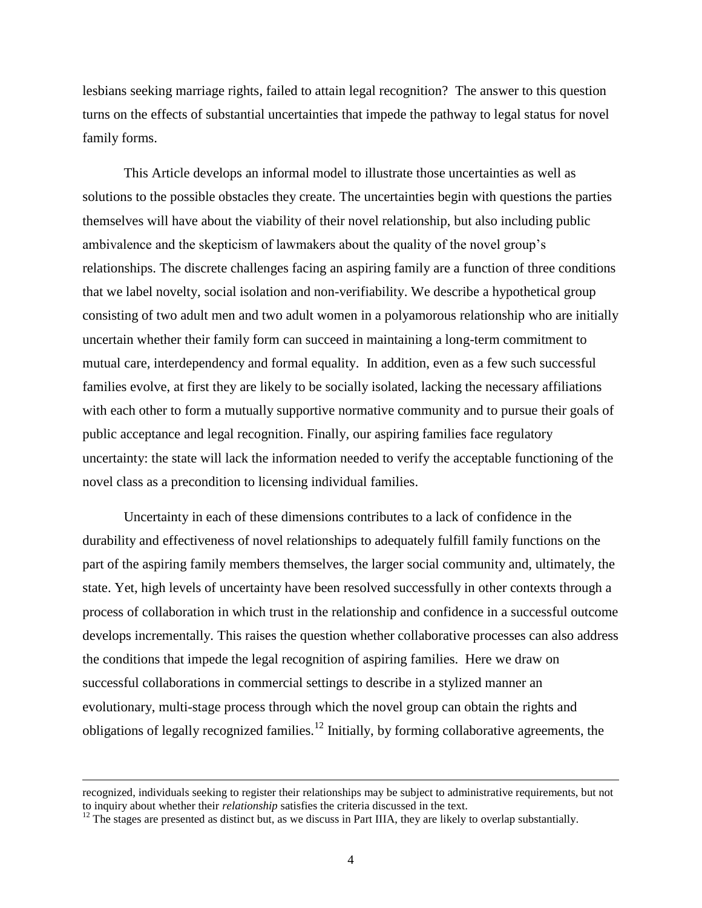lesbians seeking marriage rights, failed to attain legal recognition? The answer to this question turns on the effects of substantial uncertainties that impede the pathway to legal status for novel family forms.

This Article develops an informal model to illustrate those uncertainties as well as solutions to the possible obstacles they create. The uncertainties begin with questions the parties themselves will have about the viability of their novel relationship, but also including public ambivalence and the skepticism of lawmakers about the quality of the novel group's relationships. The discrete challenges facing an aspiring family are a function of three conditions that we label novelty, social isolation and non-verifiability. We describe a hypothetical group consisting of two adult men and two adult women in a polyamorous relationship who are initially uncertain whether their family form can succeed in maintaining a long-term commitment to mutual care, interdependency and formal equality. In addition, even as a few such successful families evolve, at first they are likely to be socially isolated, lacking the necessary affiliations with each other to form a mutually supportive normative community and to pursue their goals of public acceptance and legal recognition. Finally, our aspiring families face regulatory uncertainty: the state will lack the information needed to verify the acceptable functioning of the novel class as a precondition to licensing individual families.

Uncertainty in each of these dimensions contributes to a lack of confidence in the durability and effectiveness of novel relationships to adequately fulfill family functions on the part of the aspiring family members themselves, the larger social community and, ultimately, the state. Yet, high levels of uncertainty have been resolved successfully in other contexts through a process of collaboration in which trust in the relationship and confidence in a successful outcome develops incrementally. This raises the question whether collaborative processes can also address the conditions that impede the legal recognition of aspiring families. Here we draw on successful collaborations in commercial settings to describe in a stylized manner an evolutionary, multi-stage process through which the novel group can obtain the rights and obligations of legally recognized families.[12] Initially, by forming collaborative agreements, the

---

recognized, individuals seeking to register their relationships may be subject to administrative requirements, but not to inquiry about whether their *relationship* satisfies the criteria discussed in the text.

[12] The stages are presented as distinct but, as we discuss in Part IIIA, they are likely to overlap substantially.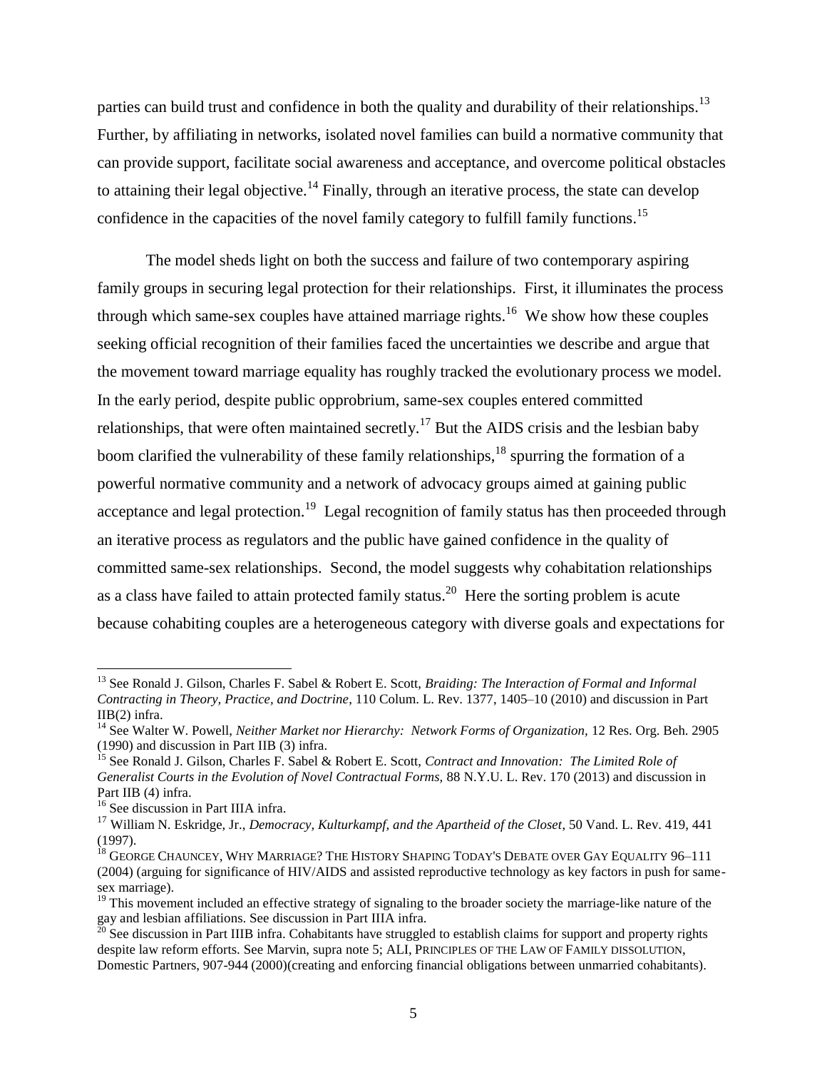parties can build trust and confidence in both the quality and durability of their relationships.[13] Further, by affiliating in networks, isolated novel families can build a normative community that can provide support, facilitate social awareness and acceptance, and overcome political obstacles to attaining their legal objective.[14] Finally, through an iterative process, the state can develop confidence in the capacities of the novel family category to fulfill family functions.[15]

The model sheds light on both the success and failure of two contemporary aspiring family groups in securing legal protection for their relationships. First, it illuminates the process through which same-sex couples have attained marriage rights.[16] We show how these couples seeking official recognition of their families faced the uncertainties we describe and argue that the movement toward marriage equality has roughly tracked the evolutionary process we model. In the early period, despite public opprobrium, same-sex couples entered committed relationships, that were often maintained secretly.[17] But the AIDS crisis and the lesbian baby boom clarified the vulnerability of these family relationships,[18] spurring the formation of a powerful normative community and a network of advocacy groups aimed at gaining public acceptance and legal protection.[19] Legal recognition of family status has then proceeded through an iterative process as regulators and the public have gained confidence in the quality of committed same-sex relationships. Second, the model suggests why cohabitation relationships as a class have failed to attain protected family status.[20] Here the sorting problem is acute because cohabiting couples are a heterogeneous category with diverse goals and expectations for

---

[13] See Ronald J. Gilson, Charles F. Sabel & Robert E. Scott, *Braiding: The Interaction of Formal and Informal Contracting in Theory, Practice, and Doctrine*, 110 Colum. L. Rev. 1377, 1405–10 (2010) and discussion in Part IIB(2) infra.

[14] See Walter W. Powell, *Neither Market nor Hierarchy: Network Forms of Organization,* 12 Res. Org. Beh. 2905 (1990) and discussion in Part IIB (3) infra.

[15] See Ronald J. Gilson, Charles F. Sabel & Robert E. Scott, *Contract and Innovation: The Limited Role of Generalist Courts in the Evolution of Novel Contractual Forms,* 88 N.Y.U. L. Rev. 170 (2013) and discussion in Part IIB (4) infra.

[16] See discussion in Part IIIA infra.

[17] William N. Eskridge, Jr., *Democracy, Kulturkampf, and the Apartheid of the Closet*, 50 Vand. L. Rev. 419, 441 (1997).

[18] GEORGE CHAUNCEY, WHY MARRIAGE? THE HISTORY SHAPING TODAY'S DEBATE OVER GAY EQUALITY 96–111 (2004) (arguing for significance of HIV/AIDS and assisted reproductive technology as key factors in push for same-sex marriage).

[19] This movement included an effective strategy of signaling to the broader society the marriage-like nature of the gay and lesbian affiliations. See discussion in Part IIIA infra.

[20] See discussion in Part IIIB infra. Cohabitants have struggled to establish claims for support and property rights despite law reform efforts. See Marvin, supra note 5; ALI, PRINCIPLES OF THE LAW OF FAMILY DISSOLUTION, Domestic Partners, 907-944 (2000)(creating and enforcing financial obligations between unmarried cohabitants).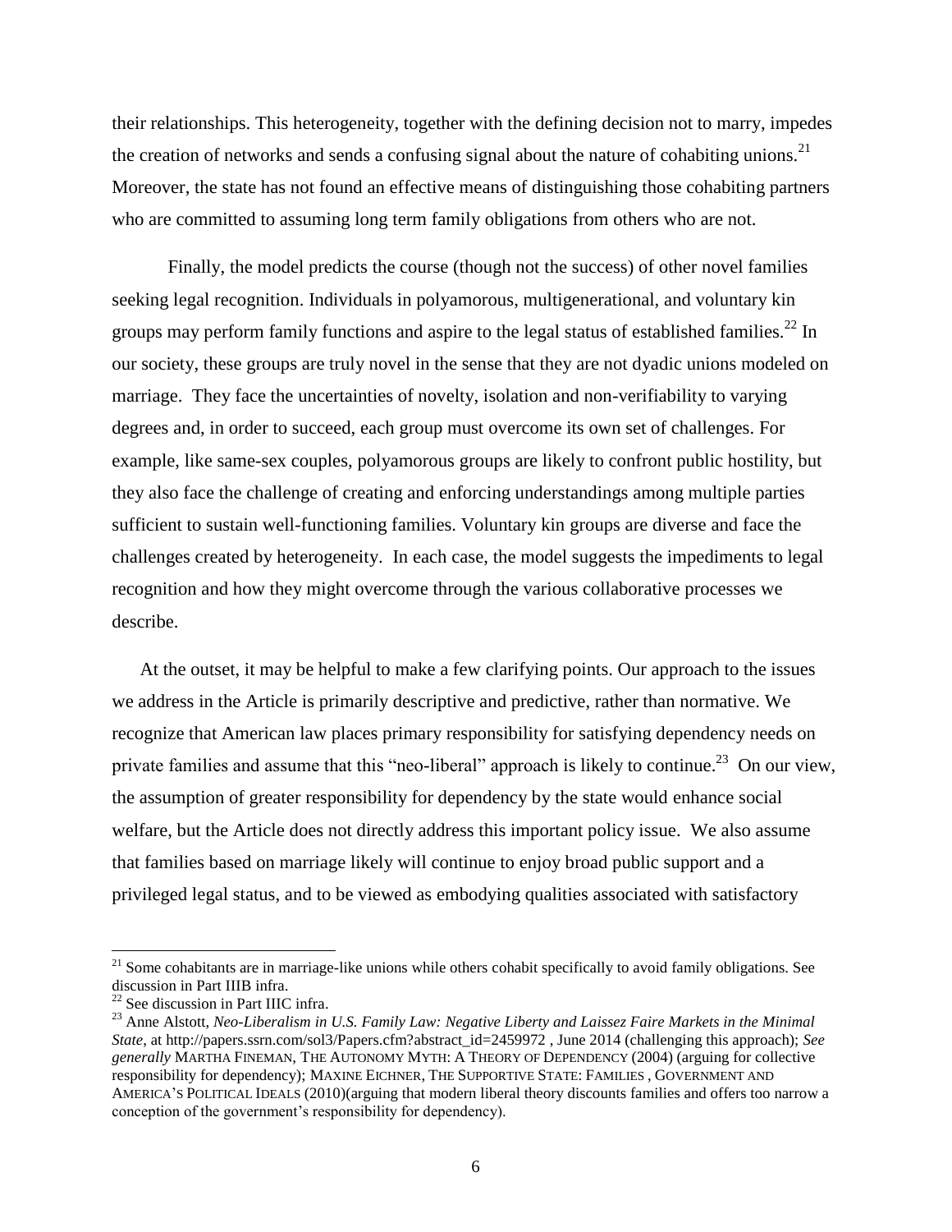their relationships. This heterogeneity, together with the defining decision not to marry, impedes the creation of networks and sends a confusing signal about the nature of cohabiting unions.[21] Moreover, the state has not found an effective means of distinguishing those cohabiting partners who are committed to assuming long term family obligations from others who are not.

Finally, the model predicts the course (though not the success) of other novel families seeking legal recognition. Individuals in polyamorous, multigenerational, and voluntary kin groups may perform family functions and aspire to the legal status of established families.[22] In our society, these groups are truly novel in the sense that they are not dyadic unions modeled on marriage. They face the uncertainties of novelty, isolation and non-verifiability to varying degrees and, in order to succeed, each group must overcome its own set of challenges. For example, like same-sex couples, polyamorous groups are likely to confront public hostility, but they also face the challenge of creating and enforcing understandings among multiple parties sufficient to sustain well-functioning families. Voluntary kin groups are diverse and face the challenges created by heterogeneity. In each case, the model suggests the impediments to legal recognition and how they might overcome through the various collaborative processes we describe.

At the outset, it may be helpful to make a few clarifying points. Our approach to the issues we address in the Article is primarily descriptive and predictive, rather than normative. We recognize that American law places primary responsibility for satisfying dependency needs on private families and assume that this "neo-liberal" approach is likely to continue.[23] On our view, the assumption of greater responsibility for dependency by the state would enhance social welfare, but the Article does not directly address this important policy issue. We also assume that families based on marriage likely will continue to enjoy broad public support and a privileged legal status, and to be viewed as embodying qualities associated with satisfactory

---

[21] Some cohabitants are in marriage-like unions while others cohabit specifically to avoid family obligations. See discussion in Part IIIB infra.

[22] See discussion in Part IIIC infra.

[23] Anne Alstott, *Neo-Liberalism in U.S. Family Law: Negative Liberty and Laissez Faire Markets in the Minimal State*, at http://papers.ssrn.com/sol3/Papers.cfm?abstract_id=2459972 , June 2014 (challenging this approach); *See generally* MARTHA FINEMAN, THE AUTONOMY MYTH: A THEORY OF DEPENDENCY (2004) (arguing for collective responsibility for dependency); MAXINE EICHNER, THE SUPPORTIVE STATE: FAMILIES , GOVERNMENT AND AMERICA'S POLITICAL IDEALS (2010)(arguing that modern liberal theory discounts families and offers too narrow a conception of the government's responsibility for dependency).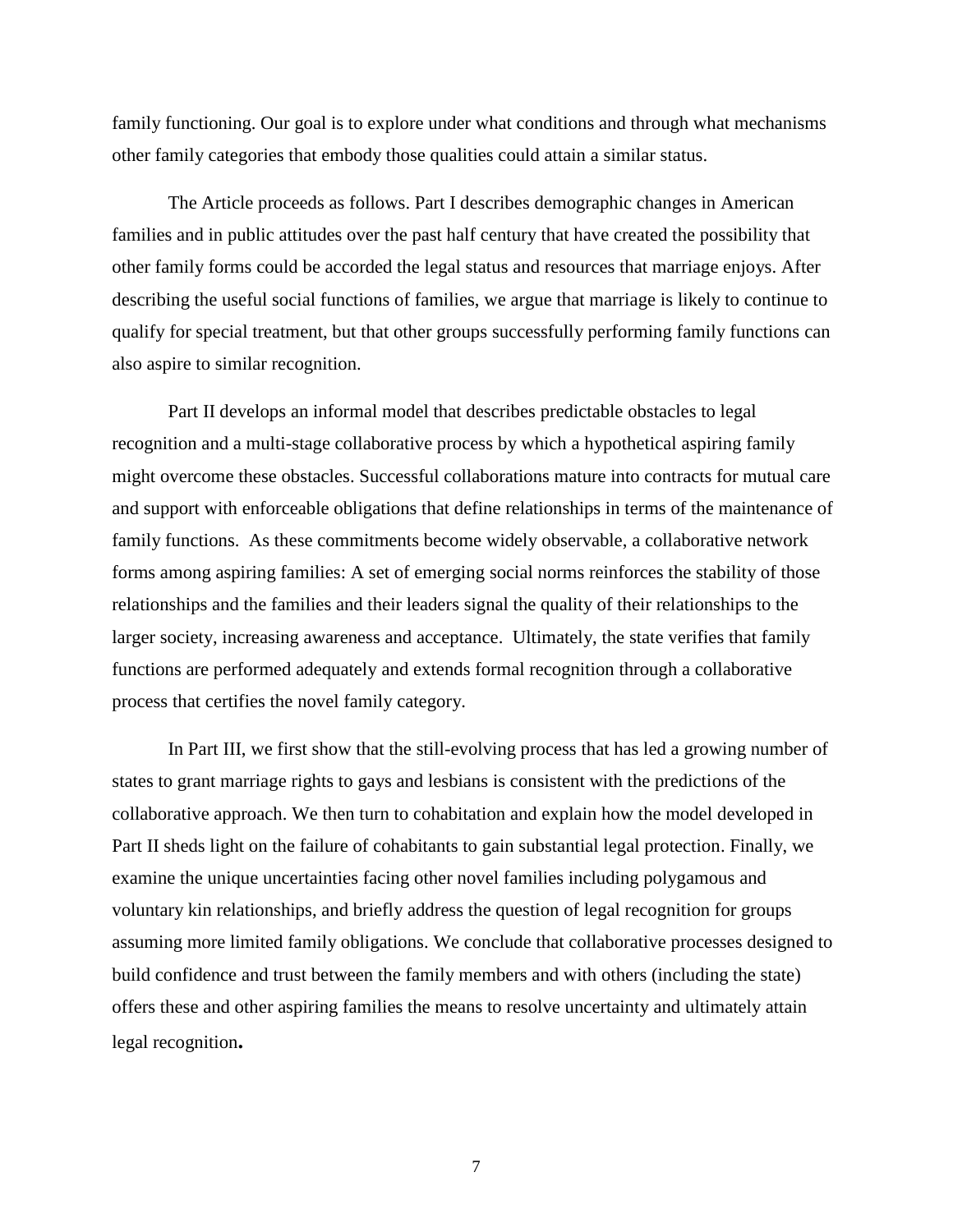family functioning. Our goal is to explore under what conditions and through what mechanisms other family categories that embody those qualities could attain a similar status.

The Article proceeds as follows. Part I describes demographic changes in American families and in public attitudes over the past half century that have created the possibility that other family forms could be accorded the legal status and resources that marriage enjoys. After describing the useful social functions of families, we argue that marriage is likely to continue to qualify for special treatment, but that other groups successfully performing family functions can also aspire to similar recognition.

Part II develops an informal model that describes predictable obstacles to legal recognition and a multi-stage collaborative process by which a hypothetical aspiring family might overcome these obstacles. Successful collaborations mature into contracts for mutual care and support with enforceable obligations that define relationships in terms of the maintenance of family functions. As these commitments become widely observable, a collaborative network forms among aspiring families: A set of emerging social norms reinforces the stability of those relationships and the families and their leaders signal the quality of their relationships to the larger society, increasing awareness and acceptance. Ultimately, the state verifies that family functions are performed adequately and extends formal recognition through a collaborative process that certifies the novel family category.

In Part III, we first show that the still-evolving process that has led a growing number of states to grant marriage rights to gays and lesbians is consistent with the predictions of the collaborative approach. We then turn to cohabitation and explain how the model developed in Part II sheds light on the failure of cohabitants to gain substantial legal protection. Finally, we examine the unique uncertainties facing other novel families including polygamous and voluntary kin relationships, and briefly address the question of legal recognition for groups assuming more limited family obligations. We conclude that collaborative processes designed to build confidence and trust between the family members and with others (including the state) offers these and other aspiring families the means to resolve uncertainty and ultimately attain legal recognition**.**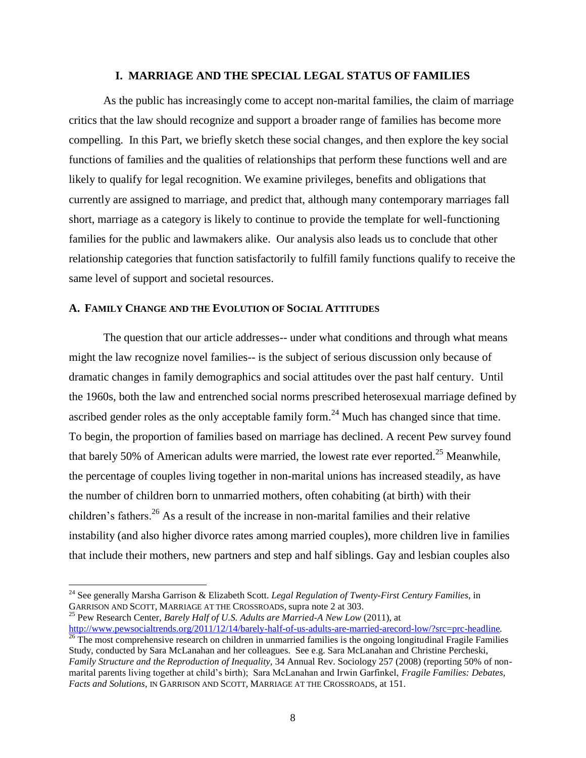## I. MARRIAGE AND THE SPECIAL LEGAL STATUS OF FAMILIES

As the public has increasingly come to accept non-marital families, the claim of marriage critics that the law should recognize and support a broader range of families has become more compelling. In this Part, we briefly sketch these social changes, and then explore the key social functions of families and the qualities of relationships that perform these functions well and are likely to qualify for legal recognition. We examine privileges, benefits and obligations that currently are assigned to marriage, and predict that, although many contemporary marriages fall short, marriage as a category is likely to continue to provide the template for well-functioning families for the public and lawmakers alike. Our analysis also leads us to conclude that other relationship categories that function satisfactorily to fulfill family functions qualify to receive the same level of support and societal resources.

### A. FAMILY CHANGE AND THE EVOLUTION OF SOCIAL ATTITUDES

The question that our article addresses-- under what conditions and through what means might the law recognize novel families-- is the subject of serious discussion only because of dramatic changes in family demographics and social attitudes over the past half century. Until the 1960s, both the law and entrenched social norms prescribed heterosexual marriage defined by ascribed gender roles as the only acceptable family form.[24] Much has changed since that time. To begin, the proportion of families based on marriage has declined. A recent Pew survey found that barely 50% of American adults were married, the lowest rate ever reported.[25] Meanwhile, the percentage of couples living together in non-marital unions has increased steadily, as have the number of children born to unmarried mothers, often cohabiting (at birth) with their children's fathers.[26] As a result of the increase in non-marital families and their relative instability (and also higher divorce rates among married couples), more children live in families that include their mothers, new partners and step and half siblings. Gay and lesbian couples also

---

[24] See generally Marsha Garrison & Elizabeth Scott. *Legal Regulation of Twenty-First Century Families*, in GARRISON AND SCOTT, MARRIAGE AT THE CROSSROADS, supra note 2 at 303.

[25] Pew Research Center, *Barely Half of U.S. Adults are Married-A New Low* (2011), at http://www.pewsocialtrends.org/2011/12/14/barely-half-of-us-adults-are-married-arecord-low/?src=prc-headline.

[26] The most comprehensive research on children in unmarried families is the ongoing longitudinal Fragile Families Study, conducted by Sara McLanahan and her colleagues. See e.g. Sara McLanahan and Christine Percheski, *Family Structure and the Reproduction of Inequality,* 34 Annual Rev. Sociology 257 (2008) (reporting 50% of non-marital parents living together at child's birth); Sara McLanahan and Irwin Garfinkel, *Fragile Families: Debates, Facts and Solutions*, IN GARRISON AND SCOTT, MARRIAGE AT THE CROSSROADS, at 151.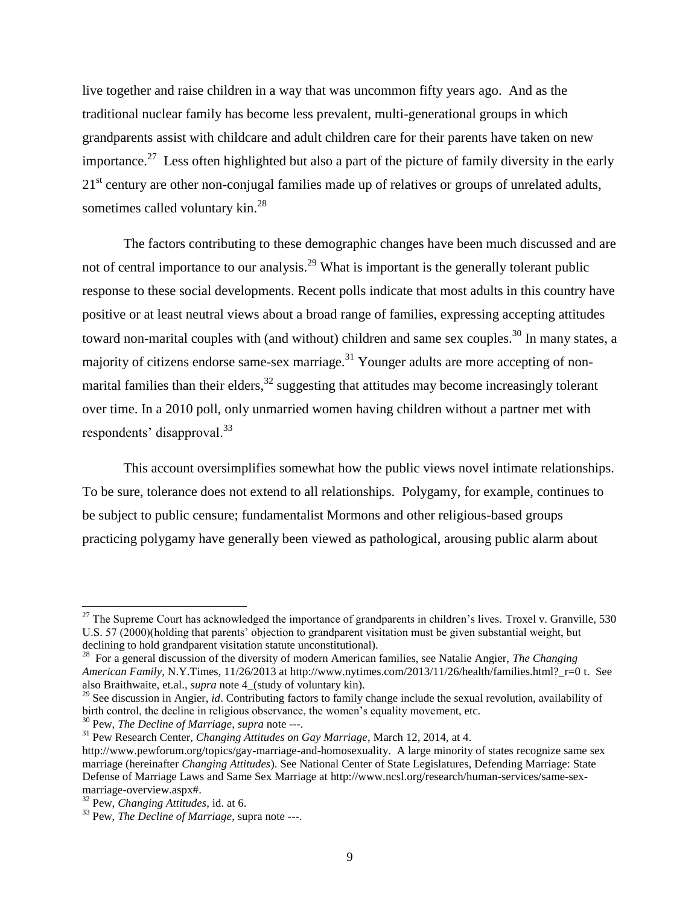live together and raise children in a way that was uncommon fifty years ago. And as the traditional nuclear family has become less prevalent, multi-generational groups in which grandparents assist with childcare and adult children care for their parents have taken on new importance.[27] Less often highlighted but also a part of the picture of family diversity in the early 21st century are other non-conjugal families made up of relatives or groups of unrelated adults, sometimes called voluntary kin.[28]

The factors contributing to these demographic changes have been much discussed and are not of central importance to our analysis.[29] What is important is the generally tolerant public response to these social developments. Recent polls indicate that most adults in this country have positive or at least neutral views about a broad range of families, expressing accepting attitudes toward non-marital couples with (and without) children and same sex couples.[30] In many states, a majority of citizens endorse same-sex marriage.[31] Younger adults are more accepting of non-marital families than their elders,[32] suggesting that attitudes may become increasingly tolerant over time. In a 2010 poll, only unmarried women having children without a partner met with respondents' disapproval.[33]

This account oversimplifies somewhat how the public views novel intimate relationships. To be sure, tolerance does not extend to all relationships. Polygamy, for example, continues to be subject to public censure; fundamentalist Mormons and other religious-based groups practicing polygamy have generally been viewed as pathological, arousing public alarm about

---

[27] The Supreme Court has acknowledged the importance of grandparents in children's lives. Troxel v. Granville, 530 U.S. 57 (2000)(holding that parents' objection to grandparent visitation must be given substantial weight, but declining to hold grandparent visitation statute unconstitutional).

[28] For a general discussion of the diversity of modern American families, see Natalie Angier, *The Changing American Family*, N.Y.Times, 11/26/2013 at http://www.nytimes.com/2013/11/26/health/families.html?_r=0 t. See also Braithwaite, et.al., *supra* note 4_(study of voluntary kin).

[29] See discussion in Angier, *id*. Contributing factors to family change include the sexual revolution, availability of birth control, the decline in religious observance, the women's equality movement, etc.

[30] Pew, *The Decline of Marriage*, *supra* note ---.

[31] Pew Research Center, *Changing Attitudes on Gay Marriage*, March 12, 2014, at 4. http://www.pewforum.org/topics/gay-marriage-and-homosexuality. A large minority of states recognize same sex marriage (hereinafter *Changing Attitudes*). See National Center of State Legislatures, Defending Marriage: State Defense of Marriage Laws and Same Sex Marriage at http://www.ncsl.org/research/human-services/same-sex-marriage-overview.aspx#.

[32] Pew, *Changing Attitudes*, id. at 6.

[33] Pew, *The Decline of Marriage*, supra note ---.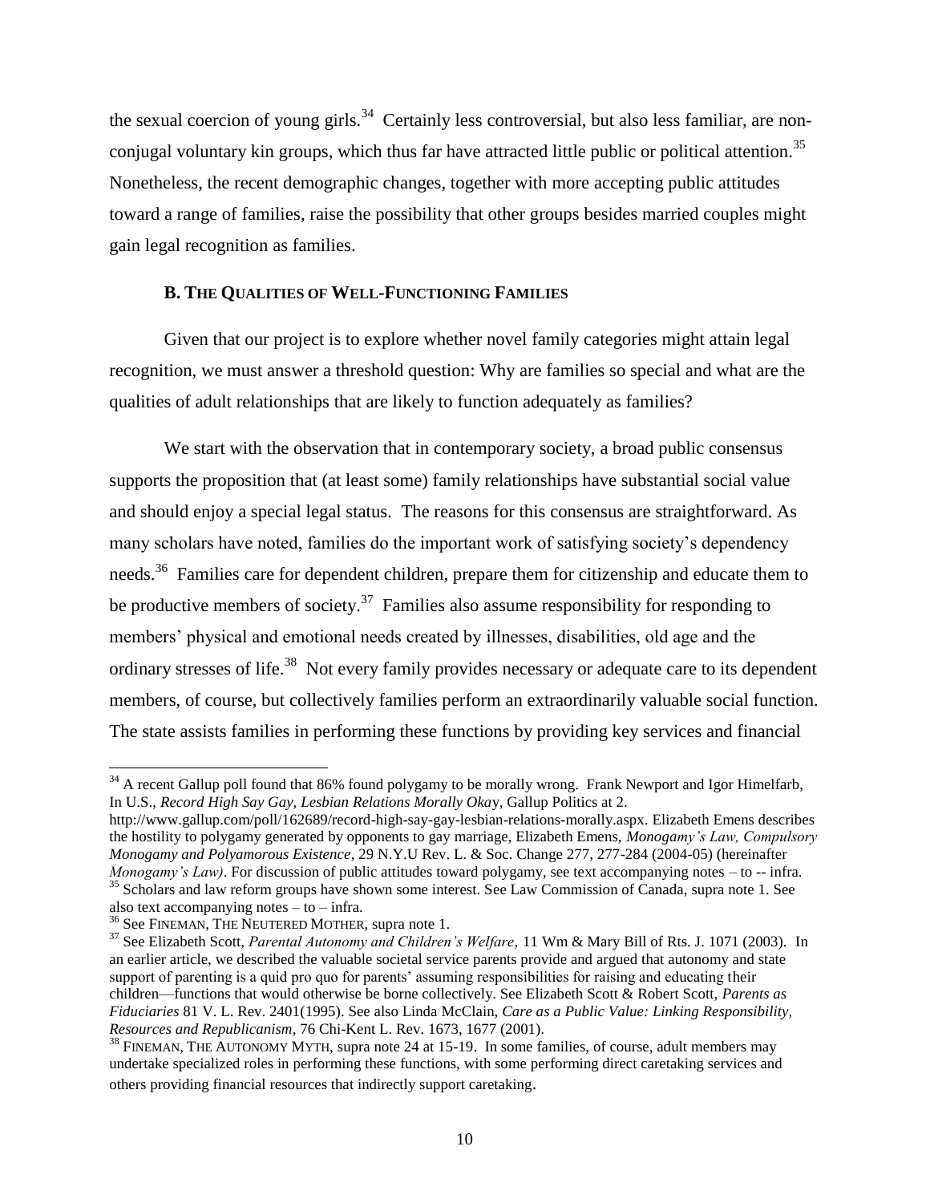the sexual coercion of young girls.[34] Certainly less controversial, but also less familiar, are non-conjugal voluntary kin groups, which thus far have attracted little public or political attention.[35] Nonetheless, the recent demographic changes, together with more accepting public attitudes toward a range of families, raise the possibility that other groups besides married couples might gain legal recognition as families.

### B. The Qualities of Well-Functioning Families

Given that our project is to explore whether novel family categories might attain legal recognition, we must answer a threshold question: Why are families so special and what are the qualities of adult relationships that are likely to function adequately as families?

We start with the observation that in contemporary society, a broad public consensus supports the proposition that (at least some) family relationships have substantial social value and should enjoy a special legal status. The reasons for this consensus are straightforward. As many scholars have noted, families do the important work of satisfying society's dependency needs.[36] Families care for dependent children, prepare them for citizenship and educate them to be productive members of society.[37] Families also assume responsibility for responding to members' physical and emotional needs created by illnesses, disabilities, old age and the ordinary stresses of life.[38] Not every family provides necessary or adequate care to its dependent members, of course, but collectively families perform an extraordinarily valuable social function. The state assists families in performing these functions by providing key services and financial

---

[34] A recent Gallup poll found that 86% found polygamy to be morally wrong. Frank Newport and Igor Himelfarb, In U.S., *Record High Say Gay, Lesbian Relations Morally Okay*, Gallup Politics at 2. http://www.gallup.com/poll/162689/record-high-say-gay-lesbian-relations-morally.aspx. Elizabeth Emens describes the hostility to polygamy generated by opponents to gay marriage, Elizabeth Emens, *Monogamy's Law, Compulsory Monogamy and Polyamorous Existence*, 29 N.Y.U Rev. L. & Soc. Change 277, 277-284 (2004-05) (hereinafter *Monogamy's Law)*. For discussion of public attitudes toward polygamy, see text accompanying notes – to -- infra.

[35] Scholars and law reform groups have shown some interest. See Law Commission of Canada, supra note 1. See also text accompanying notes – to – infra.

[36] See Fineman, The Neutered Mother, supra note 1.

[37] See Elizabeth Scott, *Parental Autonomy and Children's Welfare*, 11 Wm & Mary Bill of Rts. J. 1071 (2003). In an earlier article, we described the valuable societal service parents provide and argued that autonomy and state support of parenting is a quid pro quo for parents' assuming responsibilities for raising and educating their children—functions that would otherwise be borne collectively. See Elizabeth Scott & Robert Scott, *Parents as Fiduciaries* 81 V. L. Rev. 2401(1995). See also Linda McClain, *Care as a Public Value: Linking Responsibility, Resources and Republicanism*, 76 Chi-Kent L. Rev. 1673, 1677 (2001).

[38] Fineman, The Autonomy Myth, supra note 24 at 15-19. In some families, of course, adult members may undertake specialized roles in performing these functions, with some performing direct caretaking services and others providing financial resources that indirectly support caretaking.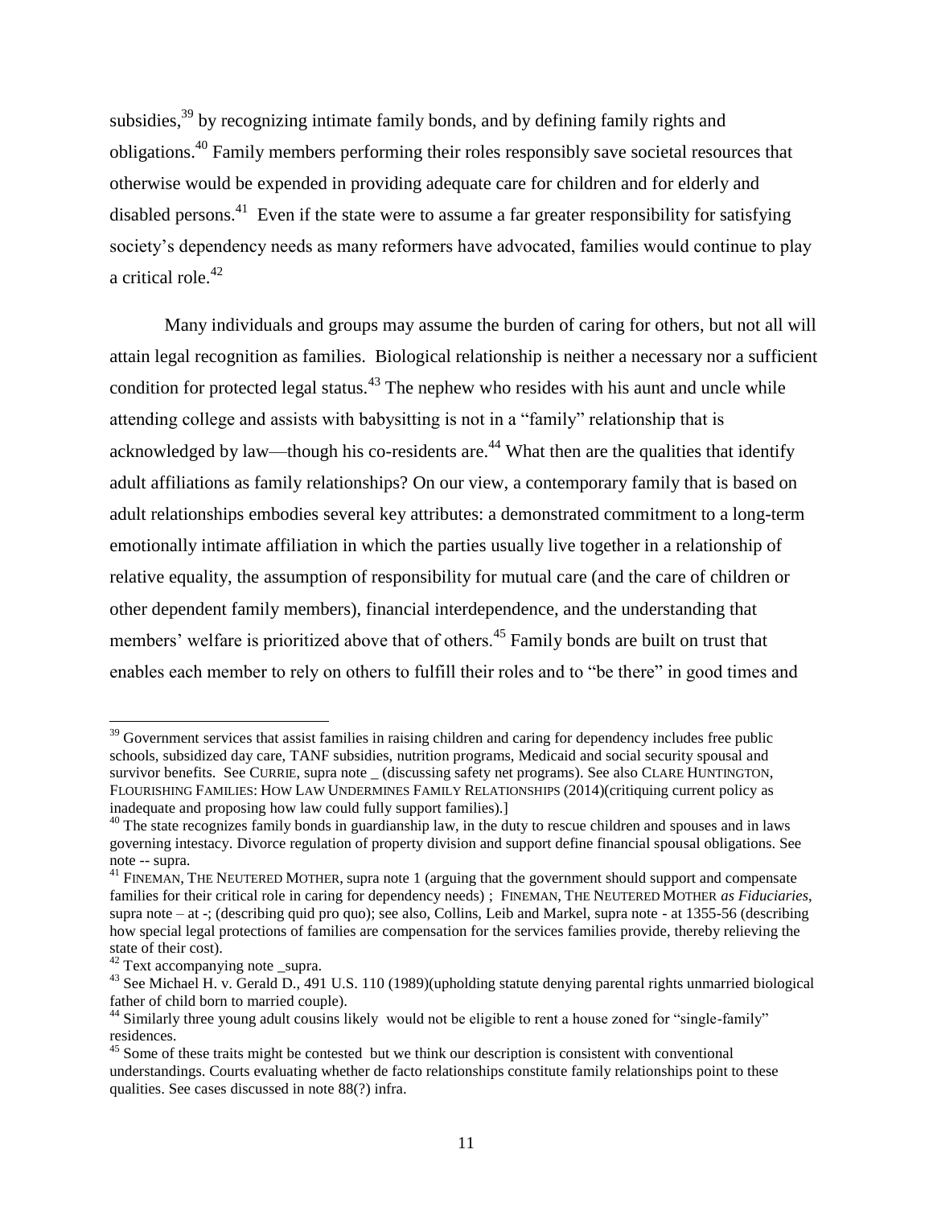subsidies,[39] by recognizing intimate family bonds, and by defining family rights and obligations.[40] Family members performing their roles responsibly save societal resources that otherwise would be expended in providing adequate care for children and for elderly and disabled persons.[41] Even if the state were to assume a far greater responsibility for satisfying society's dependency needs as many reformers have advocated, families would continue to play a critical role.[42]

Many individuals and groups may assume the burden of caring for others, but not all will attain legal recognition as families. Biological relationship is neither a necessary nor a sufficient condition for protected legal status.[43] The nephew who resides with his aunt and uncle while attending college and assists with babysitting is not in a "family" relationship that is acknowledged by law—though his co-residents are.[44] What then are the qualities that identify adult affiliations as family relationships? On our view, a contemporary family that is based on adult relationships embodies several key attributes: a demonstrated commitment to a long-term emotionally intimate affiliation in which the parties usually live together in a relationship of relative equality, the assumption of responsibility for mutual care (and the care of children or other dependent family members), financial interdependence, and the understanding that members' welfare is prioritized above that of others.[45] Family bonds are built on trust that enables each member to rely on others to fulfill their roles and to "be there" in good times and

---

[39] Government services that assist families in raising children and caring for dependency includes free public schools, subsidized day care, TANF subsidies, nutrition programs, Medicaid and social security spousal and survivor benefits. See CURRIE, supra note _ (discussing safety net programs). See also CLARE HUNTINGTON, FLOURISHING FAMILIES: HOW LAW UNDERMINES FAMILY RELATIONSHIPS (2014)(critiquing current policy as inadequate and proposing how law could fully support families).]

[40] The state recognizes family bonds in guardianship law, in the duty to rescue children and spouses and in laws governing intestacy. Divorce regulation of property division and support define financial spousal obligations. See note -- supra.

[41] FINEMAN, THE NEUTERED MOTHER, supra note 1 (arguing that the government should support and compensate families for their critical role in caring for dependency needs) ; FINEMAN, THE NEUTERED MOTHER *as Fiduciaries*, supra note – at -; (describing quid pro quo); see also, Collins, Leib and Markel, supra note - at 1355-56 (describing how special legal protections of families are compensation for the services families provide, thereby relieving the state of their cost).

[42] Text accompanying note _supra.

[43] See Michael H. v. Gerald D., 491 U.S. 110 (1989)(upholding statute denying parental rights unmarried biological father of child born to married couple).

[44] Similarly three young adult cousins likely would not be eligible to rent a house zoned for "single-family" residences.

[45] Some of these traits might be contested but we think our description is consistent with conventional understandings. Courts evaluating whether de facto relationships constitute family relationships point to these qualities. See cases discussed in note 88(?) infra.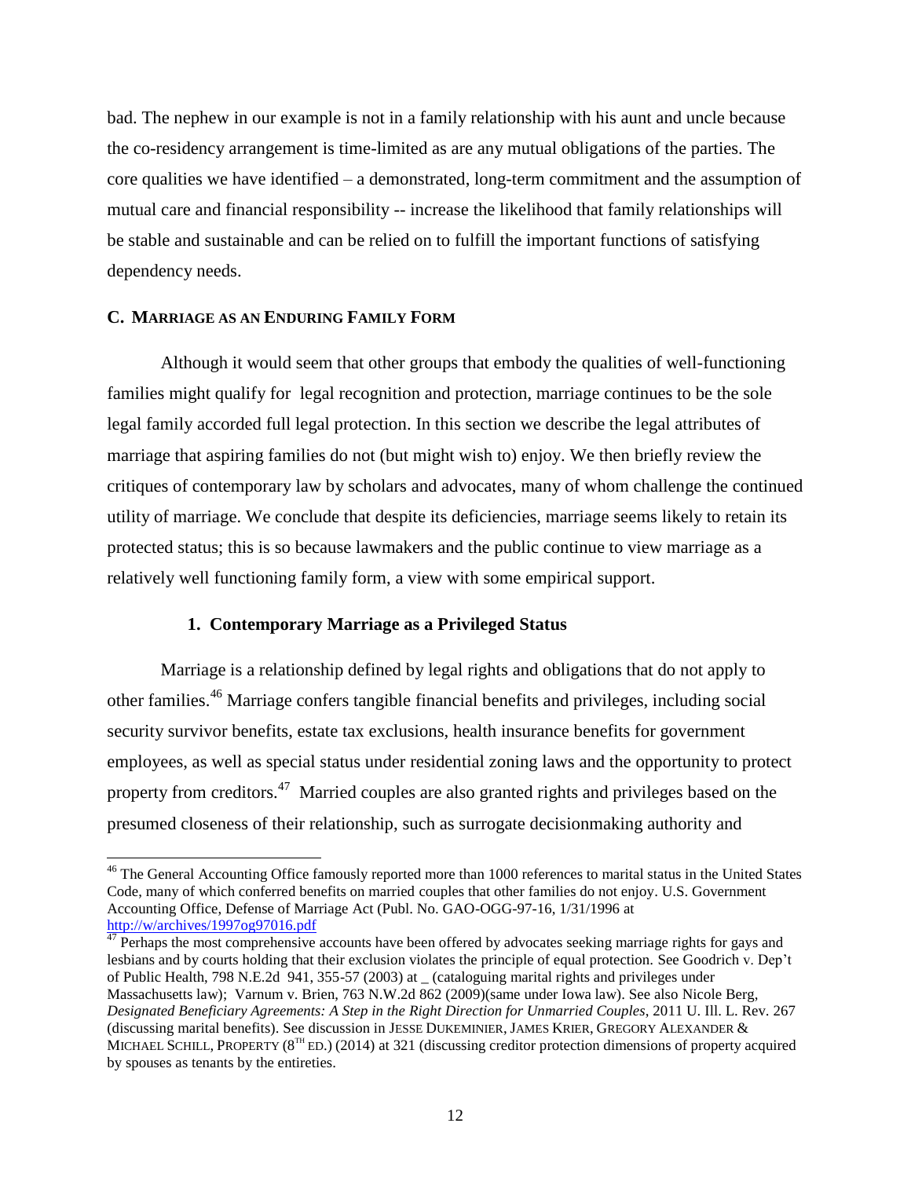bad. The nephew in our example is not in a family relationship with his aunt and uncle because the co-residency arrangement is time-limited as are any mutual obligations of the parties. The core qualities we have identified – a demonstrated, long-term commitment and the assumption of mutual care and financial responsibility -- increase the likelihood that family relationships will be stable and sustainable and can be relied on to fulfill the important functions of satisfying dependency needs.

### C. MARRIAGE AS AN ENDURING FAMILY FORM

Although it would seem that other groups that embody the qualities of well-functioning families might qualify for legal recognition and protection, marriage continues to be the sole legal family accorded full legal protection. In this section we describe the legal attributes of marriage that aspiring families do not (but might wish to) enjoy. We then briefly review the critiques of contemporary law by scholars and advocates, many of whom challenge the continued utility of marriage. We conclude that despite its deficiencies, marriage seems likely to retain its protected status; this is so because lawmakers and the public continue to view marriage as a relatively well functioning family form, a view with some empirical support.

#### 1. Contemporary Marriage as a Privileged Status

Marriage is a relationship defined by legal rights and obligations that do not apply to other families.[46] Marriage confers tangible financial benefits and privileges, including social security survivor benefits, estate tax exclusions, health insurance benefits for government employees, as well as special status under residential zoning laws and the opportunity to protect property from creditors.[47] Married couples are also granted rights and privileges based on the presumed closeness of their relationship, such as surrogate decisionmaking authority and

---

[46] The General Accounting Office famously reported more than 1000 references to marital status in the United States Code, many of which conferred benefits on married couples that other families do not enjoy. U.S. Government Accounting Office, Defense of Marriage Act (Publ. No. GAO-OGG-97-16, 1/31/1996 at http://w/archives/1997og97016.pdf

[47] Perhaps the most comprehensive accounts have been offered by advocates seeking marriage rights for gays and lesbians and by courts holding that their exclusion violates the principle of equal protection. See Goodrich v. Dep't of Public Health, 798 N.E.2d 941, 355-57 (2003) at _ (cataloguing marital rights and privileges under Massachusetts law); Varnum v. Brien, 763 N.W.2d 862 (2009)(same under Iowa law). See also Nicole Berg, *Designated Beneficiary Agreements: A Step in the Right Direction for Unmarried Couples*, 2011 U. Ill. L. Rev. 267 (discussing marital benefits). See discussion in JESSE DUKEMINIER, JAMES KRIER, GREGORY ALEXANDER & MICHAEL SCHILL, PROPERTY (8TH ED.) (2014) at 321 (discussing creditor protection dimensions of property acquired by spouses as tenants by the entireties.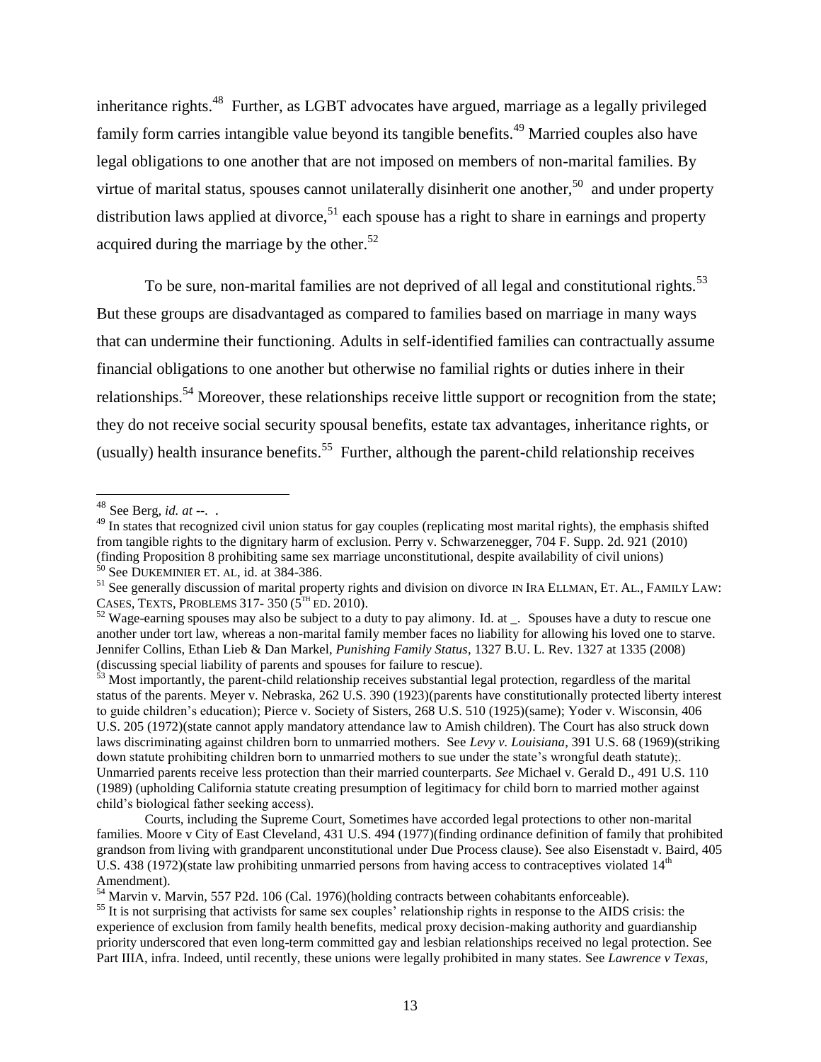inheritance rights.[48] Further, as LGBT advocates have argued, marriage as a legally privileged family form carries intangible value beyond its tangible benefits.[49] Married couples also have legal obligations to one another that are not imposed on members of non-marital families. By virtue of marital status, spouses cannot unilaterally disinherit one another,[50] and under property distribution laws applied at divorce,[51] each spouse has a right to share in earnings and property acquired during the marriage by the other.[52]

To be sure, non-marital families are not deprived of all legal and constitutional rights.[53] But these groups are disadvantaged as compared to families based on marriage in many ways that can undermine their functioning. Adults in self-identified families can contractually assume financial obligations to one another but otherwise no familial rights or duties inhere in their relationships.[54] Moreover, these relationships receive little support or recognition from the state; they do not receive social security spousal benefits, estate tax advantages, inheritance rights, or (usually) health insurance benefits.[55] Further, although the parent-child relationship receives

---

[48] See Berg, *id. at --*. .

[49] In states that recognized civil union status for gay couples (replicating most marital rights), the emphasis shifted from tangible rights to the dignitary harm of exclusion. Perry v. Schwarzenegger, 704 F. Supp. 2d. 921 (2010) (finding Proposition 8 prohibiting same sex marriage unconstitutional, despite availability of civil unions)

[50] See DUKEMINIER ET. AL, id. at 384-386.

[51] See generally discussion of marital property rights and division on divorce IN IRA ELLMAN, ET. AL., FAMILY LAW: CASES, TEXTS, PROBLEMS 317- 350 (5TH ED. 2010).

[52] Wage-earning spouses may also be subject to a duty to pay alimony. Id. at _. Spouses have a duty to rescue one another under tort law, whereas a non-marital family member faces no liability for allowing his loved one to starve. Jennifer Collins, Ethan Lieb & Dan Markel, *Punishing Family Status*, 1327 B.U. L. Rev. 1327 at 1335 (2008) (discussing special liability of parents and spouses for failure to rescue).

[53] Most importantly, the parent-child relationship receives substantial legal protection, regardless of the marital status of the parents. Meyer v. Nebraska, 262 U.S. 390 (1923)(parents have constitutionally protected liberty interest to guide children's education); Pierce v. Society of Sisters, 268 U.S. 510 (1925)(same); Yoder v. Wisconsin, 406 U.S. 205 (1972)(state cannot apply mandatory attendance law to Amish children). The Court has also struck down laws discriminating against children born to unmarried mothers. See *Levy v. Louisiana*, 391 U.S. 68 (1969)(striking down statute prohibiting children born to unmarried mothers to sue under the state's wrongful death statute);. Unmarried parents receive less protection than their married counterparts. *See* Michael v. Gerald D., 491 U.S. 110 (1989) (upholding California statute creating presumption of legitimacy for child born to married mother against child's biological father seeking access).

Courts, including the Supreme Court, Sometimes have accorded legal protections to other non-marital families. Moore v City of East Cleveland, 431 U.S. 494 (1977)(finding ordinance definition of family that prohibited grandson from living with grandparent unconstitutional under Due Process clause). See also Eisenstadt v. Baird, 405 U.S. 438 (1972)(state law prohibiting unmarried persons from having access to contraceptives violated 14th Amendment).

[54] Marvin v. Marvin, 557 P2d. 106 (Cal. 1976)(holding contracts between cohabitants enforceable).

[55] It is not surprising that activists for same sex couples' relationship rights in response to the AIDS crisis: the experience of exclusion from family health benefits, medical proxy decision-making authority and guardianship priority underscored that even long-term committed gay and lesbian relationships received no legal protection. See Part IIIA, infra. Indeed, until recently, these unions were legally prohibited in many states. See *Lawrence v Texas,*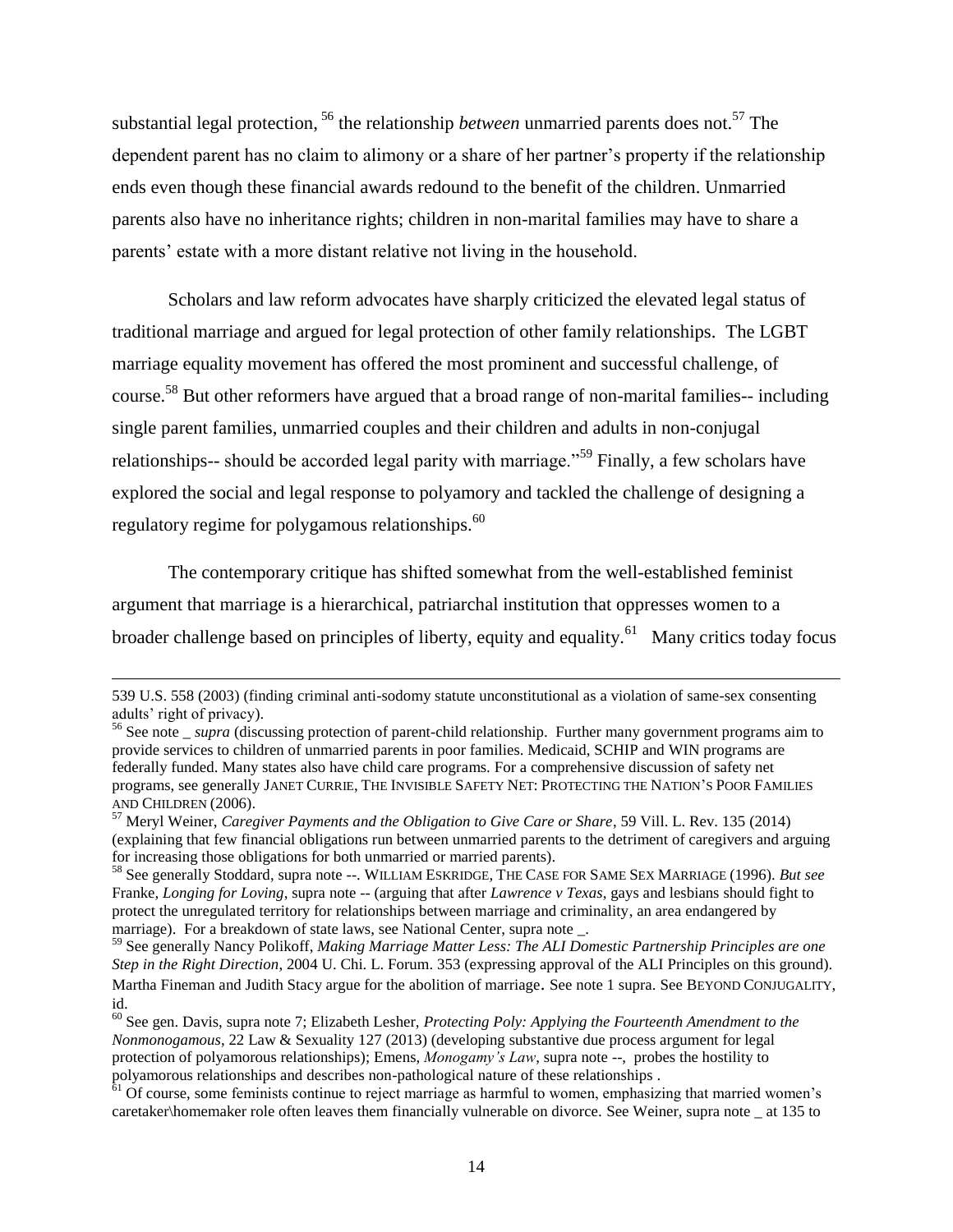substantial legal protection, [56] the relationship *between* unmarried parents does not.[57] The dependent parent has no claim to alimony or a share of her partner's property if the relationship ends even though these financial awards redound to the benefit of the children. Unmarried parents also have no inheritance rights; children in non-marital families may have to share a parents' estate with a more distant relative not living in the household.

Scholars and law reform advocates have sharply criticized the elevated legal status of traditional marriage and argued for legal protection of other family relationships. The LGBT marriage equality movement has offered the most prominent and successful challenge, of course.[58] But other reformers have argued that a broad range of non-marital families-- including single parent families, unmarried couples and their children and adults in non-conjugal relationships-- should be accorded legal parity with marriage."[59] Finally, a few scholars have explored the social and legal response to polyamory and tackled the challenge of designing a regulatory regime for polygamous relationships.[60]

The contemporary critique has shifted somewhat from the well-established feminist argument that marriage is a hierarchical, patriarchal institution that oppresses women to a broader challenge based on principles of liberty, equity and equality.[61] Many critics today focus

---

539 U.S. 558 (2003) (finding criminal anti-sodomy statute unconstitutional as a violation of same-sex consenting adults' right of privacy).

[56] See note _ *supra* (discussing protection of parent-child relationship. Further many government programs aim to provide services to children of unmarried parents in poor families. Medicaid, SCHIP and WIN programs are federally funded. Many states also have child care programs. For a comprehensive discussion of safety net programs, see generally JANET CURRIE, THE INVISIBLE SAFETY NET: PROTECTING THE NATION'S POOR FAMILIES AND CHILDREN (2006).

[57] Meryl Weiner, *Caregiver Payments and the Obligation to Give Care or Share*, 59 Vill. L. Rev. 135 (2014) (explaining that few financial obligations run between unmarried parents to the detriment of caregivers and arguing for increasing those obligations for both unmarried or married parents).

[58] See generally Stoddard, supra note --. WILLIAM ESKRIDGE, THE CASE FOR SAME SEX MARRIAGE (1996). *But see* Franke, *Longing for Loving*, supra note -- (arguing that after *Lawrence v Texas*, gays and lesbians should fight to protect the unregulated territory for relationships between marriage and criminality, an area endangered by marriage). For a breakdown of state laws, see National Center, supra note _.

[59] See generally Nancy Polikoff, *Making Marriage Matter Less: The ALI Domestic Partnership Principles are one Step in the Right Direction*, 2004 U. Chi. L. Forum. 353 (expressing approval of the ALI Principles on this ground). Martha Fineman and Judith Stacy argue for the abolition of marriage. See note 1 supra. See BEYOND CONJUGALITY, id.

[60] See gen. Davis, supra note 7; Elizabeth Lesher, *Protecting Poly: Applying the Fourteenth Amendment to the Nonmonogamous*, 22 Law & Sexuality 127 (2013) (developing substantive due process argument for legal protection of polyamorous relationships); Emens, *Monogamy's Law*, supra note --, probes the hostility to polyamorous relationships and describes non-pathological nature of these relationships .

[61] Of course, some feminists continue to reject marriage as harmful to women, emphasizing that married women's caretaker\homemaker role often leaves them financially vulnerable on divorce. See Weiner, supra note _ at 135 to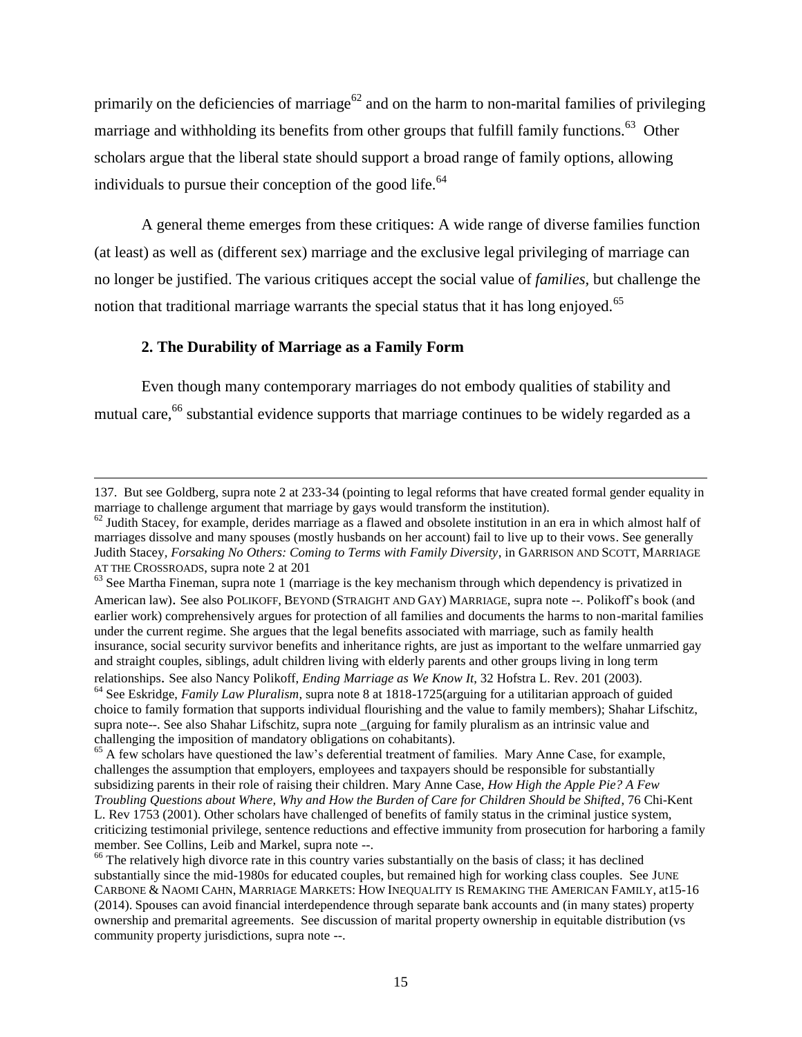primarily on the deficiencies of marriage[62] and on the harm to non-marital families of privileging marriage and withholding its benefits from other groups that fulfill family functions.[63] Other scholars argue that the liberal state should support a broad range of family options, allowing individuals to pursue their conception of the good life.[64]

A general theme emerges from these critiques: A wide range of diverse families function (at least) as well as (different sex) marriage and the exclusive legal privileging of marriage can no longer be justified. The various critiques accept the social value of *families,* but challenge the notion that traditional marriage warrants the special status that it has long enjoyed.[65]

### 2. The Durability of Marriage as a Family Form

Even though many contemporary marriages do not embody qualities of stability and mutual care,[66] substantial evidence supports that marriage continues to be widely regarded as a

---

137. But see Goldberg, supra note 2 at 233-34 (pointing to legal reforms that have created formal gender equality in marriage to challenge argument that marriage by gays would transform the institution).

[62] Judith Stacey, for example, derides marriage as a flawed and obsolete institution in an era in which almost half of marriages dissolve and many spouses (mostly husbands on her account) fail to live up to their vows. See generally Judith Stacey, *Forsaking No Others: Coming to Terms with Family Diversity*, in GARRISON AND SCOTT, MARRIAGE AT THE CROSSROADS, supra note 2 at 201

[63] See Martha Fineman, supra note 1 (marriage is the key mechanism through which dependency is privatized in American law). See also POLIKOFF, BEYOND (STRAIGHT AND GAY) MARRIAGE, supra note --. Polikoff's book (and earlier work) comprehensively argues for protection of all families and documents the harms to non-marital families under the current regime. She argues that the legal benefits associated with marriage, such as family health insurance, social security survivor benefits and inheritance rights, are just as important to the welfare unmarried gay and straight couples, siblings, adult children living with elderly parents and other groups living in long term relationships. See also Nancy Polikoff, *Ending Marriage as We Know It*, 32 Hofstra L. Rev. 201 (2003).

[64] See Eskridge, *Family Law Pluralism*, supra note 8 at 1818-1725(arguing for a utilitarian approach of guided choice to family formation that supports individual flourishing and the value to family members); Shahar Lifschitz, supra note--. See also Shahar Lifschitz, supra note _(arguing for family pluralism as an intrinsic value and challenging the imposition of mandatory obligations on cohabitants).

[65] A few scholars have questioned the law's deferential treatment of families. Mary Anne Case, for example, challenges the assumption that employers, employees and taxpayers should be responsible for substantially subsidizing parents in their role of raising their children. Mary Anne Case, *How High the Apple Pie? A Few Troubling Questions about Where, Why and How the Burden of Care for Children Should be Shifted*, 76 Chi-Kent L. Rev 1753 (2001). Other scholars have challenged of benefits of family status in the criminal justice system, criticizing testimonial privilege, sentence reductions and effective immunity from prosecution for harboring a family member. See Collins, Leib and Markel, supra note --.

[66] The relatively high divorce rate in this country varies substantially on the basis of class; it has declined substantially since the mid-1980s for educated couples, but remained high for working class couples. See JUNE CARBONE & NAOMI CAHN, MARRIAGE MARKETS: HOW INEQUALITY IS REMAKING THE AMERICAN FAMILY, at15-16 (2014). Spouses can avoid financial interdependence through separate bank accounts and (in many states) property ownership and premarital agreements. See discussion of marital property ownership in equitable distribution (vs community property jurisdictions, supra note --.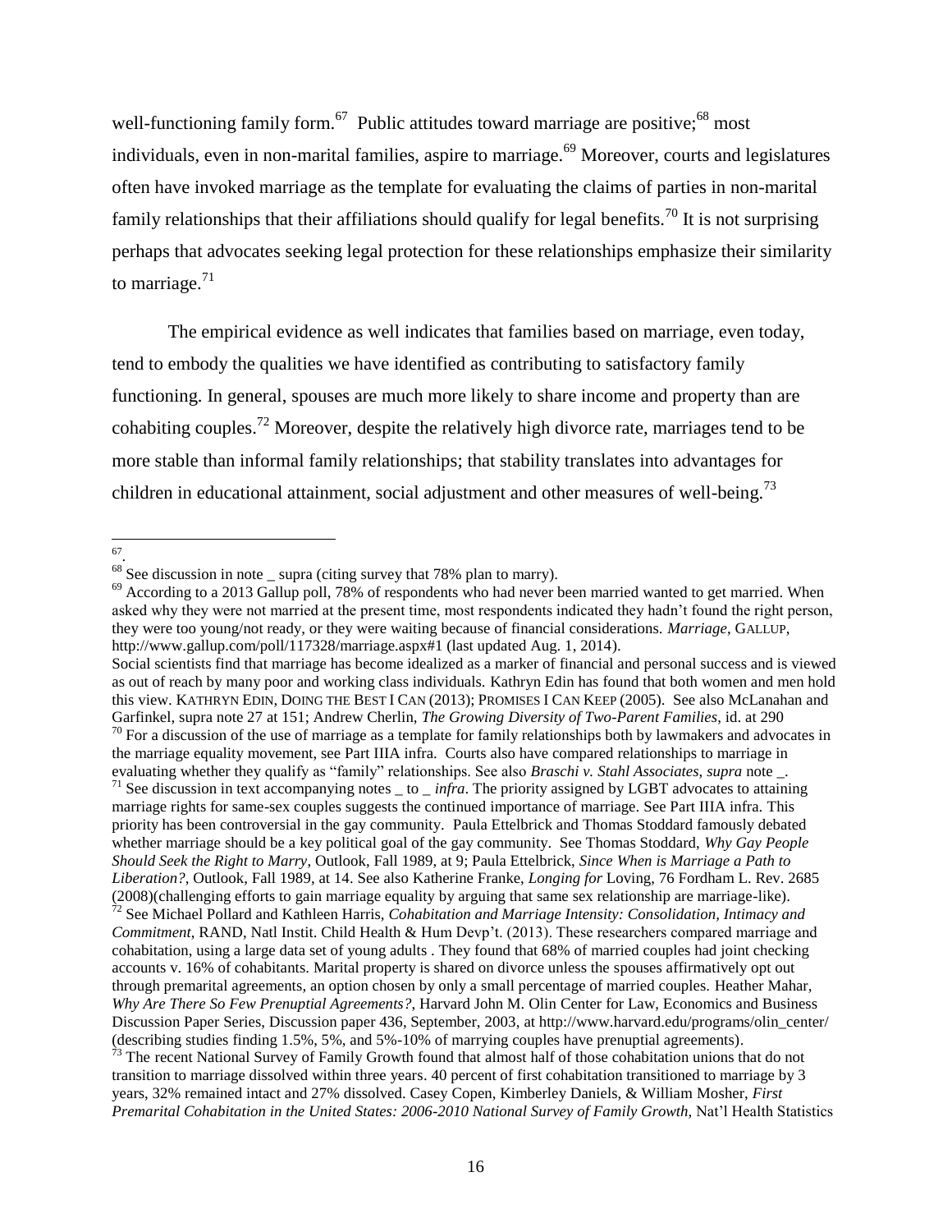well-functioning family form.[67] Public attitudes toward marriage are positive;[68] most individuals, even in non-marital families, aspire to marriage.[69] Moreover, courts and legislatures often have invoked marriage as the template for evaluating the claims of parties in non-marital family relationships that their affiliations should qualify for legal benefits.[70] It is not surprising perhaps that advocates seeking legal protection for these relationships emphasize their similarity to marriage.[71]

The empirical evidence as well indicates that families based on marriage, even today, tend to embody the qualities we have identified as contributing to satisfactory family functioning. In general, spouses are much more likely to share income and property than are cohabiting couples.[72] Moreover, despite the relatively high divorce rate, marriages tend to be more stable than informal family relationships; that stability translates into advantages for children in educational attainment, social adjustment and other measures of well-being.[73]

---

[67] .

[68] See discussion in note _ supra (citing survey that 78% plan to marry).

[69] According to a 2013 Gallup poll, 78% of respondents who had never been married wanted to get married. When asked why they were not married at the present time, most respondents indicated they hadn't found the right person, they were too young/not ready, or they were waiting because of financial considerations. *Marriage*, GALLUP, http://www.gallup.com/poll/117328/marriage.aspx#1 (last updated Aug. 1, 2014).

Social scientists find that marriage has become idealized as a marker of financial and personal success and is viewed as out of reach by many poor and working class individuals. Kathryn Edin has found that both women and men hold this view. KATHRYN EDIN, DOING THE BEST I CAN (2013); PROMISES I CAN KEEP (2005). See also McLanahan and Garfinkel, supra note 27 at 151; Andrew Cherlin, *The Growing Diversity of Two-Parent Families*, id. at 290

[70] For a discussion of the use of marriage as a template for family relationships both by lawmakers and advocates in the marriage equality movement, see Part IIIA infra. Courts also have compared relationships to marriage in evaluating whether they qualify as "family" relationships. See also *Braschi v. Stahl Associates*, *supra* note _.

[71] See discussion in text accompanying notes _ to _ *infra*. The priority assigned by LGBT advocates to attaining marriage rights for same-sex couples suggests the continued importance of marriage. See Part IIIA infra. This priority has been controversial in the gay community. Paula Ettelbrick and Thomas Stoddard famously debated whether marriage should be a key political goal of the gay community. See Thomas Stoddard, *Why Gay People Should Seek the Right to Marry*, Outlook, Fall 1989, at 9; Paula Ettelbrick, *Since When is Marriage a Path to Liberation?*, Outlook, Fall 1989, at 14. See also Katherine Franke, *Longing for* Loving, 76 Fordham L. Rev. 2685 (2008)(challenging efforts to gain marriage equality by arguing that same sex relationship are marriage-like).

[72] See Michael Pollard and Kathleen Harris, *Cohabitation and Marriage Intensity: Consolidation, Intimacy and Commitment*, RAND, Natl Instit. Child Health & Hum Devp't. (2013). These researchers compared marriage and cohabitation, using a large data set of young adults . They found that 68% of married couples had joint checking accounts v. 16% of cohabitants. Marital property is shared on divorce unless the spouses affirmatively opt out through premarital agreements, an option chosen by only a small percentage of married couples. Heather Mahar, *Why Are There So Few Prenuptial Agreements?*, Harvard John M. Olin Center for Law, Economics and Business Discussion Paper Series, Discussion paper 436, September, 2003, at http://www.harvard.edu/programs/olin_center/ (describing studies finding 1.5%, 5%, and 5%-10% of marrying couples have prenuptial agreements).

[73] The recent National Survey of Family Growth found that almost half of those cohabitation unions that do not transition to marriage dissolved within three years. 40 percent of first cohabitation transitioned to marriage by 3 years, 32% remained intact and 27% dissolved. Casey Copen, Kimberley Daniels, & William Mosher, *First Premarital Cohabitation in the United States: 2006-2010 National Survey of Family Growth,* Nat'l Health Statistics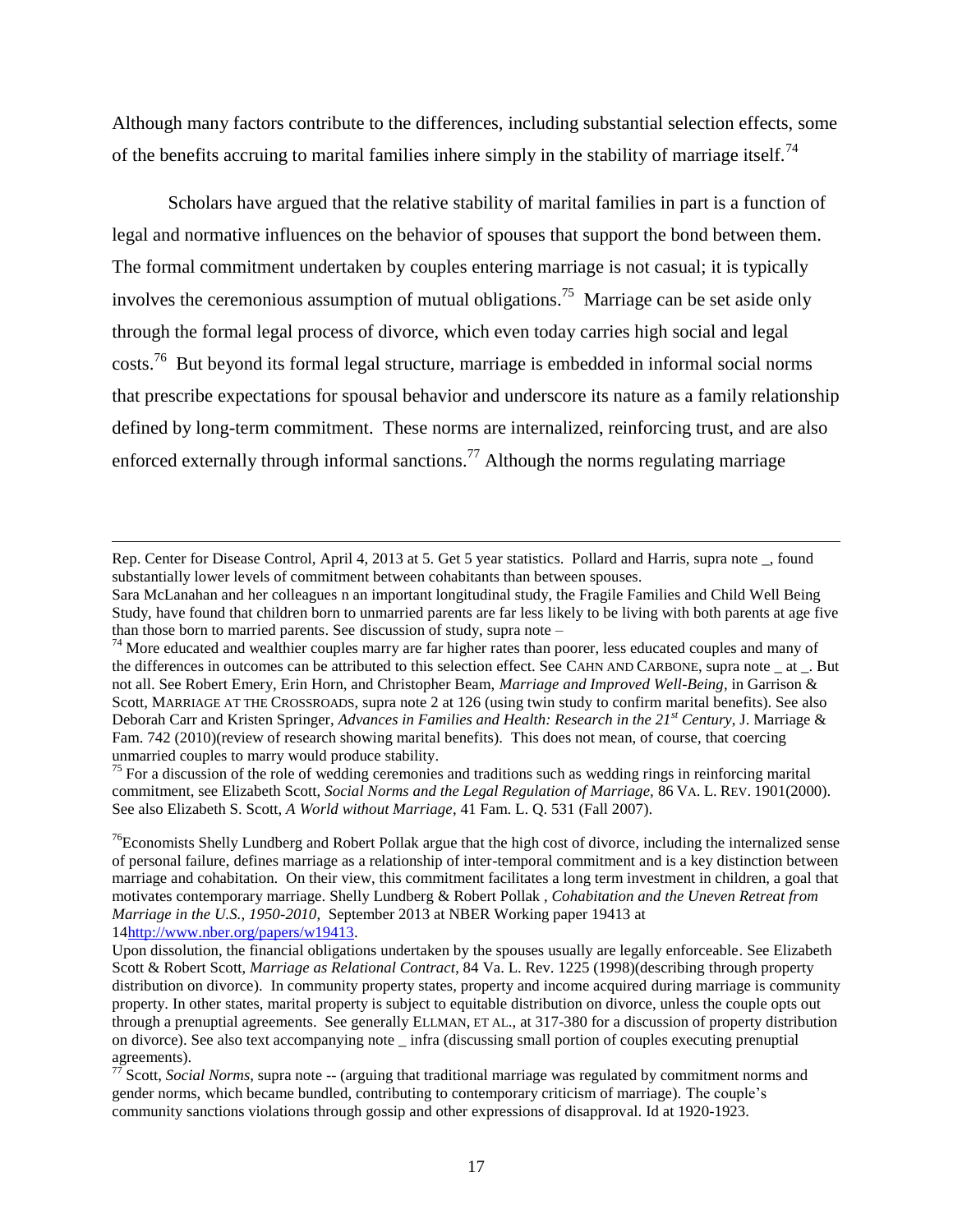Although many factors contribute to the differences, including substantial selection effects, some of the benefits accruing to marital families inhere simply in the stability of marriage itself.[74]

Scholars have argued that the relative stability of marital families in part is a function of legal and normative influences on the behavior of spouses that support the bond between them. The formal commitment undertaken by couples entering marriage is not casual; it is typically involves the ceremonious assumption of mutual obligations.[75] Marriage can be set aside only through the formal legal process of divorce, which even today carries high social and legal costs.[76] But beyond its formal legal structure, marriage is embedded in informal social norms that prescribe expectations for spousal behavior and underscore its nature as a family relationship defined by long-term commitment. These norms are internalized, reinforcing trust, and are also enforced externally through informal sanctions.[77] Although the norms regulating marriage

---

Rep. Center for Disease Control, April 4, 2013 at 5. Get 5 year statistics. Pollard and Harris, supra note _, found substantially lower levels of commitment between cohabitants than between spouses.

Sara McLanahan and her colleagues n an important longitudinal study, the Fragile Families and Child Well Being Study, have found that children born to unmarried parents are far less likely to be living with both parents at age five than those born to married parents. See discussion of study, supra note –

[74] More educated and wealthier couples marry are far higher rates than poorer, less educated couples and many of the differences in outcomes can be attributed to this selection effect. See CAHN AND CARBONE, supra note _ at _. But not all. See Robert Emery, Erin Horn, and Christopher Beam, *Marriage and Improved Well-Being*, in Garrison & Scott, MARRIAGE AT THE CROSSROADS, supra note 2 at 126 (using twin study to confirm marital benefits). See also Deborah Carr and Kristen Springer, *Advances in Families and Health: Research in the 21st Century*, J. Marriage & Fam. 742 (2010)(review of research showing marital benefits). This does not mean, of course, that coercing unmarried couples to marry would produce stability.

[75] For a discussion of the role of wedding ceremonies and traditions such as wedding rings in reinforcing marital commitment, see Elizabeth Scott, *Social Norms and the Legal Regulation of Marriage,* 86 VA. L. REV. 1901(2000). See also Elizabeth S. Scott, *A World without Marriage*, 41 Fam. L. Q. 531 (Fall 2007).

[76]Economists Shelly Lundberg and Robert Pollak argue that the high cost of divorce, including the internalized sense of personal failure, defines marriage as a relationship of inter-temporal commitment and is a key distinction between marriage and cohabitation. On their view, this commitment facilitates a long term investment in children, a goal that motivates contemporary marriage. Shelly Lundberg & Robert Pollak , *Cohabitation and the Uneven Retreat from Marriage in the U.S., 1950-2010,* September 2013 at NBER Working paper 19413 at 14http://www.nber.org/papers/w19413.

Upon dissolution, the financial obligations undertaken by the spouses usually are legally enforceable. See Elizabeth Scott & Robert Scott, *Marriage as Relational Contract*, 84 Va. L. Rev. 1225 (1998)(describing through property distribution on divorce). In community property states, property and income acquired during marriage is community property. In other states, marital property is subject to equitable distribution on divorce, unless the couple opts out through a prenuptial agreements. See generally ELLMAN, ET AL., at 317-380 for a discussion of property distribution on divorce). See also text accompanying note _ infra (discussing small portion of couples executing prenuptial agreements).

[77] Scott, *Social Norms*, supra note -- (arguing that traditional marriage was regulated by commitment norms and gender norms, which became bundled, contributing to contemporary criticism of marriage). The couple's community sanctions violations through gossip and other expressions of disapproval. Id at 1920-1923.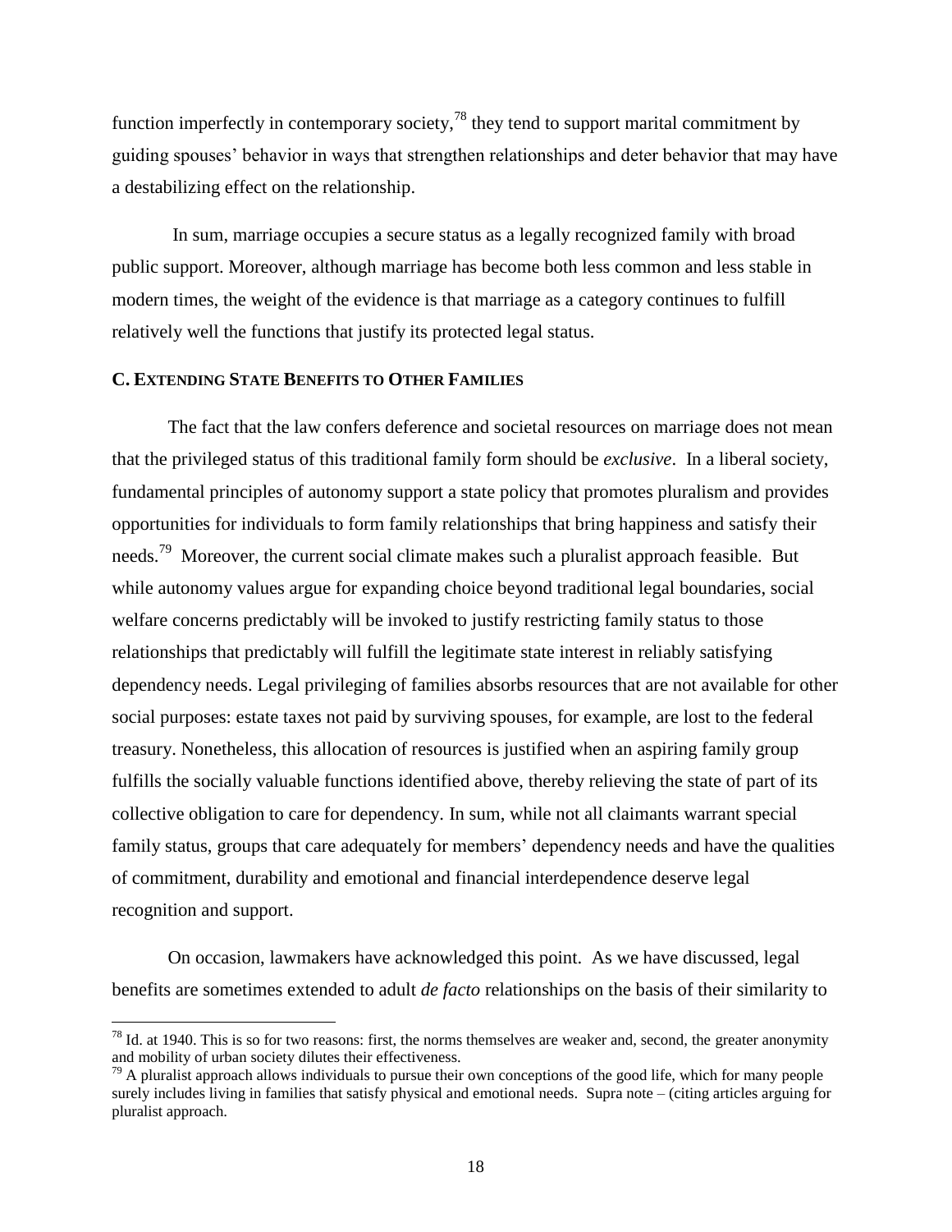function imperfectly in contemporary society,[78] they tend to support marital commitment by guiding spouses' behavior in ways that strengthen relationships and deter behavior that may have a destabilizing effect on the relationship.

In sum, marriage occupies a secure status as a legally recognized family with broad public support. Moreover, although marriage has become both less common and less stable in modern times, the weight of the evidence is that marriage as a category continues to fulfill relatively well the functions that justify its protected legal status.

### C. EXTENDING STATE BENEFITS TO OTHER FAMILIES

The fact that the law confers deference and societal resources on marriage does not mean that the privileged status of this traditional family form should be *exclusive*. In a liberal society, fundamental principles of autonomy support a state policy that promotes pluralism and provides opportunities for individuals to form family relationships that bring happiness and satisfy their needs.[79] Moreover, the current social climate makes such a pluralist approach feasible. But while autonomy values argue for expanding choice beyond traditional legal boundaries, social welfare concerns predictably will be invoked to justify restricting family status to those relationships that predictably will fulfill the legitimate state interest in reliably satisfying dependency needs. Legal privileging of families absorbs resources that are not available for other social purposes: estate taxes not paid by surviving spouses, for example, are lost to the federal treasury. Nonetheless, this allocation of resources is justified when an aspiring family group fulfills the socially valuable functions identified above, thereby relieving the state of part of its collective obligation to care for dependency. In sum, while not all claimants warrant special family status, groups that care adequately for members' dependency needs and have the qualities of commitment, durability and emotional and financial interdependence deserve legal recognition and support.

On occasion, lawmakers have acknowledged this point. As we have discussed, legal benefits are sometimes extended to adult *de facto* relationships on the basis of their similarity to

[78] Id. at 1940. This is so for two reasons: first, the norms themselves are weaker and, second, the greater anonymity and mobility of urban society dilutes their effectiveness.

[79] A pluralist approach allows individuals to pursue their own conceptions of the good life, which for many people surely includes living in families that satisfy physical and emotional needs. Supra note – (citing articles arguing for pluralist approach.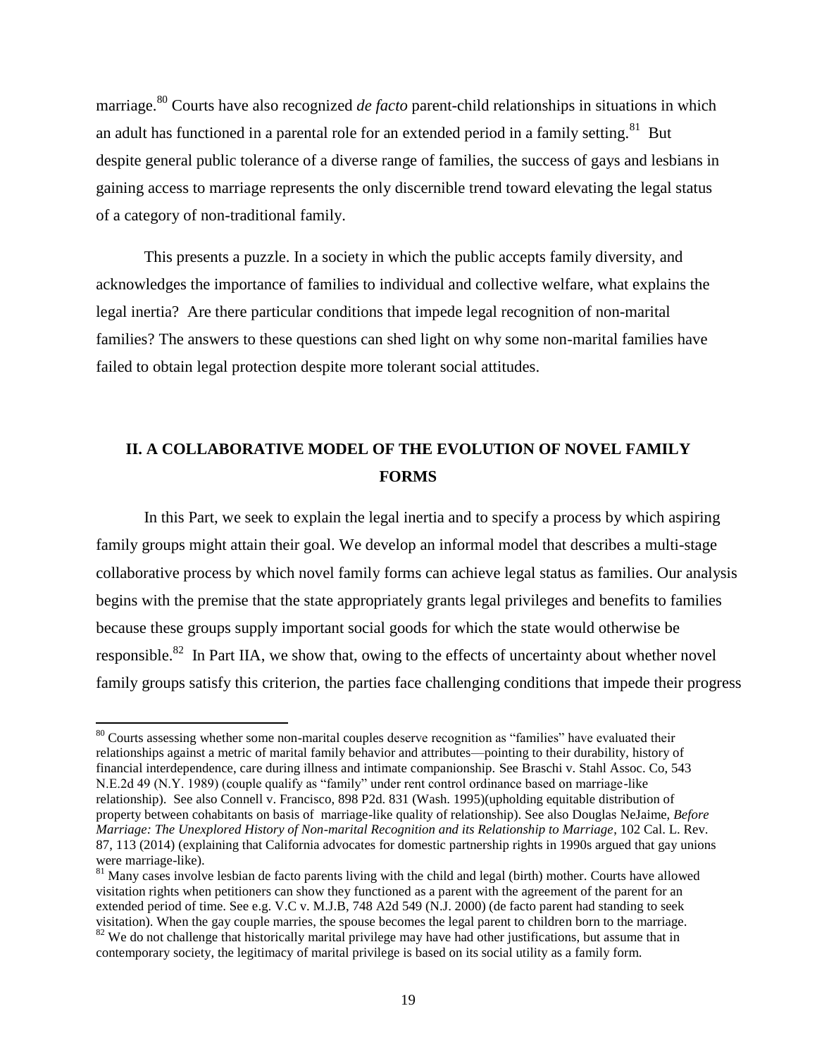marriage.[80] Courts have also recognized *de facto* parent-child relationships in situations in which an adult has functioned in a parental role for an extended period in a family setting.[81] But despite general public tolerance of a diverse range of families, the success of gays and lesbians in gaining access to marriage represents the only discernible trend toward elevating the legal status of a category of non-traditional family.

This presents a puzzle. In a society in which the public accepts family diversity, and acknowledges the importance of families to individual and collective welfare, what explains the legal inertia? Are there particular conditions that impede legal recognition of non-marital families? The answers to these questions can shed light on why some non-marital families have failed to obtain legal protection despite more tolerant social attitudes.

## II. A COLLABORATIVE MODEL OF THE EVOLUTION OF NOVEL FAMILY FORMS

In this Part, we seek to explain the legal inertia and to specify a process by which aspiring family groups might attain their goal. We develop an informal model that describes a multi-stage collaborative process by which novel family forms can achieve legal status as families. Our analysis begins with the premise that the state appropriately grants legal privileges and benefits to families because these groups supply important social goods for which the state would otherwise be responsible.[82] In Part IIA, we show that, owing to the effects of uncertainty about whether novel family groups satisfy this criterion, the parties face challenging conditions that impede their progress

---

[80] Courts assessing whether some non-marital couples deserve recognition as "families" have evaluated their relationships against a metric of marital family behavior and attributes—pointing to their durability, history of financial interdependence, care during illness and intimate companionship. See Braschi v. Stahl Assoc. Co, 543 N.E.2d 49 (N.Y. 1989) (couple qualify as "family" under rent control ordinance based on marriage-like relationship). See also Connell v. Francisco, 898 P2d. 831 (Wash. 1995)(upholding equitable distribution of property between cohabitants on basis of marriage-like quality of relationship). See also Douglas NeJaime, *Before Marriage: The Unexplored History of Non-marital Recognition and its Relationship to Marriage*, 102 Cal. L. Rev. 87, 113 (2014) (explaining that California advocates for domestic partnership rights in 1990s argued that gay unions were marriage-like).

[81] Many cases involve lesbian de facto parents living with the child and legal (birth) mother. Courts have allowed visitation rights when petitioners can show they functioned as a parent with the agreement of the parent for an extended period of time. See e.g. V.C v. M.J.B, 748 A2d 549 (N.J. 2000) (de facto parent had standing to seek visitation). When the gay couple marries, the spouse becomes the legal parent to children born to the marriage.

[82] We do not challenge that historically marital privilege may have had other justifications, but assume that in contemporary society, the legitimacy of marital privilege is based on its social utility as a family form.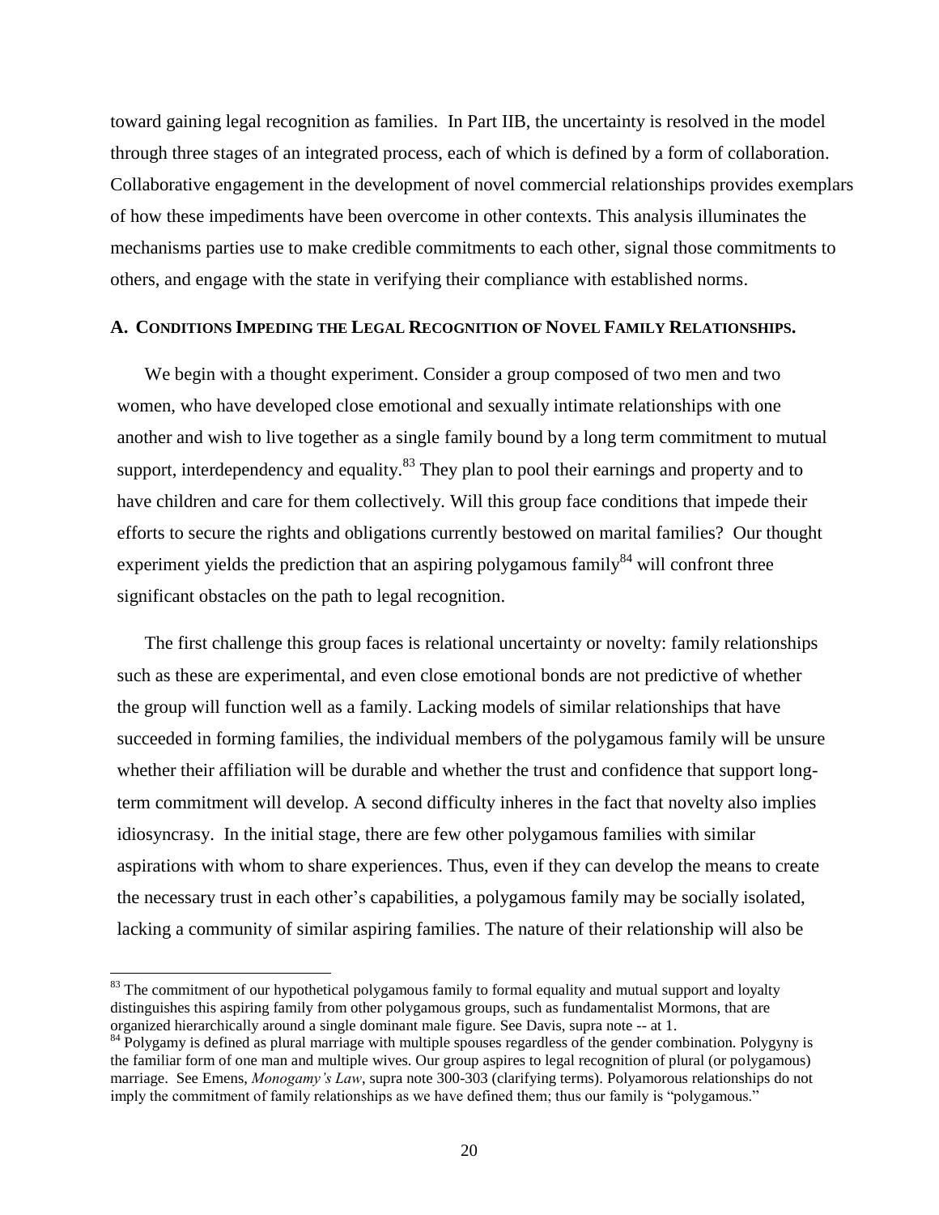toward gaining legal recognition as families. In Part IIB, the uncertainty is resolved in the model through three stages of an integrated process, each of which is defined by a form of collaboration. Collaborative engagement in the development of novel commercial relationships provides exemplars of how these impediments have been overcome in other contexts. This analysis illuminates the mechanisms parties use to make credible commitments to each other, signal those commitments to others, and engage with the state in verifying their compliance with established norms.

### A. CONDITIONS IMPEDING THE LEGAL RECOGNITION OF NOVEL FAMILY RELATIONSHIPS.

We begin with a thought experiment. Consider a group composed of two men and two women, who have developed close emotional and sexually intimate relationships with one another and wish to live together as a single family bound by a long term commitment to mutual support, interdependency and equality.[83] They plan to pool their earnings and property and to have children and care for them collectively. Will this group face conditions that impede their efforts to secure the rights and obligations currently bestowed on marital families? Our thought experiment yields the prediction that an aspiring polygamous family[84] will confront three significant obstacles on the path to legal recognition.

The first challenge this group faces is relational uncertainty or novelty: family relationships such as these are experimental, and even close emotional bonds are not predictive of whether the group will function well as a family. Lacking models of similar relationships that have succeeded in forming families, the individual members of the polygamous family will be unsure whether their affiliation will be durable and whether the trust and confidence that support long-term commitment will develop. A second difficulty inheres in the fact that novelty also implies idiosyncrasy. In the initial stage, there are few other polygamous families with similar aspirations with whom to share experiences. Thus, even if they can develop the means to create the necessary trust in each other's capabilities, a polygamous family may be socially isolated, lacking a community of similar aspiring families. The nature of their relationship will also be

---

[83] The commitment of our hypothetical polygamous family to formal equality and mutual support and loyalty distinguishes this aspiring family from other polygamous groups, such as fundamentalist Mormons, that are organized hierarchically around a single dominant male figure. See Davis, supra note -- at 1.

[84] Polygamy is defined as plural marriage with multiple spouses regardless of the gender combination. Polygyny is the familiar form of one man and multiple wives. Our group aspires to legal recognition of plural (or polygamous) marriage. See Emens, *Monogamy's Law*, supra note 300-303 (clarifying terms). Polyamorous relationships do not imply the commitment of family relationships as we have defined them; thus our family is "polygamous."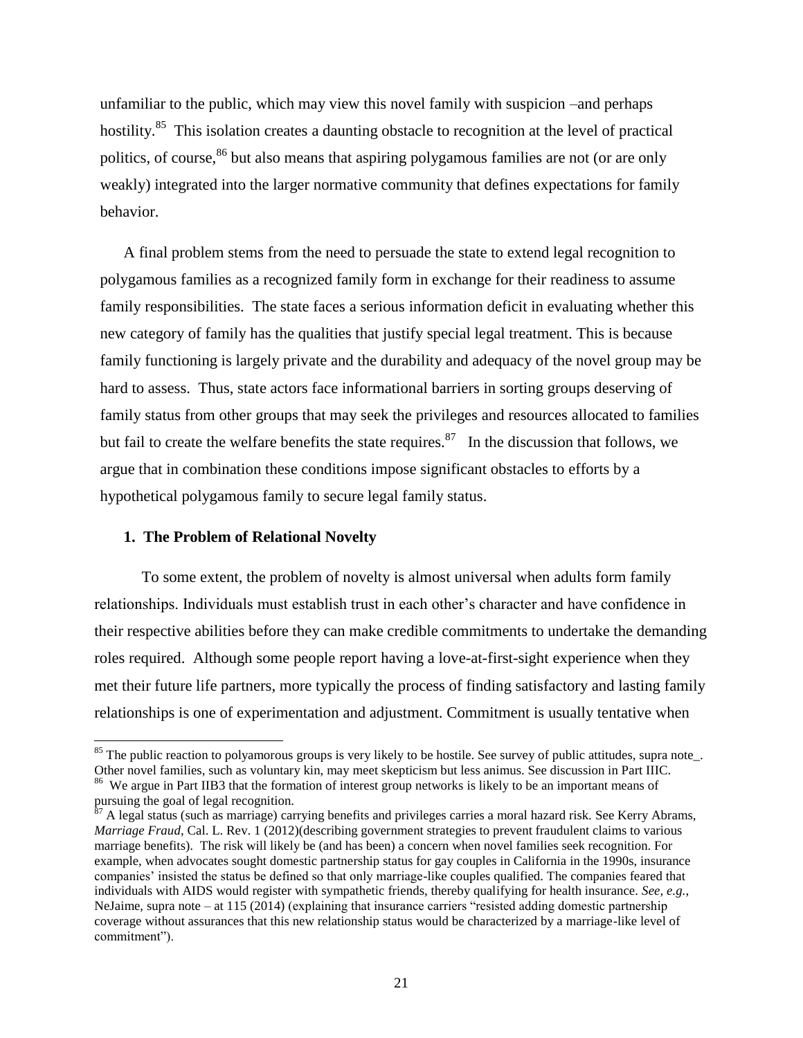unfamiliar to the public, which may view this novel family with suspicion –and perhaps hostility.[85] This isolation creates a daunting obstacle to recognition at the level of practical politics, of course,[86] but also means that aspiring polygamous families are not (or are only weakly) integrated into the larger normative community that defines expectations for family behavior.

A final problem stems from the need to persuade the state to extend legal recognition to polygamous families as a recognized family form in exchange for their readiness to assume family responsibilities. The state faces a serious information deficit in evaluating whether this new category of family has the qualities that justify special legal treatment. This is because family functioning is largely private and the durability and adequacy of the novel group may be hard to assess. Thus, state actors face informational barriers in sorting groups deserving of family status from other groups that may seek the privileges and resources allocated to families but fail to create the welfare benefits the state requires.[87] In the discussion that follows, we argue that in combination these conditions impose significant obstacles to efforts by a hypothetical polygamous family to secure legal family status.

### 1. The Problem of Relational Novelty

To some extent, the problem of novelty is almost universal when adults form family relationships. Individuals must establish trust in each other's character and have confidence in their respective abilities before they can make credible commitments to undertake the demanding roles required. Although some people report having a love-at-first-sight experience when they met their future life partners, more typically the process of finding satisfactory and lasting family relationships is one of experimentation and adjustment. Commitment is usually tentative when

---

[85] The public reaction to polyamorous groups is very likely to be hostile. See survey of public attitudes, supra note_. Other novel families, such as voluntary kin, may meet skepticism but less animus. See discussion in Part IIIC.

[86] We argue in Part IIB3 that the formation of interest group networks is likely to be an important means of pursuing the goal of legal recognition.

[87] A legal status (such as marriage) carrying benefits and privileges carries a moral hazard risk. See Kerry Abrams, *Marriage Fraud*, Cal. L. Rev. 1 (2012)(describing government strategies to prevent fraudulent claims to various marriage benefits). The risk will likely be (and has been) a concern when novel families seek recognition. For example, when advocates sought domestic partnership status for gay couples in California in the 1990s, insurance companies' insisted the status be defined so that only marriage-like couples qualified. The companies feared that individuals with AIDS would register with sympathetic friends, thereby qualifying for health insurance. *See, e.g.*, NeJaime, supra note – at 115 (2014) (explaining that insurance carriers "resisted adding domestic partnership coverage without assurances that this new relationship status would be characterized by a marriage-like level of commitment").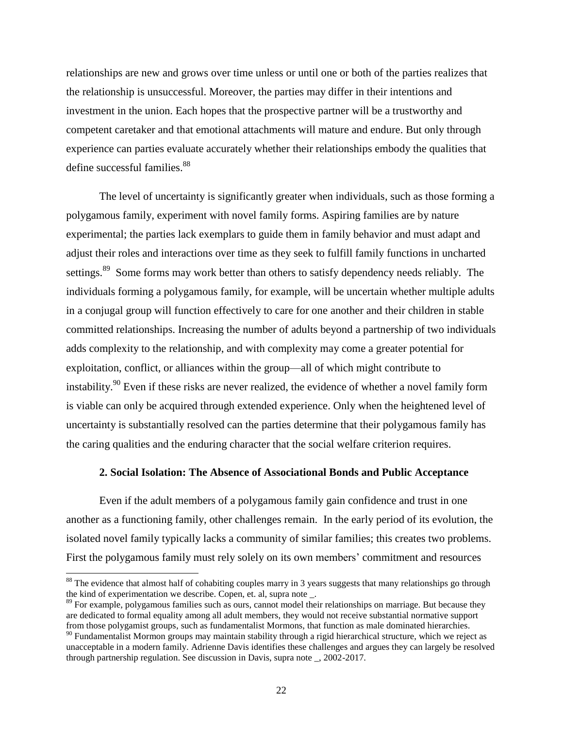relationships are new and grows over time unless or until one or both of the parties realizes that the relationship is unsuccessful. Moreover, the parties may differ in their intentions and investment in the union. Each hopes that the prospective partner will be a trustworthy and competent caretaker and that emotional attachments will mature and endure. But only through experience can parties evaluate accurately whether their relationships embody the qualities that define successful families.[88]

The level of uncertainty is significantly greater when individuals, such as those forming a polygamous family, experiment with novel family forms. Aspiring families are by nature experimental; the parties lack exemplars to guide them in family behavior and must adapt and adjust their roles and interactions over time as they seek to fulfill family functions in uncharted settings.[89] Some forms may work better than others to satisfy dependency needs reliably. The individuals forming a polygamous family, for example, will be uncertain whether multiple adults in a conjugal group will function effectively to care for one another and their children in stable committed relationships. Increasing the number of adults beyond a partnership of two individuals adds complexity to the relationship, and with complexity may come a greater potential for exploitation, conflict, or alliances within the group—all of which might contribute to instability.[90] Even if these risks are never realized, the evidence of whether a novel family form is viable can only be acquired through extended experience. Only when the heightened level of uncertainty is substantially resolved can the parties determine that their polygamous family has the caring qualities and the enduring character that the social welfare criterion requires.

### 2. Social Isolation: The Absence of Associational Bonds and Public Acceptance

Even if the adult members of a polygamous family gain confidence and trust in one another as a functioning family, other challenges remain. In the early period of its evolution, the isolated novel family typically lacks a community of similar families; this creates two problems. First the polygamous family must rely solely on its own members' commitment and resources

[88] The evidence that almost half of cohabiting couples marry in 3 years suggests that many relationships go through the kind of experimentation we describe. Copen, et. al, supra note _.

[89] For example, polygamous families such as ours, cannot model their relationships on marriage. But because they are dedicated to formal equality among all adult members, they would not receive substantial normative support from those polygamist groups, such as fundamentalist Mormons, that function as male dominated hierarchies.

[90] Fundamentalist Mormon groups may maintain stability through a rigid hierarchical structure, which we reject as unacceptable in a modern family. Adrienne Davis identifies these challenges and argues they can largely be resolved through partnership regulation. See discussion in Davis, supra note _, 2002-2017.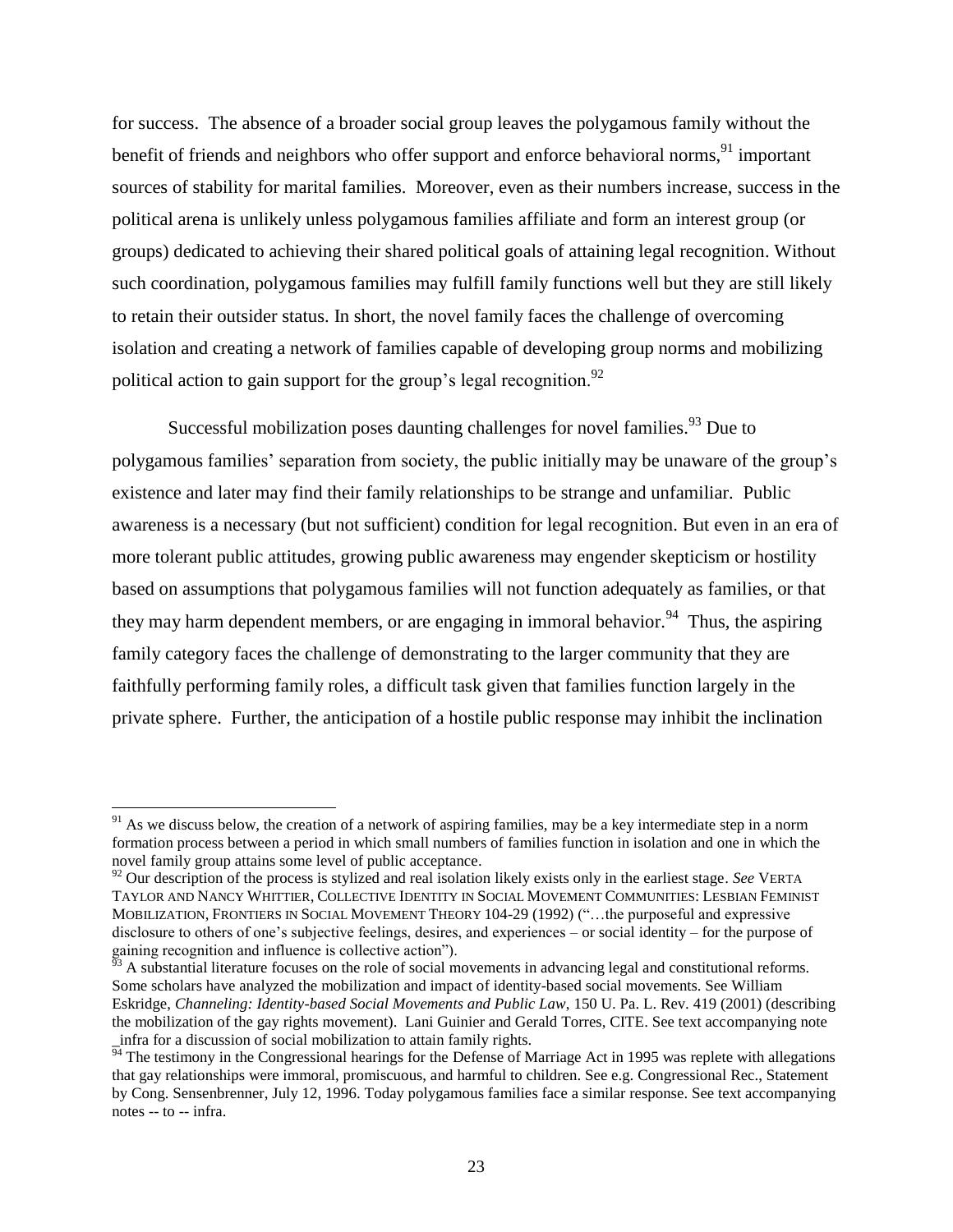for success. The absence of a broader social group leaves the polygamous family without the benefit of friends and neighbors who offer support and enforce behavioral norms,[91] important sources of stability for marital families. Moreover, even as their numbers increase, success in the political arena is unlikely unless polygamous families affiliate and form an interest group (or groups) dedicated to achieving their shared political goals of attaining legal recognition. Without such coordination, polygamous families may fulfill family functions well but they are still likely to retain their outsider status. In short, the novel family faces the challenge of overcoming isolation and creating a network of families capable of developing group norms and mobilizing political action to gain support for the group's legal recognition.[92]

Successful mobilization poses daunting challenges for novel families.[93] Due to polygamous families' separation from society, the public initially may be unaware of the group's existence and later may find their family relationships to be strange and unfamiliar. Public awareness is a necessary (but not sufficient) condition for legal recognition. But even in an era of more tolerant public attitudes, growing public awareness may engender skepticism or hostility based on assumptions that polygamous families will not function adequately as families, or that they may harm dependent members, or are engaging in immoral behavior.[94] Thus, the aspiring family category faces the challenge of demonstrating to the larger community that they are faithfully performing family roles, a difficult task given that families function largely in the private sphere. Further, the anticipation of a hostile public response may inhibit the inclination

---

[91] As we discuss below, the creation of a network of aspiring families, may be a key intermediate step in a norm formation process between a period in which small numbers of families function in isolation and one in which the novel family group attains some level of public acceptance.

[92] Our description of the process is stylized and real isolation likely exists only in the earliest stage. *See* VERTA TAYLOR AND NANCY WHITTIER, COLLECTIVE IDENTITY IN SOCIAL MOVEMENT COMMUNITIES: LESBIAN FEMINIST MOBILIZATION, FRONTIERS IN SOCIAL MOVEMENT THEORY 104-29 (1992) ("…the purposeful and expressive disclosure to others of one's subjective feelings, desires, and experiences – or social identity – for the purpose of gaining recognition and influence is collective action").

[93] A substantial literature focuses on the role of social movements in advancing legal and constitutional reforms. Some scholars have analyzed the mobilization and impact of identity-based social movements. See William Eskridge, *Channeling: Identity-based Social Movements and Public Law*, 150 U. Pa. L. Rev. 419 (2001) (describing the mobilization of the gay rights movement). Lani Guinier and Gerald Torres, CITE. See text accompanying note _infra for a discussion of social mobilization to attain family rights.

[94] The testimony in the Congressional hearings for the Defense of Marriage Act in 1995 was replete with allegations that gay relationships were immoral, promiscuous, and harmful to children. See e.g. Congressional Rec., Statement by Cong. Sensenbrenner, July 12, 1996. Today polygamous families face a similar response. See text accompanying notes -- to -- infra.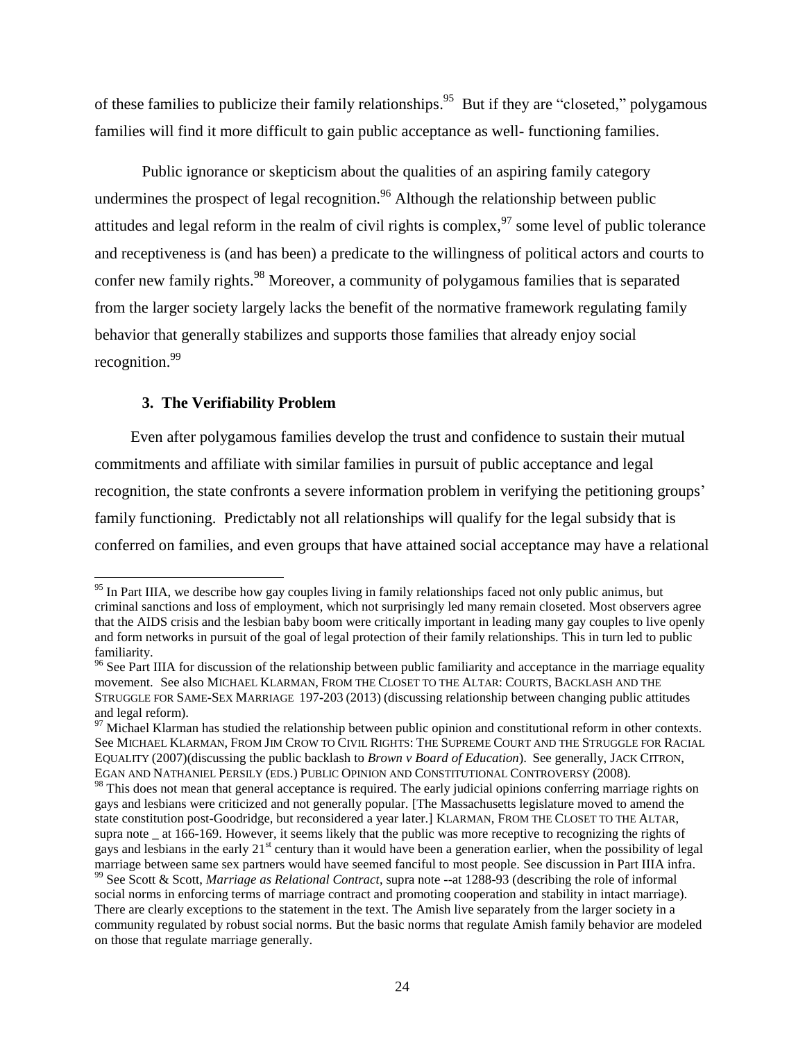of these families to publicize their family relationships.[95] But if they are "closeted," polygamous families will find it more difficult to gain public acceptance as well- functioning families.

Public ignorance or skepticism about the qualities of an aspiring family category undermines the prospect of legal recognition.[96] Although the relationship between public attitudes and legal reform in the realm of civil rights is complex,[97] some level of public tolerance and receptiveness is (and has been) a predicate to the willingness of political actors and courts to confer new family rights.[98] Moreover, a community of polygamous families that is separated from the larger society largely lacks the benefit of the normative framework regulating family behavior that generally stabilizes and supports those families that already enjoy social recognition.[99]

### 3. The Verifiability Problem

Even after polygamous families develop the trust and confidence to sustain their mutual commitments and affiliate with similar families in pursuit of public acceptance and legal recognition, the state confronts a severe information problem in verifying the petitioning groups' family functioning. Predictably not all relationships will qualify for the legal subsidy that is conferred on families, and even groups that have attained social acceptance may have a relational

---

[95] In Part IIIA, we describe how gay couples living in family relationships faced not only public animus, but criminal sanctions and loss of employment, which not surprisingly led many remain closeted. Most observers agree that the AIDS crisis and the lesbian baby boom were critically important in leading many gay couples to live openly and form networks in pursuit of the goal of legal protection of their family relationships. This in turn led to public familiarity.

[96] See Part IIIA for discussion of the relationship between public familiarity and acceptance in the marriage equality movement. See also MICHAEL KLARMAN, FROM THE CLOSET TO THE ALTAR: COURTS, BACKLASH AND THE STRUGGLE FOR SAME-SEX MARRIAGE 197-203 (2013) (discussing relationship between changing public attitudes and legal reform).

[97] Michael Klarman has studied the relationship between public opinion and constitutional reform in other contexts. See MICHAEL KLARMAN, FROM JIM CROW TO CIVIL RIGHTS: THE SUPREME COURT AND THE STRUGGLE FOR RACIAL EQUALITY (2007)(discussing the public backlash to *Brown v Board of Education*). See generally, JACK CITRON, EGAN AND NATHANIEL PERSILY (EDS.) PUBLIC OPINION AND CONSTITUTIONAL CONTROVERSY (2008).

[98] This does not mean that general acceptance is required. The early judicial opinions conferring marriage rights on gays and lesbians were criticized and not generally popular. [The Massachusetts legislature moved to amend the state constitution post-Goodridge, but reconsidered a year later.] KLARMAN, FROM THE CLOSET TO THE ALTAR, supra note _ at 166-169. However, it seems likely that the public was more receptive to recognizing the rights of gays and lesbians in the early 21st century than it would have been a generation earlier, when the possibility of legal marriage between same sex partners would have seemed fanciful to most people. See discussion in Part IIIA infra.

[99] See Scott & Scott, *Marriage as Relational Contract*, supra note --at 1288-93 (describing the role of informal social norms in enforcing terms of marriage contract and promoting cooperation and stability in intact marriage). There are clearly exceptions to the statement in the text. The Amish live separately from the larger society in a community regulated by robust social norms. But the basic norms that regulate Amish family behavior are modeled on those that regulate marriage generally.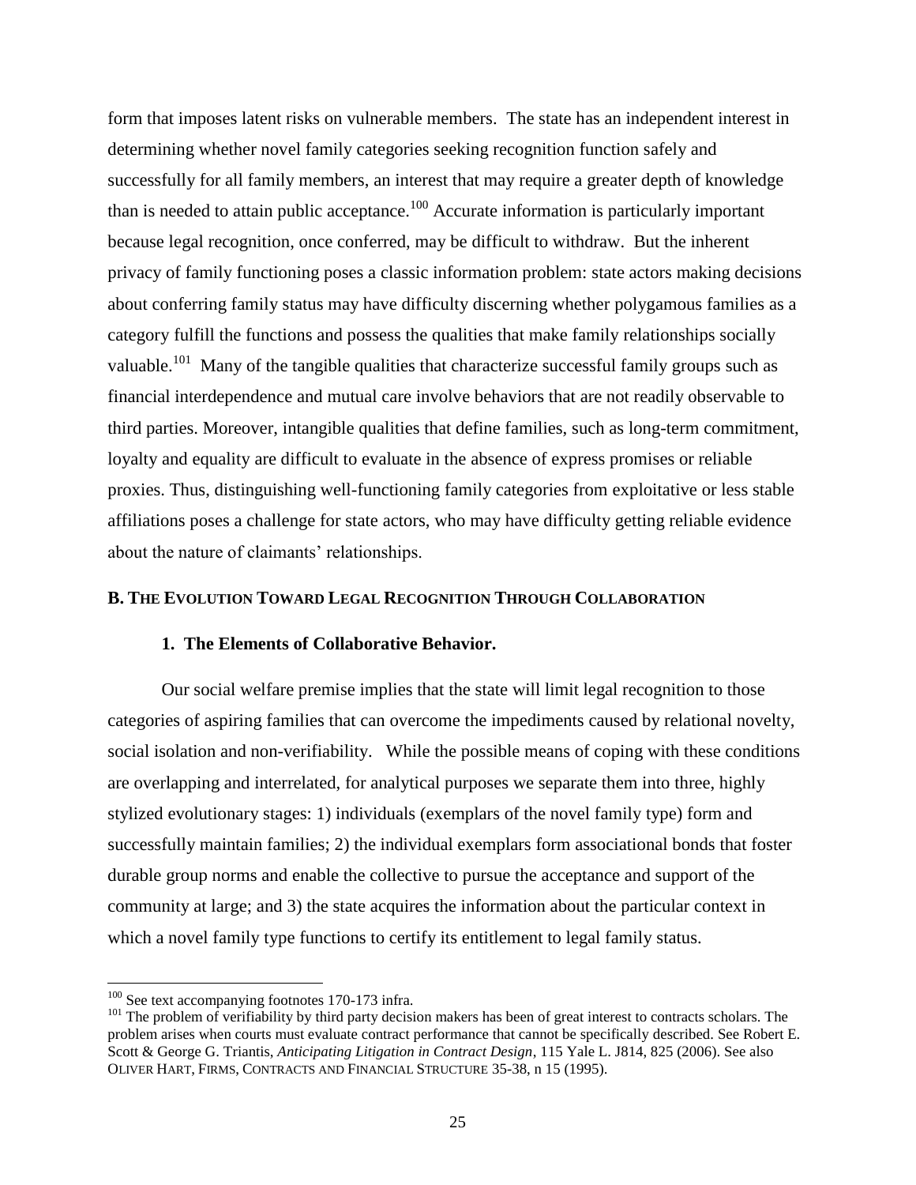form that imposes latent risks on vulnerable members. The state has an independent interest in determining whether novel family categories seeking recognition function safely and successfully for all family members, an interest that may require a greater depth of knowledge than is needed to attain public acceptance.[100] Accurate information is particularly important because legal recognition, once conferred, may be difficult to withdraw. But the inherent privacy of family functioning poses a classic information problem: state actors making decisions about conferring family status may have difficulty discerning whether polygamous families as a category fulfill the functions and possess the qualities that make family relationships socially valuable.[101] Many of the tangible qualities that characterize successful family groups such as financial interdependence and mutual care involve behaviors that are not readily observable to third parties. Moreover, intangible qualities that define families, such as long-term commitment, loyalty and equality are difficult to evaluate in the absence of express promises or reliable proxies. Thus, distinguishing well-functioning family categories from exploitative or less stable affiliations poses a challenge for state actors, who may have difficulty getting reliable evidence about the nature of claimants' relationships.

## B. The Evolution Toward Legal Recognition Through Collaboration

### 1. The Elements of Collaborative Behavior.

Our social welfare premise implies that the state will limit legal recognition to those categories of aspiring families that can overcome the impediments caused by relational novelty, social isolation and non-verifiability. While the possible means of coping with these conditions are overlapping and interrelated, for analytical purposes we separate them into three, highly stylized evolutionary stages: 1) individuals (exemplars of the novel family type) form and successfully maintain families; 2) the individual exemplars form associational bonds that foster durable group norms and enable the collective to pursue the acceptance and support of the community at large; and 3) the state acquires the information about the particular context in which a novel family type functions to certify its entitlement to legal family status.

---

[100] See text accompanying footnotes 170-173 infra.

[101] The problem of verifiability by third party decision makers has been of great interest to contracts scholars. The problem arises when courts must evaluate contract performance that cannot be specifically described. See Robert E. Scott & George G. Triantis, *Anticipating Litigation in Contract Design*, 115 Yale L. J814, 825 (2006). See also Oliver Hart, Firms, Contracts and Financial Structure 35-38, n 15 (1995).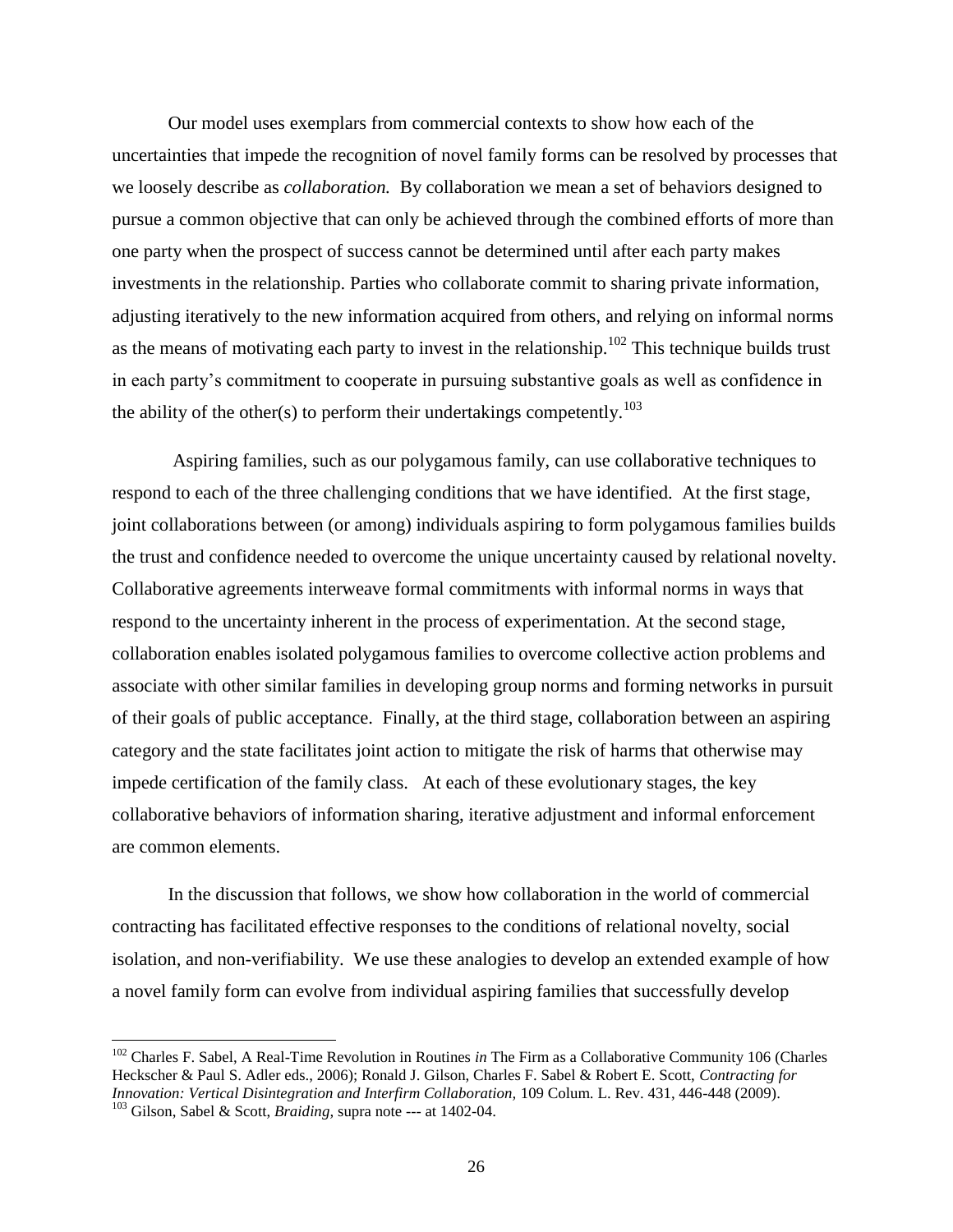Our model uses exemplars from commercial contexts to show how each of the uncertainties that impede the recognition of novel family forms can be resolved by processes that we loosely describe as *collaboration.* By collaboration we mean a set of behaviors designed to pursue a common objective that can only be achieved through the combined efforts of more than one party when the prospect of success cannot be determined until after each party makes investments in the relationship. Parties who collaborate commit to sharing private information, adjusting iteratively to the new information acquired from others, and relying on informal norms as the means of motivating each party to invest in the relationship.[102] This technique builds trust in each party's commitment to cooperate in pursuing substantive goals as well as confidence in the ability of the other(s) to perform their undertakings competently.[103]

Aspiring families, such as our polygamous family, can use collaborative techniques to respond to each of the three challenging conditions that we have identified. At the first stage, joint collaborations between (or among) individuals aspiring to form polygamous families builds the trust and confidence needed to overcome the unique uncertainty caused by relational novelty. Collaborative agreements interweave formal commitments with informal norms in ways that respond to the uncertainty inherent in the process of experimentation. At the second stage, collaboration enables isolated polygamous families to overcome collective action problems and associate with other similar families in developing group norms and forming networks in pursuit of their goals of public acceptance. Finally, at the third stage, collaboration between an aspiring category and the state facilitates joint action to mitigate the risk of harms that otherwise may impede certification of the family class. At each of these evolutionary stages, the key collaborative behaviors of information sharing, iterative adjustment and informal enforcement are common elements.

In the discussion that follows, we show how collaboration in the world of commercial contracting has facilitated effective responses to the conditions of relational novelty, social isolation, and non-verifiability. We use these analogies to develop an extended example of how a novel family form can evolve from individual aspiring families that successfully develop

---

[102] Charles F. Sabel, A Real-Time Revolution in Routines *in* The Firm as a Collaborative Community 106 (Charles Heckscher & Paul S. Adler eds., 2006); Ronald J. Gilson, Charles F. Sabel & Robert E. Scott, *Contracting for Innovation: Vertical Disintegration and Interfirm Collaboration,* 109 Colum. L. Rev. 431, 446-448 (2009).

[103] Gilson, Sabel & Scott, *Braiding,* supra note --- at 1402-04.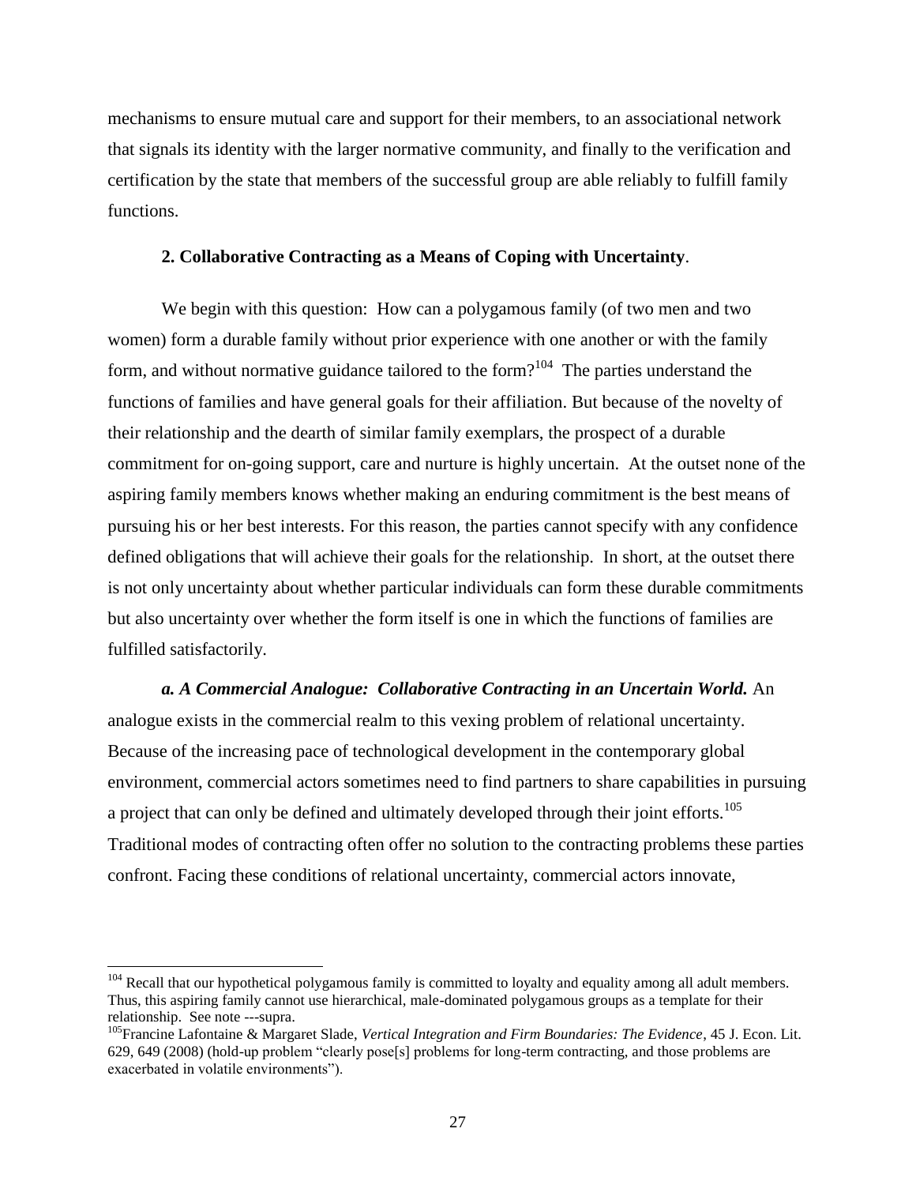mechanisms to ensure mutual care and support for their members, to an associational network that signals its identity with the larger normative community, and finally to the verification and certification by the state that members of the successful group are able reliably to fulfill family functions.

### 2. Collaborative Contracting as a Means of Coping with Uncertainty.

We begin with this question: How can a polygamous family (of two men and two women) form a durable family without prior experience with one another or with the family form, and without normative guidance tailored to the form?[104] The parties understand the functions of families and have general goals for their affiliation. But because of the novelty of their relationship and the dearth of similar family exemplars, the prospect of a durable commitment for on-going support, care and nurture is highly uncertain. At the outset none of the aspiring family members knows whether making an enduring commitment is the best means of pursuing his or her best interests. For this reason, the parties cannot specify with any confidence defined obligations that will achieve their goals for the relationship. In short, at the outset there is not only uncertainty about whether particular individuals can form these durable commitments but also uncertainty over whether the form itself is one in which the functions of families are fulfilled satisfactorily.

***a. A Commercial Analogue: Collaborative Contracting in an Uncertain World.*** An analogue exists in the commercial realm to this vexing problem of relational uncertainty. Because of the increasing pace of technological development in the contemporary global environment, commercial actors sometimes need to find partners to share capabilities in pursuing a project that can only be defined and ultimately developed through their joint efforts.[105] Traditional modes of contracting often offer no solution to the contracting problems these parties confront. Facing these conditions of relational uncertainty, commercial actors innovate,

---

[104] Recall that our hypothetical polygamous family is committed to loyalty and equality among all adult members. Thus, this aspiring family cannot use hierarchical, male-dominated polygamous groups as a template for their relationship. See note ---supra.

[105] Francine Lafontaine & Margaret Slade, *Vertical Integration and Firm Boundaries: The Evidence*, 45 J. Econ. Lit. 629, 649 (2008) (hold-up problem "clearly pose[s] problems for long-term contracting, and those problems are exacerbated in volatile environments").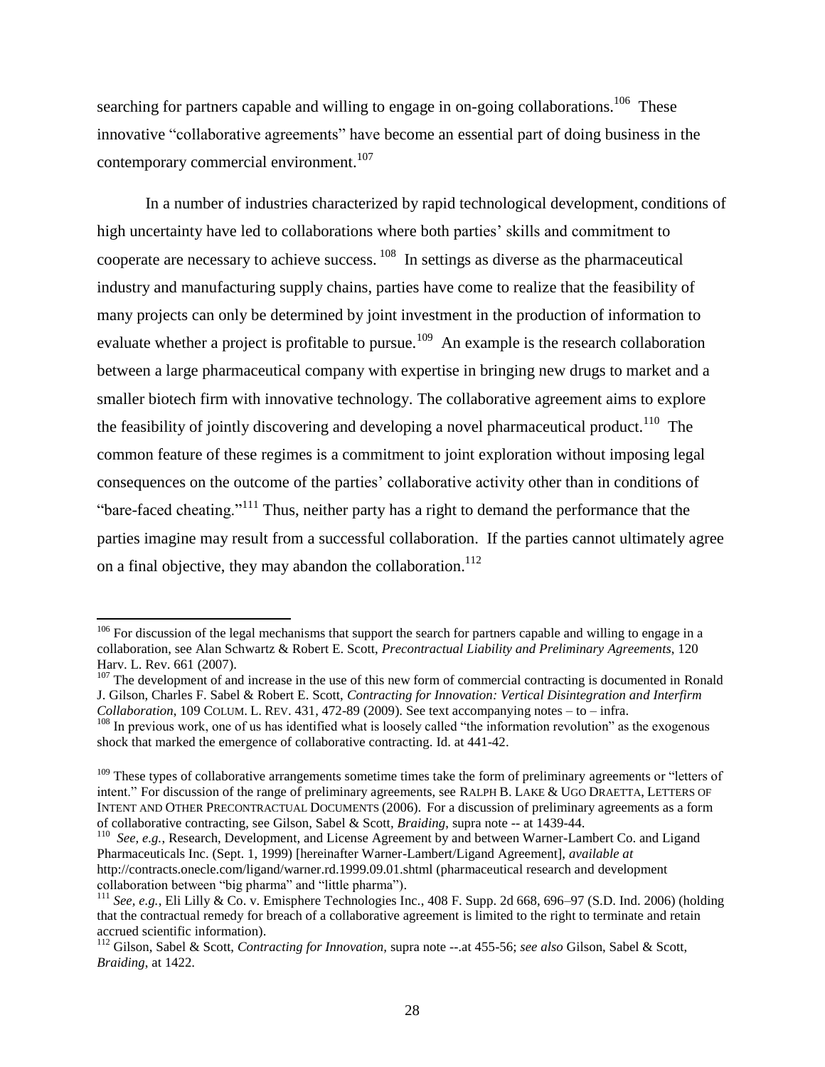searching for partners capable and willing to engage in on-going collaborations.[106] These innovative "collaborative agreements" have become an essential part of doing business in the contemporary commercial environment.[107]

In a number of industries characterized by rapid technological development, conditions of high uncertainty have led to collaborations where both parties' skills and commitment to cooperate are necessary to achieve success.[108] In settings as diverse as the pharmaceutical industry and manufacturing supply chains, parties have come to realize that the feasibility of many projects can only be determined by joint investment in the production of information to evaluate whether a project is profitable to pursue.[109] An example is the research collaboration between a large pharmaceutical company with expertise in bringing new drugs to market and a smaller biotech firm with innovative technology. The collaborative agreement aims to explore the feasibility of jointly discovering and developing a novel pharmaceutical product.[110] The common feature of these regimes is a commitment to joint exploration without imposing legal consequences on the outcome of the parties' collaborative activity other than in conditions of "bare-faced cheating."[111] Thus, neither party has a right to demand the performance that the parties imagine may result from a successful collaboration. If the parties cannot ultimately agree on a final objective, they may abandon the collaboration.[112]

---

[106] For discussion of the legal mechanisms that support the search for partners capable and willing to engage in a collaboration, see Alan Schwartz & Robert E. Scott, *Precontractual Liability and Preliminary Agreements*, 120 Harv. L. Rev. 661 (2007).

[107] The development of and increase in the use of this new form of commercial contracting is documented in Ronald J. Gilson, Charles F. Sabel & Robert E. Scott, *Contracting for Innovation: Vertical Disintegration and Interfirm Collaboration*, 109 COLUM. L. REV. 431, 472-89 (2009). See text accompanying notes – to – infra.

[108] In previous work, one of us has identified what is loosely called "the information revolution" as the exogenous shock that marked the emergence of collaborative contracting. Id. at 441-42.

[109] These types of collaborative arrangements sometime times take the form of preliminary agreements or "letters of intent." For discussion of the range of preliminary agreements, see RALPH B. LAKE & UGO DRAETTA, LETTERS OF INTENT AND OTHER PRECONTRACTUAL DOCUMENTS (2006). For a discussion of preliminary agreements as a form of collaborative contracting, see Gilson, Sabel & Scott, *Braiding*, supra note -- at 1439-44.

[110] *See, e.g.*, Research, Development, and License Agreement by and between Warner-Lambert Co. and Ligand Pharmaceuticals Inc. (Sept. 1, 1999) [hereinafter Warner-Lambert/Ligand Agreement], *available at* http://contracts.onecle.com/ligand/warner.rd.1999.09.01.shtml (pharmaceutical research and development collaboration between "big pharma" and "little pharma").

[111] *See, e.g.*, Eli Lilly & Co. v. Emisphere Technologies Inc., 408 F. Supp. 2d 668, 696–97 (S.D. Ind. 2006) (holding that the contractual remedy for breach of a collaborative agreement is limited to the right to terminate and retain accrued scientific information).

[112] Gilson, Sabel & Scott, *Contracting for Innovation,* supra note --.at 455-56; *see also* Gilson, Sabel & Scott, *Braiding*, at 1422.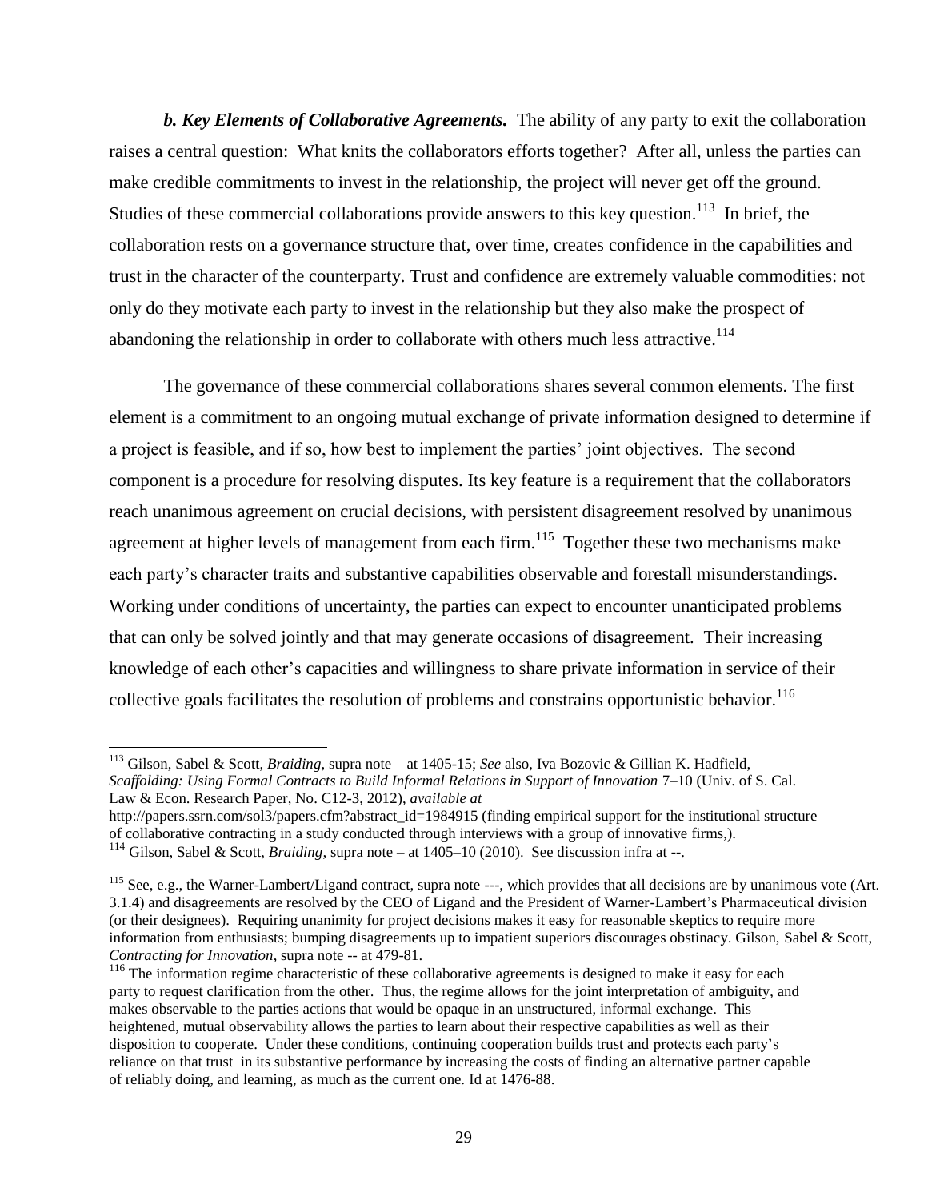***b. Key Elements of Collaborative Agreements.*** The ability of any party to exit the collaboration raises a central question: What knits the collaborators efforts together? After all, unless the parties can make credible commitments to invest in the relationship, the project will never get off the ground. Studies of these commercial collaborations provide answers to this key question.[113] In brief, the collaboration rests on a governance structure that, over time, creates confidence in the capabilities and trust in the character of the counterparty. Trust and confidence are extremely valuable commodities: not only do they motivate each party to invest in the relationship but they also make the prospect of abandoning the relationship in order to collaborate with others much less attractive.[114]

The governance of these commercial collaborations shares several common elements. The first element is a commitment to an ongoing mutual exchange of private information designed to determine if a project is feasible, and if so, how best to implement the parties' joint objectives. The second component is a procedure for resolving disputes. Its key feature is a requirement that the collaborators reach unanimous agreement on crucial decisions, with persistent disagreement resolved by unanimous agreement at higher levels of management from each firm.[115] Together these two mechanisms make each party's character traits and substantive capabilities observable and forestall misunderstandings. Working under conditions of uncertainty, the parties can expect to encounter unanticipated problems that can only be solved jointly and that may generate occasions of disagreement. Their increasing knowledge of each other's capacities and willingness to share private information in service of their collective goals facilitates the resolution of problems and constrains opportunistic behavior.[116]

---

[113] Gilson, Sabel & Scott, *Braiding,* supra note – at 1405-15; *See* also, Iva Bozovic & Gillian K. Hadfield, *Scaffolding: Using Formal Contracts to Build Informal Relations in Support of Innovation* 7–10 (Univ. of S. Cal. Law & Econ. Research Paper, No. C12-3, 2012), *available at* http://papers.ssrn.com/sol3/papers.cfm?abstract_id=1984915 (finding empirical support for the institutional structure of collaborative contracting in a study conducted through interviews with a group of innovative firms,).

[114] Gilson, Sabel & Scott, *Braiding*, supra note – at 1405–10 (2010). See discussion infra at --.

[115] See, e.g., the Warner-Lambert/Ligand contract, supra note ---, which provides that all decisions are by unanimous vote (Art. 3.1.4) and disagreements are resolved by the CEO of Ligand and the President of Warner-Lambert's Pharmaceutical division (or their designees). Requiring unanimity for project decisions makes it easy for reasonable skeptics to require more information from enthusiasts; bumping disagreements up to impatient superiors discourages obstinacy. Gilson, Sabel & Scott, *Contracting for Innovation*, supra note -- at 479-81.

[116] The information regime characteristic of these collaborative agreements is designed to make it easy for each party to request clarification from the other. Thus, the regime allows for the joint interpretation of ambiguity, and makes observable to the parties actions that would be opaque in an unstructured, informal exchange. This heightened, mutual observability allows the parties to learn about their respective capabilities as well as their disposition to cooperate. Under these conditions, continuing cooperation builds trust and protects each party's reliance on that trust in its substantive performance by increasing the costs of finding an alternative partner capable of reliably doing, and learning, as much as the current one. Id at 1476-88.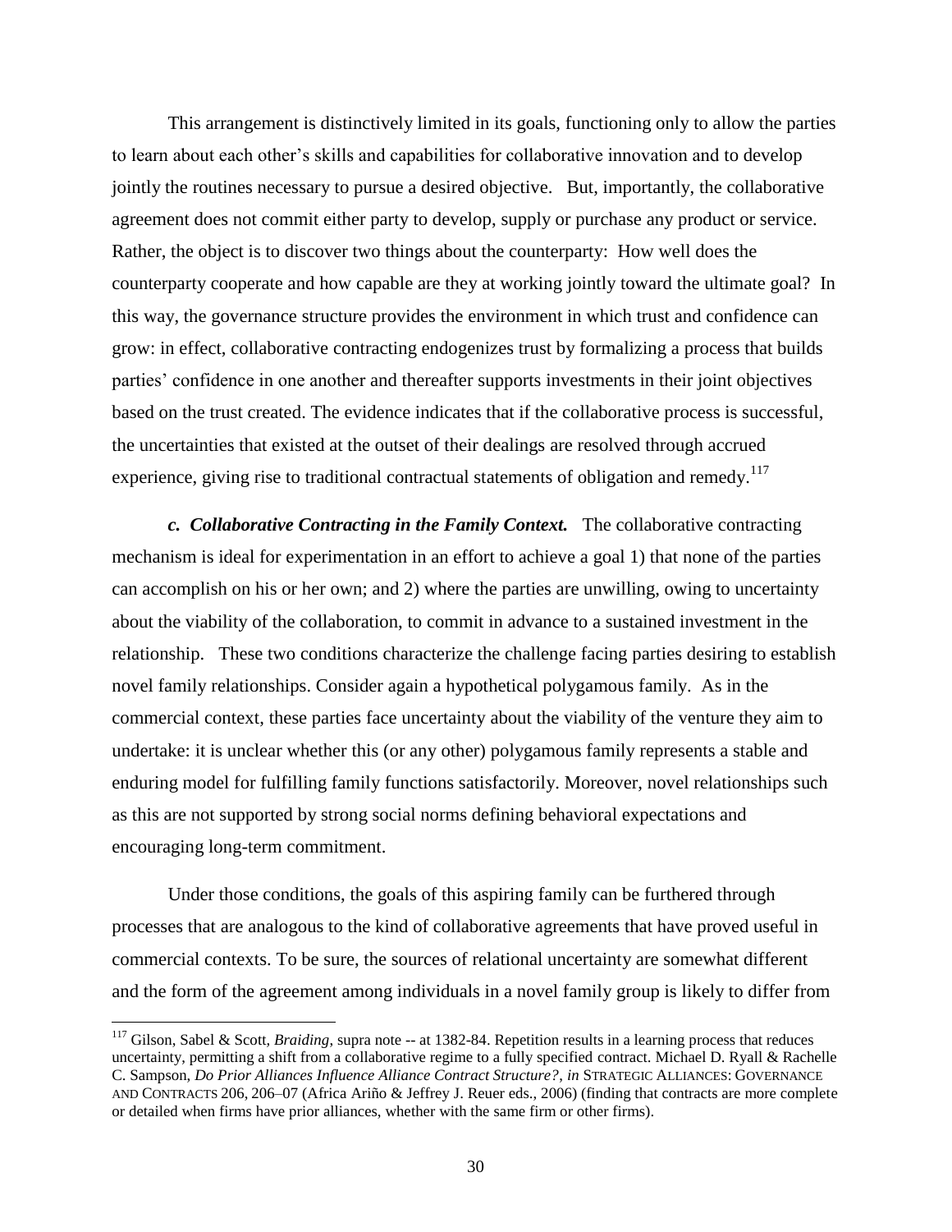This arrangement is distinctively limited in its goals, functioning only to allow the parties to learn about each other's skills and capabilities for collaborative innovation and to develop jointly the routines necessary to pursue a desired objective. But, importantly, the collaborative agreement does not commit either party to develop, supply or purchase any product or service. Rather, the object is to discover two things about the counterparty: How well does the counterparty cooperate and how capable are they at working jointly toward the ultimate goal? In this way, the governance structure provides the environment in which trust and confidence can grow: in effect, collaborative contracting endogenizes trust by formalizing a process that builds parties' confidence in one another and thereafter supports investments in their joint objectives based on the trust created. The evidence indicates that if the collaborative process is successful, the uncertainties that existed at the outset of their dealings are resolved through accrued experience, giving rise to traditional contractual statements of obligation and remedy.[117]

***c. Collaborative Contracting in the Family Context.*** The collaborative contracting mechanism is ideal for experimentation in an effort to achieve a goal 1) that none of the parties can accomplish on his or her own; and 2) where the parties are unwilling, owing to uncertainty about the viability of the collaboration, to commit in advance to a sustained investment in the relationship. These two conditions characterize the challenge facing parties desiring to establish novel family relationships. Consider again a hypothetical polygamous family. As in the commercial context, these parties face uncertainty about the viability of the venture they aim to undertake: it is unclear whether this (or any other) polygamous family represents a stable and enduring model for fulfilling family functions satisfactorily. Moreover, novel relationships such as this are not supported by strong social norms defining behavioral expectations and encouraging long-term commitment.

Under those conditions, the goals of this aspiring family can be furthered through processes that are analogous to the kind of collaborative agreements that have proved useful in commercial contexts. To be sure, the sources of relational uncertainty are somewhat different and the form of the agreement among individuals in a novel family group is likely to differ from

---

[117] Gilson, Sabel & Scott, *Braiding*, supra note -- at 1382-84. Repetition results in a learning process that reduces uncertainty, permitting a shift from a collaborative regime to a fully specified contract. Michael D. Ryall & Rachelle C. Sampson, *Do Prior Alliances Influence Alliance Contract Structure?*, *in* STRATEGIC ALLIANCES: GOVERNANCE AND CONTRACTS 206, 206–07 (Africa Ariño & Jeffrey J. Reuer eds., 2006) (finding that contracts are more complete or detailed when firms have prior alliances, whether with the same firm or other firms).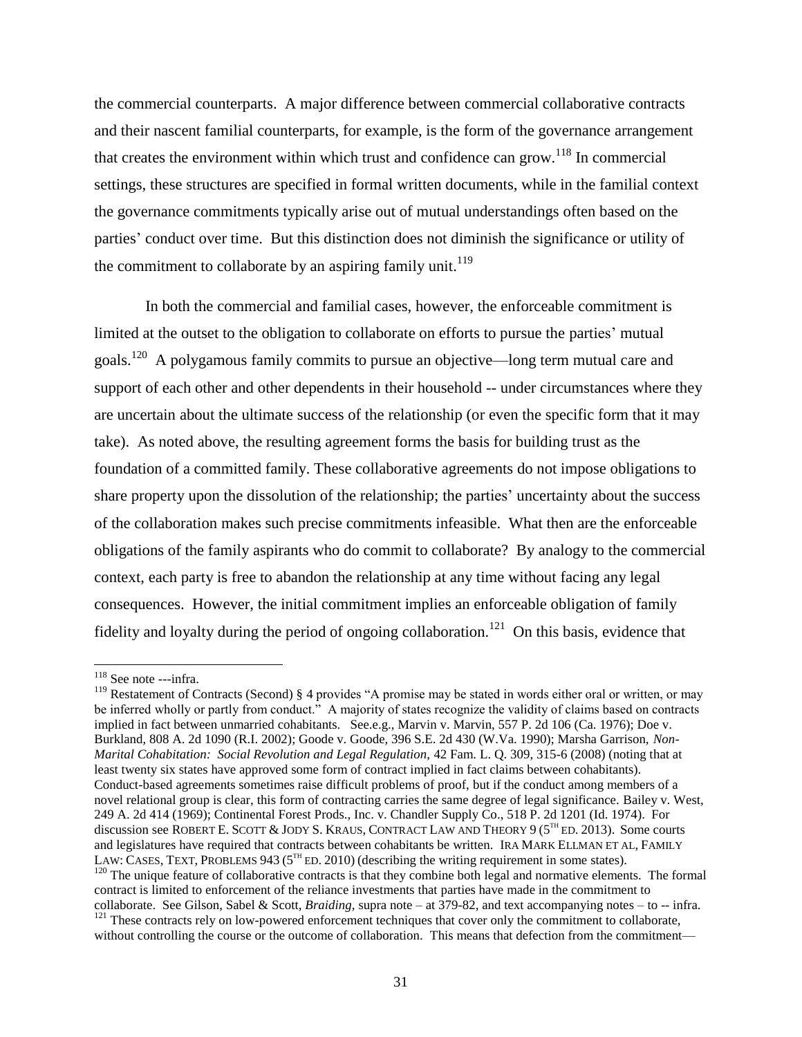the commercial counterparts. A major difference between commercial collaborative contracts and their nascent familial counterparts, for example, is the form of the governance arrangement that creates the environment within which trust and confidence can grow.[118] In commercial settings, these structures are specified in formal written documents, while in the familial context the governance commitments typically arise out of mutual understandings often based on the parties' conduct over time. But this distinction does not diminish the significance or utility of the commitment to collaborate by an aspiring family unit.[119]

In both the commercial and familial cases, however, the enforceable commitment is limited at the outset to the obligation to collaborate on efforts to pursue the parties' mutual goals.[120] A polygamous family commits to pursue an objective—long term mutual care and support of each other and other dependents in their household -- under circumstances where they are uncertain about the ultimate success of the relationship (or even the specific form that it may take). As noted above, the resulting agreement forms the basis for building trust as the foundation of a committed family. These collaborative agreements do not impose obligations to share property upon the dissolution of the relationship; the parties' uncertainty about the success of the collaboration makes such precise commitments infeasible. What then are the enforceable obligations of the family aspirants who do commit to collaborate? By analogy to the commercial context, each party is free to abandon the relationship at any time without facing any legal consequences. However, the initial commitment implies an enforceable obligation of family fidelity and loyalty during the period of ongoing collaboration.[121] On this basis, evidence that

---

[118] See note ---infra.

[119] Restatement of Contracts (Second) § 4 provides "A promise may be stated in words either oral or written, or may be inferred wholly or partly from conduct." A majority of states recognize the validity of claims based on contracts implied in fact between unmarried cohabitants. See.e.g., Marvin v. Marvin, 557 P. 2d 106 (Ca. 1976); Doe v. Burkland, 808 A. 2d 1090 (R.I. 2002); Goode v. Goode, 396 S.E. 2d 430 (W.Va. 1990); Marsha Garrison, *Non-Marital Cohabitation: Social Revolution and Legal Regulation*, 42 Fam. L. Q. 309, 315-6 (2008) (noting that at least twenty six states have approved some form of contract implied in fact claims between cohabitants). Conduct-based agreements sometimes raise difficult problems of proof, but if the conduct among members of a novel relational group is clear, this form of contracting carries the same degree of legal significance. Bailey v. West, 249 A. 2d 414 (1969); Continental Forest Prods., Inc. v. Chandler Supply Co., 518 P. 2d 1201 (Id. 1974). For discussion see ROBERT E. SCOTT & JODY S. KRAUS, CONTRACT LAW AND THEORY 9 (5TH ED. 2013). Some courts and legislatures have required that contracts between cohabitants be written. IRA MARK ELLMAN ET AL, FAMILY LAW: CASES, TEXT, PROBLEMS 943 (5TH ED. 2010) (describing the writing requirement in some states).

[120] The unique feature of collaborative contracts is that they combine both legal and normative elements. The formal contract is limited to enforcement of the reliance investments that parties have made in the commitment to collaborate. See Gilson, Sabel & Scott, *Braiding*, supra note – at 379-82, and text accompanying notes – to -- infra.

[121] These contracts rely on low-powered enforcement techniques that cover only the commitment to collaborate, without controlling the course or the outcome of collaboration. This means that defection from the commitment—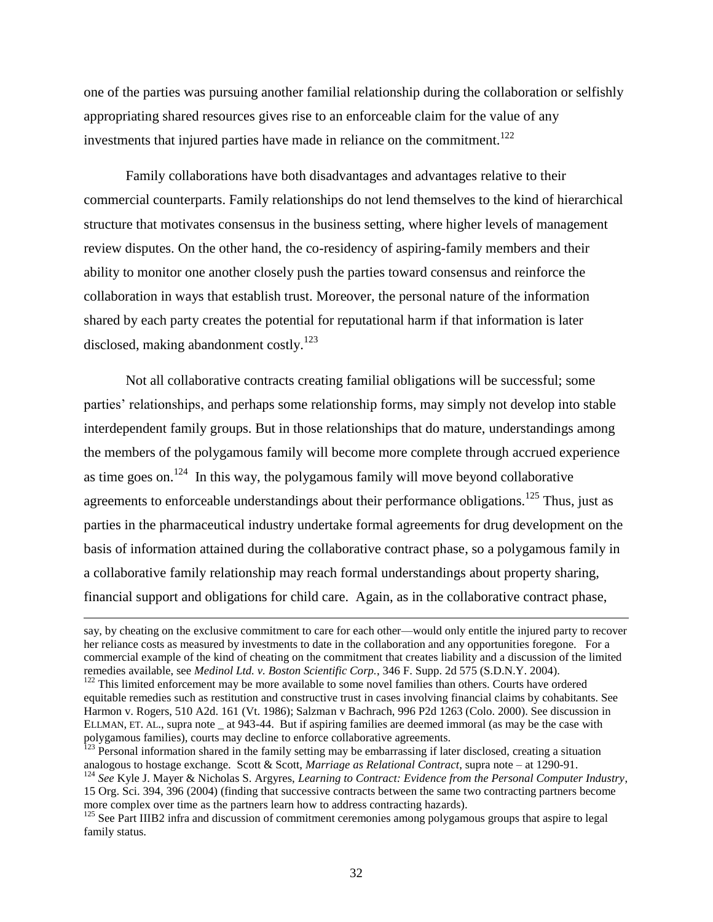one of the parties was pursuing another familial relationship during the collaboration or selfishly appropriating shared resources gives rise to an enforceable claim for the value of any investments that injured parties have made in reliance on the commitment.[122]

Family collaborations have both disadvantages and advantages relative to their commercial counterparts. Family relationships do not lend themselves to the kind of hierarchical structure that motivates consensus in the business setting, where higher levels of management review disputes. On the other hand, the co-residency of aspiring-family members and their ability to monitor one another closely push the parties toward consensus and reinforce the collaboration in ways that establish trust. Moreover, the personal nature of the information shared by each party creates the potential for reputational harm if that information is later disclosed, making abandonment costly.[123]

Not all collaborative contracts creating familial obligations will be successful; some parties' relationships, and perhaps some relationship forms, may simply not develop into stable interdependent family groups. But in those relationships that do mature, understandings among the members of the polygamous family will become more complete through accrued experience as time goes on.[124] In this way, the polygamous family will move beyond collaborative agreements to enforceable understandings about their performance obligations.[125] Thus, just as parties in the pharmaceutical industry undertake formal agreements for drug development on the basis of information attained during the collaborative contract phase, so a polygamous family in a collaborative family relationship may reach formal understandings about property sharing, financial support and obligations for child care. Again, as in the collaborative contract phase,

---

say, by cheating on the exclusive commitment to care for each other—would only entitle the injured party to recover her reliance costs as measured by investments to date in the collaboration and any opportunities foregone. For a commercial example of the kind of cheating on the commitment that creates liability and a discussion of the limited remedies available, see *Medinol Ltd. v. Boston Scientific Corp.*, 346 F. Supp. 2d 575 (S.D.N.Y. 2004).

[122] This limited enforcement may be more available to some novel families than others. Courts have ordered equitable remedies such as restitution and constructive trust in cases involving financial claims by cohabitants. See Harmon v. Rogers, 510 A2d. 161 (Vt. 1986); Salzman v Bachrach, 996 P2d 1263 (Colo. 2000). See discussion in ELLMAN, ET. AL., supra note _ at 943-44. But if aspiring families are deemed immoral (as may be the case with polygamous families), courts may decline to enforce collaborative agreements.

[123] Personal information shared in the family setting may be embarrassing if later disclosed, creating a situation analogous to hostage exchange. Scott & Scott, *Marriage as Relational Contract*, supra note – at 1290-91.

[124] *See* Kyle J. Mayer & Nicholas S. Argyres, *Learning to Contract: Evidence from the Personal Computer Industry*, 15 Org. Sci. 394, 396 (2004) (finding that successive contracts between the same two contracting partners become more complex over time as the partners learn how to address contracting hazards).

[125] See Part IIIB2 infra and discussion of commitment ceremonies among polygamous groups that aspire to legal family status.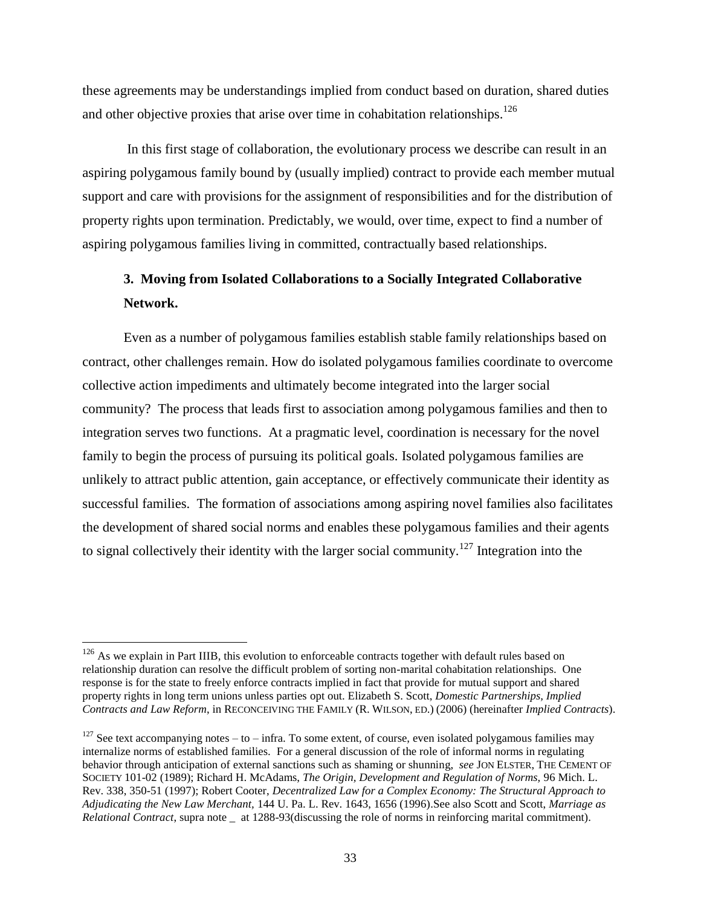these agreements may be understandings implied from conduct based on duration, shared duties and other objective proxies that arise over time in cohabitation relationships.[126]

In this first stage of collaboration, the evolutionary process we describe can result in an aspiring polygamous family bound by (usually implied) contract to provide each member mutual support and care with provisions for the assignment of responsibilities and for the distribution of property rights upon termination. Predictably, we would, over time, expect to find a number of aspiring polygamous families living in committed, contractually based relationships.

### 3. Moving from Isolated Collaborations to a Socially Integrated Collaborative Network.

Even as a number of polygamous families establish stable family relationships based on contract, other challenges remain. How do isolated polygamous families coordinate to overcome collective action impediments and ultimately become integrated into the larger social community? The process that leads first to association among polygamous families and then to integration serves two functions. At a pragmatic level, coordination is necessary for the novel family to begin the process of pursuing its political goals. Isolated polygamous families are unlikely to attract public attention, gain acceptance, or effectively communicate their identity as successful families. The formation of associations among aspiring novel families also facilitates the development of shared social norms and enables these polygamous families and their agents to signal collectively their identity with the larger social community.[127] Integration into the

---

[126] As we explain in Part IIIB, this evolution to enforceable contracts together with default rules based on relationship duration can resolve the difficult problem of sorting non-marital cohabitation relationships. One response is for the state to freely enforce contracts implied in fact that provide for mutual support and shared property rights in long term unions unless parties opt out. Elizabeth S. Scott, *Domestic Partnerships, Implied Contracts and Law Reform*, in RECONCEIVING THE FAMILY (R. WILSON, ED.) (2006) (hereinafter *Implied Contracts*).

[127] See text accompanying notes – to – infra. To some extent, of course, even isolated polygamous families may internalize norms of established families. For a general discussion of the role of informal norms in regulating behavior through anticipation of external sanctions such as shaming or shunning, *see* JON ELSTER, THE CEMENT OF SOCIETY 101-02 (1989); Richard H. McAdams, *The Origin, Development and Regulation of Norms,* 96 Mich. L. Rev. 338, 350-51 (1997); Robert Cooter, *Decentralized Law for a Complex Economy: The Structural Approach to Adjudicating the New Law Merchant,* 144 U. Pa. L. Rev. 1643, 1656 (1996).See also Scott and Scott, *Marriage as Relational Contract*, supra note _ at 1288-93(discussing the role of norms in reinforcing marital commitment).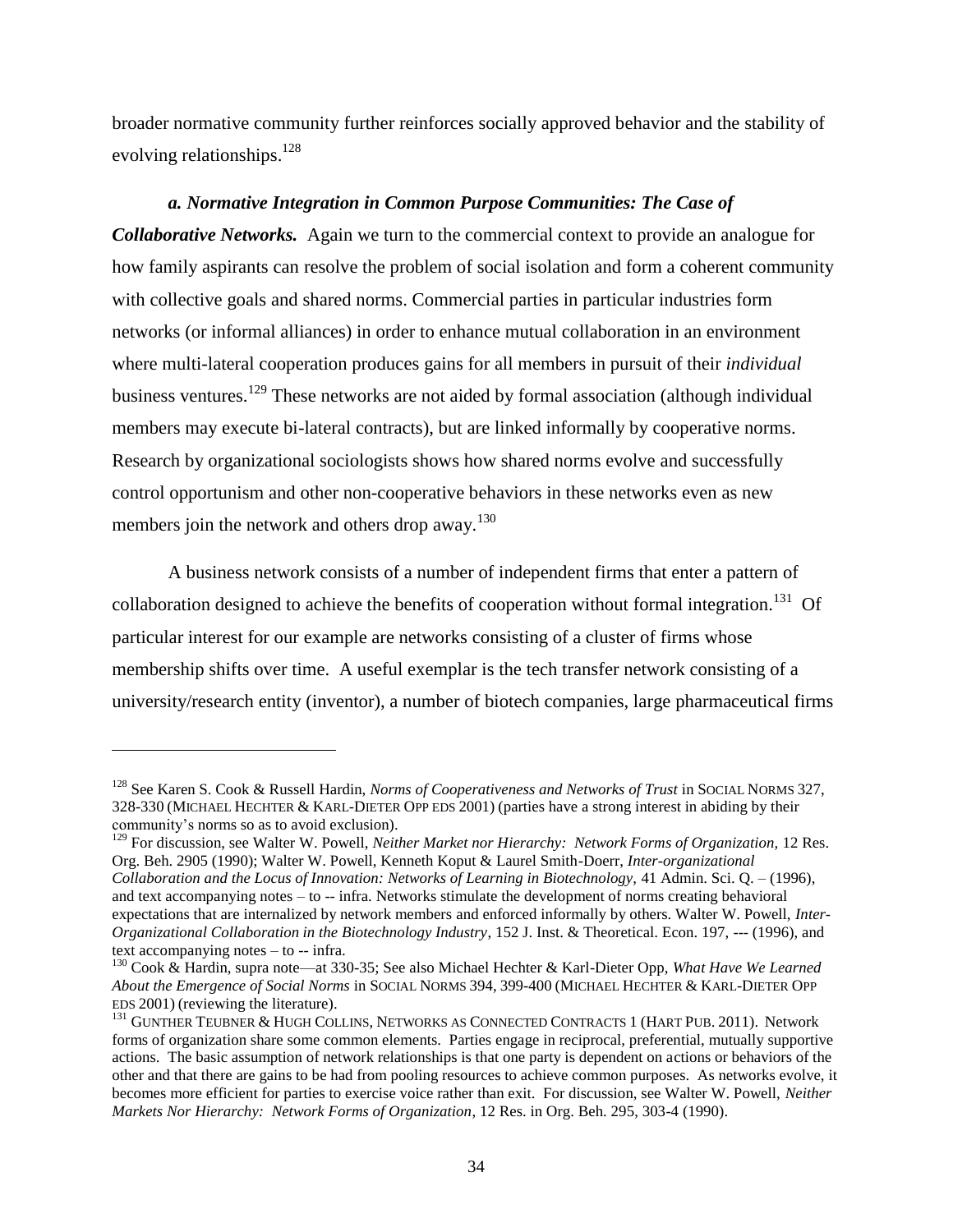broader normative community further reinforces socially approved behavior and the stability of evolving relationships.[128]

***a. Normative Integration in Common Purpose Communities: The Case of Collaborative Networks.*** Again we turn to the commercial context to provide an analogue for how family aspirants can resolve the problem of social isolation and form a coherent community with collective goals and shared norms. Commercial parties in particular industries form networks (or informal alliances) in order to enhance mutual collaboration in an environment where multi-lateral cooperation produces gains for all members in pursuit of their *individual* business ventures.[129] These networks are not aided by formal association (although individual members may execute bi-lateral contracts), but are linked informally by cooperative norms. Research by organizational sociologists shows how shared norms evolve and successfully control opportunism and other non-cooperative behaviors in these networks even as new members join the network and others drop away.[130]

A business network consists of a number of independent firms that enter a pattern of collaboration designed to achieve the benefits of cooperation without formal integration.[131] Of particular interest for our example are networks consisting of a cluster of firms whose membership shifts over time. A useful exemplar is the tech transfer network consisting of a university/research entity (inventor), a number of biotech companies, large pharmaceutical firms

---

[128] See Karen S. Cook & Russell Hardin, *Norms of Cooperativeness and Networks of Trust* in SOCIAL NORMS 327, 328-330 (MICHAEL HECHTER & KARL-DIETER OPP EDS 2001) (parties have a strong interest in abiding by their community's norms so as to avoid exclusion).

[129] For discussion, see Walter W. Powell, *Neither Market nor Hierarchy: Network Forms of Organization,* 12 Res. Org. Beh. 2905 (1990); Walter W. Powell, Kenneth Koput & Laurel Smith-Doerr, *Inter-organizational Collaboration and the Locus of Innovation: Networks of Learning in Biotechnology,* 41 Admin. Sci. Q. – (1996), and text accompanying notes – to -- infra. Networks stimulate the development of norms creating behavioral expectations that are internalized by network members and enforced informally by others. Walter W. Powell, *Inter-Organizational Collaboration in the Biotechnology Industry*, 152 J. Inst. & Theoretical. Econ. 197, --- (1996), and text accompanying notes – to -- infra.

[130] Cook & Hardin, supra note—at 330-35; See also Michael Hechter & Karl-Dieter Opp, *What Have We Learned About the Emergence of Social Norms* in SOCIAL NORMS 394, 399-400 (MICHAEL HECHTER & KARL-DIETER OPP EDS 2001) (reviewing the literature).

[131] GUNTHER TEUBNER & HUGH COLLINS, NETWORKS AS CONNECTED CONTRACTS 1 (HART PUB. 2011). Network forms of organization share some common elements. Parties engage in reciprocal, preferential, mutually supportive actions. The basic assumption of network relationships is that one party is dependent on actions or behaviors of the other and that there are gains to be had from pooling resources to achieve common purposes. As networks evolve, it becomes more efficient for parties to exercise voice rather than exit. For discussion, see Walter W. Powell, *Neither Markets Nor Hierarchy: Network Forms of Organization*, 12 Res. in Org. Beh. 295, 303-4 (1990).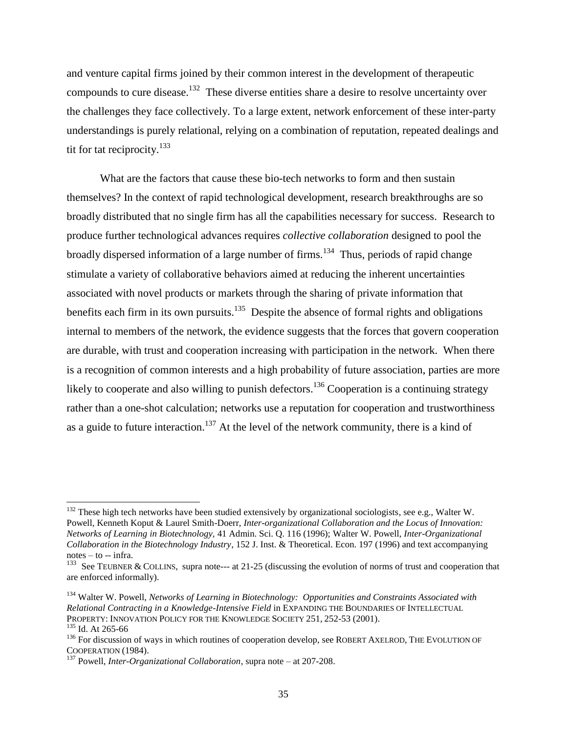and venture capital firms joined by their common interest in the development of therapeutic compounds to cure disease.[132] These diverse entities share a desire to resolve uncertainty over the challenges they face collectively. To a large extent, network enforcement of these inter-party understandings is purely relational, relying on a combination of reputation, repeated dealings and tit for tat reciprocity.[133]

What are the factors that cause these bio-tech networks to form and then sustain themselves? In the context of rapid technological development, research breakthroughs are so broadly distributed that no single firm has all the capabilities necessary for success. Research to produce further technological advances requires *collective collaboration* designed to pool the broadly dispersed information of a large number of firms.[134] Thus, periods of rapid change stimulate a variety of collaborative behaviors aimed at reducing the inherent uncertainties associated with novel products or markets through the sharing of private information that benefits each firm in its own pursuits.[135] Despite the absence of formal rights and obligations internal to members of the network, the evidence suggests that the forces that govern cooperation are durable, with trust and cooperation increasing with participation in the network. When there is a recognition of common interests and a high probability of future association, parties are more likely to cooperate and also willing to punish defectors.[136] Cooperation is a continuing strategy rather than a one-shot calculation; networks use a reputation for cooperation and trustworthiness as a guide to future interaction.[137] At the level of the network community, there is a kind of

---

[132] These high tech networks have been studied extensively by organizational sociologists, see e.g., Walter W. Powell, Kenneth Koput & Laurel Smith-Doerr, *Inter-organizational Collaboration and the Locus of Innovation: Networks of Learning in Biotechnology,* 41 Admin. Sci. Q. 116 (1996); Walter W. Powell, *Inter-Organizational Collaboration in the Biotechnology Industry*, 152 J. Inst. & Theoretical. Econ. 197 (1996) and text accompanying notes – to -- infra.

[133] See TEUBNER & COLLINS, supra note--- at 21-25 (discussing the evolution of norms of trust and cooperation that are enforced informally).

[134] Walter W. Powell, *Networks of Learning in Biotechnology: Opportunities and Constraints Associated with Relational Contracting in a Knowledge-Intensive Field* in EXPANDING THE BOUNDARIES OF INTELLECTUAL PROPERTY: INNOVATION POLICY FOR THE KNOWLEDGE SOCIETY 251, 252-53 (2001).

[135] Id. At 265-66

[136] For discussion of ways in which routines of cooperation develop, see ROBERT AXELROD, THE EVOLUTION OF COOPERATION (1984).

[137] Powell, *Inter-Organizational Collaboration*, supra note – at 207-208.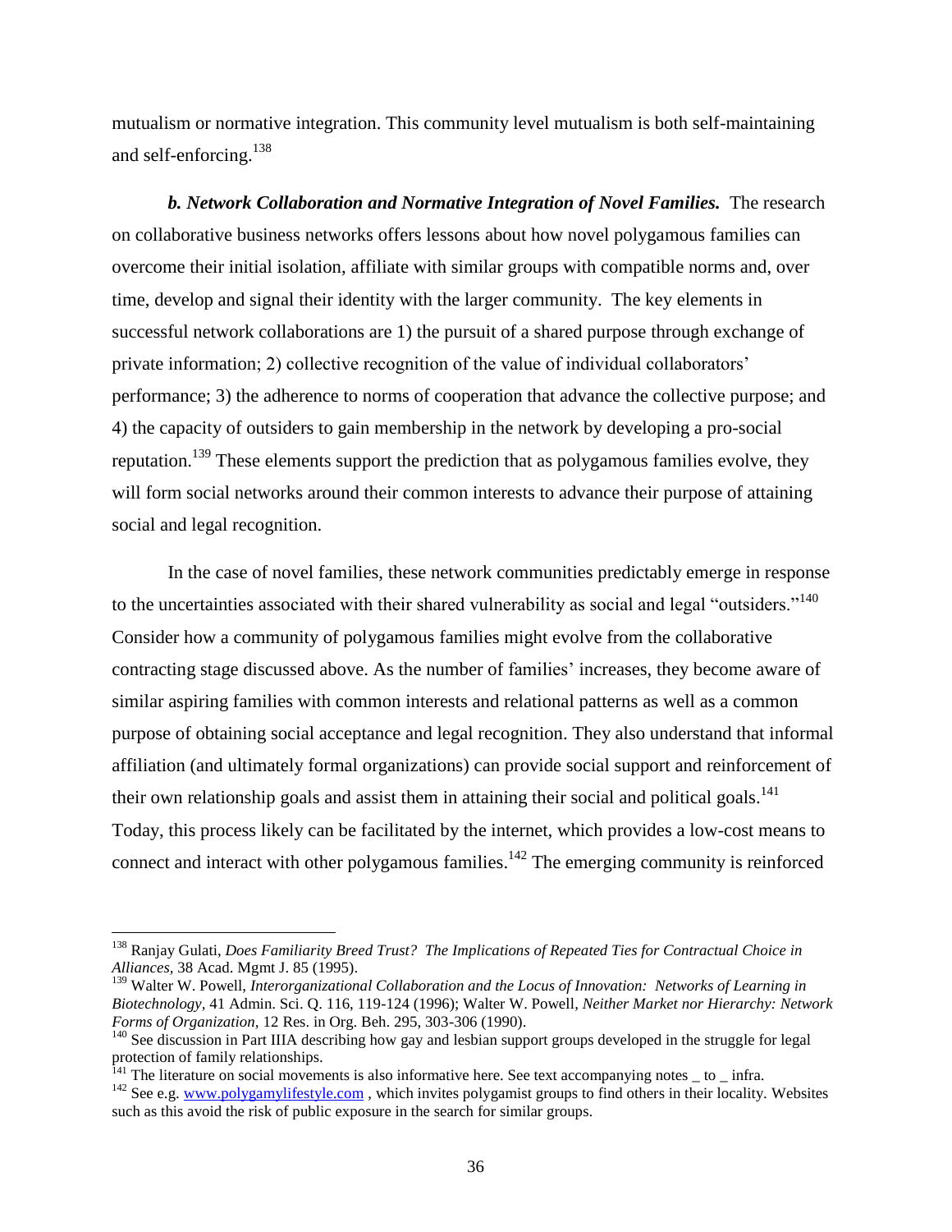mutualism or normative integration. This community level mutualism is both self-maintaining and self-enforcing.[138]

***b. Network Collaboration and Normative Integration of Novel Families.*** The research on collaborative business networks offers lessons about how novel polygamous families can overcome their initial isolation, affiliate with similar groups with compatible norms and, over time, develop and signal their identity with the larger community. The key elements in successful network collaborations are 1) the pursuit of a shared purpose through exchange of private information; 2) collective recognition of the value of individual collaborators' performance; 3) the adherence to norms of cooperation that advance the collective purpose; and 4) the capacity of outsiders to gain membership in the network by developing a pro-social reputation.[139] These elements support the prediction that as polygamous families evolve, they will form social networks around their common interests to advance their purpose of attaining social and legal recognition.

In the case of novel families, these network communities predictably emerge in response to the uncertainties associated with their shared vulnerability as social and legal "outsiders."[140] Consider how a community of polygamous families might evolve from the collaborative contracting stage discussed above. As the number of families' increases, they become aware of similar aspiring families with common interests and relational patterns as well as a common purpose of obtaining social acceptance and legal recognition. They also understand that informal affiliation (and ultimately formal organizations) can provide social support and reinforcement of their own relationship goals and assist them in attaining their social and political goals.[141] Today, this process likely can be facilitated by the internet, which provides a low-cost means to connect and interact with other polygamous families.[142] The emerging community is reinforced

---

[138] Ranjay Gulati, *Does Familiarity Breed Trust? The Implications of Repeated Ties for Contractual Choice in Alliances*, 38 Acad. Mgmt J. 85 (1995).

[139] Walter W. Powell, *Interorganizational Collaboration and the Locus of Innovation: Networks of Learning in Biotechnology*, 41 Admin. Sci. Q. 116, 119-124 (1996); Walter W. Powell, *Neither Market nor Hierarchy: Network Forms of Organization*, 12 Res. in Org. Beh. 295, 303-306 (1990).

[140] See discussion in Part IIIA describing how gay and lesbian support groups developed in the struggle for legal protection of family relationships.

[141] The literature on social movements is also informative here. See text accompanying notes _ to _ infra.

[142] See e.g. www.polygamylifestyle.com , which invites polygamist groups to find others in their locality. Websites such as this avoid the risk of public exposure in the search for similar groups.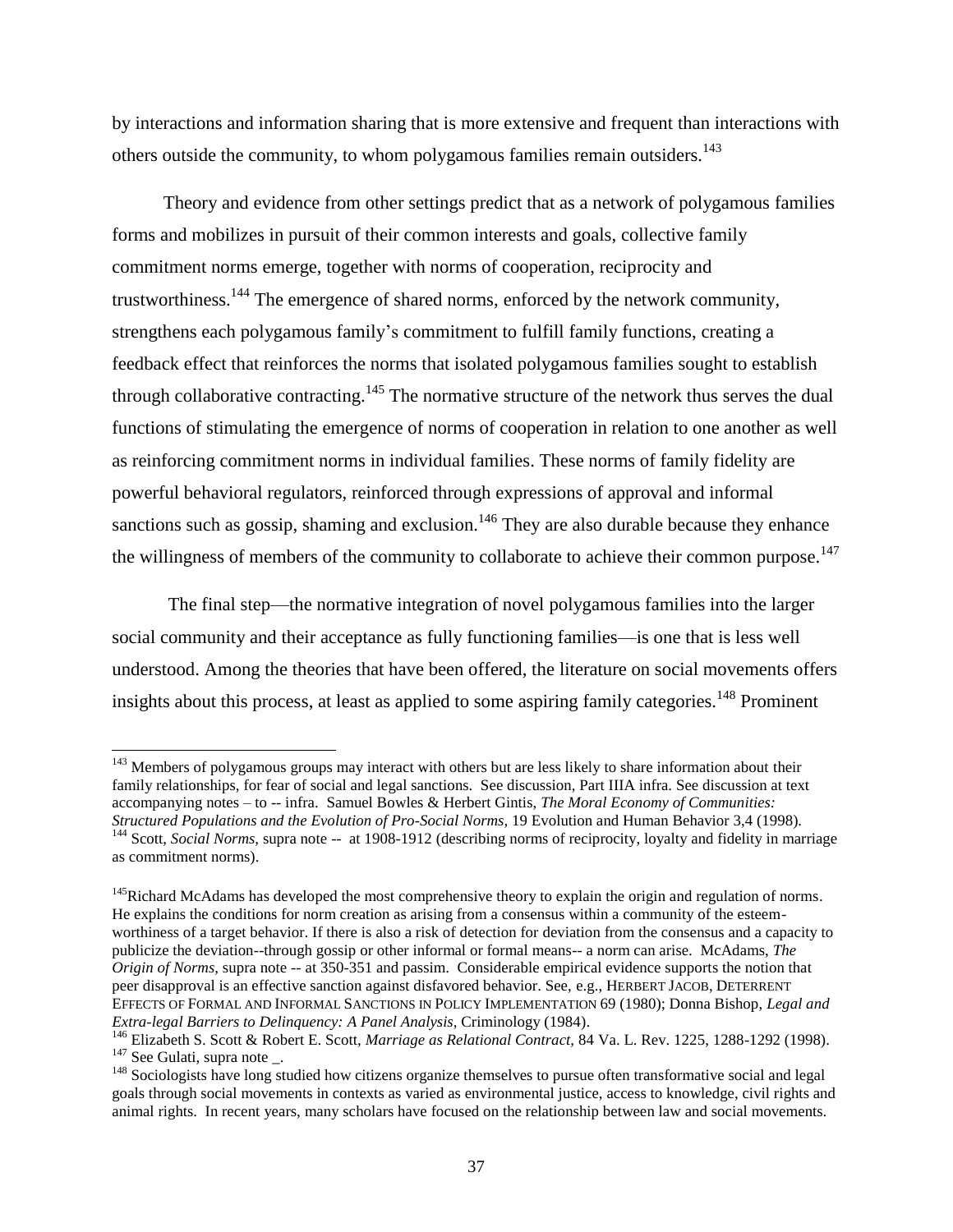by interactions and information sharing that is more extensive and frequent than interactions with others outside the community, to whom polygamous families remain outsiders.[143]

Theory and evidence from other settings predict that as a network of polygamous families forms and mobilizes in pursuit of their common interests and goals, collective family commitment norms emerge, together with norms of cooperation, reciprocity and trustworthiness.[144] The emergence of shared norms, enforced by the network community, strengthens each polygamous family's commitment to fulfill family functions, creating a feedback effect that reinforces the norms that isolated polygamous families sought to establish through collaborative contracting.[145] The normative structure of the network thus serves the dual functions of stimulating the emergence of norms of cooperation in relation to one another as well as reinforcing commitment norms in individual families. These norms of family fidelity are powerful behavioral regulators, reinforced through expressions of approval and informal sanctions such as gossip, shaming and exclusion.[146] They are also durable because they enhance the willingness of members of the community to collaborate to achieve their common purpose.[147]

The final step—the normative integration of novel polygamous families into the larger social community and their acceptance as fully functioning families—is one that is less well understood. Among the theories that have been offered, the literature on social movements offers insights about this process, at least as applied to some aspiring family categories.[148] Prominent

---

[143] Members of polygamous groups may interact with others but are less likely to share information about their family relationships, for fear of social and legal sanctions. See discussion, Part IIIA infra. See discussion at text accompanying notes – to -- infra. Samuel Bowles & Herbert Gintis, *The Moral Economy of Communities: Structured Populations and the Evolution of Pro-Social Norms,* 19 Evolution and Human Behavior 3,4 (1998).

[144] Scott, *Social Norms,* supra note -- at 1908-1912 (describing norms of reciprocity, loyalty and fidelity in marriage as commitment norms).

[145] Richard McAdams has developed the most comprehensive theory to explain the origin and regulation of norms. He explains the conditions for norm creation as arising from a consensus within a community of the esteem-worthiness of a target behavior. If there is also a risk of detection for deviation from the consensus and a capacity to publicize the deviation--through gossip or other informal or formal means-- a norm can arise. McAdams, *The Origin of Norms,* supra note -- at 350-351 and passim. Considerable empirical evidence supports the notion that peer disapproval is an effective sanction against disfavored behavior. See, e.g., HERBERT JACOB, DETERRENT EFFECTS OF FORMAL AND INFORMAL SANCTIONS IN POLICY IMPLEMENTATION 69 (1980); Donna Bishop, *Legal and Extra-legal Barriers to Delinquency: A Panel Analysis*, Criminology (1984).

[146] Elizabeth S. Scott & Robert E. Scott, *Marriage as Relational Contract,* 84 Va. L. Rev. 1225, 1288-1292 (1998).

[147] See Gulati, supra note _.

[148] Sociologists have long studied how citizens organize themselves to pursue often transformative social and legal goals through social movements in contexts as varied as environmental justice, access to knowledge, civil rights and animal rights. In recent years, many scholars have focused on the relationship between law and social movements.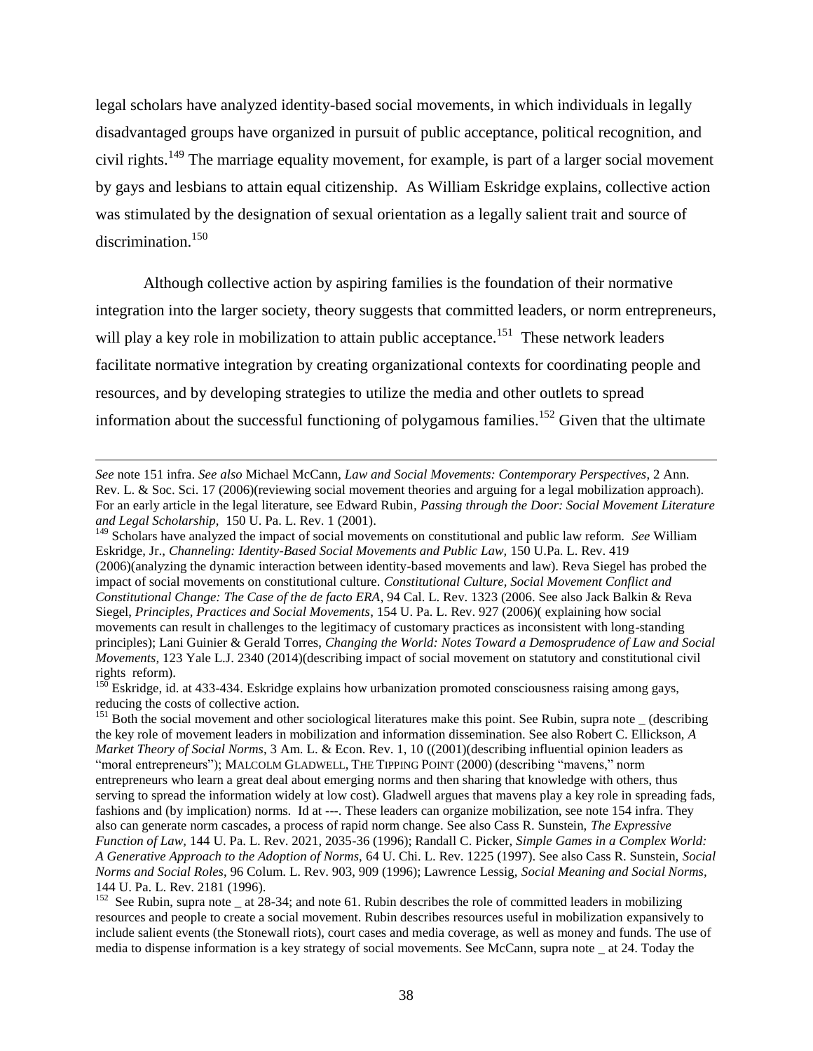legal scholars have analyzed identity-based social movements, in which individuals in legally disadvantaged groups have organized in pursuit of public acceptance, political recognition, and civil rights.[149] The marriage equality movement, for example, is part of a larger social movement by gays and lesbians to attain equal citizenship. As William Eskridge explains, collective action was stimulated by the designation of sexual orientation as a legally salient trait and source of discrimination.[150]

Although collective action by aspiring families is the foundation of their normative integration into the larger society, theory suggests that committed leaders, or norm entrepreneurs, will play a key role in mobilization to attain public acceptance.[151] These network leaders facilitate normative integration by creating organizational contexts for coordinating people and resources, and by developing strategies to utilize the media and other outlets to spread information about the successful functioning of polygamous families.[152] Given that the ultimate

---

*See* note 151 infra. *See also* Michael McCann, *Law and Social Movements: Contemporary Perspectives*, 2 Ann. Rev. L. & Soc. Sci. 17 (2006)(reviewing social movement theories and arguing for a legal mobilization approach). For an early article in the legal literature, see Edward Rubin, *Passing through the Door: Social Movement Literature and Legal Scholarship*, 150 U. Pa. L. Rev. 1 (2001).

[149] Scholars have analyzed the impact of social movements on constitutional and public law reform. *See* William Eskridge, Jr., *Channeling: Identity-Based Social Movements and Public Law,* 150 U.Pa. L. Rev. 419 (2006)(analyzing the dynamic interaction between identity-based movements and law). Reva Siegel has probed the impact of social movements on constitutional culture. *Constitutional Culture, Social Movement Conflict and Constitutional Change: The Case of the de facto ERA*, 94 Cal. L. Rev. 1323 (2006. See also Jack Balkin & Reva Siegel, *Principles, Practices and Social Movements*, 154 U. Pa. L. Rev. 927 (2006)( explaining how social movements can result in challenges to the legitimacy of customary practices as inconsistent with long-standing principles); Lani Guinier & Gerald Torres, *Changing the World: Notes Toward a Demosprudence of Law and Social Movements*, 123 Yale L.J. 2340 (2014)(describing impact of social movement on statutory and constitutional civil rights reform).

[150] Eskridge, id. at 433-434. Eskridge explains how urbanization promoted consciousness raising among gays, reducing the costs of collective action.

[151] Both the social movement and other sociological literatures make this point. See Rubin, supra note _ (describing the key role of movement leaders in mobilization and information dissemination. See also Robert C. Ellickson, *A Market Theory of Social Norms*, 3 Am. L. & Econ. Rev. 1, 10 ((2001)(describing influential opinion leaders as "moral entrepreneurs"); MALCOLM GLADWELL, THE TIPPING POINT (2000) (describing "mavens," norm entrepreneurs who learn a great deal about emerging norms and then sharing that knowledge with others, thus serving to spread the information widely at low cost). Gladwell argues that mavens play a key role in spreading fads, fashions and (by implication) norms. Id at ---. These leaders can organize mobilization, see note 154 infra. They also can generate norm cascades, a process of rapid norm change. See also Cass R. Sunstein, *The Expressive Function of Law,* 144 U. Pa. L. Rev. 2021, 2035-36 (1996); Randall C. Picker, *Simple Games in a Complex World: A Generative Approach to the Adoption of Norms,* 64 U. Chi. L. Rev. 1225 (1997). See also Cass R. Sunstein, *Social Norms and Social Roles*, 96 Colum. L. Rev. 903, 909 (1996); Lawrence Lessig, *Social Meaning and Social Norms,* 144 U. Pa. L. Rev. 2181 (1996).

[152] See Rubin, supra note _ at 28-34; and note 61. Rubin describes the role of committed leaders in mobilizing resources and people to create a social movement. Rubin describes resources useful in mobilization expansively to include salient events (the Stonewall riots), court cases and media coverage, as well as money and funds. The use of media to dispense information is a key strategy of social movements. See McCann, supra note _ at 24. Today the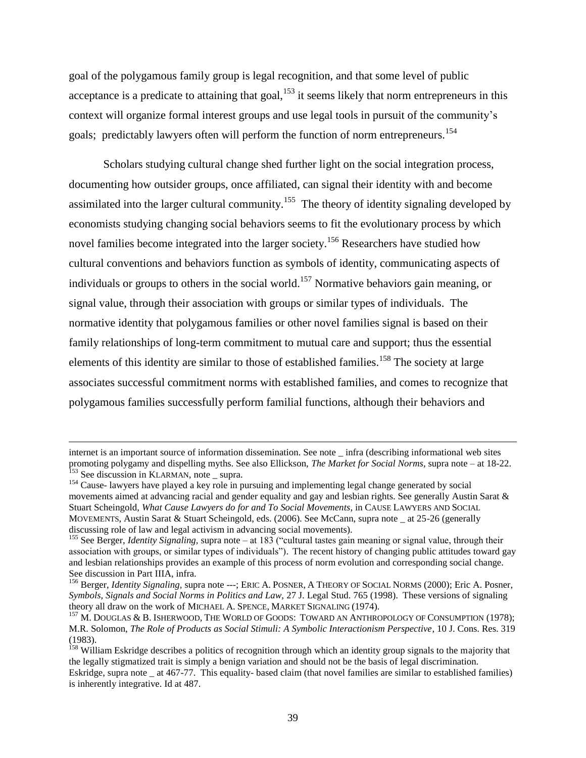goal of the polygamous family group is legal recognition, and that some level of public acceptance is a predicate to attaining that goal,[153] it seems likely that norm entrepreneurs in this context will organize formal interest groups and use legal tools in pursuit of the community's goals; predictably lawyers often will perform the function of norm entrepreneurs.[154]

Scholars studying cultural change shed further light on the social integration process, documenting how outsider groups, once affiliated, can signal their identity with and become assimilated into the larger cultural community.[155] The theory of identity signaling developed by economists studying changing social behaviors seems to fit the evolutionary process by which novel families become integrated into the larger society.[156] Researchers have studied how cultural conventions and behaviors function as symbols of identity, communicating aspects of individuals or groups to others in the social world.[157] Normative behaviors gain meaning, or signal value, through their association with groups or similar types of individuals. The normative identity that polygamous families or other novel families signal is based on their family relationships of long-term commitment to mutual care and support; thus the essential elements of this identity are similar to those of established families.[158] The society at large associates successful commitment norms with established families, and comes to recognize that polygamous families successfully perform familial functions, although their behaviors and

---

internet is an important source of information dissemination. See note _ infra (describing informational web sites promoting polygamy and dispelling myths. See also Ellickson, *The Market for Social Norms*, supra note – at 18-22.

[153] See discussion in KLARMAN, note _ supra.

[154] Cause- lawyers have played a key role in pursuing and implementing legal change generated by social movements aimed at advancing racial and gender equality and gay and lesbian rights. See generally Austin Sarat & Stuart Scheingold, *What Cause Lawyers do for and To Social Movements*, in CAUSE LAWYERS AND SOCIAL MOVEMENTS, Austin Sarat & Stuart Scheingold, eds. (2006). See McCann, supra note _ at 25-26 (generally discussing role of law and legal activism in advancing social movements).

[155] See Berger, *Identity Signaling*, supra note – at 183 ("cultural tastes gain meaning or signal value, through their association with groups, or similar types of individuals"). The recent history of changing public attitudes toward gay and lesbian relationships provides an example of this process of norm evolution and corresponding social change. See discussion in Part IIIA, infra.

[156] Berger, *Identity Signaling*, supra note ---; ERIC A. POSNER, A THEORY OF SOCIAL NORMS (2000); Eric A. Posner, *Symbols, Signals and Social Norms in Politics and Law*, 27 J. Legal Stud. 765 (1998). These versions of signaling theory all draw on the work of MICHAEL A. SPENCE, MARKET SIGNALING (1974).

[157] M. DOUGLAS & B. ISHERWOOD, THE WORLD OF GOODS: TOWARD AN ANTHROPOLOGY OF CONSUMPTION (1978); M.R. Solomon, *The Role of Products as Social Stimuli: A Symbolic Interactionism Perspective*, 10 J. Cons. Res. 319 (1983).

[158] William Eskridge describes a politics of recognition through which an identity group signals to the majority that the legally stigmatized trait is simply a benign variation and should not be the basis of legal discrimination. Eskridge, supra note _ at 467-77. This equality- based claim (that novel families are similar to established families) is inherently integrative. Id at 487.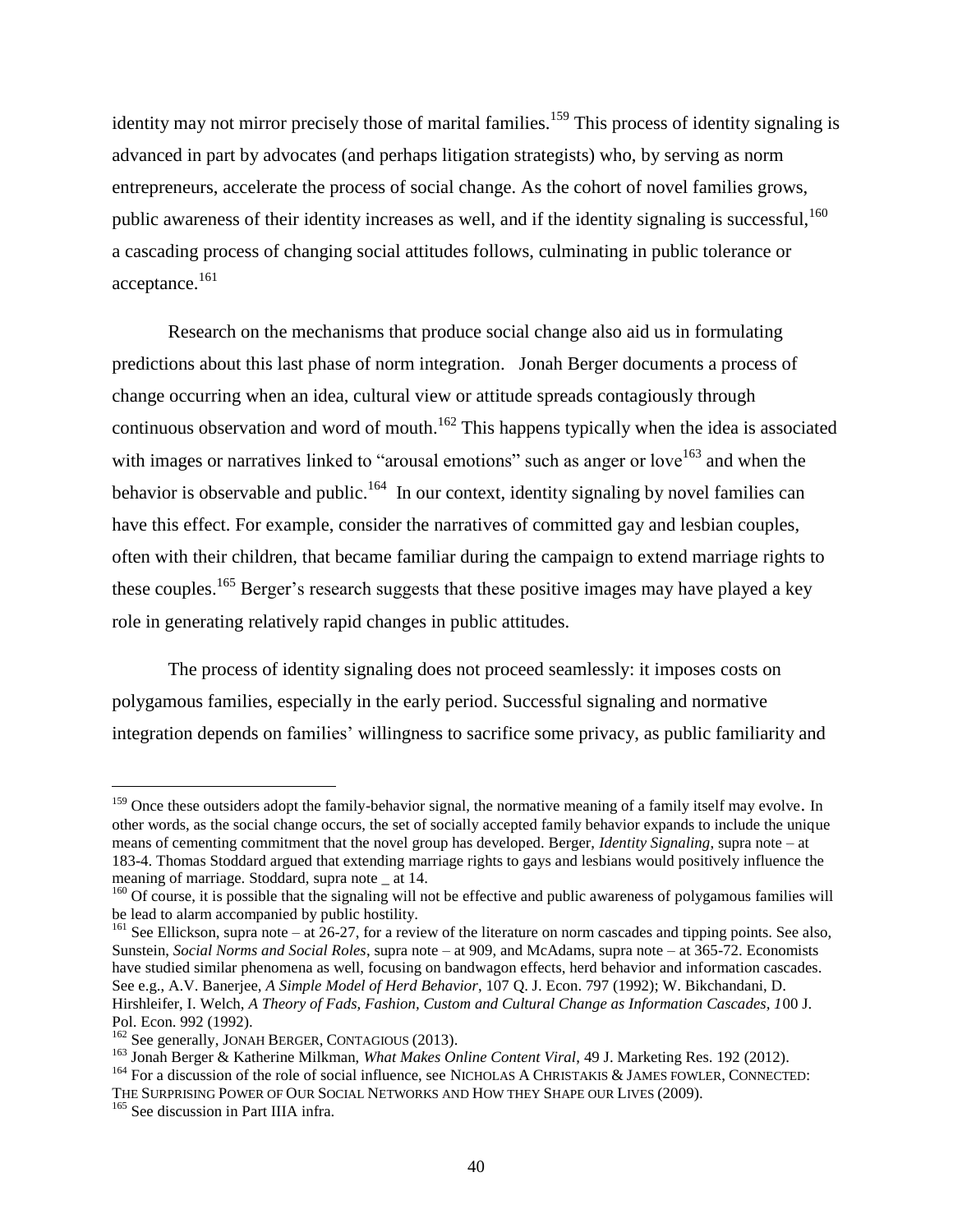identity may not mirror precisely those of marital families.[159] This process of identity signaling is advanced in part by advocates (and perhaps litigation strategists) who, by serving as norm entrepreneurs, accelerate the process of social change. As the cohort of novel families grows, public awareness of their identity increases as well, and if the identity signaling is successful,[160] a cascading process of changing social attitudes follows, culminating in public tolerance or acceptance.[161]

Research on the mechanisms that produce social change also aid us in formulating predictions about this last phase of norm integration. Jonah Berger documents a process of change occurring when an idea, cultural view or attitude spreads contagiously through continuous observation and word of mouth.[162] This happens typically when the idea is associated with images or narratives linked to "arousal emotions" such as anger or love[163] and when the behavior is observable and public.[164] In our context, identity signaling by novel families can have this effect. For example, consider the narratives of committed gay and lesbian couples, often with their children, that became familiar during the campaign to extend marriage rights to these couples.[165] Berger's research suggests that these positive images may have played a key role in generating relatively rapid changes in public attitudes.

The process of identity signaling does not proceed seamlessly: it imposes costs on polygamous families, especially in the early period. Successful signaling and normative integration depends on families' willingness to sacrifice some privacy, as public familiarity and

---

[159] Once these outsiders adopt the family-behavior signal, the normative meaning of a family itself may evolve. In other words, as the social change occurs, the set of socially accepted family behavior expands to include the unique means of cementing commitment that the novel group has developed. Berger, *Identity Signaling*, supra note – at 183-4. Thomas Stoddard argued that extending marriage rights to gays and lesbians would positively influence the meaning of marriage. Stoddard, supra note _ at 14.

[160] Of course, it is possible that the signaling will not be effective and public awareness of polygamous families will be lead to alarm accompanied by public hostility.

[161] See Ellickson, supra note – at 26-27, for a review of the literature on norm cascades and tipping points. See also, Sunstein, *Social Norms and Social Roles*, supra note – at 909, and McAdams, supra note – at 365-72. Economists have studied similar phenomena as well, focusing on bandwagon effects, herd behavior and information cascades. See e.g., A.V. Banerjee, *A Simple Model of Herd Behavior*, 107 Q. J. Econ. 797 (1992); W. Bikchandani, D. Hirshleifer, I. Welch, *A Theory of Fads, Fashion, Custom and Cultural Change as Information Cascades, 1*00 J. Pol. Econ. 992 (1992).

[162] See generally, JONAH BERGER, CONTAGIOUS (2013).

[163] Jonah Berger & Katherine Milkman, *What Makes Online Content Viral*, 49 J. Marketing Res. 192 (2012).

[164] For a discussion of the role of social influence, see NICHOLAS A CHRISTAKIS & JAMES FOWLER, CONNECTED: THE SURPRISING POWER OF OUR SOCIAL NETWORKS AND HOW THEY SHAPE OUR LIVES (2009).

[165] See discussion in Part IIIA infra.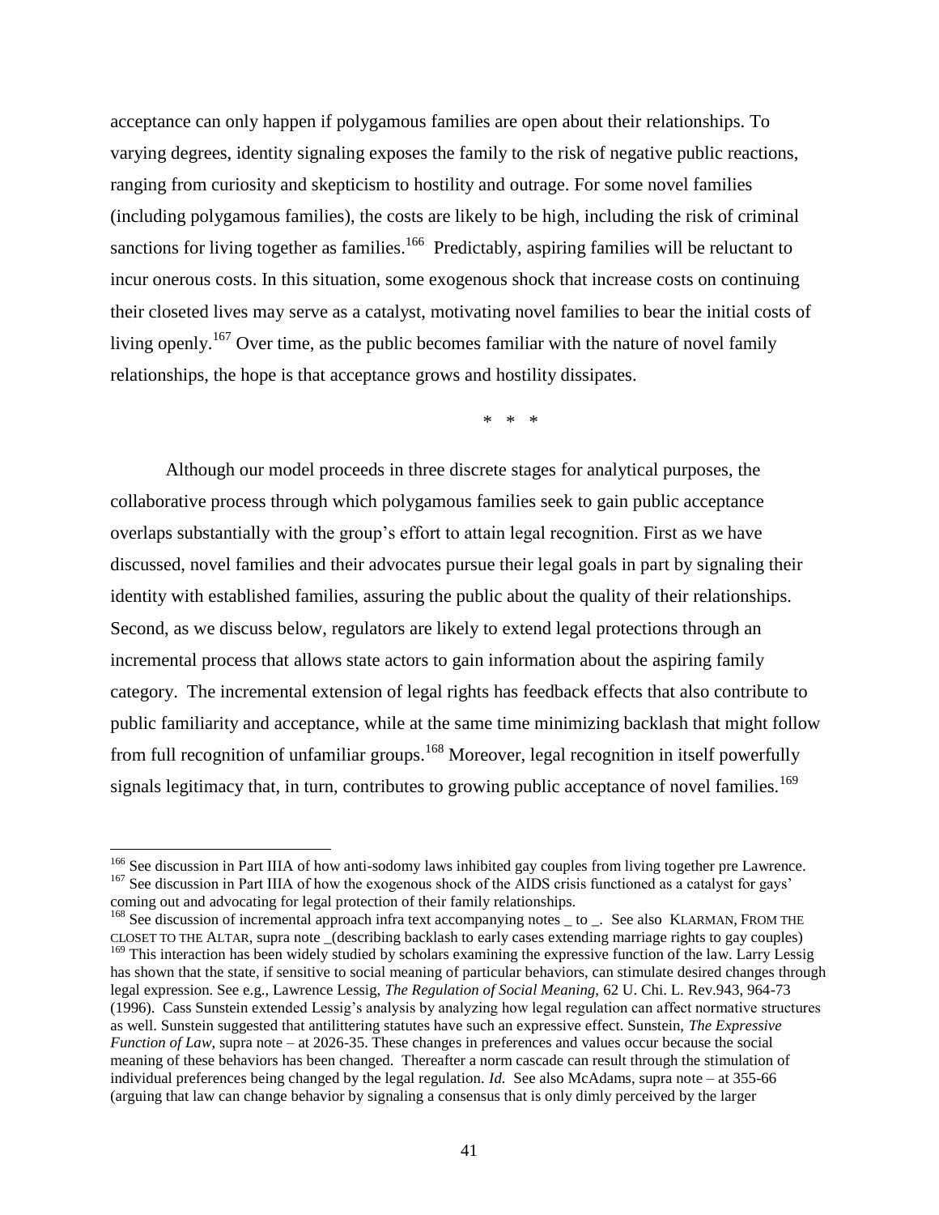acceptance can only happen if polygamous families are open about their relationships. To varying degrees, identity signaling exposes the family to the risk of negative public reactions, ranging from curiosity and skepticism to hostility and outrage. For some novel families (including polygamous families), the costs are likely to be high, including the risk of criminal sanctions for living together as families.[166] Predictably, aspiring families will be reluctant to incur onerous costs. In this situation, some exogenous shock that increase costs on continuing their closeted lives may serve as a catalyst, motivating novel families to bear the initial costs of living openly.[167] Over time, as the public becomes familiar with the nature of novel family relationships, the hope is that acceptance grows and hostility dissipates.

\* \* \*

Although our model proceeds in three discrete stages for analytical purposes, the collaborative process through which polygamous families seek to gain public acceptance overlaps substantially with the group's effort to attain legal recognition. First as we have discussed, novel families and their advocates pursue their legal goals in part by signaling their identity with established families, assuring the public about the quality of their relationships. Second, as we discuss below, regulators are likely to extend legal protections through an incremental process that allows state actors to gain information about the aspiring family category. The incremental extension of legal rights has feedback effects that also contribute to public familiarity and acceptance, while at the same time minimizing backlash that might follow from full recognition of unfamiliar groups.[168] Moreover, legal recognition in itself powerfully signals legitimacy that, in turn, contributes to growing public acceptance of novel families.[169]

---

[166] See discussion in Part IIIA of how anti-sodomy laws inhibited gay couples from living together pre Lawrence.

[167] See discussion in Part IIIA of how the exogenous shock of the AIDS crisis functioned as a catalyst for gays' coming out and advocating for legal protection of their family relationships.

[168] See discussion of incremental approach infra text accompanying notes _ to _. See also KLARMAN, FROM THE CLOSET TO THE ALTAR, supra note _(describing backlash to early cases extending marriage rights to gay couples)

[169] This interaction has been widely studied by scholars examining the expressive function of the law. Larry Lessig has shown that the state, if sensitive to social meaning of particular behaviors, can stimulate desired changes through legal expression. See e.g., Lawrence Lessig, *The Regulation of Social Meaning,* 62 U. Chi. L. Rev.943, 964-73 (1996). Cass Sunstein extended Lessig's analysis by analyzing how legal regulation can affect normative structures as well. Sunstein suggested that antilittering statutes have such an expressive effect. Sunstein, *The Expressive Function of Law*, supra note – at 2026-35. These changes in preferences and values occur because the social meaning of these behaviors has been changed. Thereafter a norm cascade can result through the stimulation of individual preferences being changed by the legal regulation. *Id.* See also McAdams, supra note – at 355-66 (arguing that law can change behavior by signaling a consensus that is only dimly perceived by the larger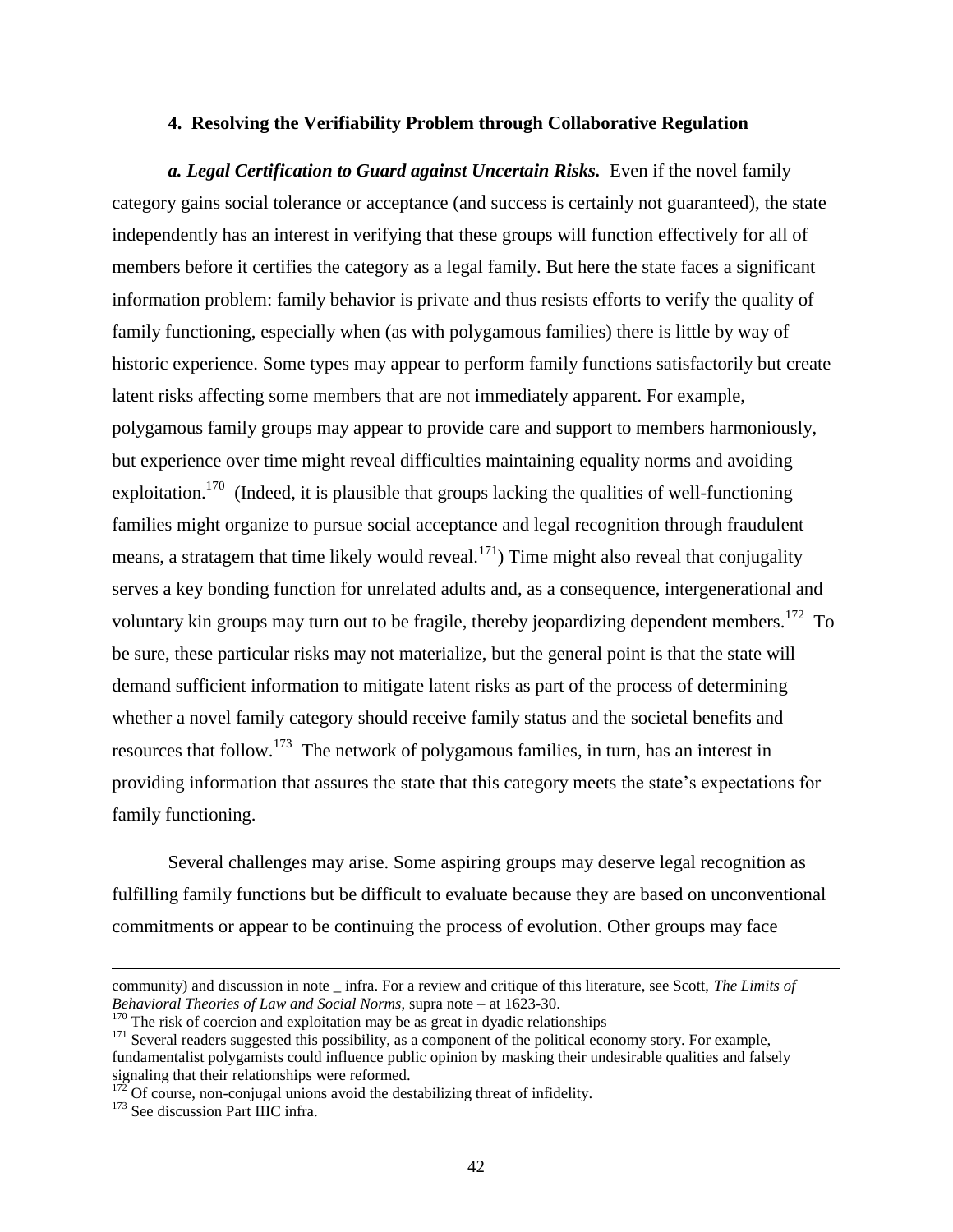### 4. Resolving the Verifiability Problem through Collaborative Regulation

***a. Legal Certification to Guard against Uncertain Risks.*** Even if the novel family category gains social tolerance or acceptance (and success is certainly not guaranteed), the state independently has an interest in verifying that these groups will function effectively for all of members before it certifies the category as a legal family. But here the state faces a significant information problem: family behavior is private and thus resists efforts to verify the quality of family functioning, especially when (as with polygamous families) there is little by way of historic experience. Some types may appear to perform family functions satisfactorily but create latent risks affecting some members that are not immediately apparent. For example, polygamous family groups may appear to provide care and support to members harmoniously, but experience over time might reveal difficulties maintaining equality norms and avoiding exploitation.[170] (Indeed, it is plausible that groups lacking the qualities of well-functioning families might organize to pursue social acceptance and legal recognition through fraudulent means, a stratagem that time likely would reveal.[171]) Time might also reveal that conjugality serves a key bonding function for unrelated adults and, as a consequence, intergenerational and voluntary kin groups may turn out to be fragile, thereby jeopardizing dependent members.[172] To be sure, these particular risks may not materialize, but the general point is that the state will demand sufficient information to mitigate latent risks as part of the process of determining whether a novel family category should receive family status and the societal benefits and resources that follow.[173] The network of polygamous families, in turn, has an interest in providing information that assures the state that this category meets the state's expectations for family functioning.

Several challenges may arise. Some aspiring groups may deserve legal recognition as fulfilling family functions but be difficult to evaluate because they are based on unconventional commitments or appear to be continuing the process of evolution. Other groups may face

---

community) and discussion in note _ infra. For a review and critique of this literature, see Scott, *The Limits of Behavioral Theories of Law and Social Norms*, supra note – at 1623-30.

[170] The risk of coercion and exploitation may be as great in dyadic relationships

[171] Several readers suggested this possibility, as a component of the political economy story. For example, fundamentalist polygamists could influence public opinion by masking their undesirable qualities and falsely signaling that their relationships were reformed.

[172] Of course, non-conjugal unions avoid the destabilizing threat of infidelity.

[173] See discussion Part IIIC infra.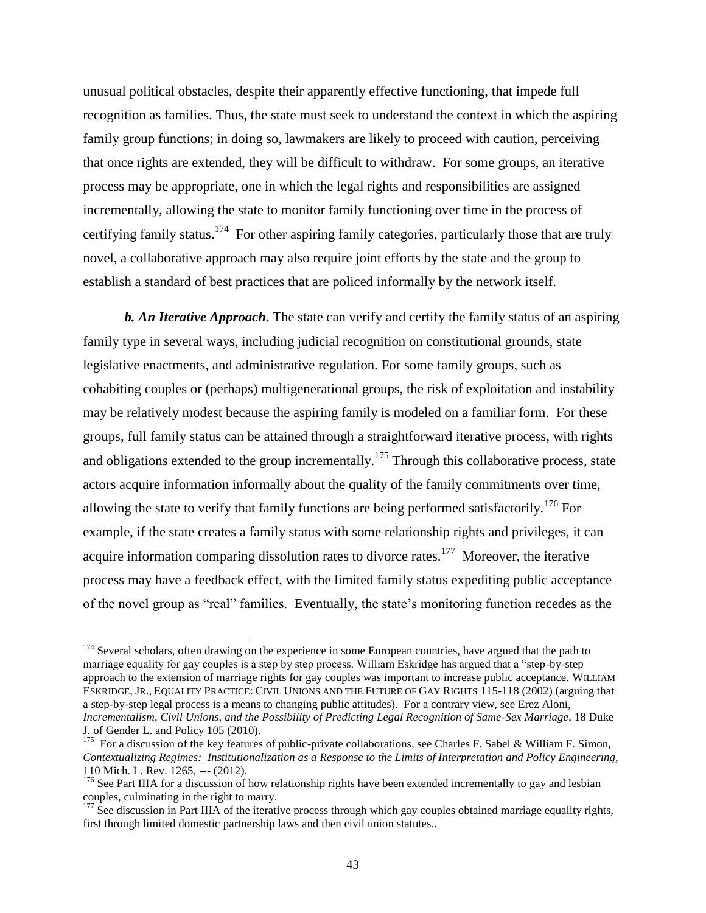unusual political obstacles, despite their apparently effective functioning, that impede full recognition as families. Thus, the state must seek to understand the context in which the aspiring family group functions; in doing so, lawmakers are likely to proceed with caution, perceiving that once rights are extended, they will be difficult to withdraw. For some groups, an iterative process may be appropriate, one in which the legal rights and responsibilities are assigned incrementally, allowing the state to monitor family functioning over time in the process of certifying family status.[174] For other aspiring family categories, particularly those that are truly novel, a collaborative approach may also require joint efforts by the state and the group to establish a standard of best practices that are policed informally by the network itself.

***b. An Iterative Approach***. The state can verify and certify the family status of an aspiring family type in several ways, including judicial recognition on constitutional grounds, state legislative enactments, and administrative regulation. For some family groups, such as cohabiting couples or (perhaps) multigenerational groups, the risk of exploitation and instability may be relatively modest because the aspiring family is modeled on a familiar form. For these groups, full family status can be attained through a straightforward iterative process, with rights and obligations extended to the group incrementally.[175] Through this collaborative process, state actors acquire information informally about the quality of the family commitments over time, allowing the state to verify that family functions are being performed satisfactorily.[176] For example, if the state creates a family status with some relationship rights and privileges, it can acquire information comparing dissolution rates to divorce rates.[177] Moreover, the iterative process may have a feedback effect, with the limited family status expediting public acceptance of the novel group as "real" families. Eventually, the state's monitoring function recedes as the

---

[174] Several scholars, often drawing on the experience in some European countries, have argued that the path to marriage equality for gay couples is a step by step process. William Eskridge has argued that a "step-by-step approach to the extension of marriage rights for gay couples was important to increase public acceptance. WILLIAM ESKRIDGE, JR., EQUALITY PRACTICE: CIVIL UNIONS AND THE FUTURE OF GAY RIGHTS 115-118 (2002) (arguing that a step-by-step legal process is a means to changing public attitudes). For a contrary view, see Erez Aloni, *Incrementalism, Civil Unions, and the Possibility of Predicting Legal Recognition of Same-Sex Marriage*, 18 Duke J. of Gender L. and Policy 105 (2010).

[175] For a discussion of the key features of public-private collaborations, see Charles F. Sabel & William F. Simon, *Contextualizing Regimes: Institutionalization as a Response to the Limits of Interpretation and Policy Engineering*, 110 Mich. L. Rev. 1265, --- (2012).

[176] See Part IIIA for a discussion of how relationship rights have been extended incrementally to gay and lesbian couples, culminating in the right to marry.

[177] See discussion in Part IIIA of the iterative process through which gay couples obtained marriage equality rights, first through limited domestic partnership laws and then civil union statutes..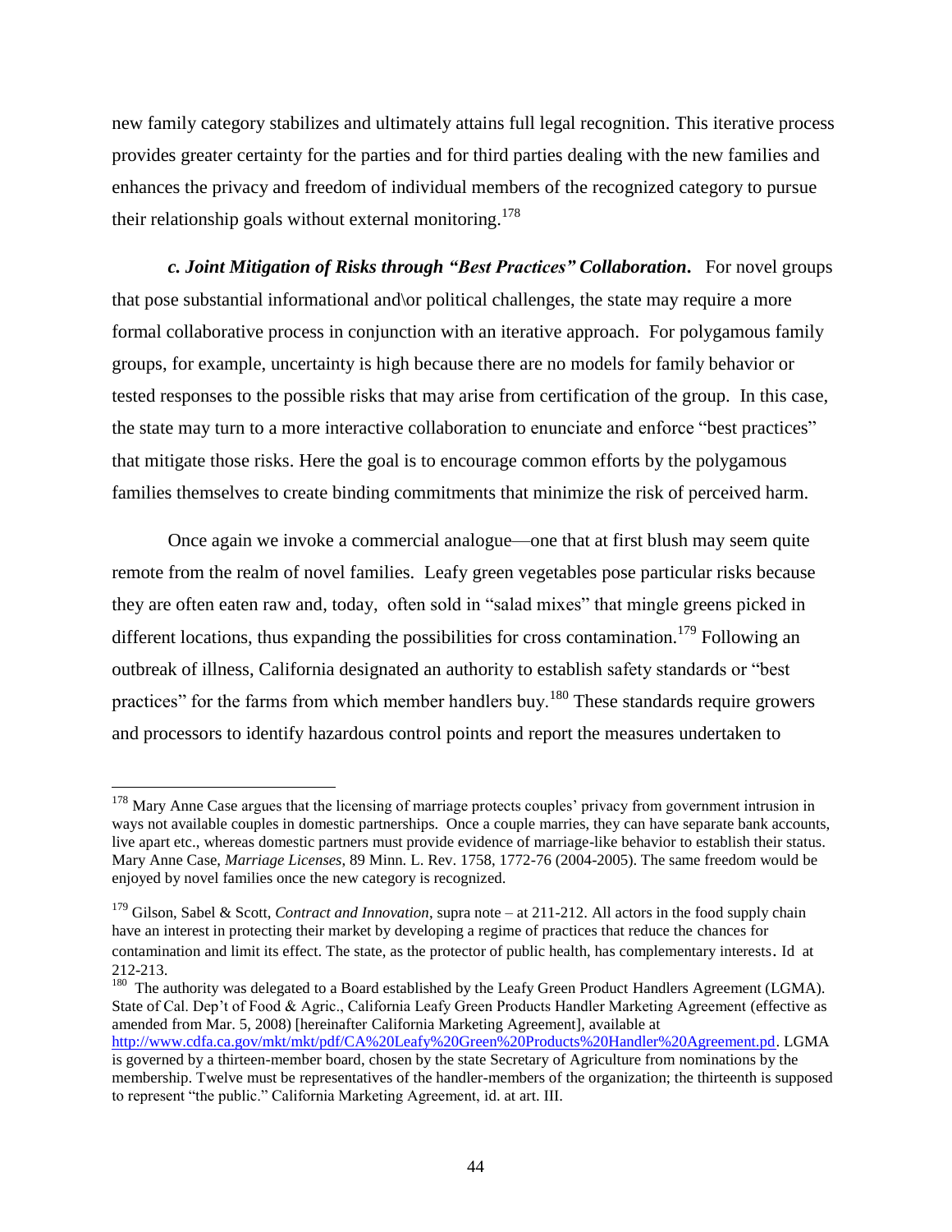new family category stabilizes and ultimately attains full legal recognition. This iterative process provides greater certainty for the parties and for third parties dealing with the new families and enhances the privacy and freedom of individual members of the recognized category to pursue their relationship goals without external monitoring.[178]

***c. Joint Mitigation of Risks through "Best Practices" Collaboration.*** For novel groups that pose substantial informational and\or political challenges, the state may require a more formal collaborative process in conjunction with an iterative approach. For polygamous family groups, for example, uncertainty is high because there are no models for family behavior or tested responses to the possible risks that may arise from certification of the group. In this case, the state may turn to a more interactive collaboration to enunciate and enforce "best practices" that mitigate those risks. Here the goal is to encourage common efforts by the polygamous families themselves to create binding commitments that minimize the risk of perceived harm.

Once again we invoke a commercial analogue—one that at first blush may seem quite remote from the realm of novel families. Leafy green vegetables pose particular risks because they are often eaten raw and, today, often sold in "salad mixes" that mingle greens picked in different locations, thus expanding the possibilities for cross contamination.[179] Following an outbreak of illness, California designated an authority to establish safety standards or "best practices" for the farms from which member handlers buy.[180] These standards require growers and processors to identify hazardous control points and report the measures undertaken to

---

[178] Mary Anne Case argues that the licensing of marriage protects couples' privacy from government intrusion in ways not available couples in domestic partnerships. Once a couple marries, they can have separate bank accounts, live apart etc., whereas domestic partners must provide evidence of marriage-like behavior to establish their status. Mary Anne Case, *Marriage Licenses*, 89 Minn. L. Rev. 1758, 1772-76 (2004-2005). The same freedom would be enjoyed by novel families once the new category is recognized.

[179] Gilson, Sabel & Scott, *Contract and Innovation*, supra note – at 211-212. All actors in the food supply chain have an interest in protecting their market by developing a regime of practices that reduce the chances for contamination and limit its effect. The state, as the protector of public health, has complementary interests. Id at 212-213.

[180] The authority was delegated to a Board established by the Leafy Green Product Handlers Agreement (LGMA). State of Cal. Dep't of Food & Agric., California Leafy Green Products Handler Marketing Agreement (effective as amended from Mar. 5, 2008) [hereinafter California Marketing Agreement], available at http://www.cdfa.ca.gov/mkt/mkt/pdf/CA%20Leafy%20Green%20Products%20Handler%20Agreement.pd. LGMA is governed by a thirteen-member board, chosen by the state Secretary of Agriculture from nominations by the membership. Twelve must be representatives of the handler-members of the organization; the thirteenth is supposed to represent "the public." California Marketing Agreement, id. at art. III.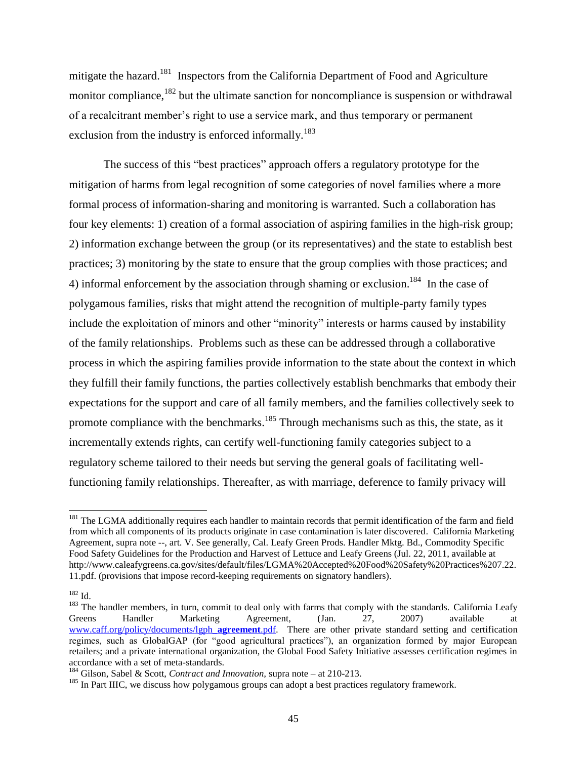mitigate the hazard.[181] Inspectors from the California Department of Food and Agriculture monitor compliance,[182] but the ultimate sanction for noncompliance is suspension or withdrawal of a recalcitrant member's right to use a service mark, and thus temporary or permanent exclusion from the industry is enforced informally.[183]

The success of this "best practices" approach offers a regulatory prototype for the mitigation of harms from legal recognition of some categories of novel families where a more formal process of information-sharing and monitoring is warranted. Such a collaboration has four key elements: 1) creation of a formal association of aspiring families in the high-risk group; 2) information exchange between the group (or its representatives) and the state to establish best practices; 3) monitoring by the state to ensure that the group complies with those practices; and 4) informal enforcement by the association through shaming or exclusion.[184] In the case of polygamous families, risks that might attend the recognition of multiple-party family types include the exploitation of minors and other "minority" interests or harms caused by instability of the family relationships. Problems such as these can be addressed through a collaborative process in which the aspiring families provide information to the state about the context in which they fulfill their family functions, the parties collectively establish benchmarks that embody their expectations for the support and care of all family members, and the families collectively seek to promote compliance with the benchmarks.[185] Through mechanisms such as this, the state, as it incrementally extends rights, can certify well-functioning family categories subject to a regulatory scheme tailored to their needs but serving the general goals of facilitating well-functioning family relationships. Thereafter, as with marriage, deference to family privacy will

---

[181] The LGMA additionally requires each handler to maintain records that permit identification of the farm and field from which all components of its products originate in case contamination is later discovered. California Marketing Agreement, supra note --, art. V. See generally, Cal. Leafy Green Prods. Handler Mktg. Bd., Commodity Specific Food Safety Guidelines for the Production and Harvest of Lettuce and Leafy Greens (Jul. 22, 2011, available at http://www.caleafygreens.ca.gov/sites/default/files/LGMA%20Accepted%20Food%20Safety%20Practices%207.22.11.pdf. (provisions that impose record-keeping requirements on signatory handlers).

[182] Id.

[183] The handler members, in turn, commit to deal only with farms that comply with the standards. California Leafy Greens Handler Marketing Agreement, (Jan. 27, 2007) available at [www.caff.org/policy/documents/lgph_**agreement**.pdf](www.caff.org/policy/documents/lgph_agreement.pdf). There are other private standard setting and certification regimes, such as GlobalGAP (for "good agricultural practices"), an organization formed by major European retailers; and a private international organization, the Global Food Safety Initiative assesses certification regimes in accordance with a set of meta-standards.

[184] Gilson, Sabel & Scott, *Contract and Innovation*, supra note – at 210-213.

[185] In Part IIIC, we discuss how polygamous groups can adopt a best practices regulatory framework.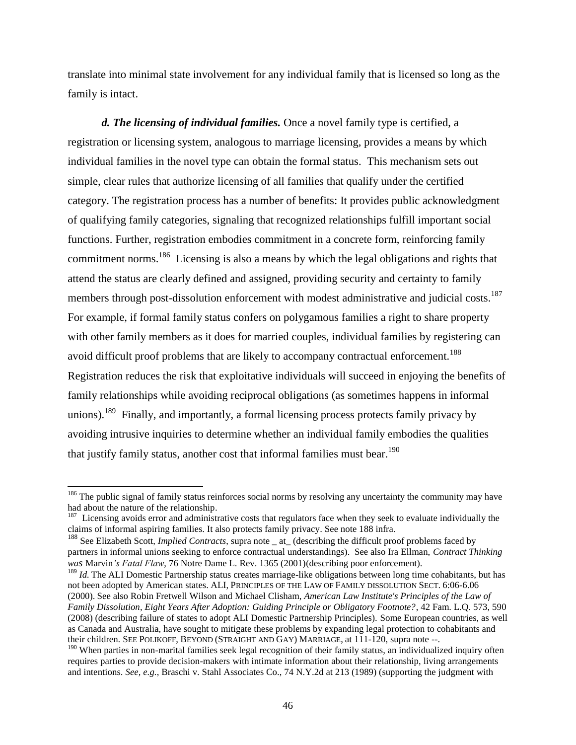translate into minimal state involvement for any individual family that is licensed so long as the family is intact.

***d. The licensing of individual families.*** Once a novel family type is certified, a registration or licensing system, analogous to marriage licensing, provides a means by which individual families in the novel type can obtain the formal status. This mechanism sets out simple, clear rules that authorize licensing of all families that qualify under the certified category. The registration process has a number of benefits: It provides public acknowledgment of qualifying family categories, signaling that recognized relationships fulfill important social functions. Further, registration embodies commitment in a concrete form, reinforcing family commitment norms.[186] Licensing is also a means by which the legal obligations and rights that attend the status are clearly defined and assigned, providing security and certainty to family members through post-dissolution enforcement with modest administrative and judicial costs.[187] For example, if formal family status confers on polygamous families a right to share property with other family members as it does for married couples, individual families by registering can avoid difficult proof problems that are likely to accompany contractual enforcement.[188] Registration reduces the risk that exploitative individuals will succeed in enjoying the benefits of family relationships while avoiding reciprocal obligations (as sometimes happens in informal unions).[189] Finally, and importantly, a formal licensing process protects family privacy by avoiding intrusive inquiries to determine whether an individual family embodies the qualities that justify family status, another cost that informal families must bear.[190]

---

[186] The public signal of family status reinforces social norms by resolving any uncertainty the community may have had about the nature of the relationship.

[187] Licensing avoids error and administrative costs that regulators face when they seek to evaluate individually the claims of informal aspiring families. It also protects family privacy. See note 188 infra.

[188] See Elizabeth Scott, *Implied Contracts*, supra note _ at_ (describing the difficult proof problems faced by partners in informal unions seeking to enforce contractual understandings). See also Ira Ellman, *Contract Thinking was Marvin's Fatal Flaw*, 76 Notre Dame L. Rev. 1365 (2001)(describing poor enforcement).

[189] *Id.* The ALI Domestic Partnership status creates marriage-like obligations between long time cohabitants, but has not been adopted by American states. ALI, PRINCIPLES OF THE LAW OF FAMILY DISSOLUTION SECT. 6:06-6.06 (2000). See also Robin Fretwell Wilson and Michael Clisham, *American Law Institute's Principles of the Law of Family Dissolution, Eight Years After Adoption: Guiding Principle or Obligatory Footnote?*, 42 Fam. L.Q. 573, 590 (2008) (describing failure of states to adopt ALI Domestic Partnership Principles). Some European countries, as well as Canada and Australia, have sought to mitigate these problems by expanding legal protection to cohabitants and their children. SEE POLIKOFF, BEYOND (STRAIGHT AND GAY) MARRIAGE, at 111-120, supra note --.

[190] When parties in non-marital families seek legal recognition of their family status, an individualized inquiry often requires parties to provide decision-makers with intimate information about their relationship, living arrangements and intentions. *See, e.g.*, Braschi v. Stahl Associates Co., 74 N.Y.2d at 213 (1989) (supporting the judgment with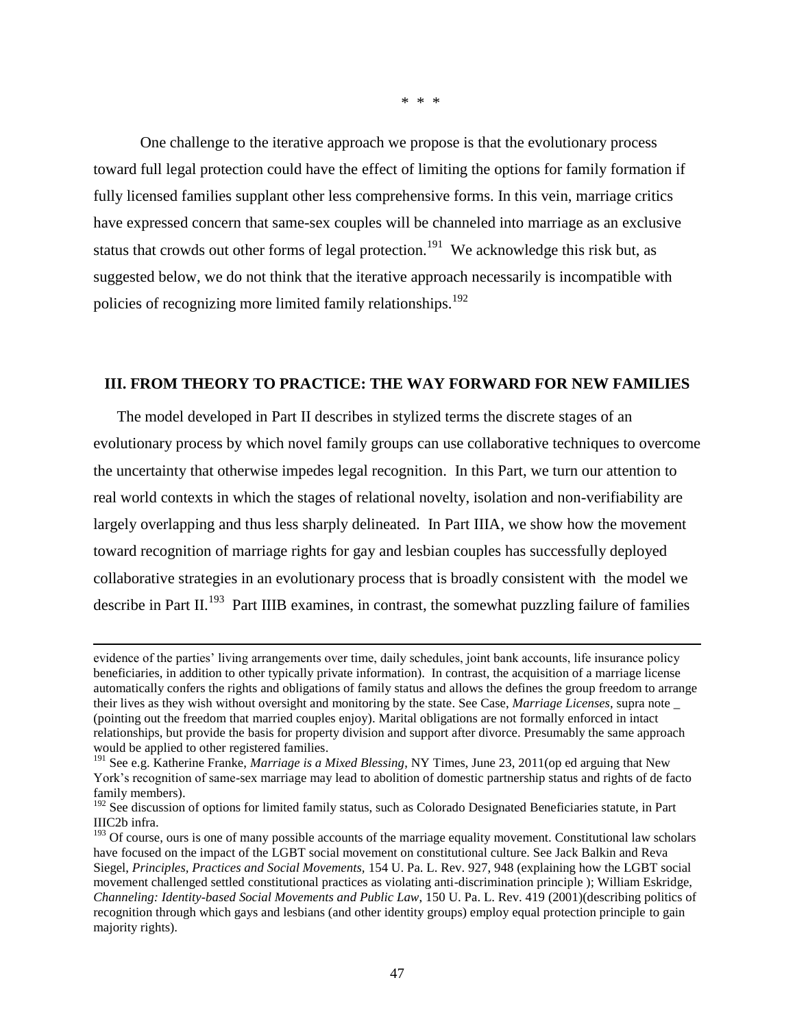\* \* \*

One challenge to the iterative approach we propose is that the evolutionary process toward full legal protection could have the effect of limiting the options for family formation if fully licensed families supplant other less comprehensive forms. In this vein, marriage critics have expressed concern that same-sex couples will be channeled into marriage as an exclusive status that crowds out other forms of legal protection.[191] We acknowledge this risk but, as suggested below, we do not think that the iterative approach necessarily is incompatible with policies of recognizing more limited family relationships.[192]

## III. FROM THEORY TO PRACTICE: THE WAY FORWARD FOR NEW FAMILIES

The model developed in Part II describes in stylized terms the discrete stages of an evolutionary process by which novel family groups can use collaborative techniques to overcome the uncertainty that otherwise impedes legal recognition. In this Part, we turn our attention to real world contexts in which the stages of relational novelty, isolation and non-verifiability are largely overlapping and thus less sharply delineated. In Part IIIA, we show how the movement toward recognition of marriage rights for gay and lesbian couples has successfully deployed collaborative strategies in an evolutionary process that is broadly consistent with the model we describe in Part II.[193] Part IIIB examines, in contrast, the somewhat puzzling failure of families

---

evidence of the parties' living arrangements over time, daily schedules, joint bank accounts, life insurance policy beneficiaries, in addition to other typically private information). In contrast, the acquisition of a marriage license automatically confers the rights and obligations of family status and allows the defines the group freedom to arrange their lives as they wish without oversight and monitoring by the state. See Case, *Marriage Licenses*, supra note _ (pointing out the freedom that married couples enjoy). Marital obligations are not formally enforced in intact relationships, but provide the basis for property division and support after divorce. Presumably the same approach would be applied to other registered families.

[191] See e.g. Katherine Franke, *Marriage is a Mixed Blessing*, NY Times, June 23, 2011(op ed arguing that New York's recognition of same-sex marriage may lead to abolition of domestic partnership status and rights of de facto family members).

[192] See discussion of options for limited family status, such as Colorado Designated Beneficiaries statute, in Part IIIC2b infra.

[193] Of course, ours is one of many possible accounts of the marriage equality movement. Constitutional law scholars have focused on the impact of the LGBT social movement on constitutional culture. See Jack Balkin and Reva Siegel, *Principles, Practices and Social Movements*, 154 U. Pa. L. Rev. 927, 948 (explaining how the LGBT social movement challenged settled constitutional practices as violating anti-discrimination principle ); William Eskridge, *Channeling: Identity-based Social Movements and Public Law*, 150 U. Pa. L. Rev. 419 (2001)(describing politics of recognition through which gays and lesbians (and other identity groups) employ equal protection principle to gain majority rights).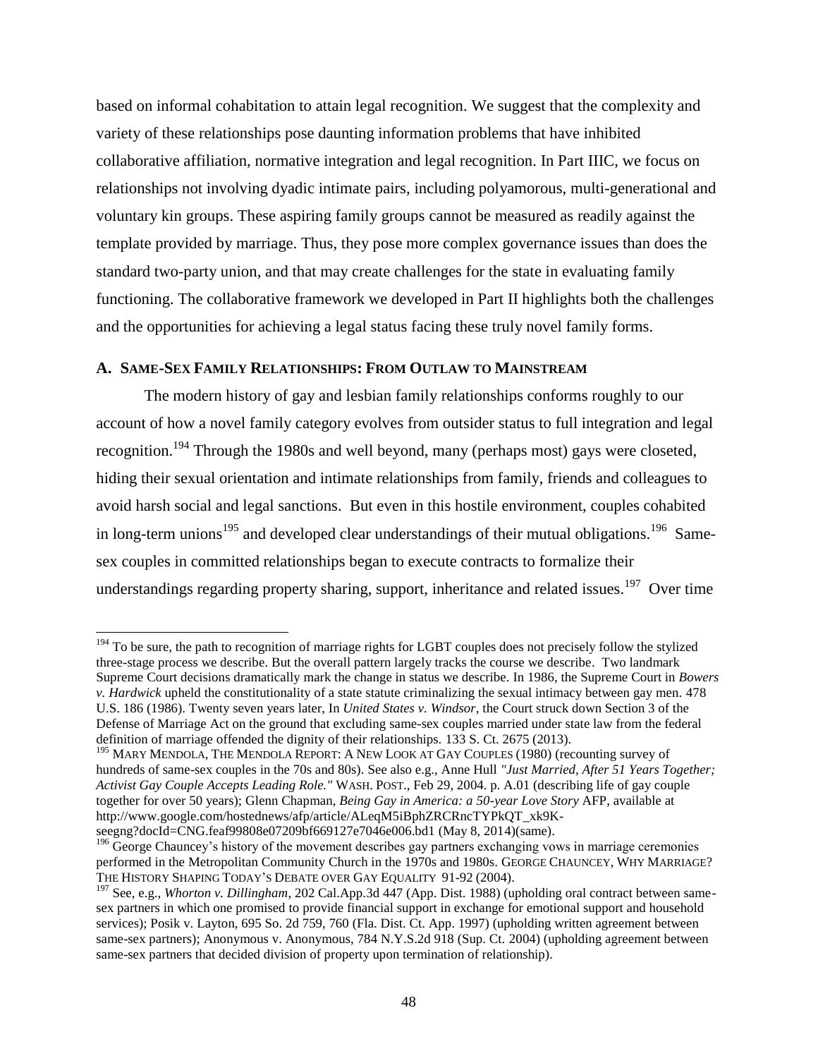based on informal cohabitation to attain legal recognition. We suggest that the complexity and variety of these relationships pose daunting information problems that have inhibited collaborative affiliation, normative integration and legal recognition. In Part IIIC, we focus on relationships not involving dyadic intimate pairs, including polyamorous, multi-generational and voluntary kin groups. These aspiring family groups cannot be measured as readily against the template provided by marriage. Thus, they pose more complex governance issues than does the standard two-party union, and that may create challenges for the state in evaluating family functioning. The collaborative framework we developed in Part II highlights both the challenges and the opportunities for achieving a legal status facing these truly novel family forms.

### A. SAME-SEX FAMILY RELATIONSHIPS: FROM OUTLAW TO MAINSTREAM

The modern history of gay and lesbian family relationships conforms roughly to our account of how a novel family category evolves from outsider status to full integration and legal recognition.[194] Through the 1980s and well beyond, many (perhaps most) gays were closeted, hiding their sexual orientation and intimate relationships from family, friends and colleagues to avoid harsh social and legal sanctions. But even in this hostile environment, couples cohabited in long-term unions[195] and developed clear understandings of their mutual obligations.[196] Same-sex couples in committed relationships began to execute contracts to formalize their understandings regarding property sharing, support, inheritance and related issues.[197] Over time

---

[194] To be sure, the path to recognition of marriage rights for LGBT couples does not precisely follow the stylized three-stage process we describe. But the overall pattern largely tracks the course we describe. Two landmark Supreme Court decisions dramatically mark the change in status we describe. In 1986, the Supreme Court in *Bowers v. Hardwick* upheld the constitutionality of a state statute criminalizing the sexual intimacy between gay men. 478 U.S. 186 (1986). Twenty seven years later, In *United States v. Windsor*, the Court struck down Section 3 of the Defense of Marriage Act on the ground that excluding same-sex couples married under state law from the federal definition of marriage offended the dignity of their relationships. 133 S. Ct. 2675 (2013).

[195] MARY MENDOLA, THE MENDOLA REPORT: A NEW LOOK AT GAY COUPLES (1980) (recounting survey of hundreds of same-sex couples in the 70s and 80s). See also e.g., Anne Hull *"Just Married, After 51 Years Together; Activist Gay Couple Accepts Leading Role."* WASH. POST., Feb 29, 2004. p. A.01 (describing life of gay couple together for over 50 years); Glenn Chapman, *Being Gay in America: a 50-year Love Story* AFP, available at http://www.google.com/hostednews/afp/article/ALeqM5iBphZRCRncTYPkQT_xk9K-seegng?docId=CNG.feaf99808e07209bf669127e7046e006.bd1 (May 8, 2014)(same).

[196] George Chauncey's history of the movement describes gay partners exchanging vows in marriage ceremonies performed in the Metropolitan Community Church in the 1970s and 1980s. GEORGE CHAUNCEY, WHY MARRIAGE? THE HISTORY SHAPING TODAY'S DEBATE OVER GAY EQUALITY 91-92 (2004).

[197] See, e.g., *Whorton v. Dillingham*, 202 Cal.App.3d 447 (App. Dist. 1988) (upholding oral contract between same-sex partners in which one promised to provide financial support in exchange for emotional support and household services); Posik v. Layton, 695 So. 2d 759, 760 (Fla. Dist. Ct. App. 1997) (upholding written agreement between same-sex partners); Anonymous v. Anonymous, 784 N.Y.S.2d 918 (Sup. Ct. 2004) (upholding agreement between same-sex partners that decided division of property upon termination of relationship).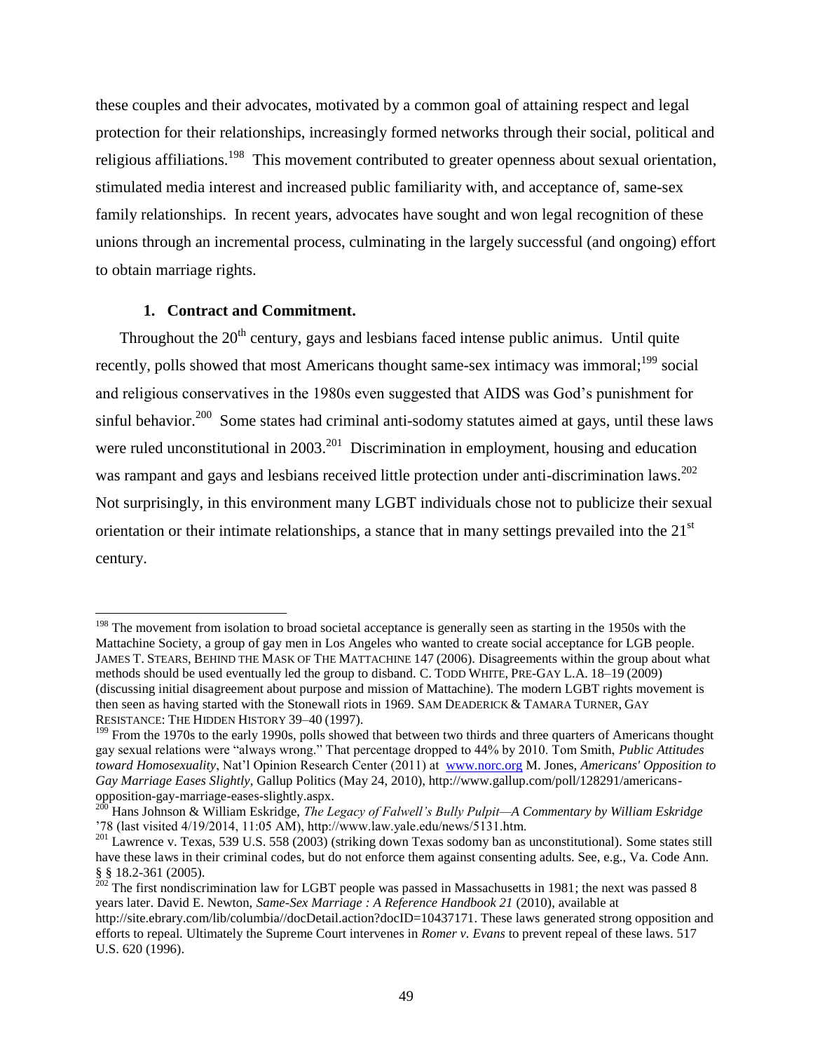these couples and their advocates, motivated by a common goal of attaining respect and legal protection for their relationships, increasingly formed networks through their social, political and religious affiliations.[198] This movement contributed to greater openness about sexual orientation, stimulated media interest and increased public familiarity with, and acceptance of, same-sex family relationships. In recent years, advocates have sought and won legal recognition of these unions through an incremental process, culminating in the largely successful (and ongoing) effort to obtain marriage rights.

### 1. Contract and Commitment.

Throughout the 20th century, gays and lesbians faced intense public animus. Until quite recently, polls showed that most Americans thought same-sex intimacy was immoral;[199] social and religious conservatives in the 1980s even suggested that AIDS was God's punishment for sinful behavior.[200] Some states had criminal anti-sodomy statutes aimed at gays, until these laws were ruled unconstitutional in 2003.[201] Discrimination in employment, housing and education was rampant and gays and lesbians received little protection under anti-discrimination laws.[202] Not surprisingly, in this environment many LGBT individuals chose not to publicize their sexual orientation or their intimate relationships, a stance that in many settings prevailed into the 21st century.

---

[198] The movement from isolation to broad societal acceptance is generally seen as starting in the 1950s with the Mattachine Society, a group of gay men in Los Angeles who wanted to create social acceptance for LGB people. JAMES T. STEARS, BEHIND THE MASK OF THE MATTACHINE 147 (2006). Disagreements within the group about what methods should be used eventually led the group to disband. C. TODD WHITE, PRE-GAY L.A. 18–19 (2009) (discussing initial disagreement about purpose and mission of Mattachine). The modern LGBT rights movement is then seen as having started with the Stonewall riots in 1969. SAM DEADERICK & TAMARA TURNER, GAY RESISTANCE: THE HIDDEN HISTORY 39–40 (1997).

[199] From the 1970s to the early 1990s, polls showed that between two thirds and three quarters of Americans thought gay sexual relations were "always wrong." That percentage dropped to 44% by 2010. Tom Smith, *Public Attitudes toward Homosexuality*, Nat'l Opinion Research Center (2011) at www.norc.org M. Jones, *Americans' Opposition to Gay Marriage Eases Slightly*, Gallup Politics (May 24, 2010), http://www.gallup.com/poll/128291/americans-opposition-gay-marriage-eases-slightly.aspx.

[200] Hans Johnson & William Eskridge, *The Legacy of Falwell's Bully Pulpit—A Commentary by William Eskridge '78* (last visited 4/19/2014, 11:05 AM), http://www.law.yale.edu/news/5131.htm.

[201] Lawrence v. Texas, 539 U.S. 558 (2003) (striking down Texas sodomy ban as unconstitutional). Some states still have these laws in their criminal codes, but do not enforce them against consenting adults. See, e.g., Va. Code Ann. § § 18.2-361 (2005).

[202] The first nondiscrimination law for LGBT people was passed in Massachusetts in 1981; the next was passed 8 years later. David E. Newton, *Same-Sex Marriage : A Reference Handbook 21* (2010), available at http://site.ebrary.com/lib/columbia//docDetail.action?docID=10437171. These laws generated strong opposition and efforts to repeal. Ultimately the Supreme Court intervenes in *Romer v. Evans* to prevent repeal of these laws. 517 U.S. 620 (1996).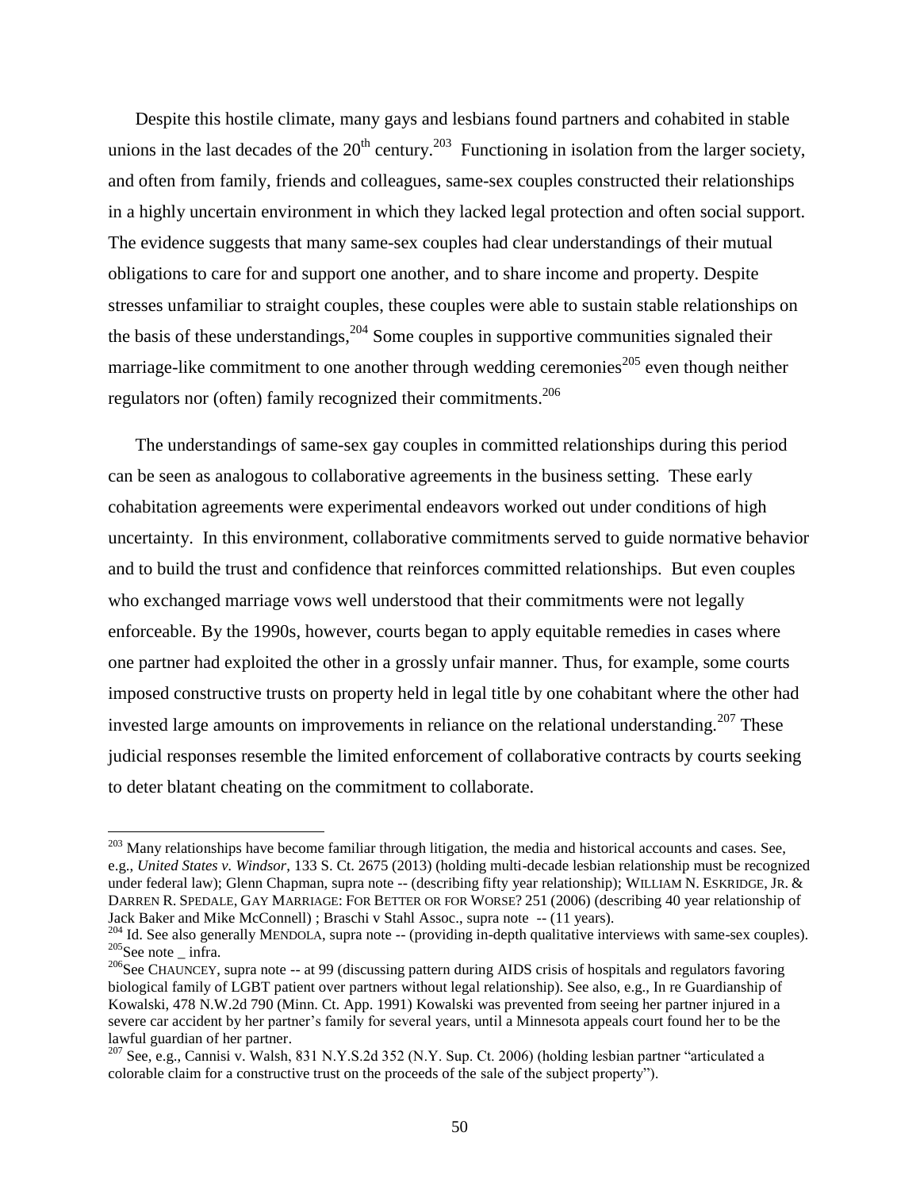Despite this hostile climate, many gays and lesbians found partners and cohabited in stable unions in the last decades of the 20th century.[203] Functioning in isolation from the larger society, and often from family, friends and colleagues, same-sex couples constructed their relationships in a highly uncertain environment in which they lacked legal protection and often social support. The evidence suggests that many same-sex couples had clear understandings of their mutual obligations to care for and support one another, and to share income and property. Despite stresses unfamiliar to straight couples, these couples were able to sustain stable relationships on the basis of these understandings,[204] Some couples in supportive communities signaled their marriage-like commitment to one another through wedding ceremonies[205] even though neither regulators nor (often) family recognized their commitments.[206]

The understandings of same-sex gay couples in committed relationships during this period can be seen as analogous to collaborative agreements in the business setting. These early cohabitation agreements were experimental endeavors worked out under conditions of high uncertainty. In this environment, collaborative commitments served to guide normative behavior and to build the trust and confidence that reinforces committed relationships. But even couples who exchanged marriage vows well understood that their commitments were not legally enforceable. By the 1990s, however, courts began to apply equitable remedies in cases where one partner had exploited the other in a grossly unfair manner. Thus, for example, some courts imposed constructive trusts on property held in legal title by one cohabitant where the other had invested large amounts on improvements in reliance on the relational understanding.[207] These judicial responses resemble the limited enforcement of collaborative contracts by courts seeking to deter blatant cheating on the commitment to collaborate.

---

[203] Many relationships have become familiar through litigation, the media and historical accounts and cases. See, e.g., *United States v. Windsor*, 133 S. Ct. 2675 (2013) (holding multi-decade lesbian relationship must be recognized under federal law); Glenn Chapman, supra note -- (describing fifty year relationship); WILLIAM N. ESKRIDGE, JR. & DARREN R. SPEDALE, GAY MARRIAGE: FOR BETTER OR FOR WORSE? 251 (2006) (describing 40 year relationship of Jack Baker and Mike McConnell) ; Braschi v Stahl Assoc., supra note -- (11 years).

[204] Id. See also generally MENDOLA, supra note -- (providing in-depth qualitative interviews with same-sex couples).

[205] See note _ infra.

[206] See CHAUNCEY, supra note -- at 99 (discussing pattern during AIDS crisis of hospitals and regulators favoring biological family of LGBT patient over partners without legal relationship). See also, e.g., In re Guardianship of Kowalski, 478 N.W.2d 790 (Minn. Ct. App. 1991) Kowalski was prevented from seeing her partner injured in a severe car accident by her partner's family for several years, until a Minnesota appeals court found her to be the lawful guardian of her partner.

[207] See, e.g., Cannisi v. Walsh, 831 N.Y.S.2d 352 (N.Y. Sup. Ct. 2006) (holding lesbian partner "articulated a colorable claim for a constructive trust on the proceeds of the sale of the subject property").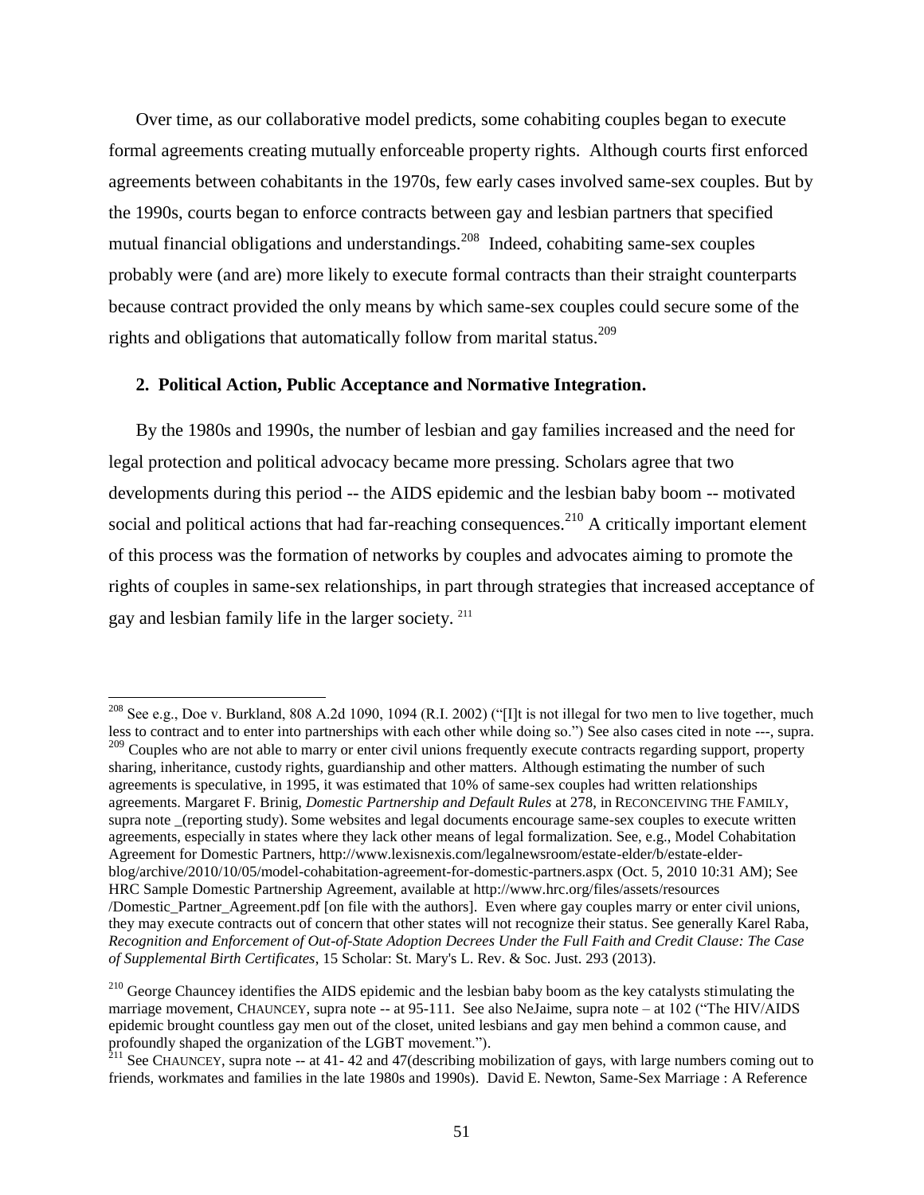Over time, as our collaborative model predicts, some cohabiting couples began to execute formal agreements creating mutually enforceable property rights. Although courts first enforced agreements between cohabitants in the 1970s, few early cases involved same-sex couples. But by the 1990s, courts began to enforce contracts between gay and lesbian partners that specified mutual financial obligations and understandings.[208] Indeed, cohabiting same-sex couples probably were (and are) more likely to execute formal contracts than their straight counterparts because contract provided the only means by which same-sex couples could secure some of the rights and obligations that automatically follow from marital status.[209]

### 2. Political Action, Public Acceptance and Normative Integration.

By the 1980s and 1990s, the number of lesbian and gay families increased and the need for legal protection and political advocacy became more pressing. Scholars agree that two developments during this period -- the AIDS epidemic and the lesbian baby boom -- motivated social and political actions that had far-reaching consequences.[210] A critically important element of this process was the formation of networks by couples and advocates aiming to promote the rights of couples in same-sex relationships, in part through strategies that increased acceptance of gay and lesbian family life in the larger society. [211]

---

[208] See e.g., Doe v. Burkland, 808 A.2d 1090, 1094 (R.I. 2002) ("[I]t is not illegal for two men to live together, much less to contract and to enter into partnerships with each other while doing so.") See also cases cited in note ---, supra.

[209] Couples who are not able to marry or enter civil unions frequently execute contracts regarding support, property sharing, inheritance, custody rights, guardianship and other matters. Although estimating the number of such agreements is speculative, in 1995, it was estimated that 10% of same-sex couples had written relationships agreements. Margaret F. Brinig, *Domestic Partnership and Default Rules* at 278, in RECONCEIVING THE FAMILY, supra note _(reporting study). Some websites and legal documents encourage same-sex couples to execute written agreements, especially in states where they lack other means of legal formalization. See, e.g., Model Cohabitation Agreement for Domestic Partners, http://www.lexisnexis.com/legalnewsroom/estate-elder/b/estate-elder-blog/archive/2010/10/05/model-cohabitation-agreement-for-domestic-partners.aspx (Oct. 5, 2010 10:31 AM); See HRC Sample Domestic Partnership Agreement, available at http://www.hrc.org/files/assets/resources /Domestic_Partner_Agreement.pdf [on file with the authors]. Even where gay couples marry or enter civil unions, they may execute contracts out of concern that other states will not recognize their status. See generally Karel Raba, *Recognition and Enforcement of Out-of-State Adoption Decrees Under the Full Faith and Credit Clause: The Case of Supplemental Birth Certificates*, 15 Scholar: St. Mary's L. Rev. & Soc. Just. 293 (2013).

[210] George Chauncey identifies the AIDS epidemic and the lesbian baby boom as the key catalysts stimulating the marriage movement, CHAUNCEY, supra note -- at 95-111. See also NeJaime, supra note – at 102 ("The HIV/AIDS epidemic brought countless gay men out of the closet, united lesbians and gay men behind a common cause, and profoundly shaped the organization of the LGBT movement.").

[211] See CHAUNCEY, supra note -- at 41- 42 and 47(describing mobilization of gays, with large numbers coming out to friends, workmates and families in the late 1980s and 1990s). David E. Newton, Same-Sex Marriage : A Reference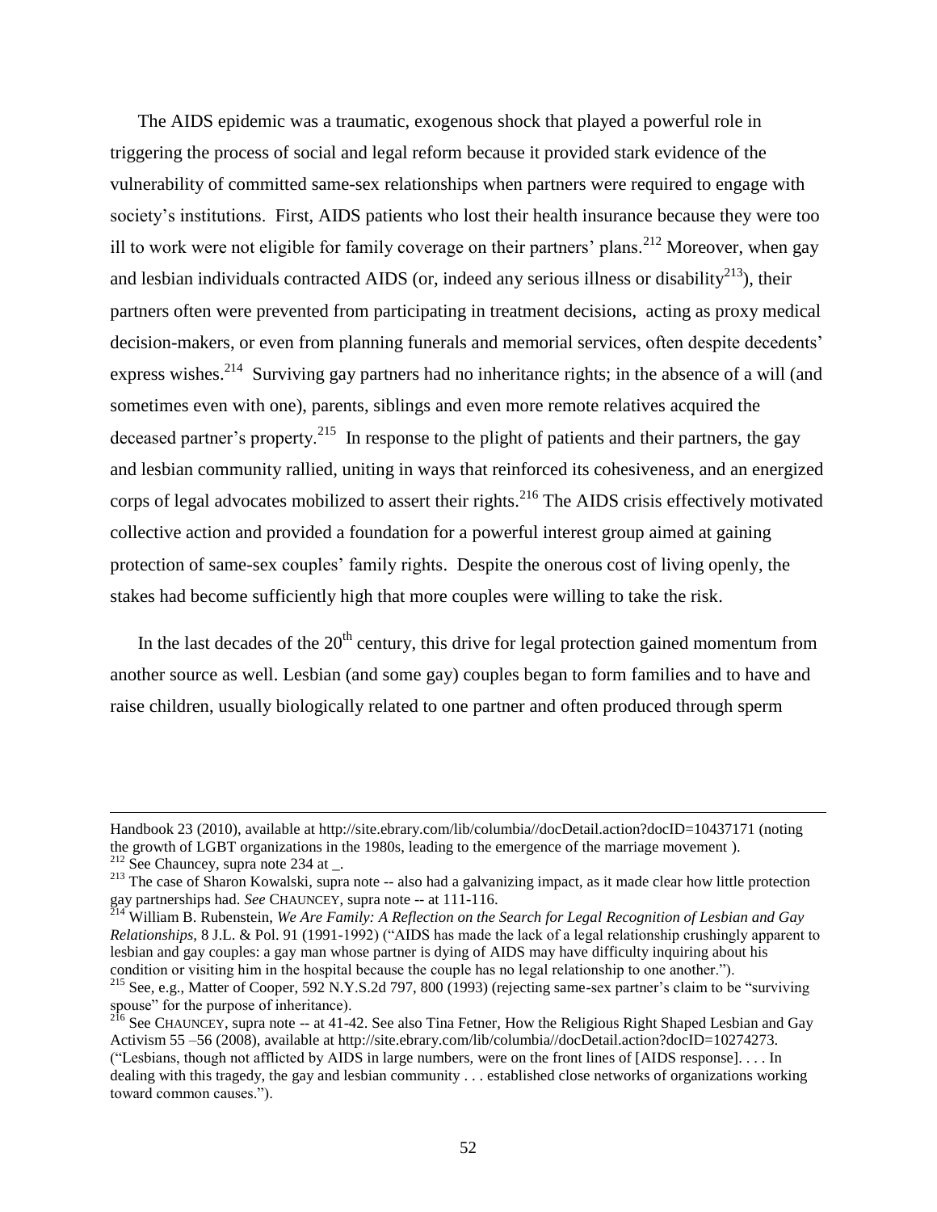The AIDS epidemic was a traumatic, exogenous shock that played a powerful role in triggering the process of social and legal reform because it provided stark evidence of the vulnerability of committed same-sex relationships when partners were required to engage with society's institutions. First, AIDS patients who lost their health insurance because they were too ill to work were not eligible for family coverage on their partners' plans.[212] Moreover, when gay and lesbian individuals contracted AIDS (or, indeed any serious illness or disability[213]), their partners often were prevented from participating in treatment decisions, acting as proxy medical decision-makers, or even from planning funerals and memorial services, often despite decedents' express wishes.[214] Surviving gay partners had no inheritance rights; in the absence of a will (and sometimes even with one), parents, siblings and even more remote relatives acquired the deceased partner's property.[215] In response to the plight of patients and their partners, the gay and lesbian community rallied, uniting in ways that reinforced its cohesiveness, and an energized corps of legal advocates mobilized to assert their rights.[216] The AIDS crisis effectively motivated collective action and provided a foundation for a powerful interest group aimed at gaining protection of same-sex couples' family rights. Despite the onerous cost of living openly, the stakes had become sufficiently high that more couples were willing to take the risk.

In the last decades of the 20th century, this drive for legal protection gained momentum from another source as well. Lesbian (and some gay) couples began to form families and to have and raise children, usually biologically related to one partner and often produced through sperm

---

Handbook 23 (2010), available at http://site.ebrary.com/lib/columbia//docDetail.action?docID=10437171 (noting the growth of LGBT organizations in the 1980s, leading to the emergence of the marriage movement ).

[212] See Chauncey, supra note 234 at _.

[213] The case of Sharon Kowalski, supra note -- also had a galvanizing impact, as it made clear how little protection gay partnerships had. *See* CHAUNCEY, supra note -- at 111-116.

[214] William B. Rubenstein, *We Are Family: A Reflection on the Search for Legal Recognition of Lesbian and Gay Relationships,* 8 J.L. & Pol. 91 (1991-1992) ("AIDS has made the lack of a legal relationship crushingly apparent to lesbian and gay couples: a gay man whose partner is dying of AIDS may have difficulty inquiring about his condition or visiting him in the hospital because the couple has no legal relationship to one another.").

[215] See, e.g., Matter of Cooper, 592 N.Y.S.2d 797, 800 (1993) (rejecting same-sex partner's claim to be "surviving spouse" for the purpose of inheritance).

[216] See CHAUNCEY, supra note -- at 41-42. See also Tina Fetner, How the Religious Right Shaped Lesbian and Gay Activism 55 –56 (2008), available at http://site.ebrary.com/lib/columbia//docDetail.action?docID=10274273. ("Lesbians, though not afflicted by AIDS in large numbers, were on the front lines of [AIDS response]. . . . In dealing with this tragedy, the gay and lesbian community . . . established close networks of organizations working toward common causes.").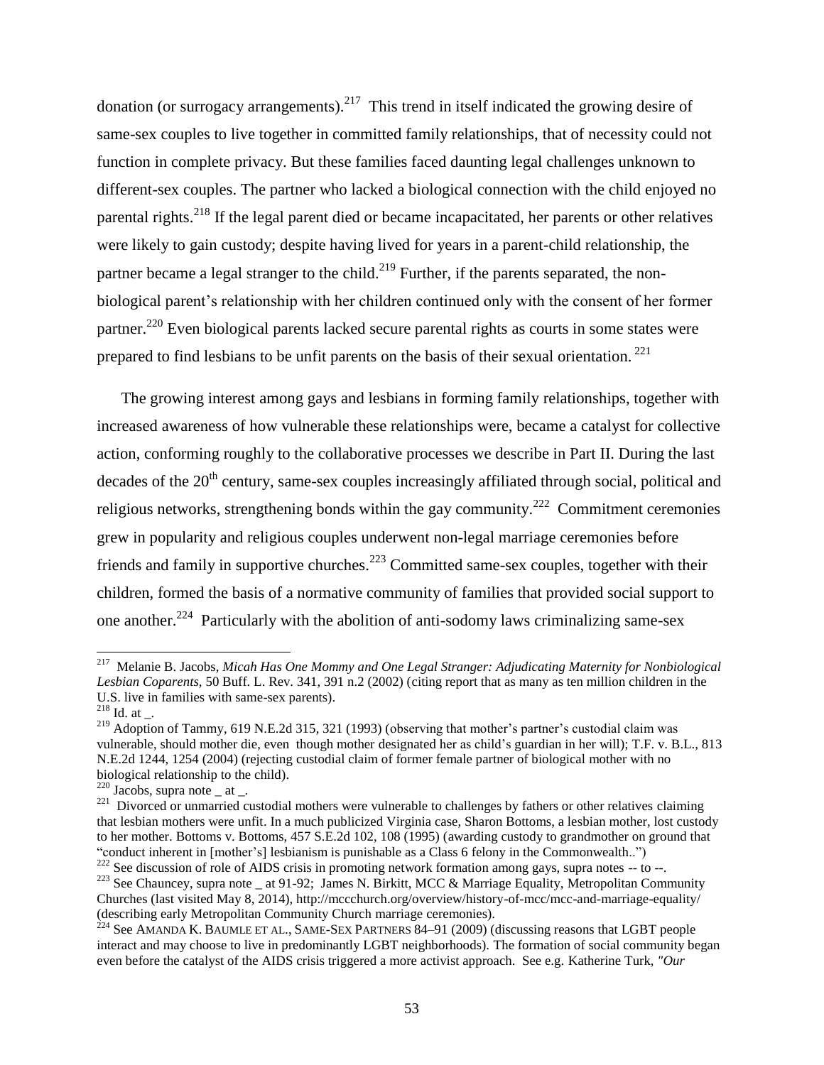donation (or surrogacy arrangements).[217] This trend in itself indicated the growing desire of same-sex couples to live together in committed family relationships, that of necessity could not function in complete privacy. But these families faced daunting legal challenges unknown to different-sex couples. The partner who lacked a biological connection with the child enjoyed no parental rights.[218] If the legal parent died or became incapacitated, her parents or other relatives were likely to gain custody; despite having lived for years in a parent-child relationship, the partner became a legal stranger to the child.[219] Further, if the parents separated, the non-biological parent's relationship with her children continued only with the consent of her former partner.[220] Even biological parents lacked secure parental rights as courts in some states were prepared to find lesbians to be unfit parents on the basis of their sexual orientation.[221]

The growing interest among gays and lesbians in forming family relationships, together with increased awareness of how vulnerable these relationships were, became a catalyst for collective action, conforming roughly to the collaborative processes we describe in Part II. During the last decades of the 20th century, same-sex couples increasingly affiliated through social, political and religious networks, strengthening bonds within the gay community.[222] Commitment ceremonies grew in popularity and religious couples underwent non-legal marriage ceremonies before friends and family in supportive churches.[223] Committed same-sex couples, together with their children, formed the basis of a normative community of families that provided social support to one another.[224] Particularly with the abolition of anti-sodomy laws criminalizing same-sex

---

[217] Melanie B. Jacobs, *Micah Has One Mommy and One Legal Stranger: Adjudicating Maternity for Nonbiological Lesbian Coparents*, 50 Buff. L. Rev. 341, 391 n.2 (2002) (citing report that as many as ten million children in the U.S. live in families with same-sex parents).

[218] Id. at _.

[219] Adoption of Tammy, 619 N.E.2d 315, 321 (1993) (observing that mother's partner's custodial claim was vulnerable, should mother die, even though mother designated her as child's guardian in her will); T.F. v. B.L., 813 N.E.2d 1244, 1254 (2004) (rejecting custodial claim of former female partner of biological mother with no biological relationship to the child).

[220] Jacobs, supra note _ at _.

[221] Divorced or unmarried custodial mothers were vulnerable to challenges by fathers or other relatives claiming that lesbian mothers were unfit. In a much publicized Virginia case, Sharon Bottoms, a lesbian mother, lost custody to her mother. Bottoms v. Bottoms, 457 S.E.2d 102, 108 (1995) (awarding custody to grandmother on ground that "conduct inherent in [mother's] lesbianism is punishable as a Class 6 felony in the Commonwealth..")

[222] See discussion of role of AIDS crisis in promoting network formation among gays, supra notes -- to --.

[223] See Chauncey, supra note _ at 91-92; James N. Birkitt, MCC & Marriage Equality, Metropolitan Community Churches (last visited May 8, 2014), http://mccchurch.org/overview/history-of-mcc/mcc-and-marriage-equality/ (describing early Metropolitan Community Church marriage ceremonies).

[224] See AMANDA K. BAUMLE ET AL., SAME-SEX PARTNERS 84–91 (2009) (discussing reasons that LGBT people interact and may choose to live in predominantly LGBT neighborhoods). The formation of social community began even before the catalyst of the AIDS crisis triggered a more activist approach. See e.g. Katherine Turk, *"Our*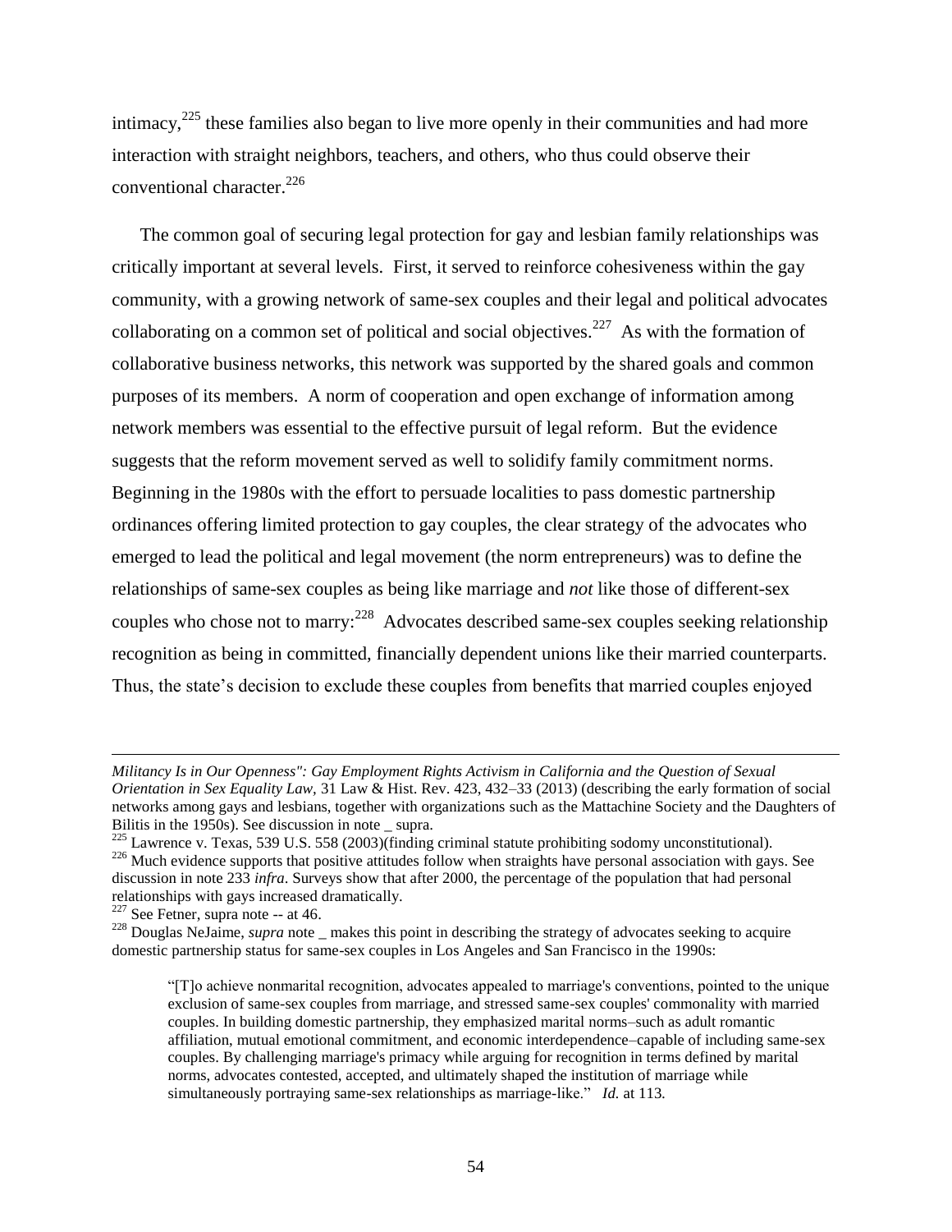intimacy,[225] these families also began to live more openly in their communities and had more interaction with straight neighbors, teachers, and others, who thus could observe their conventional character.[226]

The common goal of securing legal protection for gay and lesbian family relationships was critically important at several levels. First, it served to reinforce cohesiveness within the gay community, with a growing network of same-sex couples and their legal and political advocates collaborating on a common set of political and social objectives.[227] As with the formation of collaborative business networks, this network was supported by the shared goals and common purposes of its members. A norm of cooperation and open exchange of information among network members was essential to the effective pursuit of legal reform. But the evidence suggests that the reform movement served as well to solidify family commitment norms. Beginning in the 1980s with the effort to persuade localities to pass domestic partnership ordinances offering limited protection to gay couples, the clear strategy of the advocates who emerged to lead the political and legal movement (the norm entrepreneurs) was to define the relationships of same-sex couples as being like marriage and *not* like those of different-sex couples who chose not to marry:[228] Advocates described same-sex couples seeking relationship recognition as being in committed, financially dependent unions like their married counterparts. Thus, the state's decision to exclude these couples from benefits that married couples enjoyed

---

*Militancy Is in Our Openness": Gay Employment Rights Activism in California and the Question of Sexual Orientation in Sex Equality Law*, 31 Law & Hist. Rev. 423, 432–33 (2013) (describing the early formation of social networks among gays and lesbians, together with organizations such as the Mattachine Society and the Daughters of Bilitis in the 1950s). See discussion in note _ supra.

[225] Lawrence v. Texas, 539 U.S. 558 (2003)(finding criminal statute prohibiting sodomy unconstitutional).

[226] Much evidence supports that positive attitudes follow when straights have personal association with gays. See discussion in note 233 *infra*. Surveys show that after 2000, the percentage of the population that had personal relationships with gays increased dramatically.

[227] See Fetner, supra note -- at 46.

[228] Douglas NeJaime, *supra* note _ makes this point in describing the strategy of advocates seeking to acquire domestic partnership status for same-sex couples in Los Angeles and San Francisco in the 1990s:

> "[T]o achieve nonmarital recognition, advocates appealed to marriage's conventions, pointed to the unique exclusion of same-sex couples from marriage, and stressed same-sex couples' commonality with married couples. In building domestic partnership, they emphasized marital norms–such as adult romantic affiliation, mutual emotional commitment, and economic interdependence–capable of including same-sex couples. By challenging marriage's primacy while arguing for recognition in terms defined by marital norms, advocates contested, accepted, and ultimately shaped the institution of marriage while simultaneously portraying same-sex relationships as marriage-like." *Id.* at 113.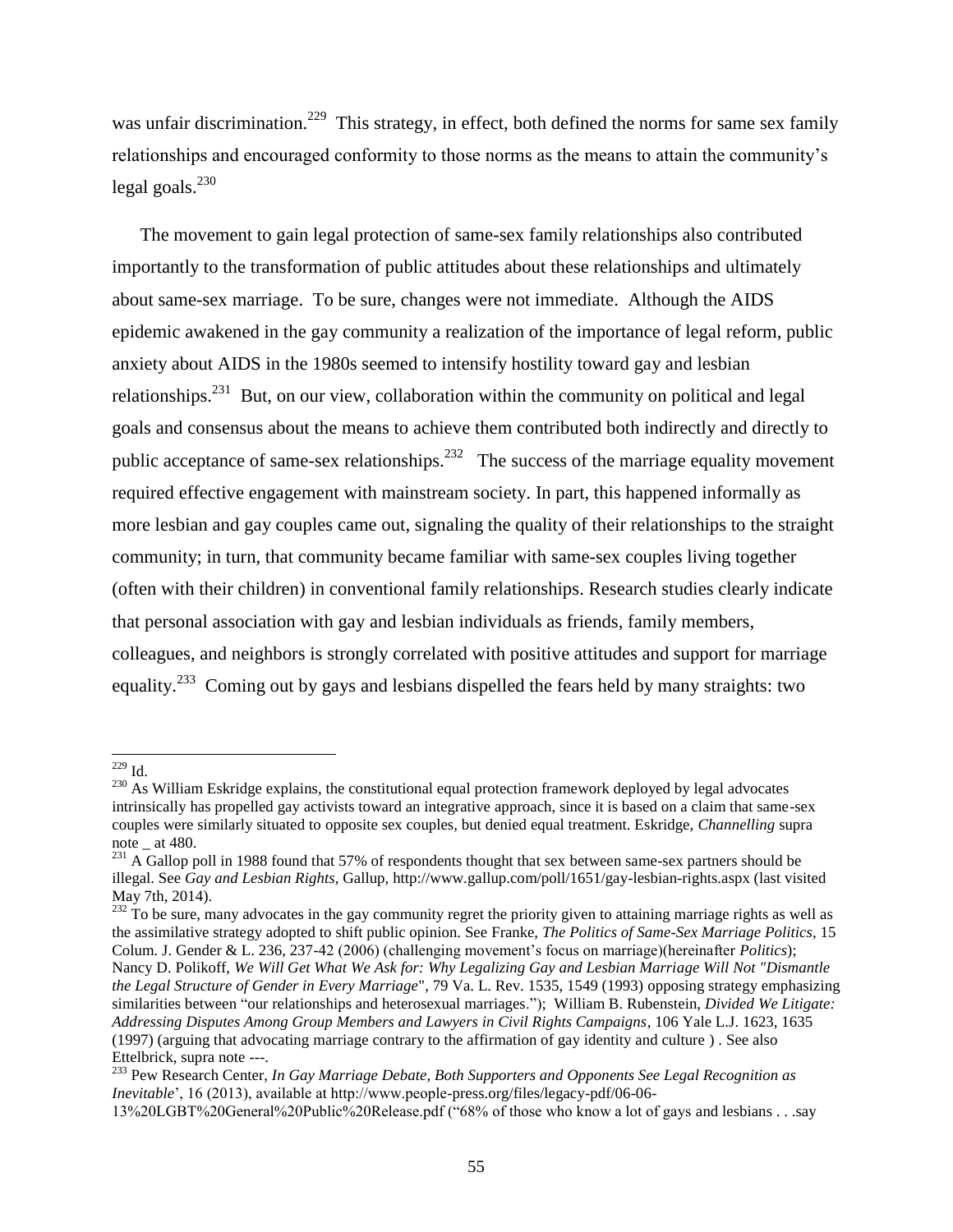was unfair discrimination.[229] This strategy, in effect, both defined the norms for same sex family relationships and encouraged conformity to those norms as the means to attain the community's legal goals.[230]

The movement to gain legal protection of same-sex family relationships also contributed importantly to the transformation of public attitudes about these relationships and ultimately about same-sex marriage. To be sure, changes were not immediate. Although the AIDS epidemic awakened in the gay community a realization of the importance of legal reform, public anxiety about AIDS in the 1980s seemed to intensify hostility toward gay and lesbian relationships.[231] But, on our view, collaboration within the community on political and legal goals and consensus about the means to achieve them contributed both indirectly and directly to public acceptance of same-sex relationships.[232] The success of the marriage equality movement required effective engagement with mainstream society. In part, this happened informally as more lesbian and gay couples came out, signaling the quality of their relationships to the straight community; in turn, that community became familiar with same-sex couples living together (often with their children) in conventional family relationships. Research studies clearly indicate that personal association with gay and lesbian individuals as friends, family members, colleagues, and neighbors is strongly correlated with positive attitudes and support for marriage equality.[233] Coming out by gays and lesbians dispelled the fears held by many straights: two

---

[229] Id.

[230] As William Eskridge explains, the constitutional equal protection framework deployed by legal advocates intrinsically has propelled gay activists toward an integrative approach, since it is based on a claim that same-sex couples were similarly situated to opposite sex couples, but denied equal treatment. Eskridge, *Channelling* supra note _ at 480.

[231] A Gallop poll in 1988 found that 57% of respondents thought that sex between same-sex partners should be illegal. See *Gay and Lesbian Rights*, Gallup, http://www.gallup.com/poll/1651/gay-lesbian-rights.aspx (last visited May 7th, 2014).

[232] To be sure, many advocates in the gay community regret the priority given to attaining marriage rights as well as the assimilative strategy adopted to shift public opinion. See Franke, *The Politics of Same-Sex Marriage Politics*, 15 Colum. J. Gender & L. 236, 237-42 (2006) (challenging movement's focus on marriage)(hereinafter *Politics*); Nancy D. Polikoff, *We Will Get What We Ask for: Why Legalizing Gay and Lesbian Marriage Will Not "Dismantle the Legal Structure of Gender in Every Marriage"*, 79 Va. L. Rev. 1535, 1549 (1993) opposing strategy emphasizing similarities between "our relationships and heterosexual marriages."); William B. Rubenstein, *Divided We Litigate: Addressing Disputes Among Group Members and Lawyers in Civil Rights Campaigns*, 106 Yale L.J. 1623, 1635 (1997) (arguing that advocating marriage contrary to the affirmation of gay identity and culture ) . See also Ettelbrick, supra note ---.

[233] Pew Research Center, *In Gay Marriage Debate, Both Supporters and Opponents See Legal Recognition as Inevitable*', 16 (2013), available at http://www.people-press.org/files/legacy-pdf/06-06-13%20LGBT%20General%20Public%20Release.pdf ("68% of those who know a lot of gays and lesbians . . .say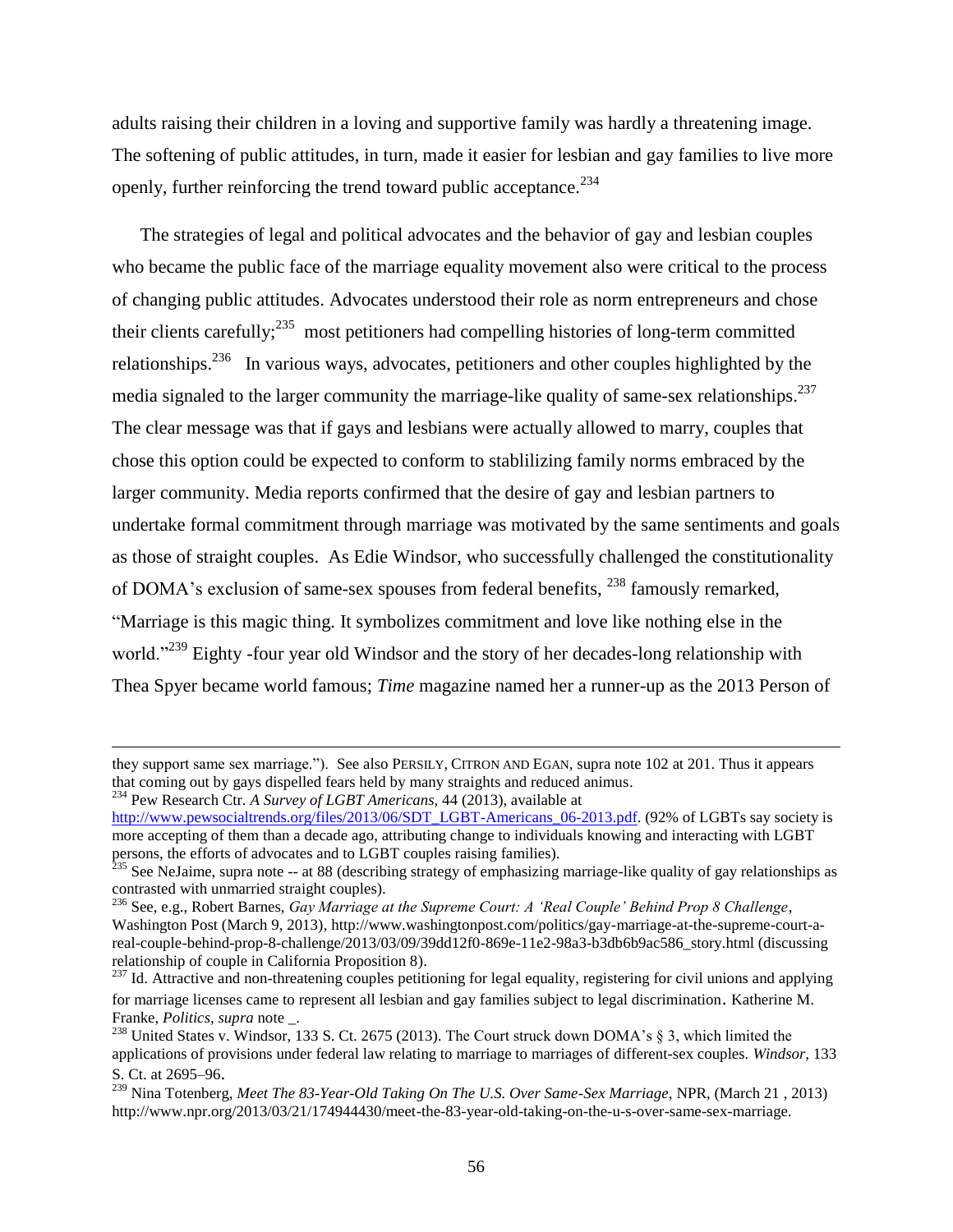adults raising their children in a loving and supportive family was hardly a threatening image. The softening of public attitudes, in turn, made it easier for lesbian and gay families to live more openly, further reinforcing the trend toward public acceptance.[234]

The strategies of legal and political advocates and the behavior of gay and lesbian couples who became the public face of the marriage equality movement also were critical to the process of changing public attitudes. Advocates understood their role as norm entrepreneurs and chose their clients carefully;[235] most petitioners had compelling histories of long-term committed relationships.[236] In various ways, advocates, petitioners and other couples highlighted by the media signaled to the larger community the marriage-like quality of same-sex relationships.[237] The clear message was that if gays and lesbians were actually allowed to marry, couples that chose this option could be expected to conform to stablilizing family norms embraced by the larger community. Media reports confirmed that the desire of gay and lesbian partners to undertake formal commitment through marriage was motivated by the same sentiments and goals as those of straight couples. As Edie Windsor, who successfully challenged the constitutionality of DOMA's exclusion of same-sex spouses from federal benefits, [238] famously remarked, "Marriage is this magic thing. It symbolizes commitment and love like nothing else in the world."[239] Eighty -four year old Windsor and the story of her decades-long relationship with Thea Spyer became world famous; *Time* magazine named her a runner-up as the 2013 Person of

---

they support same sex marriage."). See also PERSILY, CITRON AND EGAN, supra note 102 at 201. Thus it appears that coming out by gays dispelled fears held by many straights and reduced animus.

[234] Pew Research Ctr. *A Survey of LGBT Americans*, 44 (2013), available at http://www.pewsocialtrends.org/files/2013/06/SDT_LGBT-Americans_06-2013.pdf. (92% of LGBTs say society is more accepting of them than a decade ago, attributing change to individuals knowing and interacting with LGBT persons, the efforts of advocates and to LGBT couples raising families).

[235] See NeJaime, supra note -- at 88 (describing strategy of emphasizing marriage-like quality of gay relationships as contrasted with unmarried straight couples).

[236] See, e.g., Robert Barnes, *Gay Marriage at the Supreme Court: A 'Real Couple' Behind Prop 8 Challenge*, Washington Post (March 9, 2013), http://www.washingtonpost.com/politics/gay-marriage-at-the-supreme-court-a-real-couple-behind-prop-8-challenge/2013/03/09/39dd12f0-869e-11e2-98a3-b3db6b9ac586_story.html (discussing relationship of couple in California Proposition 8).

[237] Id. Attractive and non-threatening couples petitioning for legal equality, registering for civil unions and applying for marriage licenses came to represent all lesbian and gay families subject to legal discrimination. Katherine M. Franke, *Politics*, *supra* note _.

[238] United States v. Windsor, 133 S. Ct. 2675 (2013). The Court struck down DOMA's § 3, which limited the applications of provisions under federal law relating to marriage to marriages of different-sex couples. *Windsor*, 133 S. Ct. at 2695–96.

[239] Nina Totenberg, *Meet The 83-Year-Old Taking On The U.S. Over Same-Sex Marriage*, NPR, (March 21 , 2013) http://www.npr.org/2013/03/21/174944430/meet-the-83-year-old-taking-on-the-u-s-over-same-sex-marriage.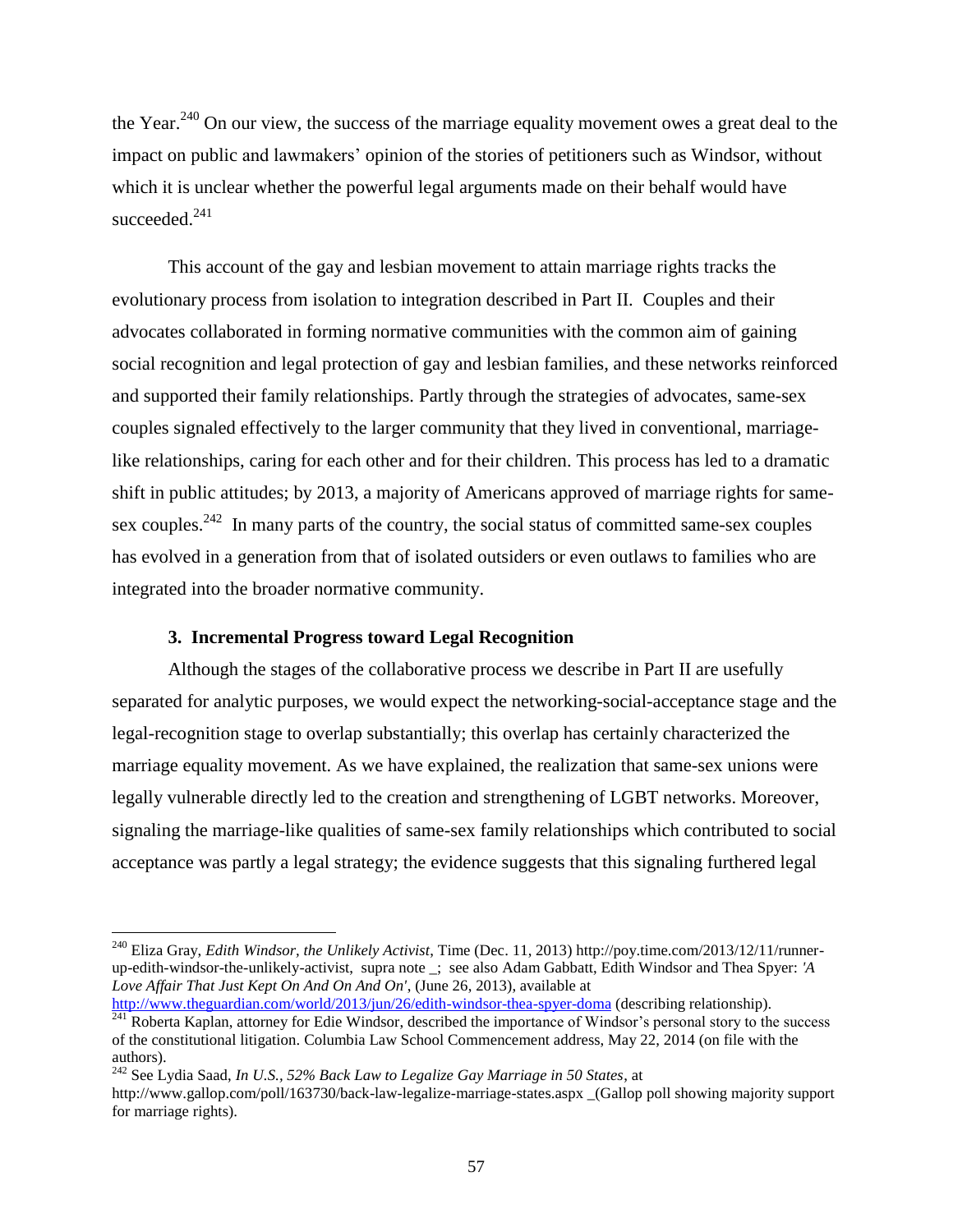the Year.[240] On our view, the success of the marriage equality movement owes a great deal to the impact on public and lawmakers' opinion of the stories of petitioners such as Windsor, without which it is unclear whether the powerful legal arguments made on their behalf would have succeeded.[241]

This account of the gay and lesbian movement to attain marriage rights tracks the evolutionary process from isolation to integration described in Part II. Couples and their advocates collaborated in forming normative communities with the common aim of gaining social recognition and legal protection of gay and lesbian families, and these networks reinforced and supported their family relationships. Partly through the strategies of advocates, same-sex couples signaled effectively to the larger community that they lived in conventional, marriage-like relationships, caring for each other and for their children. This process has led to a dramatic shift in public attitudes; by 2013, a majority of Americans approved of marriage rights for same-sex couples.[242] In many parts of the country, the social status of committed same-sex couples has evolved in a generation from that of isolated outsiders or even outlaws to families who are integrated into the broader normative community.

### 3. Incremental Progress toward Legal Recognition

Although the stages of the collaborative process we describe in Part II are usefully separated for analytic purposes, we would expect the networking-social-acceptance stage and the legal-recognition stage to overlap substantially; this overlap has certainly characterized the marriage equality movement. As we have explained, the realization that same-sex unions were legally vulnerable directly led to the creation and strengthening of LGBT networks. Moreover, signaling the marriage-like qualities of same-sex family relationships which contributed to social acceptance was partly a legal strategy; the evidence suggests that this signaling furthered legal

---

[240] Eliza Gray, *Edith Windsor, the Unlikely Activist*, Time (Dec. 11, 2013) http://poy.time.com/2013/12/11/runner-up-edith-windsor-the-unlikely-activist, supra note _; see also Adam Gabbatt, Edith Windsor and Thea Spyer: *'A Love Affair That Just Kept On And On And On'*, (June 26, 2013), available at http://www.theguardian.com/world/2013/jun/26/edith-windsor-thea-spyer-doma (describing relationship).

[241] Roberta Kaplan, attorney for Edie Windsor, described the importance of Windsor's personal story to the success of the constitutional litigation. Columbia Law School Commencement address, May 22, 2014 (on file with the authors).

[242] See Lydia Saad, *In U.S., 52% Back Law to Legalize Gay Marriage in 50 States*, at http://www.gallop.com/poll/163730/back-law-legalize-marriage-states.aspx _(Gallop poll showing majority support for marriage rights).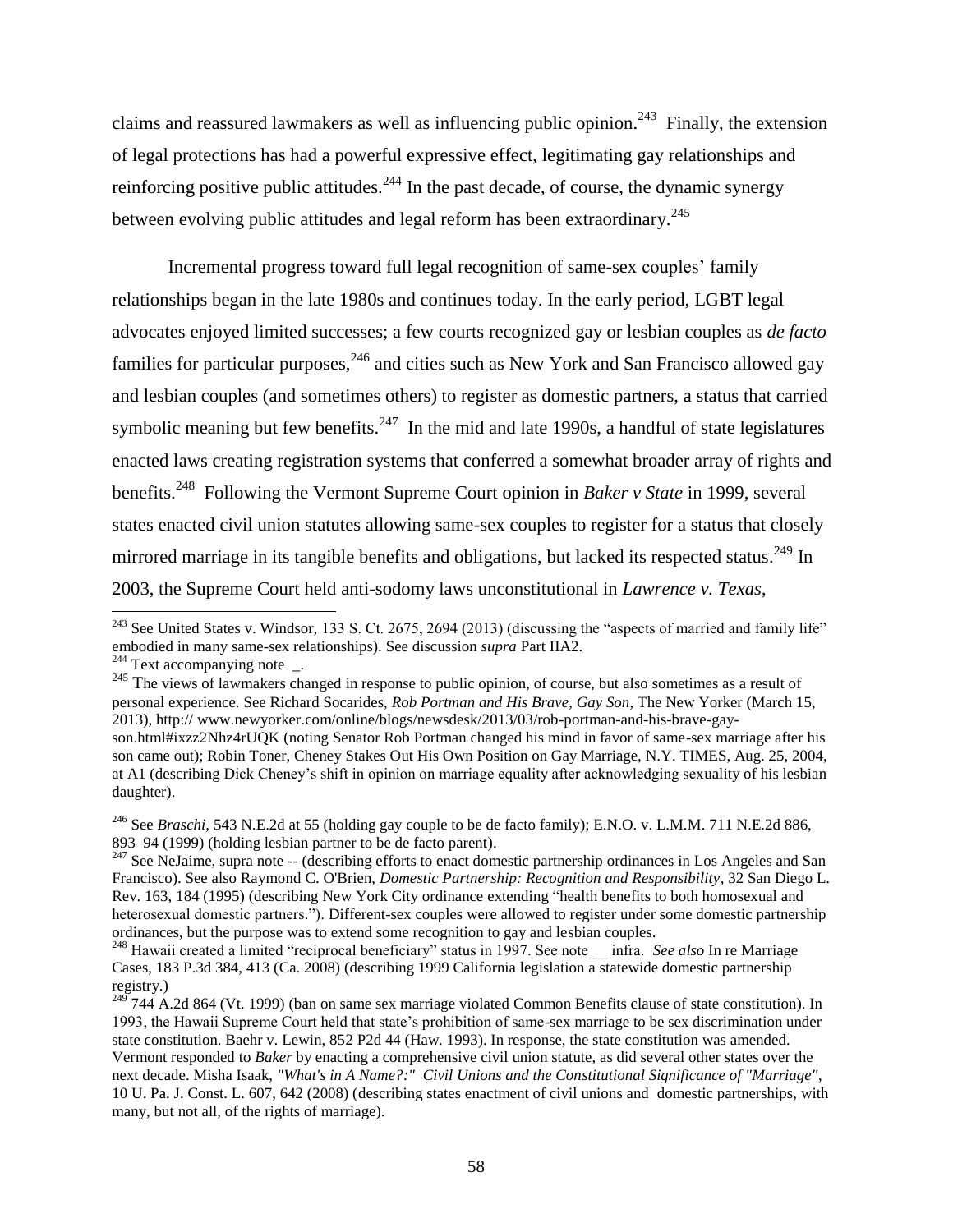claims and reassured lawmakers as well as influencing public opinion.[243] Finally, the extension of legal protections has had a powerful expressive effect, legitimating gay relationships and reinforcing positive public attitudes.[244] In the past decade, of course, the dynamic synergy between evolving public attitudes and legal reform has been extraordinary.[245]

Incremental progress toward full legal recognition of same-sex couples' family relationships began in the late 1980s and continues today. In the early period, LGBT legal advocates enjoyed limited successes; a few courts recognized gay or lesbian couples as *de facto* families for particular purposes,[246] and cities such as New York and San Francisco allowed gay and lesbian couples (and sometimes others) to register as domestic partners, a status that carried symbolic meaning but few benefits.[247] In the mid and late 1990s, a handful of state legislatures enacted laws creating registration systems that conferred a somewhat broader array of rights and benefits.[248] Following the Vermont Supreme Court opinion in *Baker v State* in 1999, several states enacted civil union statutes allowing same-sex couples to register for a status that closely mirrored marriage in its tangible benefits and obligations, but lacked its respected status.[249] In 2003, the Supreme Court held anti-sodomy laws unconstitutional in *Lawrence v. Texas*,

---

[243] See United States v. Windsor, 133 S. Ct. 2675, 2694 (2013) (discussing the "aspects of married and family life" embodied in many same-sex relationships). See discussion *supra* Part IIA2.

[244] Text accompanying note _.

[245] The views of lawmakers changed in response to public opinion, of course, but also sometimes as a result of personal experience. See Richard Socarides, *Rob Portman and His Brave, Gay Son*, The New Yorker (March 15, 2013), http:// www.newyorker.com/online/blogs/newsdesk/2013/03/rob-portman-and-his-brave-gay-son.html#ixzz2Nhz4rUQK (noting Senator Rob Portman changed his mind in favor of same-sex marriage after his son came out); Robin Toner, Cheney Stakes Out His Own Position on Gay Marriage, N.Y. TIMES, Aug. 25, 2004, at A1 (describing Dick Cheney's shift in opinion on marriage equality after acknowledging sexuality of his lesbian daughter).

[246] See *Braschi*, 543 N.E.2d at 55 (holding gay couple to be de facto family); E.N.O. v. L.M.M. 711 N.E.2d 886, 893–94 (1999) (holding lesbian partner to be de facto parent).

[247] See NeJaime, supra note -- (describing efforts to enact domestic partnership ordinances in Los Angeles and San Francisco). See also Raymond C. O'Brien, *Domestic Partnership: Recognition and Responsibility*, 32 San Diego L. Rev. 163, 184 (1995) (describing New York City ordinance extending "health benefits to both homosexual and heterosexual domestic partners."). Different-sex couples were allowed to register under some domestic partnership ordinances, but the purpose was to extend some recognition to gay and lesbian couples.

[248] Hawaii created a limited "reciprocal beneficiary" status in 1997. See note __ infra. *See also* In re Marriage Cases, 183 P.3d 384, 413 (Ca. 2008) (describing 1999 California legislation a statewide domestic partnership registry.)

[249] 744 A.2d 864 (Vt. 1999) (ban on same sex marriage violated Common Benefits clause of state constitution). In 1993, the Hawaii Supreme Court held that state's prohibition of same-sex marriage to be sex discrimination under state constitution. Baehr v. Lewin, 852 P2d 44 (Haw. 1993). In response, the state constitution was amended. Vermont responded to *Baker* by enacting a comprehensive civil union statute, as did several other states over the next decade. Misha Isaak, *"What's in A Name?:" Civil Unions and the Constitutional Significance of "Marriage"*, 10 U. Pa. J. Const. L. 607, 642 (2008) (describing states enactment of civil unions and domestic partnerships, with many, but not all, of the rights of marriage).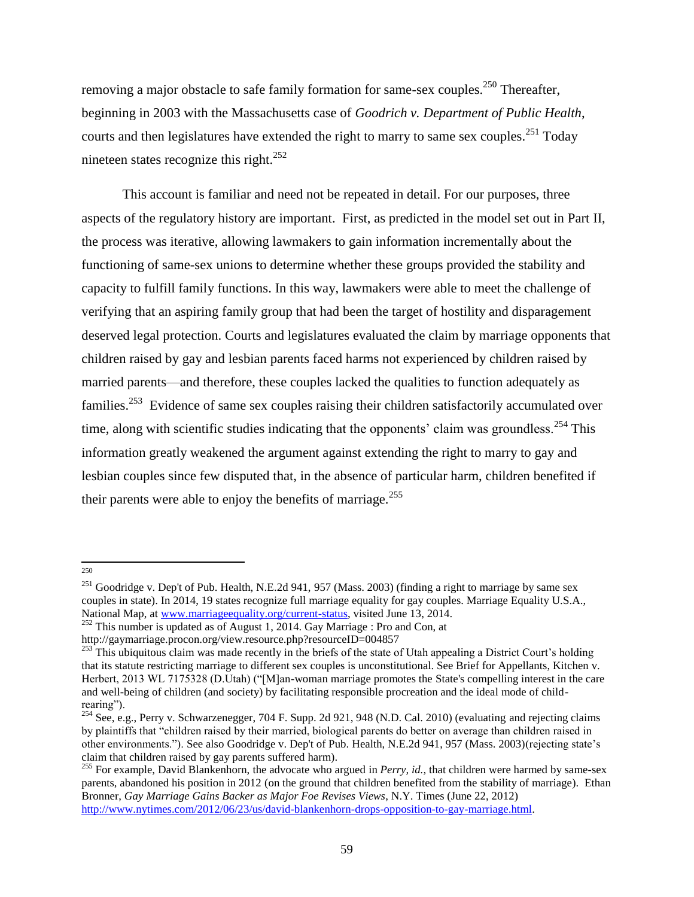removing a major obstacle to safe family formation for same-sex couples.[250] Thereafter, beginning in 2003 with the Massachusetts case of *Goodrich v. Department of Public Health*, courts and then legislatures have extended the right to marry to same sex couples.[251] Today nineteen states recognize this right.[252]

This account is familiar and need not be repeated in detail. For our purposes, three aspects of the regulatory history are important. First, as predicted in the model set out in Part II, the process was iterative, allowing lawmakers to gain information incrementally about the functioning of same-sex unions to determine whether these groups provided the stability and capacity to fulfill family functions. In this way, lawmakers were able to meet the challenge of verifying that an aspiring family group that had been the target of hostility and disparagement deserved legal protection. Courts and legislatures evaluated the claim by marriage opponents that children raised by gay and lesbian parents faced harms not experienced by children raised by married parents—and therefore, these couples lacked the qualities to function adequately as families.[253] Evidence of same sex couples raising their children satisfactorily accumulated over time, along with scientific studies indicating that the opponents' claim was groundless.[254] This information greatly weakened the argument against extending the right to marry to gay and lesbian couples since few disputed that, in the absence of particular harm, children benefited if their parents were able to enjoy the benefits of marriage.[255]

---

[250]

[251] Goodridge v. Dep't of Pub. Health, N.E.2d 941, 957 (Mass. 2003) (finding a right to marriage by same sex couples in state). In 2014, 19 states recognize full marriage equality for gay couples. Marriage Equality U.S.A., National Map, at www.marriageequality.org/current-status, visited June 13, 2014.

[252] This number is updated as of August 1, 2014. Gay Marriage : Pro and Con, at http://gaymarriage.procon.org/view.resource.php?resourceID=004857

[253] This ubiquitous claim was made recently in the briefs of the state of Utah appealing a District Court's holding that its statute restricting marriage to different sex couples is unconstitutional. See Brief for Appellants, Kitchen v. Herbert, 2013 WL 7175328 (D.Utah) ("[M]an-woman marriage promotes the State's compelling interest in the care and well-being of children (and society) by facilitating responsible procreation and the ideal mode of child-rearing").

[254] See, e.g., Perry v. Schwarzenegger, 704 F. Supp. 2d 921, 948 (N.D. Cal. 2010) (evaluating and rejecting claims by plaintiffs that "children raised by their married, biological parents do better on average than children raised in other environments."). See also Goodridge v. Dep't of Pub. Health, N.E.2d 941, 957 (Mass. 2003)(rejecting state's claim that children raised by gay parents suffered harm).

[255] For example, David Blankenhorn, the advocate who argued in *Perry, id.,* that children were harmed by same-sex parents, abandoned his position in 2012 (on the ground that children benefited from the stability of marriage). Ethan Bronner, *Gay Marriage Gains Backer as Major Foe Revises Views*, N.Y. Times (June 22, 2012) http://www.nytimes.com/2012/06/23/us/david-blankenhorn-drops-opposition-to-gay-marriage.html.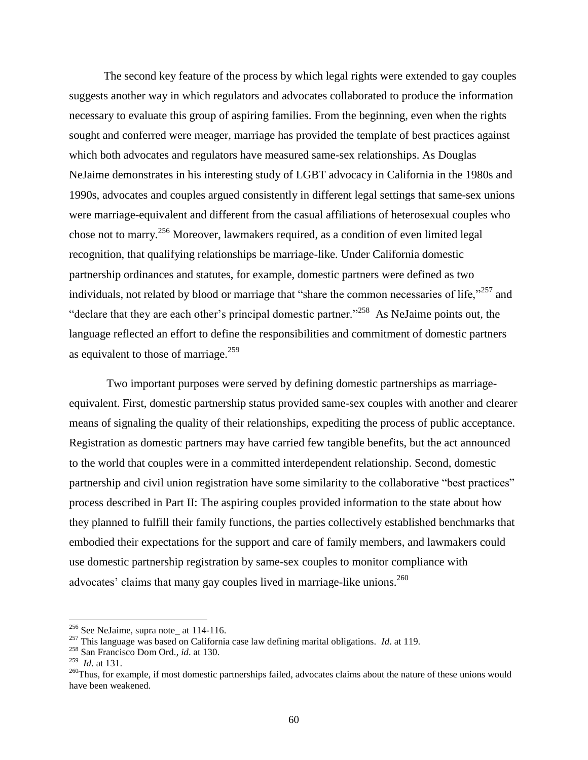The second key feature of the process by which legal rights were extended to gay couples suggests another way in which regulators and advocates collaborated to produce the information necessary to evaluate this group of aspiring families. From the beginning, even when the rights sought and conferred were meager, marriage has provided the template of best practices against which both advocates and regulators have measured same-sex relationships. As Douglas NeJaime demonstrates in his interesting study of LGBT advocacy in California in the 1980s and 1990s, advocates and couples argued consistently in different legal settings that same-sex unions were marriage-equivalent and different from the casual affiliations of heterosexual couples who chose not to marry.[256] Moreover, lawmakers required, as a condition of even limited legal recognition, that qualifying relationships be marriage-like. Under California domestic partnership ordinances and statutes, for example, domestic partners were defined as two individuals, not related by blood or marriage that "share the common necessaries of life,"[257] and "declare that they are each other's principal domestic partner."[258] As NeJaime points out, the language reflected an effort to define the responsibilities and commitment of domestic partners as equivalent to those of marriage.[259]

Two important purposes were served by defining domestic partnerships as marriage-equivalent. First, domestic partnership status provided same-sex couples with another and clearer means of signaling the quality of their relationships, expediting the process of public acceptance. Registration as domestic partners may have carried few tangible benefits, but the act announced to the world that couples were in a committed interdependent relationship. Second, domestic partnership and civil union registration have some similarity to the collaborative "best practices" process described in Part II: The aspiring couples provided information to the state about how they planned to fulfill their family functions, the parties collectively established benchmarks that embodied their expectations for the support and care of family members, and lawmakers could use domestic partnership registration by same-sex couples to monitor compliance with advocates' claims that many gay couples lived in marriage-like unions.[260]

---

[256] See NeJaime, supra note_ at 114-116.

[257] This language was based on California case law defining marital obligations. *Id*. at 119.

[258] San Francisco Dom Ord., *id*. at 130.

[259] *Id*. at 131.

[260] Thus, for example, if most domestic partnerships failed, advocates claims about the nature of these unions would have been weakened.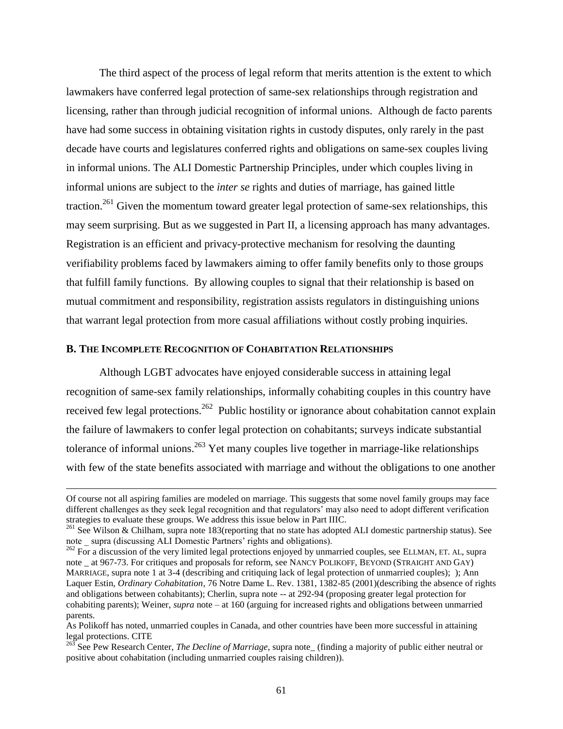The third aspect of the process of legal reform that merits attention is the extent to which lawmakers have conferred legal protection of same-sex relationships through registration and licensing, rather than through judicial recognition of informal unions. Although de facto parents have had some success in obtaining visitation rights in custody disputes, only rarely in the past decade have courts and legislatures conferred rights and obligations on same-sex couples living in informal unions. The ALI Domestic Partnership Principles, under which couples living in informal unions are subject to the *inter se* rights and duties of marriage, has gained little traction.[261] Given the momentum toward greater legal protection of same-sex relationships, this may seem surprising. But as we suggested in Part II, a licensing approach has many advantages. Registration is an efficient and privacy-protective mechanism for resolving the daunting verifiability problems faced by lawmakers aiming to offer family benefits only to those groups that fulfill family functions. By allowing couples to signal that their relationship is based on mutual commitment and responsibility, registration assists regulators in distinguishing unions that warrant legal protection from more casual affiliations without costly probing inquiries.

### B. The Incomplete Recognition of Cohabitation Relationships

Although LGBT advocates have enjoyed considerable success in attaining legal recognition of same-sex family relationships, informally cohabiting couples in this country have received few legal protections.[262] Public hostility or ignorance about cohabitation cannot explain the failure of lawmakers to confer legal protection on cohabitants; surveys indicate substantial tolerance of informal unions.[263] Yet many couples live together in marriage-like relationships with few of the state benefits associated with marriage and without the obligations to one another

---

Of course not all aspiring families are modeled on marriage. This suggests that some novel family groups may face different challenges as they seek legal recognition and that regulators' may also need to adopt different verification strategies to evaluate these groups. We address this issue below in Part IIIC.

[261] See Wilson & Chilham, supra note 183(reporting that no state has adopted ALI domestic partnership status). See note _ supra (discussing ALI Domestic Partners' rights and obligations).

[262] For a discussion of the very limited legal protections enjoyed by unmarried couples, see ELLMAN, ET. AL, supra note _ at 967-73. For critiques and proposals for reform, see NANCY POLIKOFF, BEYOND (STRAIGHT AND GAY) MARRIAGE, supra note 1 at 3-4 (describing and critiquing lack of legal protection of unmarried couples); ); Ann Laquer Estin, *Ordinary Cohabitation*, 76 Notre Dame L. Rev. 1381, 1382-85 (2001)(describing the absence of rights and obligations between cohabitants); Cherlin, supra note -- at 292-94 (proposing greater legal protection for cohabiting parents); Weiner, *supra* note – at 160 (arguing for increased rights and obligations between unmarried parents.

As Polikoff has noted, unmarried couples in Canada, and other countries have been more successful in attaining legal protections. CITE

[263] See Pew Research Center, *The Decline of Marriage*, supra note_ (finding a majority of public either neutral or positive about cohabitation (including unmarried couples raising children)).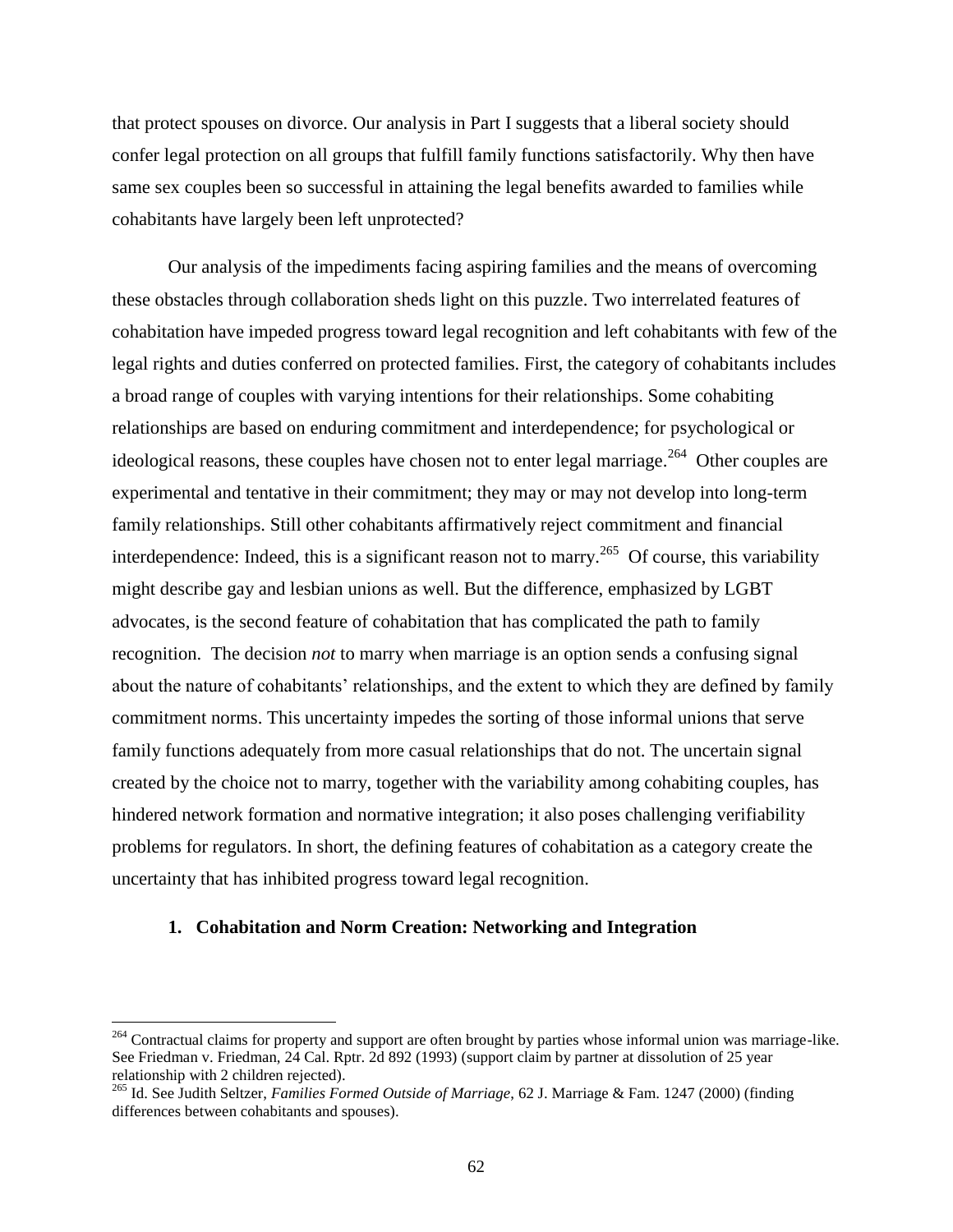that protect spouses on divorce. Our analysis in Part I suggests that a liberal society should confer legal protection on all groups that fulfill family functions satisfactorily. Why then have same sex couples been so successful in attaining the legal benefits awarded to families while cohabitants have largely been left unprotected?

Our analysis of the impediments facing aspiring families and the means of overcoming these obstacles through collaboration sheds light on this puzzle. Two interrelated features of cohabitation have impeded progress toward legal recognition and left cohabitants with few of the legal rights and duties conferred on protected families. First, the category of cohabitants includes a broad range of couples with varying intentions for their relationships. Some cohabiting relationships are based on enduring commitment and interdependence; for psychological or ideological reasons, these couples have chosen not to enter legal marriage.[264] Other couples are experimental and tentative in their commitment; they may or may not develop into long-term family relationships. Still other cohabitants affirmatively reject commitment and financial interdependence: Indeed, this is a significant reason not to marry.[265] Of course, this variability might describe gay and lesbian unions as well. But the difference, emphasized by LGBT advocates, is the second feature of cohabitation that has complicated the path to family recognition. The decision *not* to marry when marriage is an option sends a confusing signal about the nature of cohabitants' relationships, and the extent to which they are defined by family commitment norms. This uncertainty impedes the sorting of those informal unions that serve family functions adequately from more casual relationships that do not. The uncertain signal created by the choice not to marry, together with the variability among cohabiting couples, has hindered network formation and normative integration; it also poses challenging verifiability problems for regulators. In short, the defining features of cohabitation as a category create the uncertainty that has inhibited progress toward legal recognition.

### 1. Cohabitation and Norm Creation: Networking and Integration

[264] Contractual claims for property and support are often brought by parties whose informal union was marriage-like. See Friedman v. Friedman, 24 Cal. Rptr. 2d 892 (1993) (support claim by partner at dissolution of 25 year relationship with 2 children rejected).

[265] Id. See Judith Seltzer, *Families Formed Outside of Marriage*, 62 J. Marriage & Fam. 1247 (2000) (finding differences between cohabitants and spouses).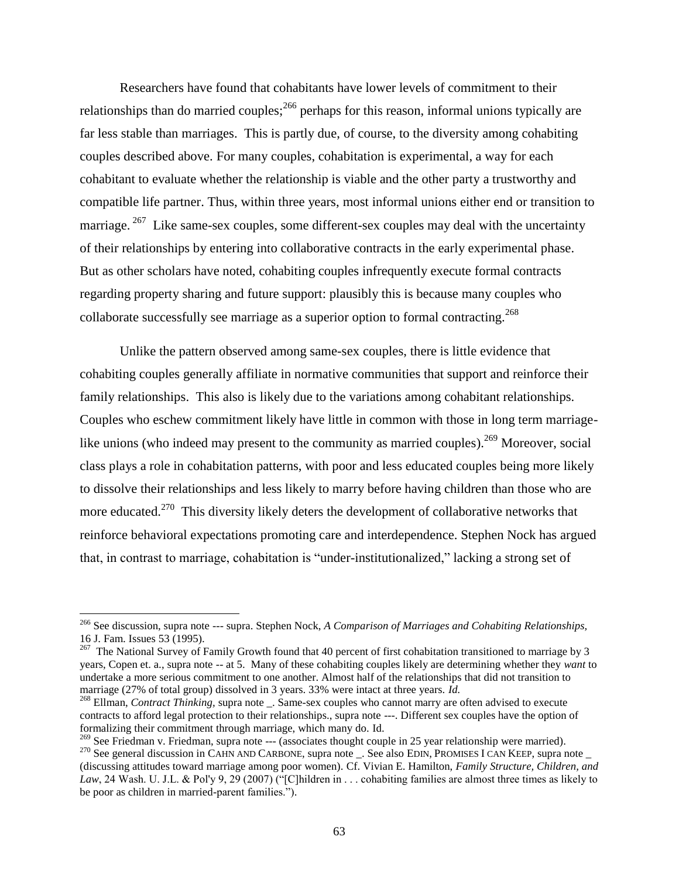Researchers have found that cohabitants have lower levels of commitment to their relationships than do married couples;[266] perhaps for this reason, informal unions typically are far less stable than marriages. This is partly due, of course, to the diversity among cohabiting couples described above. For many couples, cohabitation is experimental, a way for each cohabitant to evaluate whether the relationship is viable and the other party a trustworthy and compatible life partner. Thus, within three years, most informal unions either end or transition to marriage. [267] Like same-sex couples, some different-sex couples may deal with the uncertainty of their relationships by entering into collaborative contracts in the early experimental phase. But as other scholars have noted, cohabiting couples infrequently execute formal contracts regarding property sharing and future support: plausibly this is because many couples who collaborate successfully see marriage as a superior option to formal contracting.[268]

Unlike the pattern observed among same-sex couples, there is little evidence that cohabiting couples generally affiliate in normative communities that support and reinforce their family relationships. This also is likely due to the variations among cohabitant relationships. Couples who eschew commitment likely have little in common with those in long term marriage-like unions (who indeed may present to the community as married couples).[269] Moreover, social class plays a role in cohabitation patterns, with poor and less educated couples being more likely to dissolve their relationships and less likely to marry before having children than those who are more educated.[270] This diversity likely deters the development of collaborative networks that reinforce behavioral expectations promoting care and interdependence. Stephen Nock has argued that, in contrast to marriage, cohabitation is "under-institutionalized," lacking a strong set of

---

[266] See discussion, supra note --- supra. Stephen Nock, *A Comparison of Marriages and Cohabiting Relationships,* 16 J. Fam. Issues 53 (1995).

[267] The National Survey of Family Growth found that 40 percent of first cohabitation transitioned to marriage by 3 years, Copen et. a., supra note -- at 5. Many of these cohabiting couples likely are determining whether they *want* to undertake a more serious commitment to one another. Almost half of the relationships that did not transition to marriage (27% of total group) dissolved in 3 years. 33% were intact at three years. *Id.*

[268] Ellman, *Contract Thinking*, supra note _. Same-sex couples who cannot marry are often advised to execute contracts to afford legal protection to their relationships., supra note ---. Different sex couples have the option of formalizing their commitment through marriage, which many do. Id.

[269] See Friedman v. Friedman, supra note --- (associates thought couple in 25 year relationship were married).

[270] See general discussion in CAHN AND CARBONE, supra note _. See also EDIN, PROMISES I CAN KEEP, supra note _ (discussing attitudes toward marriage among poor women). Cf. Vivian E. Hamilton, *Family Structure, Children, and Law*, 24 Wash. U. J.L. & Pol'y 9, 29 (2007) ("[C]hildren in . . . cohabiting families are almost three times as likely to be poor as children in married-parent families.").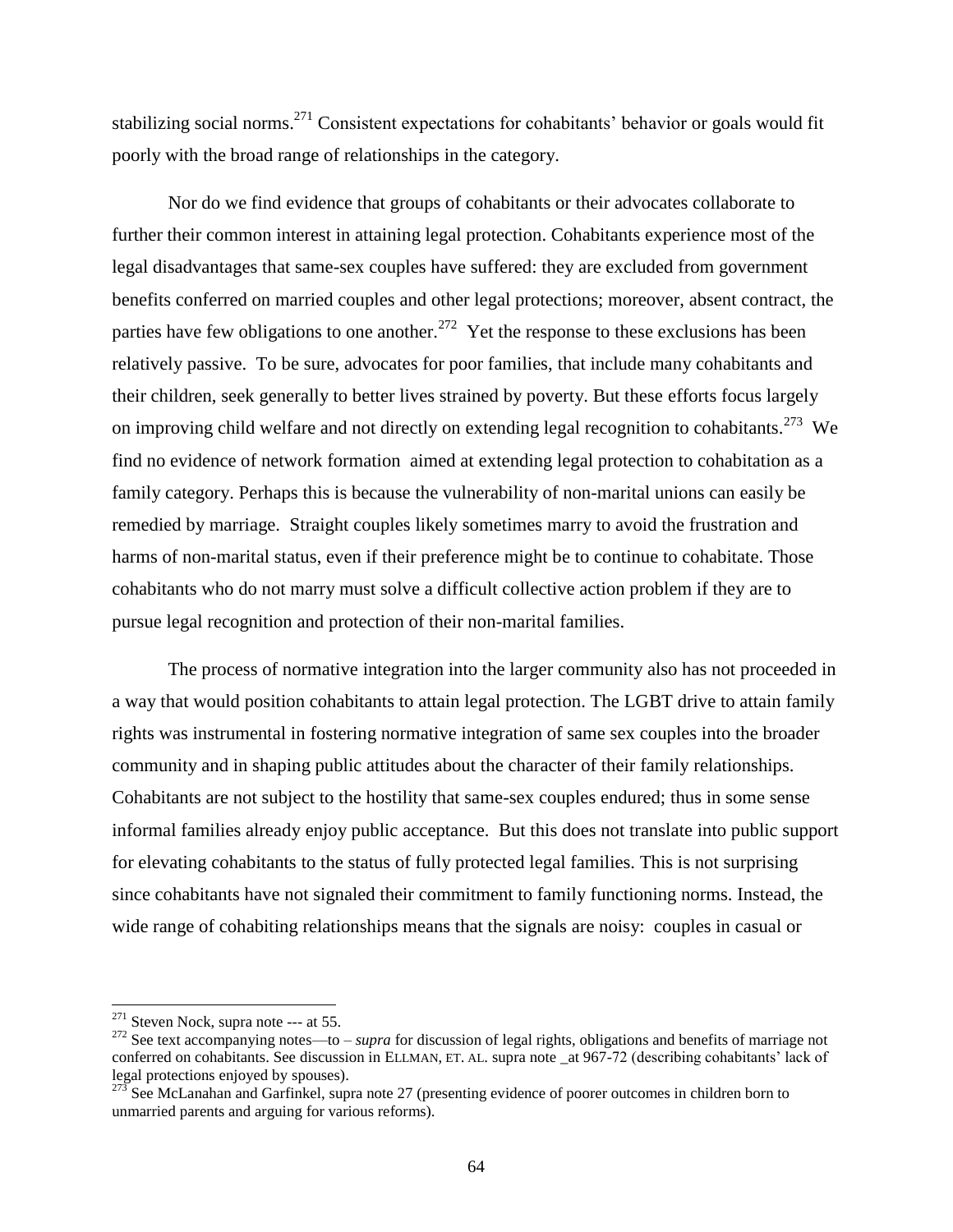stabilizing social norms.[271] Consistent expectations for cohabitants' behavior or goals would fit poorly with the broad range of relationships in the category.

Nor do we find evidence that groups of cohabitants or their advocates collaborate to further their common interest in attaining legal protection. Cohabitants experience most of the legal disadvantages that same-sex couples have suffered: they are excluded from government benefits conferred on married couples and other legal protections; moreover, absent contract, the parties have few obligations to one another.[272] Yet the response to these exclusions has been relatively passive. To be sure, advocates for poor families, that include many cohabitants and their children, seek generally to better lives strained by poverty. But these efforts focus largely on improving child welfare and not directly on extending legal recognition to cohabitants.[273] We find no evidence of network formation aimed at extending legal protection to cohabitation as a family category. Perhaps this is because the vulnerability of non-marital unions can easily be remedied by marriage. Straight couples likely sometimes marry to avoid the frustration and harms of non-marital status, even if their preference might be to continue to cohabitate. Those cohabitants who do not marry must solve a difficult collective action problem if they are to pursue legal recognition and protection of their non-marital families.

The process of normative integration into the larger community also has not proceeded in a way that would position cohabitants to attain legal protection. The LGBT drive to attain family rights was instrumental in fostering normative integration of same sex couples into the broader community and in shaping public attitudes about the character of their family relationships. Cohabitants are not subject to the hostility that same-sex couples endured; thus in some sense informal families already enjoy public acceptance. But this does not translate into public support for elevating cohabitants to the status of fully protected legal families. This is not surprising since cohabitants have not signaled their commitment to family functioning norms. Instead, the wide range of cohabiting relationships means that the signals are noisy: couples in casual or

---

[271] Steven Nock, supra note --- at 55.

[272] See text accompanying notes—to – *supra* for discussion of legal rights, obligations and benefits of marriage not conferred on cohabitants. See discussion in ELLMAN, ET. AL. supra note _at 967-72 (describing cohabitants' lack of legal protections enjoyed by spouses).

[273] See McLanahan and Garfinkel, supra note 27 (presenting evidence of poorer outcomes in children born to unmarried parents and arguing for various reforms).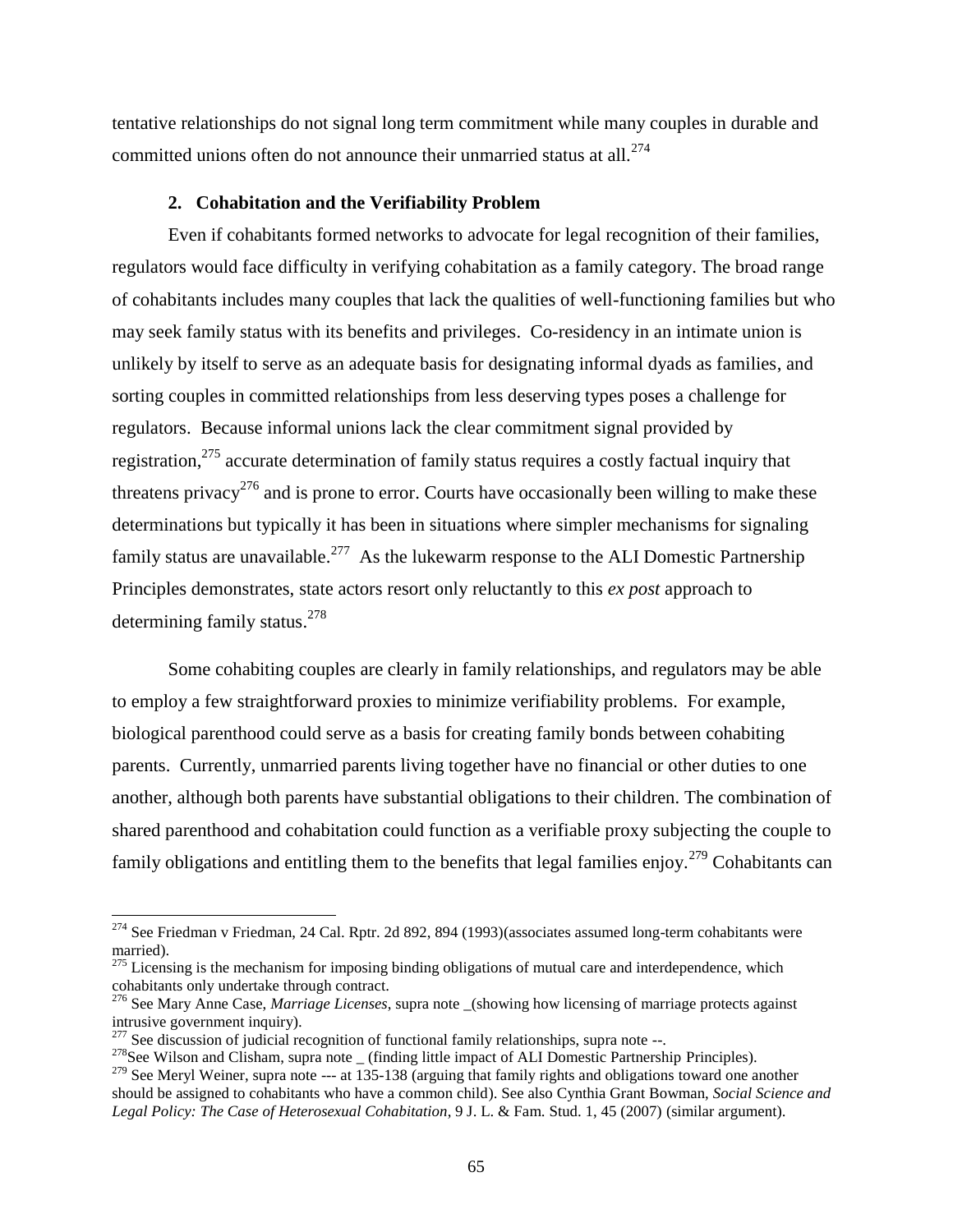tentative relationships do not signal long term commitment while many couples in durable and committed unions often do not announce their unmarried status at all.[274]

### 2. Cohabitation and the Verifiability Problem

Even if cohabitants formed networks to advocate for legal recognition of their families, regulators would face difficulty in verifying cohabitation as a family category. The broad range of cohabitants includes many couples that lack the qualities of well-functioning families but who may seek family status with its benefits and privileges. Co-residency in an intimate union is unlikely by itself to serve as an adequate basis for designating informal dyads as families, and sorting couples in committed relationships from less deserving types poses a challenge for regulators. Because informal unions lack the clear commitment signal provided by registration,[275] accurate determination of family status requires a costly factual inquiry that threatens privacy[276] and is prone to error. Courts have occasionally been willing to make these determinations but typically it has been in situations where simpler mechanisms for signaling family status are unavailable.[277] As the lukewarm response to the ALI Domestic Partnership Principles demonstrates, state actors resort only reluctantly to this *ex post* approach to determining family status.[278]

Some cohabiting couples are clearly in family relationships, and regulators may be able to employ a few straightforward proxies to minimize verifiability problems. For example, biological parenthood could serve as a basis for creating family bonds between cohabiting parents. Currently, unmarried parents living together have no financial or other duties to one another, although both parents have substantial obligations to their children. The combination of shared parenthood and cohabitation could function as a verifiable proxy subjecting the couple to family obligations and entitling them to the benefits that legal families enjoy.[279] Cohabitants can

---

[274] See Friedman v Friedman, 24 Cal. Rptr. 2d 892, 894 (1993)(associates assumed long-term cohabitants were married).

[275] Licensing is the mechanism for imposing binding obligations of mutual care and interdependence, which cohabitants only undertake through contract.

[276] See Mary Anne Case, *Marriage Licenses*, supra note _(showing how licensing of marriage protects against intrusive government inquiry).

[277] See discussion of judicial recognition of functional family relationships, supra note --.

[278] See Wilson and Clisham, supra note _ (finding little impact of ALI Domestic Partnership Principles).

[279] See Meryl Weiner, supra note --- at 135-138 (arguing that family rights and obligations toward one another should be assigned to cohabitants who have a common child). See also Cynthia Grant Bowman, *Social Science and Legal Policy: The Case of Heterosexual Cohabitation*, 9 J. L. & Fam. Stud. 1, 45 (2007) (similar argument).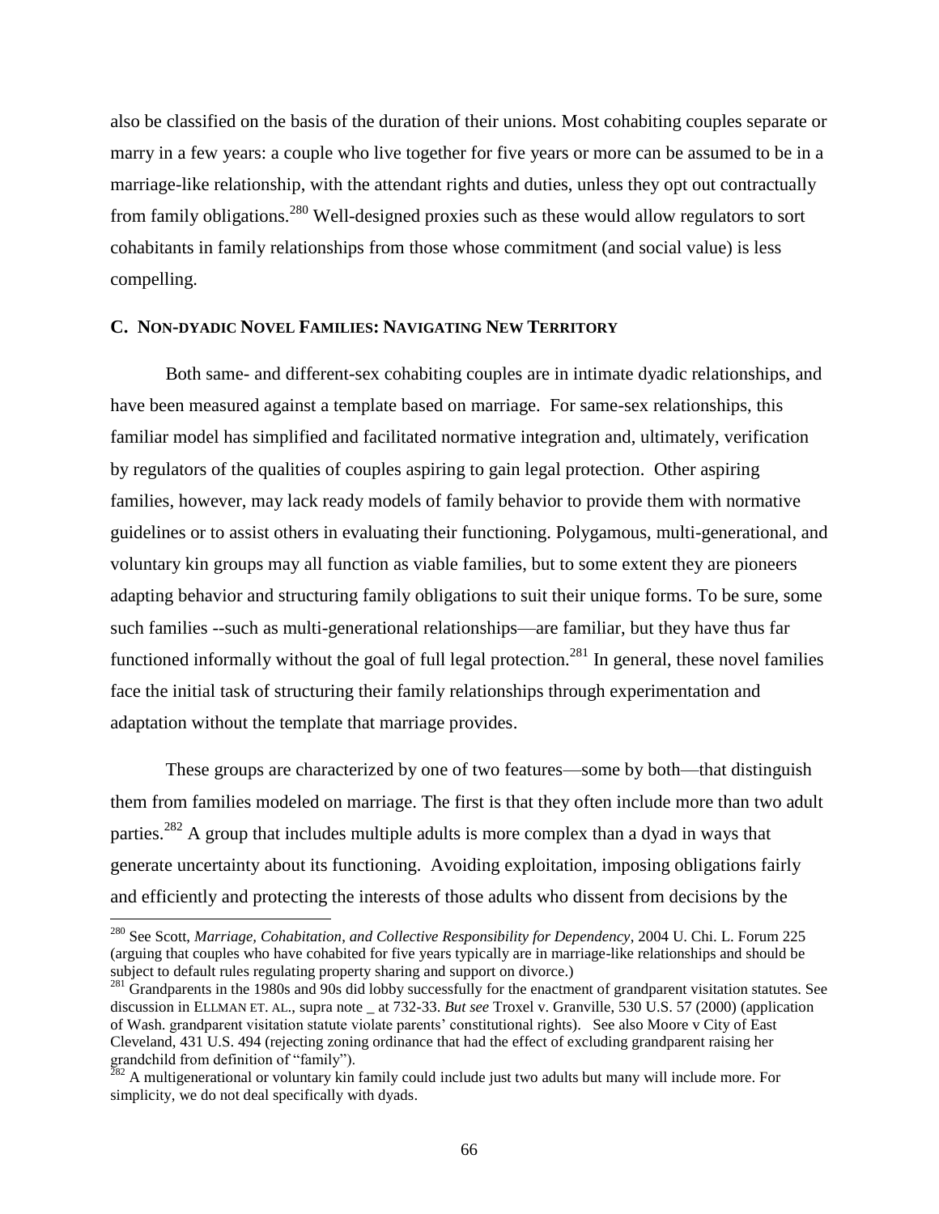also be classified on the basis of the duration of their unions. Most cohabiting couples separate or marry in a few years: a couple who live together for five years or more can be assumed to be in a marriage-like relationship, with the attendant rights and duties, unless they opt out contractually from family obligations.[280] Well-designed proxies such as these would allow regulators to sort cohabitants in family relationships from those whose commitment (and social value) is less compelling.

### C. NON-DYADIC NOVEL FAMILIES: NAVIGATING NEW TERRITORY

Both same- and different-sex cohabiting couples are in intimate dyadic relationships, and have been measured against a template based on marriage. For same-sex relationships, this familiar model has simplified and facilitated normative integration and, ultimately, verification by regulators of the qualities of couples aspiring to gain legal protection. Other aspiring families, however, may lack ready models of family behavior to provide them with normative guidelines or to assist others in evaluating their functioning. Polygamous, multi-generational, and voluntary kin groups may all function as viable families, but to some extent they are pioneers adapting behavior and structuring family obligations to suit their unique forms. To be sure, some such families --such as multi-generational relationships—are familiar, but they have thus far functioned informally without the goal of full legal protection.[281] In general, these novel families face the initial task of structuring their family relationships through experimentation and adaptation without the template that marriage provides.

These groups are characterized by one of two features—some by both—that distinguish them from families modeled on marriage. The first is that they often include more than two adult parties.[282] A group that includes multiple adults is more complex than a dyad in ways that generate uncertainty about its functioning. Avoiding exploitation, imposing obligations fairly and efficiently and protecting the interests of those adults who dissent from decisions by the

---

[280] See Scott, *Marriage, Cohabitation, and Collective Responsibility for Dependency*, 2004 U. Chi. L. Forum 225 (arguing that couples who have cohabited for five years typically are in marriage-like relationships and should be subject to default rules regulating property sharing and support on divorce.)

[281] Grandparents in the 1980s and 90s did lobby successfully for the enactment of grandparent visitation statutes. See discussion in ELLMAN ET. AL., supra note _ at 732-33. *But see* Troxel v. Granville, 530 U.S. 57 (2000) (application of Wash. grandparent visitation statute violate parents' constitutional rights). See also Moore v City of East Cleveland, 431 U.S. 494 (rejecting zoning ordinance that had the effect of excluding grandparent raising her grandchild from definition of "family").

[282] A multigenerational or voluntary kin family could include just two adults but many will include more. For simplicity, we do not deal specifically with dyads.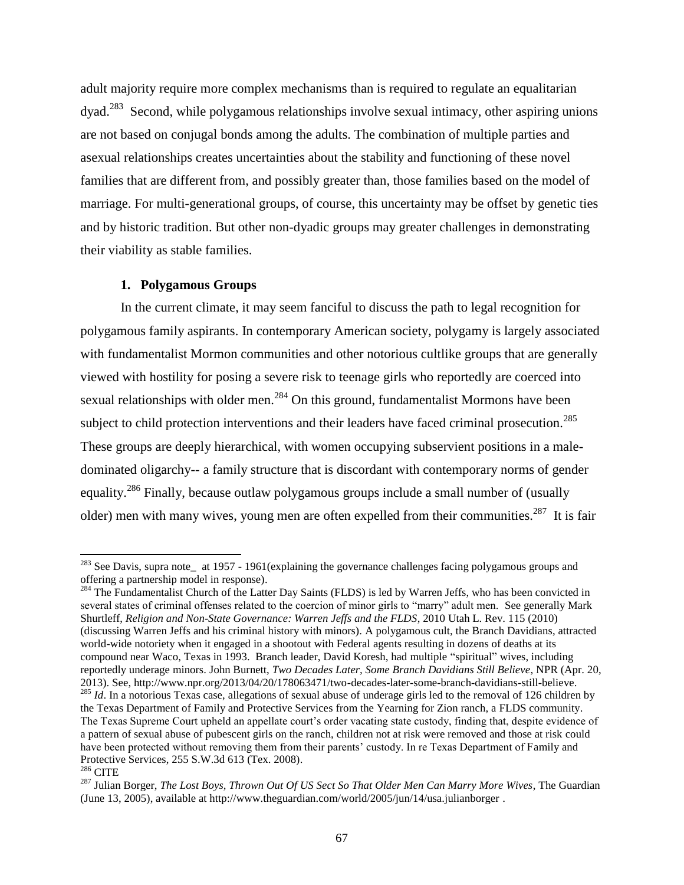adult majority require more complex mechanisms than is required to regulate an equalitarian dyad.[283] Second, while polygamous relationships involve sexual intimacy, other aspiring unions are not based on conjugal bonds among the adults. The combination of multiple parties and asexual relationships creates uncertainties about the stability and functioning of these novel families that are different from, and possibly greater than, those families based on the model of marriage. For multi-generational groups, of course, this uncertainty may be offset by genetic ties and by historic tradition. But other non-dyadic groups may greater challenges in demonstrating their viability as stable families.

### 1. Polygamous Groups

In the current climate, it may seem fanciful to discuss the path to legal recognition for polygamous family aspirants. In contemporary American society, polygamy is largely associated with fundamentalist Mormon communities and other notorious cultlike groups that are generally viewed with hostility for posing a severe risk to teenage girls who reportedly are coerced into sexual relationships with older men.[284] On this ground, fundamentalist Mormons have been subject to child protection interventions and their leaders have faced criminal prosecution.[285] These groups are deeply hierarchical, with women occupying subservient positions in a male-dominated oligarchy-- a family structure that is discordant with contemporary norms of gender equality.[286] Finally, because outlaw polygamous groups include a small number of (usually older) men with many wives, young men are often expelled from their communities.[287] It is fair

---

[283] See Davis, supra note_ at 1957 - 1961(explaining the governance challenges facing polygamous groups and offering a partnership model in response).

[284] The Fundamentalist Church of the Latter Day Saints (FLDS) is led by Warren Jeffs, who has been convicted in several states of criminal offenses related to the coercion of minor girls to "marry" adult men. See generally Mark Shurtleff, *Religion and Non-State Governance: Warren Jeffs and the FLDS*, 2010 Utah L. Rev. 115 (2010) (discussing Warren Jeffs and his criminal history with minors). A polygamous cult, the Branch Davidians, attracted world-wide notoriety when it engaged in a shootout with Federal agents resulting in dozens of deaths at its compound near Waco, Texas in 1993. Branch leader, David Koresh, had multiple "spiritual" wives, including reportedly underage minors. John Burnett, *Two Decades Later, Some Branch Davidians Still Believe*, NPR (Apr. 20, 2013). See, http://www.npr.org/2013/04/20/178063471/two-decades-later-some-branch-davidians-still-believe.

[285] *Id*. In a notorious Texas case, allegations of sexual abuse of underage girls led to the removal of 126 children by the Texas Department of Family and Protective Services from the Yearning for Zion ranch, a FLDS community. The Texas Supreme Court upheld an appellate court's order vacating state custody, finding that, despite evidence of a pattern of sexual abuse of pubescent girls on the ranch, children not at risk were removed and those at risk could have been protected without removing them from their parents' custody. In re Texas Department of Family and Protective Services, 255 S.W.3d 613 (Tex. 2008).

[286] CITE

[287] Julian Borger, *The Lost Boys, Thrown Out Of US Sect So That Older Men Can Marry More Wives*, The Guardian (June 13, 2005), available at http://www.theguardian.com/world/2005/jun/14/usa.julianborger .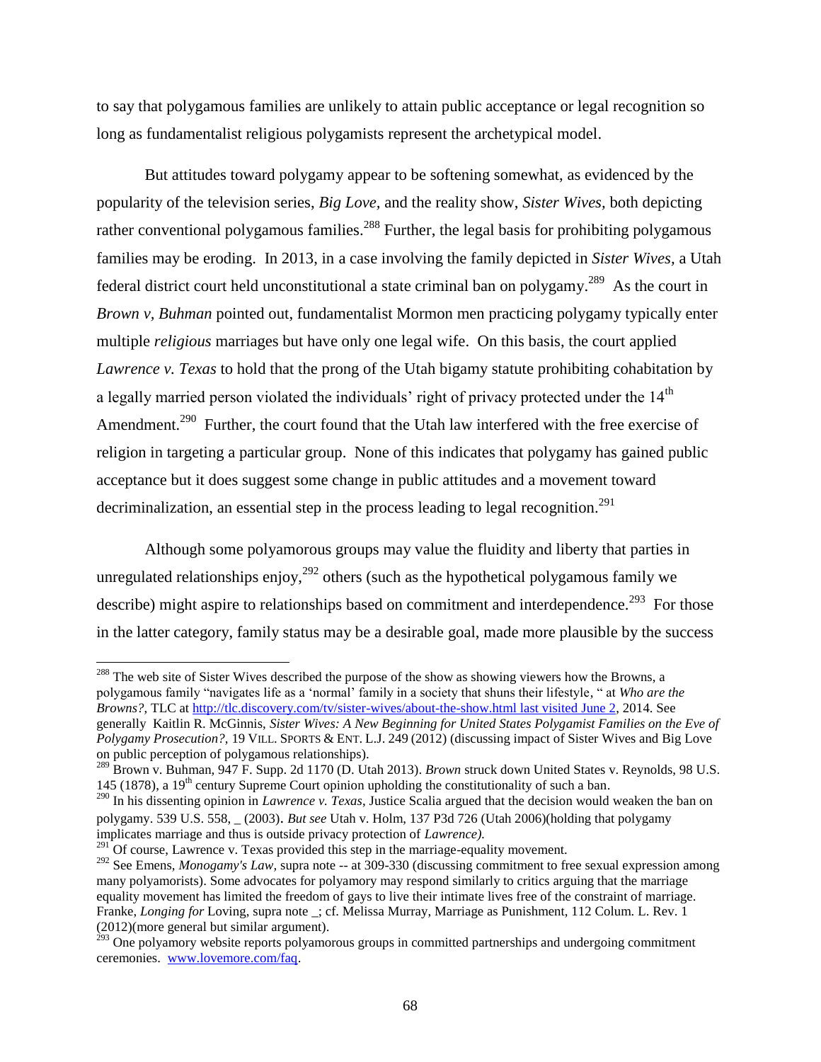to say that polygamous families are unlikely to attain public acceptance or legal recognition so long as fundamentalist religious polygamists represent the archetypical model.

But attitudes toward polygamy appear to be softening somewhat, as evidenced by the popularity of the television series, *Big Love,* and the reality show, *Sister Wives*, both depicting rather conventional polygamous families.[288] Further, the legal basis for prohibiting polygamous families may be eroding. In 2013, in a case involving the family depicted in *Sister Wives,* a Utah federal district court held unconstitutional a state criminal ban on polygamy.[289] As the court in *Brown v, Buhman* pointed out, fundamentalist Mormon men practicing polygamy typically enter multiple *religious* marriages but have only one legal wife. On this basis, the court applied *Lawrence v. Texas* to hold that the prong of the Utah bigamy statute prohibiting cohabitation by a legally married person violated the individuals' right of privacy protected under the 14th Amendment.[290] Further, the court found that the Utah law interfered with the free exercise of religion in targeting a particular group. None of this indicates that polygamy has gained public acceptance but it does suggest some change in public attitudes and a movement toward decriminalization, an essential step in the process leading to legal recognition.[291]

Although some polyamorous groups may value the fluidity and liberty that parties in unregulated relationships enjoy,[292] others (such as the hypothetical polygamous family we describe) might aspire to relationships based on commitment and interdependence.[293] For those in the latter category, family status may be a desirable goal, made more plausible by the success

---

[288] The web site of Sister Wives described the purpose of the show as showing viewers how the Browns, a polygamous family "navigates life as a 'normal' family in a society that shuns their lifestyle, " at *Who are the Browns?*, TLC at http://tlc.discovery.com/tv/sister-wives/about-the-show.html last visited June 2, 2014. See generally Kaitlin R. McGinnis, *Sister Wives: A New Beginning for United States Polygamist Families on the Eve of Polygamy Prosecution?*, 19 VILL. SPORTS & ENT. L.J. 249 (2012) (discussing impact of Sister Wives and Big Love on public perception of polygamous relationships).

[289] Brown v. Buhman, 947 F. Supp. 2d 1170 (D. Utah 2013). *Brown* struck down United States v. Reynolds, 98 U.S. 145 (1878), a 19th century Supreme Court opinion upholding the constitutionality of such a ban.

[290] In his dissenting opinion in *Lawrence v. Texas*, Justice Scalia argued that the decision would weaken the ban on polygamy. 539 U.S. 558, _ (2003). *But see* Utah v. Holm, 137 P3d 726 (Utah 2006)(holding that polygamy implicates marriage and thus is outside privacy protection of *Lawrence).*

[291] Of course, Lawrence v. Texas provided this step in the marriage-equality movement.

[292] See Emens, *Monogamy's Law,* supra note -- at 309-330 (discussing commitment to free sexual expression among many polyamorists). Some advocates for polyamory may respond similarly to critics arguing that the marriage equality movement has limited the freedom of gays to live their intimate lives free of the constraint of marriage. Franke, *Longing for* Loving, supra note _; cf. Melissa Murray, Marriage as Punishment, 112 Colum. L. Rev. 1 (2012)(more general but similar argument).

[293] One polyamory website reports polyamorous groups in committed partnerships and undergoing commitment ceremonies. www.lovemore.com/faq.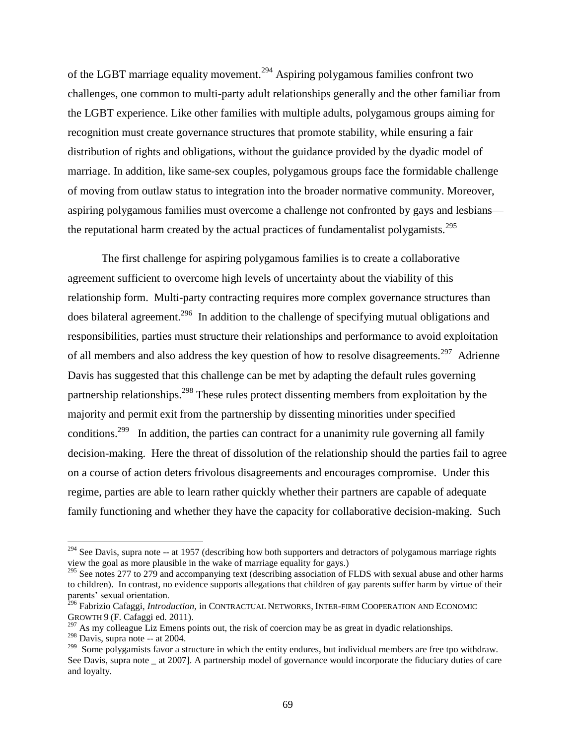of the LGBT marriage equality movement.[294] Aspiring polygamous families confront two challenges, one common to multi-party adult relationships generally and the other familiar from the LGBT experience. Like other families with multiple adults, polygamous groups aiming for recognition must create governance structures that promote stability, while ensuring a fair distribution of rights and obligations, without the guidance provided by the dyadic model of marriage. In addition, like same-sex couples, polygamous groups face the formidable challenge of moving from outlaw status to integration into the broader normative community. Moreover, aspiring polygamous families must overcome a challenge not confronted by gays and lesbians—the reputational harm created by the actual practices of fundamentalist polygamists.[295]

The first challenge for aspiring polygamous families is to create a collaborative agreement sufficient to overcome high levels of uncertainty about the viability of this relationship form. Multi-party contracting requires more complex governance structures than does bilateral agreement.[296] In addition to the challenge of specifying mutual obligations and responsibilities, parties must structure their relationships and performance to avoid exploitation of all members and also address the key question of how to resolve disagreements.[297] Adrienne Davis has suggested that this challenge can be met by adapting the default rules governing partnership relationships.[298] These rules protect dissenting members from exploitation by the majority and permit exit from the partnership by dissenting minorities under specified conditions.[299] In addition, the parties can contract for a unanimity rule governing all family decision-making. Here the threat of dissolution of the relationship should the parties fail to agree on a course of action deters frivolous disagreements and encourages compromise. Under this regime, parties are able to learn rather quickly whether their partners are capable of adequate family functioning and whether they have the capacity for collaborative decision-making. Such

---

[294] See Davis, supra note -- at 1957 (describing how both supporters and detractors of polygamous marriage rights view the goal as more plausible in the wake of marriage equality for gays.)

[295] See notes 277 to 279 and accompanying text (describing association of FLDS with sexual abuse and other harms to children). In contrast, no evidence supports allegations that children of gay parents suffer harm by virtue of their parents' sexual orientation.

[296] Fabrizio Cafaggi, *Introduction,* in CONTRACTUAL NETWORKS, INTER-FIRM COOPERATION AND ECONOMIC GROWTH 9 (F. Cafaggi ed. 2011).

[297] As my colleague Liz Emens points out, the risk of coercion may be as great in dyadic relationships.

[298] Davis, supra note -- at 2004.

[299] Some polygamists favor a structure in which the entity endures, but individual members are free tpo withdraw. See Davis, supra note _ at 2007]. A partnership model of governance would incorporate the fiduciary duties of care and loyalty.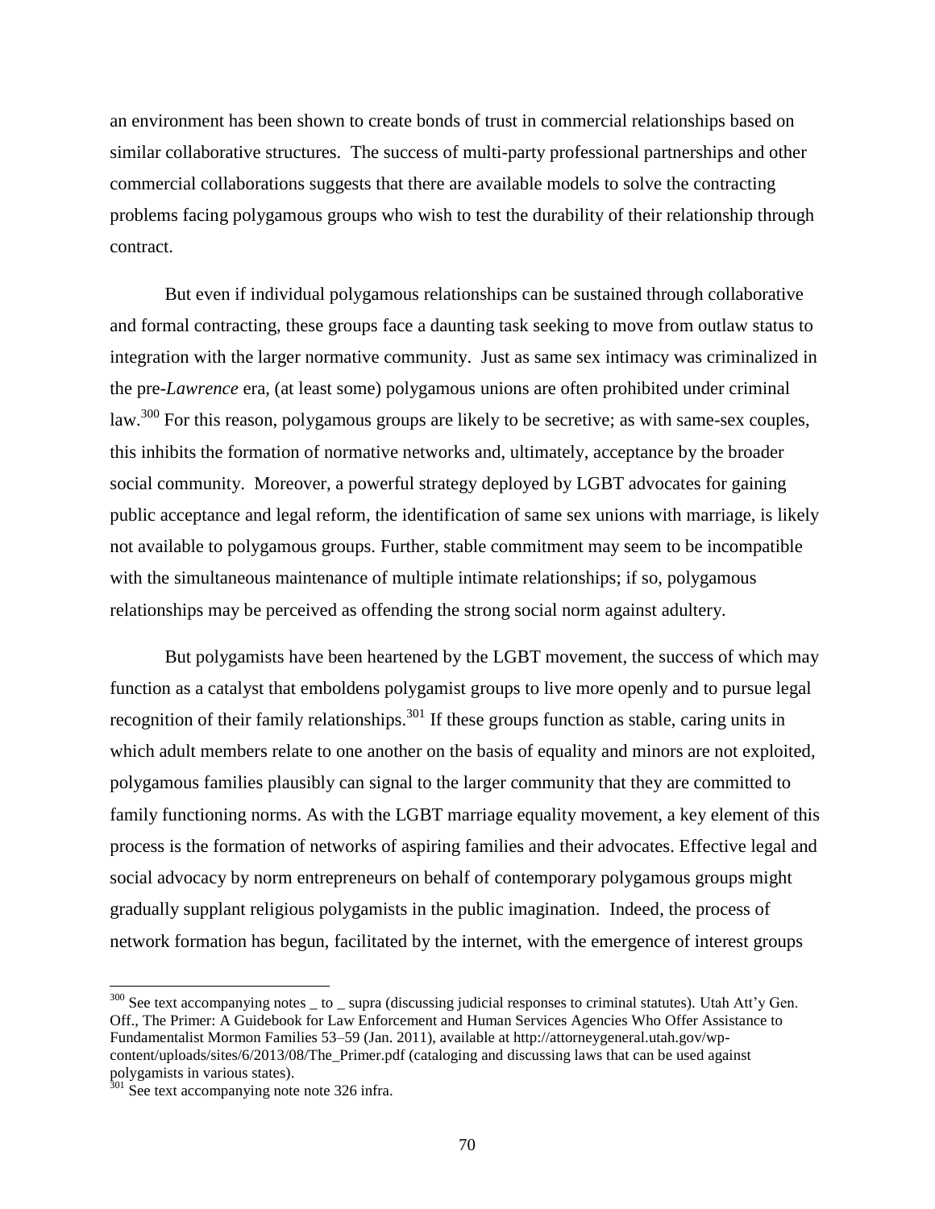an environment has been shown to create bonds of trust in commercial relationships based on similar collaborative structures. The success of multi-party professional partnerships and other commercial collaborations suggests that there are available models to solve the contracting problems facing polygamous groups who wish to test the durability of their relationship through contract.

But even if individual polygamous relationships can be sustained through collaborative and formal contracting, these groups face a daunting task seeking to move from outlaw status to integration with the larger normative community. Just as same sex intimacy was criminalized in the pre-*Lawrence* era, (at least some) polygamous unions are often prohibited under criminal law.[300] For this reason, polygamous groups are likely to be secretive; as with same-sex couples, this inhibits the formation of normative networks and, ultimately, acceptance by the broader social community. Moreover, a powerful strategy deployed by LGBT advocates for gaining public acceptance and legal reform, the identification of same sex unions with marriage, is likely not available to polygamous groups. Further, stable commitment may seem to be incompatible with the simultaneous maintenance of multiple intimate relationships; if so, polygamous relationships may be perceived as offending the strong social norm against adultery.

But polygamists have been heartened by the LGBT movement, the success of which may function as a catalyst that emboldens polygamist groups to live more openly and to pursue legal recognition of their family relationships.[301] If these groups function as stable, caring units in which adult members relate to one another on the basis of equality and minors are not exploited, polygamous families plausibly can signal to the larger community that they are committed to family functioning norms. As with the LGBT marriage equality movement, a key element of this process is the formation of networks of aspiring families and their advocates. Effective legal and social advocacy by norm entrepreneurs on behalf of contemporary polygamous groups might gradually supplant religious polygamists in the public imagination. Indeed, the process of network formation has begun, facilitated by the internet, with the emergence of interest groups

---

[300] See text accompanying notes _ to _ supra (discussing judicial responses to criminal statutes). Utah Att'y Gen. Off., The Primer: A Guidebook for Law Enforcement and Human Services Agencies Who Offer Assistance to Fundamentalist Mormon Families 53–59 (Jan. 2011), available at http://attorneygeneral.utah.gov/wp-content/uploads/sites/6/2013/08/The_Primer.pdf (cataloging and discussing laws that can be used against polygamists in various states).

[301] See text accompanying note note 326 infra.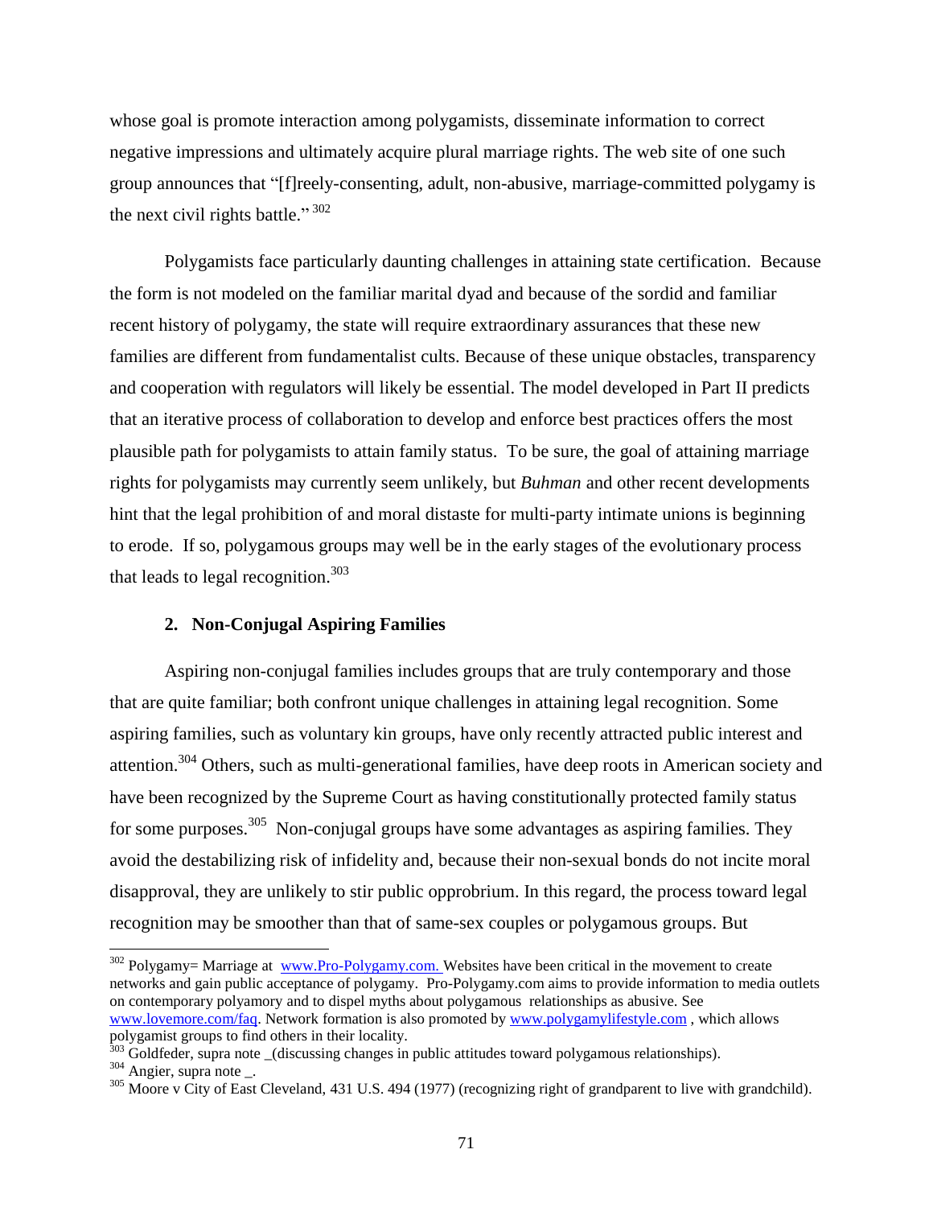whose goal is promote interaction among polygamists, disseminate information to correct negative impressions and ultimately acquire plural marriage rights. The web site of one such group announces that "[f]reely-consenting, adult, non-abusive, marriage-committed polygamy is the next civil rights battle." [302]

Polygamists face particularly daunting challenges in attaining state certification. Because the form is not modeled on the familiar marital dyad and because of the sordid and familiar recent history of polygamy, the state will require extraordinary assurances that these new families are different from fundamentalist cults. Because of these unique obstacles, transparency and cooperation with regulators will likely be essential. The model developed in Part II predicts that an iterative process of collaboration to develop and enforce best practices offers the most plausible path for polygamists to attain family status. To be sure, the goal of attaining marriage rights for polygamists may currently seem unlikely, but *Buhman* and other recent developments hint that the legal prohibition of and moral distaste for multi-party intimate unions is beginning to erode. If so, polygamous groups may well be in the early stages of the evolutionary process that leads to legal recognition.[303]

### 2. Non-Conjugal Aspiring Families

Aspiring non-conjugal families includes groups that are truly contemporary and those that are quite familiar; both confront unique challenges in attaining legal recognition. Some aspiring families, such as voluntary kin groups, have only recently attracted public interest and attention.[304] Others, such as multi-generational families, have deep roots in American society and have been recognized by the Supreme Court as having constitutionally protected family status for some purposes.[305] Non-conjugal groups have some advantages as aspiring families. They avoid the destabilizing risk of infidelity and, because their non-sexual bonds do not incite moral disapproval, they are unlikely to stir public opprobrium. In this regard, the process toward legal recognition may be smoother than that of same-sex couples or polygamous groups. But

---

[302] Polygamy= Marriage at www.Pro-Polygamy.com. Websites have been critical in the movement to create networks and gain public acceptance of polygamy. Pro-Polygamy.com aims to provide information to media outlets on contemporary polyamory and to dispel myths about polygamous relationships as abusive. See www.lovemore.com/faq. Network formation is also promoted by www.polygamylifestyle.com , which allows polygamist groups to find others in their locality.

[303] Goldfeder, supra note _(discussing changes in public attitudes toward polygamous relationships).

[304] Angier, supra note _.

[305] Moore v City of East Cleveland, 431 U.S. 494 (1977) (recognizing right of grandparent to live with grandchild).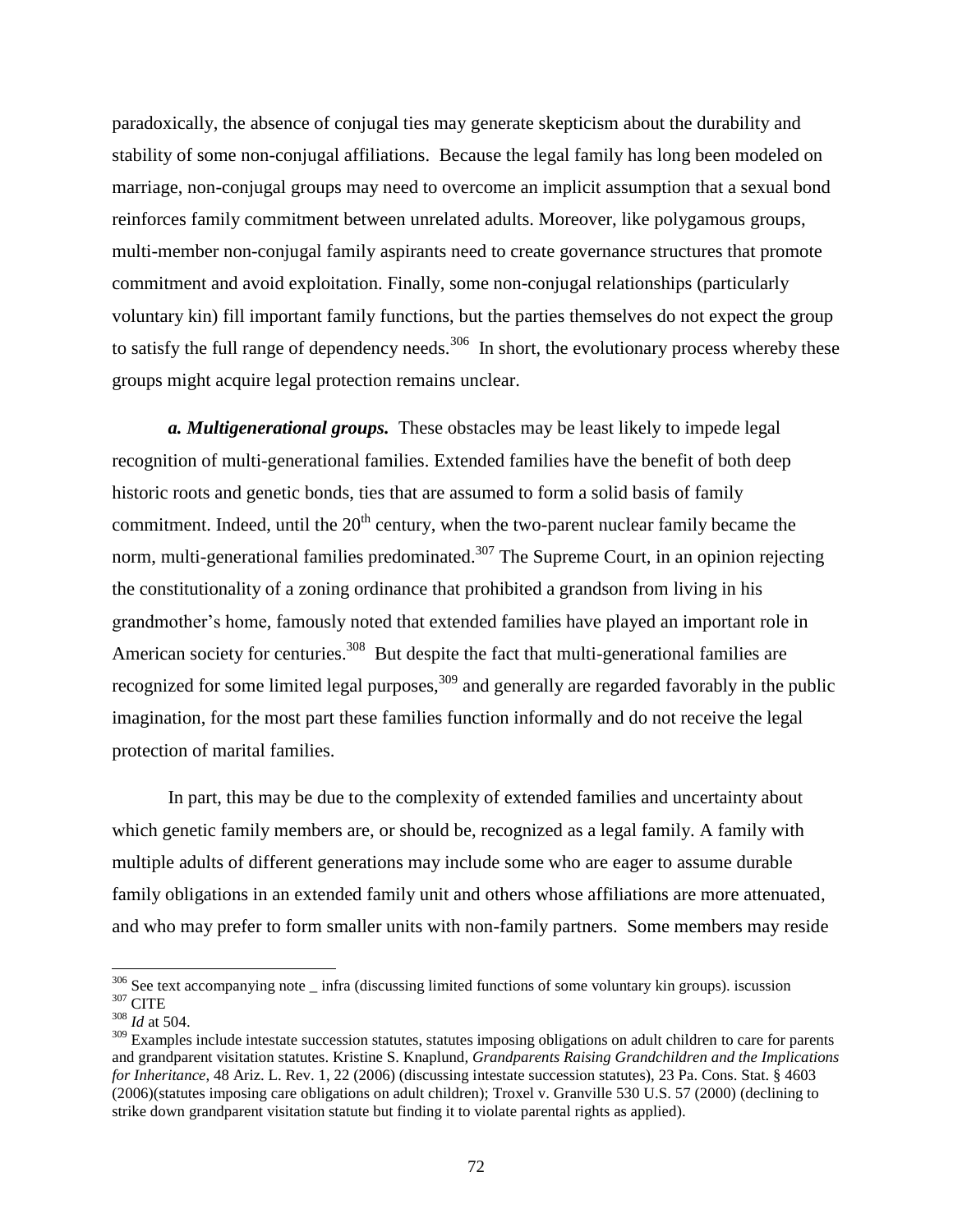paradoxically, the absence of conjugal ties may generate skepticism about the durability and stability of some non-conjugal affiliations. Because the legal family has long been modeled on marriage, non-conjugal groups may need to overcome an implicit assumption that a sexual bond reinforces family commitment between unrelated adults. Moreover, like polygamous groups, multi-member non-conjugal family aspirants need to create governance structures that promote commitment and avoid exploitation. Finally, some non-conjugal relationships (particularly voluntary kin) fill important family functions, but the parties themselves do not expect the group to satisfy the full range of dependency needs.[306] In short, the evolutionary process whereby these groups might acquire legal protection remains unclear.

***a. Multigenerational groups.*** These obstacles may be least likely to impede legal recognition of multi-generational families. Extended families have the benefit of both deep historic roots and genetic bonds, ties that are assumed to form a solid basis of family commitment. Indeed, until the 20th century, when the two-parent nuclear family became the norm, multi-generational families predominated.[307] The Supreme Court, in an opinion rejecting the constitutionality of a zoning ordinance that prohibited a grandson from living in his grandmother's home, famously noted that extended families have played an important role in American society for centuries.[308] But despite the fact that multi-generational families are recognized for some limited legal purposes,[309] and generally are regarded favorably in the public imagination, for the most part these families function informally and do not receive the legal protection of marital families.

In part, this may be due to the complexity of extended families and uncertainty about which genetic family members are, or should be, recognized as a legal family. A family with multiple adults of different generations may include some who are eager to assume durable family obligations in an extended family unit and others whose affiliations are more attenuated, and who may prefer to form smaller units with non-family partners. Some members may reside

---

[306] See text accompanying note _ infra (discussing limited functions of some voluntary kin groups). iscussion

[307] CITE

[308] *Id* at 504.

[309] Examples include intestate succession statutes, statutes imposing obligations on adult children to care for parents and grandparent visitation statutes. Kristine S. Knaplund, *Grandparents Raising Grandchildren and the Implications for Inheritance*, 48 Ariz. L. Rev. 1, 22 (2006) (discussing intestate succession statutes), 23 Pa. Cons. Stat. § 4603 (2006)(statutes imposing care obligations on adult children); Troxel v. Granville 530 U.S. 57 (2000) (declining to strike down grandparent visitation statute but finding it to violate parental rights as applied).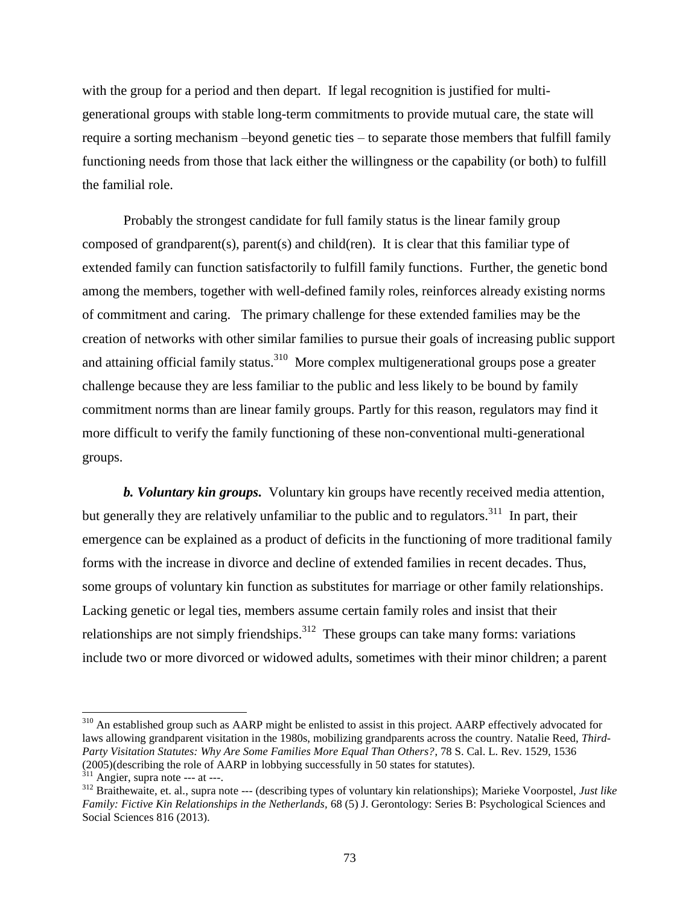with the group for a period and then depart. If legal recognition is justified for multi-generational groups with stable long-term commitments to provide mutual care, the state will require a sorting mechanism –beyond genetic ties – to separate those members that fulfill family functioning needs from those that lack either the willingness or the capability (or both) to fulfill the familial role.

Probably the strongest candidate for full family status is the linear family group composed of grandparent(s), parent(s) and child(ren). It is clear that this familiar type of extended family can function satisfactorily to fulfill family functions. Further, the genetic bond among the members, together with well-defined family roles, reinforces already existing norms of commitment and caring. The primary challenge for these extended families may be the creation of networks with other similar families to pursue their goals of increasing public support and attaining official family status.[310] More complex multigenerational groups pose a greater challenge because they are less familiar to the public and less likely to be bound by family commitment norms than are linear family groups. Partly for this reason, regulators may find it more difficult to verify the family functioning of these non-conventional multi-generational groups.

***b. Voluntary kin groups.*** Voluntary kin groups have recently received media attention, but generally they are relatively unfamiliar to the public and to regulators.[311] In part, their emergence can be explained as a product of deficits in the functioning of more traditional family forms with the increase in divorce and decline of extended families in recent decades. Thus, some groups of voluntary kin function as substitutes for marriage or other family relationships. Lacking genetic or legal ties, members assume certain family roles and insist that their relationships are not simply friendships.[312] These groups can take many forms: variations include two or more divorced or widowed adults, sometimes with their minor children; a parent

---

[310] An established group such as AARP might be enlisted to assist in this project. AARP effectively advocated for laws allowing grandparent visitation in the 1980s, mobilizing grandparents across the country. Natalie Reed, *Third-Party Visitation Statutes: Why Are Some Families More Equal Than Others?*, 78 S. Cal. L. Rev. 1529, 1536 (2005)(describing the role of AARP in lobbying successfully in 50 states for statutes).

[311] Angier, supra note --- at ---.

[312] Braithewaite, et. al., supra note --- (describing types of voluntary kin relationships); Marieke Voorpostel, *Just like Family: Fictive Kin Relationships in the Netherlands*, 68 (5) J. Gerontology: Series B: Psychological Sciences and Social Sciences 816 (2013).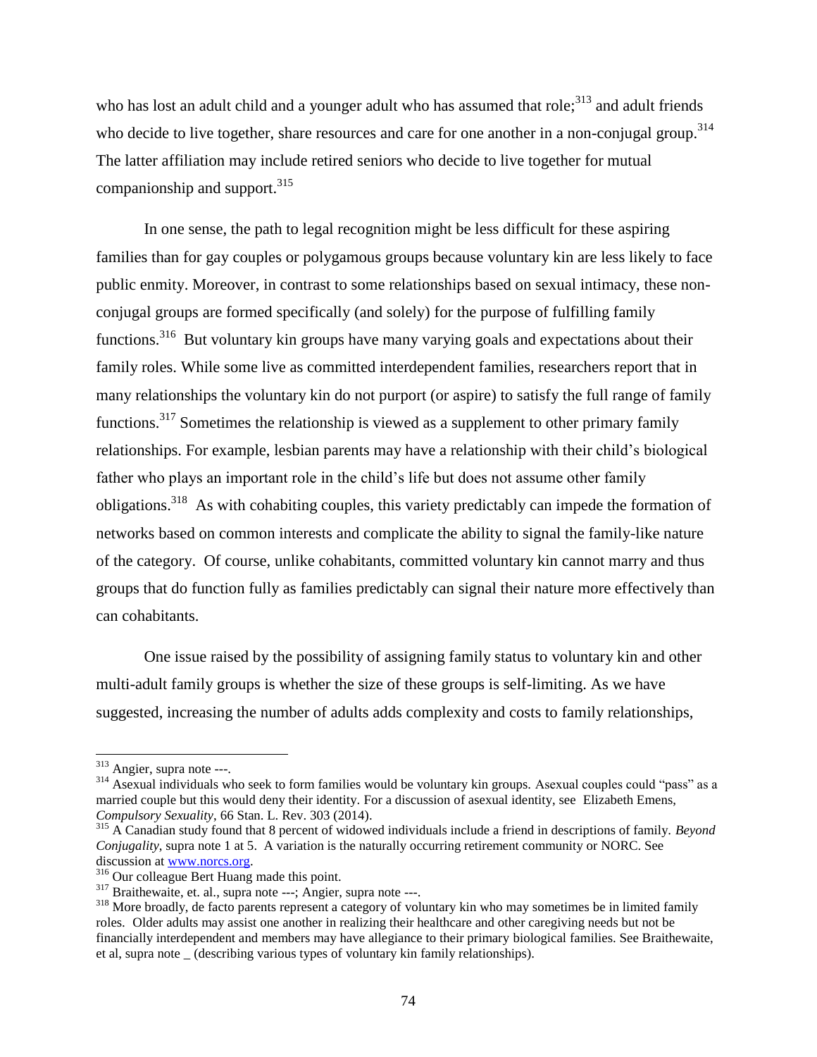who has lost an adult child and a younger adult who has assumed that role;[313] and adult friends who decide to live together, share resources and care for one another in a non-conjugal group.[314] The latter affiliation may include retired seniors who decide to live together for mutual companionship and support.[315]

In one sense, the path to legal recognition might be less difficult for these aspiring families than for gay couples or polygamous groups because voluntary kin are less likely to face public enmity. Moreover, in contrast to some relationships based on sexual intimacy, these non-conjugal groups are formed specifically (and solely) for the purpose of fulfilling family functions.[316] But voluntary kin groups have many varying goals and expectations about their family roles. While some live as committed interdependent families, researchers report that in many relationships the voluntary kin do not purport (or aspire) to satisfy the full range of family functions.[317] Sometimes the relationship is viewed as a supplement to other primary family relationships. For example, lesbian parents may have a relationship with their child's biological father who plays an important role in the child's life but does not assume other family obligations.[318] As with cohabiting couples, this variety predictably can impede the formation of networks based on common interests and complicate the ability to signal the family-like nature of the category. Of course, unlike cohabitants, committed voluntary kin cannot marry and thus groups that do function fully as families predictably can signal their nature more effectively than can cohabitants.

One issue raised by the possibility of assigning family status to voluntary kin and other multi-adult family groups is whether the size of these groups is self-limiting. As we have suggested, increasing the number of adults adds complexity and costs to family relationships,

---

[313] Angier, supra note ---.

[314] Asexual individuals who seek to form families would be voluntary kin groups. Asexual couples could "pass" as a married couple but this would deny their identity. For a discussion of asexual identity, see Elizabeth Emens, *Compulsory Sexuality*, 66 Stan. L. Rev. 303 (2014).

[315] A Canadian study found that 8 percent of widowed individuals include a friend in descriptions of family. *Beyond Conjugality*, supra note 1 at 5. A variation is the naturally occurring retirement community or NORC. See discussion at www.norcs.org.

[316] Our colleague Bert Huang made this point.

[317] Braithewaite, et. al., supra note ---; Angier, supra note ---.

[318] More broadly, de facto parents represent a category of voluntary kin who may sometimes be in limited family roles. Older adults may assist one another in realizing their healthcare and other caregiving needs but not be financially interdependent and members may have allegiance to their primary biological families. See Braithewaite, et al, supra note _ (describing various types of voluntary kin family relationships).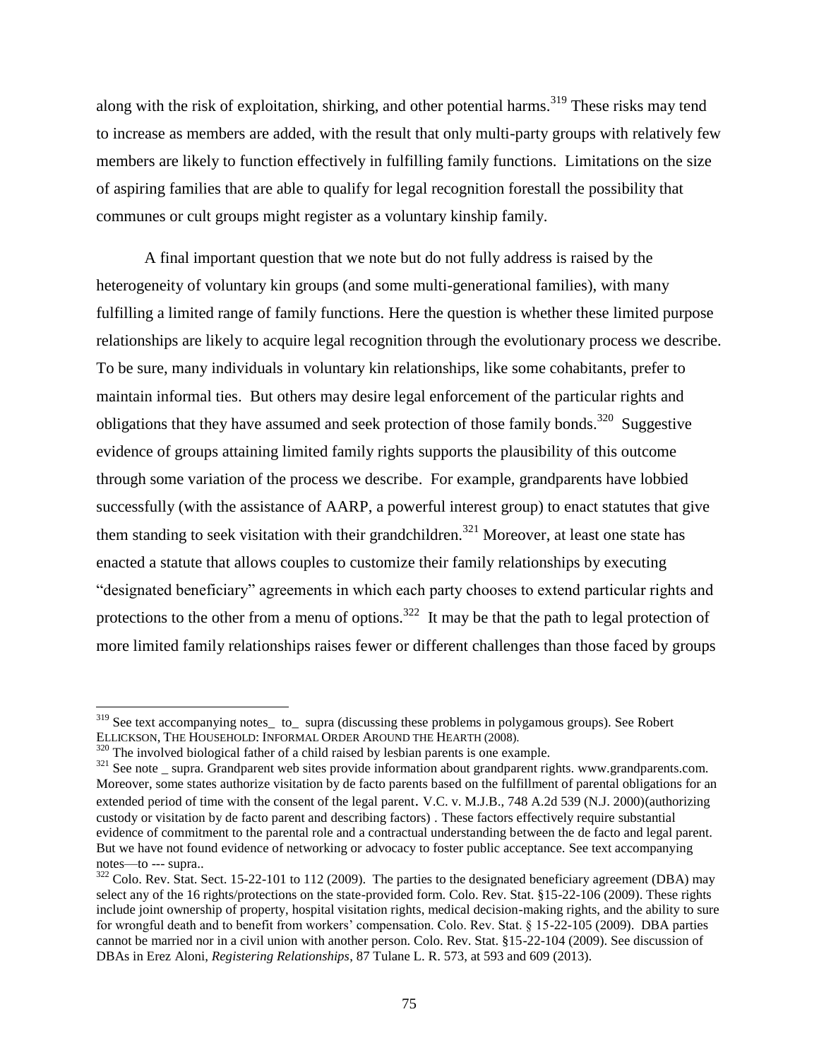along with the risk of exploitation, shirking, and other potential harms.[319] These risks may tend to increase as members are added, with the result that only multi-party groups with relatively few members are likely to function effectively in fulfilling family functions. Limitations on the size of aspiring families that are able to qualify for legal recognition forestall the possibility that communes or cult groups might register as a voluntary kinship family.

A final important question that we note but do not fully address is raised by the heterogeneity of voluntary kin groups (and some multi-generational families), with many fulfilling a limited range of family functions. Here the question is whether these limited purpose relationships are likely to acquire legal recognition through the evolutionary process we describe. To be sure, many individuals in voluntary kin relationships, like some cohabitants, prefer to maintain informal ties. But others may desire legal enforcement of the particular rights and obligations that they have assumed and seek protection of those family bonds.[320] Suggestive evidence of groups attaining limited family rights supports the plausibility of this outcome through some variation of the process we describe. For example, grandparents have lobbied successfully (with the assistance of AARP, a powerful interest group) to enact statutes that give them standing to seek visitation with their grandchildren.[321] Moreover, at least one state has enacted a statute that allows couples to customize their family relationships by executing "designated beneficiary" agreements in which each party chooses to extend particular rights and protections to the other from a menu of options.[322] It may be that the path to legal protection of more limited family relationships raises fewer or different challenges than those faced by groups

---

[319] See text accompanying notes_ to_ supra (discussing these problems in polygamous groups). See Robert Ellickson, The Household: Informal Order Around the Hearth (2008).

[320] The involved biological father of a child raised by lesbian parents is one example.

[321] See note _ supra. Grandparent web sites provide information about grandparent rights. www.grandparents.com. Moreover, some states authorize visitation by de facto parents based on the fulfillment of parental obligations for an extended period of time with the consent of the legal parent. V.C. v. M.J.B., 748 A.2d 539 (N.J. 2000)(authorizing custody or visitation by de facto parent and describing factors) . These factors effectively require substantial evidence of commitment to the parental role and a contractual understanding between the de facto and legal parent. But we have not found evidence of networking or advocacy to foster public acceptance. See text accompanying notes—to --- supra..

[322] Colo. Rev. Stat. Sect. 15-22-101 to 112 (2009). The parties to the designated beneficiary agreement (DBA) may select any of the 16 rights/protections on the state-provided form. Colo. Rev. Stat. §15-22-106 (2009). These rights include joint ownership of property, hospital visitation rights, medical decision-making rights, and the ability to sure for wrongful death and to benefit from workers' compensation. Colo. Rev. Stat. § 15-22-105 (2009). DBA parties cannot be married nor in a civil union with another person. Colo. Rev. Stat. §15-22-104 (2009). See discussion of DBAs in Erez Aloni, *Registering Relationships*, 87 Tulane L. R. 573, at 593 and 609 (2013).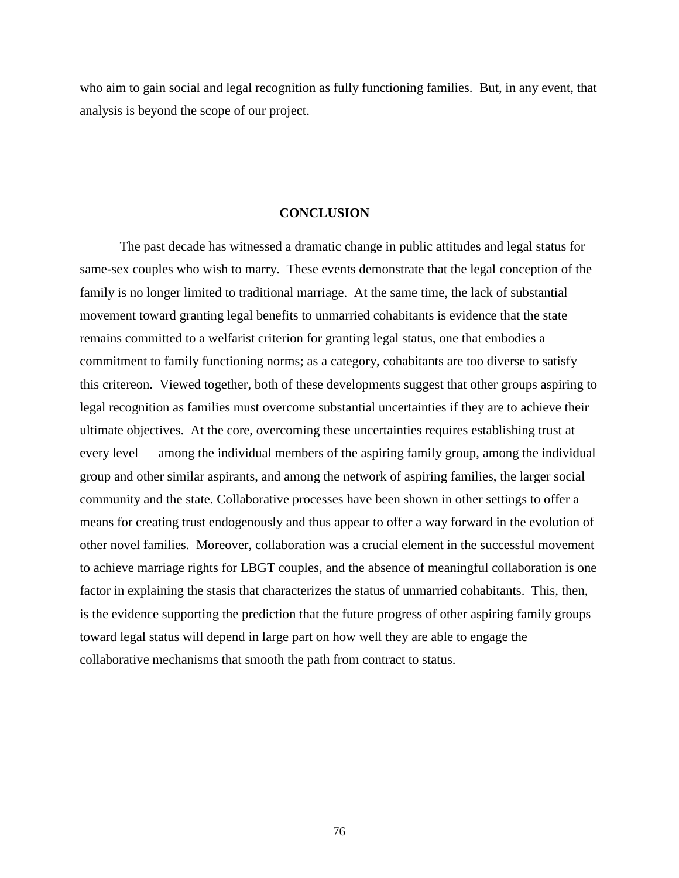who aim to gain social and legal recognition as fully functioning families. But, in any event, that analysis is beyond the scope of our project.

## CONCLUSION

The past decade has witnessed a dramatic change in public attitudes and legal status for same-sex couples who wish to marry. These events demonstrate that the legal conception of the family is no longer limited to traditional marriage. At the same time, the lack of substantial movement toward granting legal benefits to unmarried cohabitants is evidence that the state remains committed to a welfarist criterion for granting legal status, one that embodies a commitment to family functioning norms; as a category, cohabitants are too diverse to satisfy this critereon. Viewed together, both of these developments suggest that other groups aspiring to legal recognition as families must overcome substantial uncertainties if they are to achieve their ultimate objectives. At the core, overcoming these uncertainties requires establishing trust at every level — among the individual members of the aspiring family group, among the individual group and other similar aspirants, and among the network of aspiring families, the larger social community and the state. Collaborative processes have been shown in other settings to offer a means for creating trust endogenously and thus appear to offer a way forward in the evolution of other novel families. Moreover, collaboration was a crucial element in the successful movement to achieve marriage rights for LBGT couples, and the absence of meaningful collaboration is one factor in explaining the stasis that characterizes the status of unmarried cohabitants. This, then, is the evidence supporting the prediction that the future progress of other aspiring family groups toward legal status will depend in large part on how well they are able to engage the collaborative mechanisms that smooth the path from contract to status.